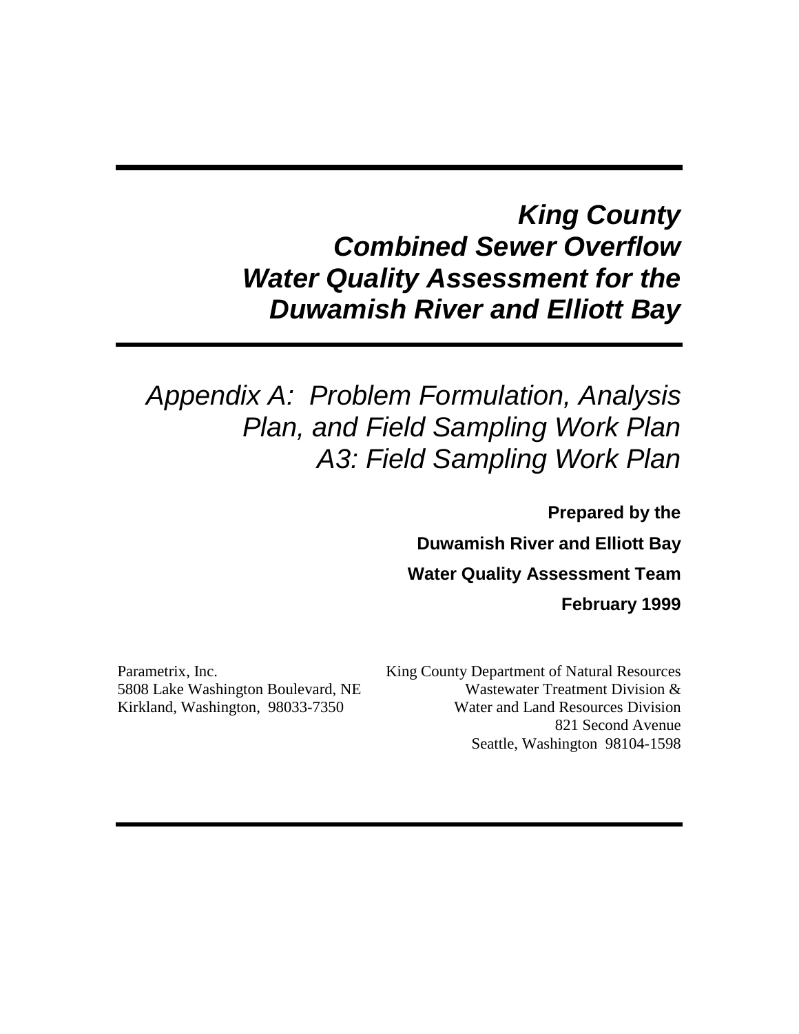# *King County Combined Sewer Overflow Water Quality Assessment for the Duwamish River and Elliott Bay*

## *Appendix A: Problem Formulation, Analysis Plan, and Field Sampling Work Plan A3: Field Sampling Work Plan*

**Prepared by the**

**Duwamish River and Elliott Bay**

**Water Quality Assessment Team**

**February 1999**

Parametrix, Inc.
5808 Lake Washington Boulevard, NE
Kirkland, Washington, 98033-7350

King County Department of Natural Resources
Wastewater Treatment Division &
Water and Land Resources Division
821 Second Avenue
Seattle, Washington 98104-1598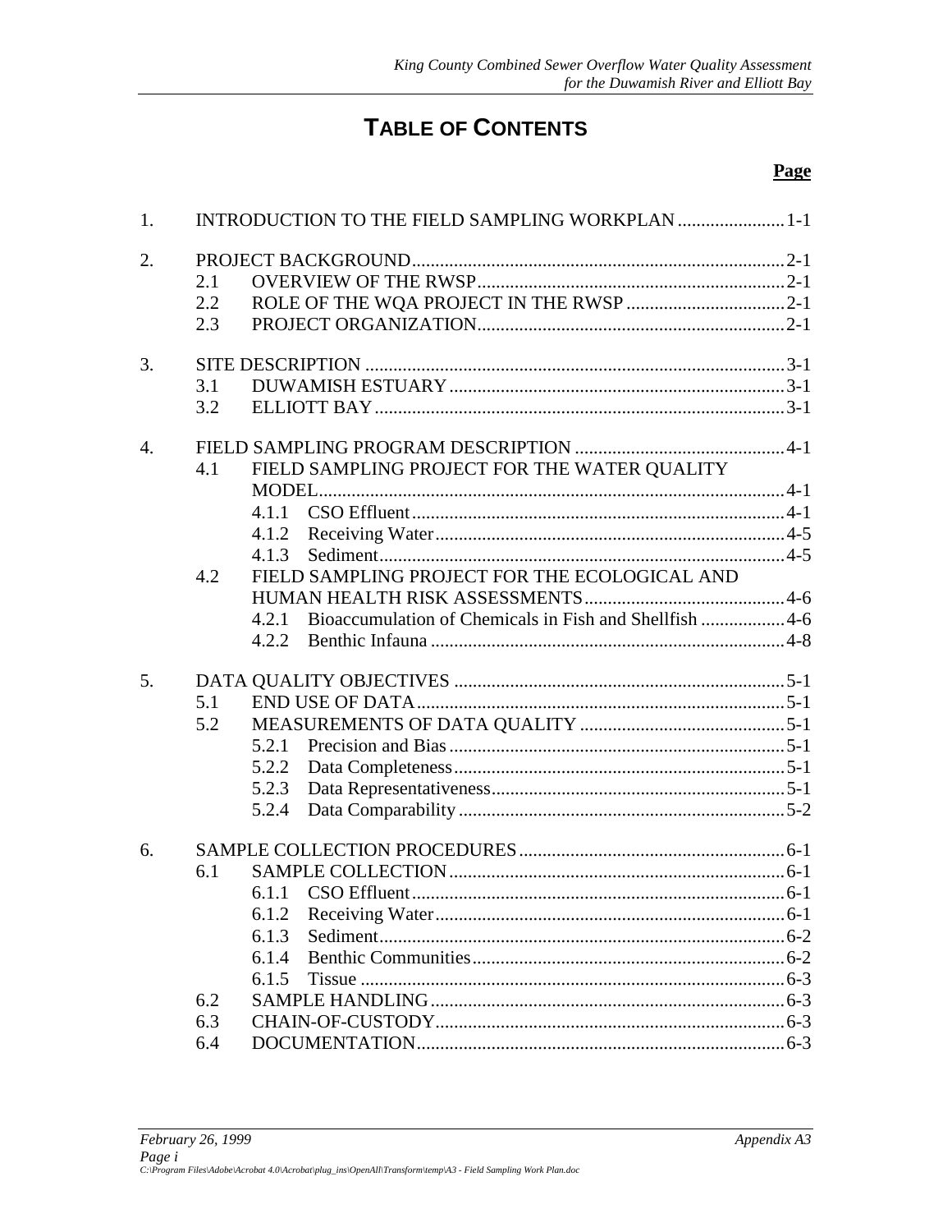# TABLE OF CONTENTS

**Page**

1. INTRODUCTION TO THE FIELD SAMPLING WORKPLAN ....................... 1-1

2. PROJECT BACKGROUND ................................................................................ 2-1
   - 2.1 OVERVIEW OF THE RWSP ................................................................. 2-1
   - 2.2 ROLE OF THE WQA PROJECT IN THE RWSP .................................. 2-1
   - 2.3 PROJECT ORGANIZATION ................................................................. 2-1

3. SITE DESCRIPTION .......................................................................................... 3-1
   - 3.1 DUWAMISH ESTUARY ........................................................................ 3-1
   - 3.2 ELLIOTT BAY ........................................................................................ 3-1

4. FIELD SAMPLING PROGRAM DESCRIPTION ............................................ 4-1
   - 4.1 FIELD SAMPLING PROJECT FOR THE WATER QUALITY MODEL .................................................................................................... 4-1
     - 4.1.1 CSO Effluent ................................................................................ 4-1
     - 4.1.2 Receiving Water ........................................................................... 4-5
     - 4.1.3 Sediment ...................................................................................... 4-5
   - 4.2 FIELD SAMPLING PROJECT FOR THE ECOLOGICAL AND HUMAN HEALTH RISK ASSESSMENTS ........................................... 4-6
     - 4.2.1 Bioaccumulation of Chemicals in Fish and Shellfish .................. 4-6
     - 4.2.2 Benthic Infauna ............................................................................ 4-8

5. DATA QUALITY OBJECTIVES ...................................................................... 5-1
   - 5.1 END USE OF DATA .............................................................................. 5-1
   - 5.2 MEASUREMENTS OF DATA QUALITY ........................................... 5-1
     - 5.2.1 Precision and Bias ........................................................................ 5-1
     - 5.2.2 Data Completeness ....................................................................... 5-1
     - 5.2.3 Data Representativeness ............................................................... 5-1
     - 5.2.4 Data Comparability ...................................................................... 5-2

6. SAMPLE COLLECTION PROCEDURES ......................................................... 6-1
   - 6.1 SAMPLE COLLECTION ....................................................................... 6-1
     - 6.1.1 CSO Effluent ................................................................................ 6-1
     - 6.1.2 Receiving Water ........................................................................... 6-1
     - 6.1.3 Sediment ...................................................................................... 6-2
     - 6.1.4 Benthic Communities ................................................................... 6-2
     - 6.1.5 Tissue ........................................................................................... 6-3
   - 6.2 SAMPLE HANDLING ........................................................................... 6-3
   - 6.3 CHAIN-OF-CUSTODY .......................................................................... 6-3
   - 6.4 DOCUMENTATION .............................................................................. 6-3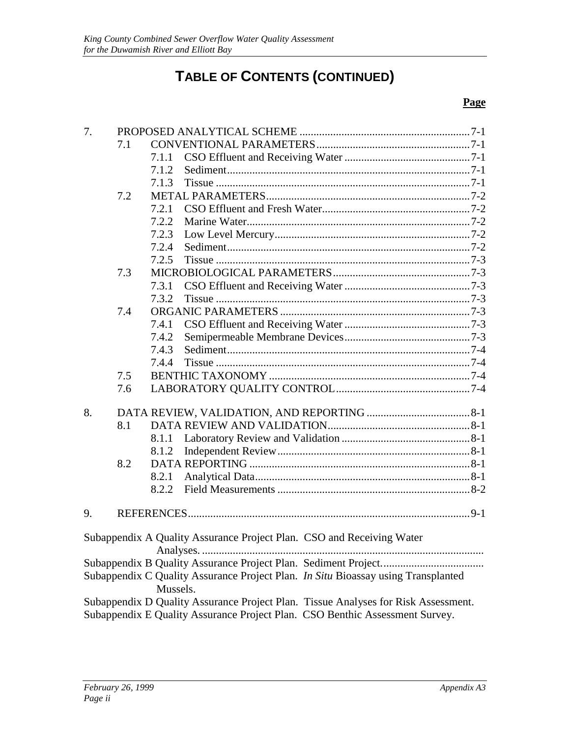# TABLE OF CONTENTS (CONTINUED)

**Page**

7. PROPOSED ANALYTICAL SCHEME ........................................................ 7-1
   - 7.1 CONVENTIONAL PARAMETERS ........................................................ 7-1
     - 7.1.1 CSO Effluent and Receiving Water ........................................................ 7-1
     - 7.1.2 Sediment ........................................................ 7-1
     - 7.1.3 Tissue ........................................................ 7-1
   - 7.2 METAL PARAMETERS ........................................................ 7-2
     - 7.2.1 CSO Effluent and Fresh Water ........................................................ 7-2
     - 7.2.2 Marine Water ........................................................ 7-2
     - 7.2.3 Low Level Mercury ........................................................ 7-2
     - 7.2.4 Sediment ........................................................ 7-2
     - 7.2.5 Tissue ........................................................ 7-3
   - 7.3 MICROBIOLOGICAL PARAMETERS ........................................................ 7-3
     - 7.3.1 CSO Effluent and Receiving Water ........................................................ 7-3
     - 7.3.2 Tissue ........................................................ 7-3
   - 7.4 ORGANIC PARAMETERS ........................................................ 7-3
     - 7.4.1 CSO Effluent and Receiving Water ........................................................ 7-3
     - 7.4.2 Semipermeable Membrane Devices ........................................................ 7-3
     - 7.4.3 Sediment ........................................................ 7-4
     - 7.4.4 Tissue ........................................................ 7-4
   - 7.5 BENTHIC TAXONOMY ........................................................ 7-4
   - 7.6 LABORATORY QUALITY CONTROL ........................................................ 7-4

8. DATA REVIEW, VALIDATION, AND REPORTING ........................................................ 8-1
   - 8.1 DATA REVIEW AND VALIDATION ........................................................ 8-1
     - 8.1.1 Laboratory Review and Validation ........................................................ 8-1
     - 8.1.2 Independent Review ........................................................ 8-1
   - 8.2 DATA REPORTING ........................................................ 8-1
     - 8.2.1 Analytical Data ........................................................ 8-1
     - 8.2.2 Field Measurements ........................................................ 8-2

9. REFERENCES ........................................................ 9-1

Subappendix A Quality Assurance Project Plan. CSO and Receiving Water Analyses. ........................................................

Subappendix B Quality Assurance Project Plan. Sediment Project. ........................................................

Subappendix C Quality Assurance Project Plan. *In Situ* Bioassay using Transplanted Mussels.

Subappendix D Quality Assurance Project Plan. Tissue Analyses for Risk Assessment.

Subappendix E Quality Assurance Project Plan. CSO Benthic Assessment Survey.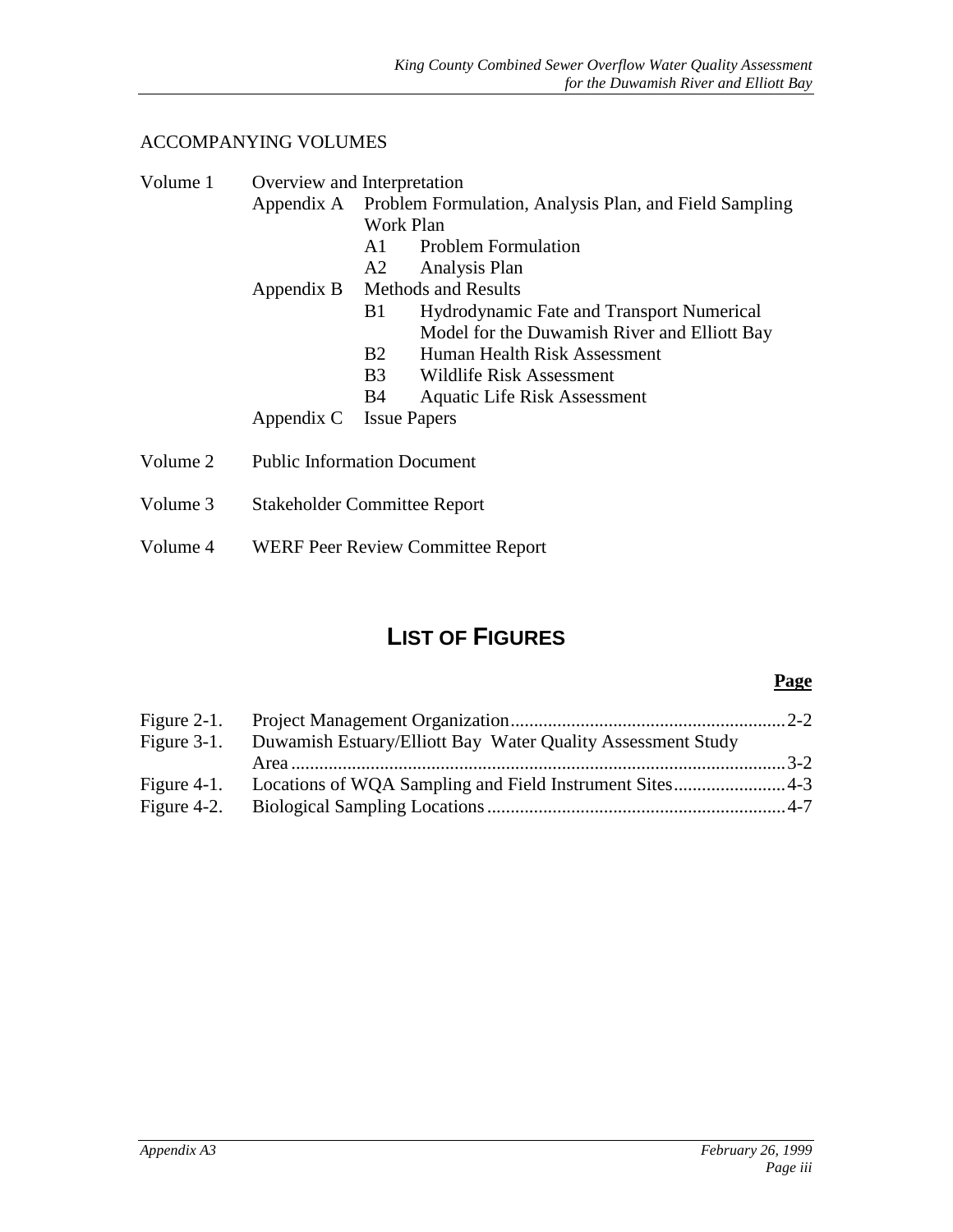ACCOMPANYING VOLUMES

Volume 1 Overview and Interpretation

- Appendix A Problem Formulation, Analysis Plan, and Field Sampling Work Plan
  - A1 Problem Formulation
  - A2 Analysis Plan
- Appendix B Methods and Results
  - B1 Hydrodynamic Fate and Transport Numerical Model for the Duwamish River and Elliott Bay
  - B2 Human Health Risk Assessment
  - B3 Wildlife Risk Assessment
  - B4 Aquatic Life Risk Assessment
- Appendix C Issue Papers

Volume 2 Public Information Document

Volume 3 Stakeholder Committee Report

Volume 4 WERF Peer Review Committee Report

## LIST OF FIGURES

| | | Page |
|---|---|---|
| Figure 2-1. | Project Management Organization | 2-2 |
| Figure 3-1. | Duwamish Estuary/Elliott Bay Water Quality Assessment Study Area | 3-2 |
| Figure 4-1. | Locations of WQA Sampling and Field Instrument Sites | 4-3 |
| Figure 4-2. | Biological Sampling Locations | 4-7 |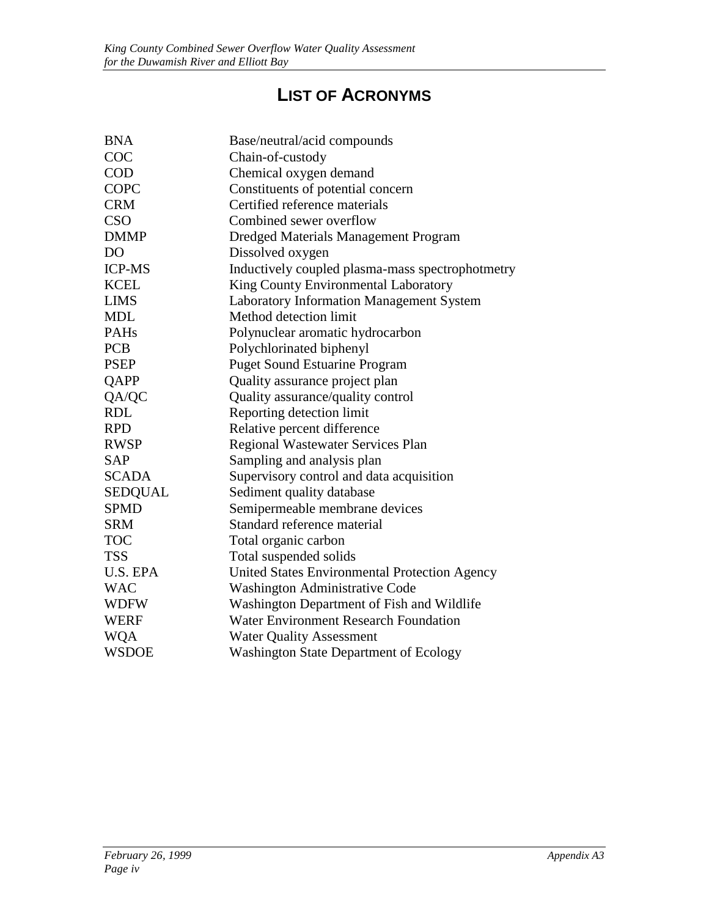# LIST OF ACRONYMS

| | |
|---|---|
| BNA | Base/neutral/acid compounds |
| COC | Chain-of-custody |
| COD | Chemical oxygen demand |
| COPC | Constituents of potential concern |
| CRM | Certified reference materials |
| CSO | Combined sewer overflow |
| DMMP | Dredged Materials Management Program |
| DO | Dissolved oxygen |
| ICP-MS | Inductively coupled plasma-mass spectrophotmetry |
| KCEL | King County Environmental Laboratory |
| LIMS | Laboratory Information Management System |
| MDL | Method detection limit |
| PAHs | Polynuclear aromatic hydrocarbon |
| PCB | Polychlorinated biphenyl |
| PSEP | Puget Sound Estuarine Program |
| QAPP | Quality assurance project plan |
| QA/QC | Quality assurance/quality control |
| RDL | Reporting detection limit |
| RPD | Relative percent difference |
| RWSP | Regional Wastewater Services Plan |
| SAP | Sampling and analysis plan |
| SCADA | Supervisory control and data acquisition |
| SEDQUAL | Sediment quality database |
| SPMD | Semipermeable membrane devices |
| SRM | Standard reference material |
| TOC | Total organic carbon |
| TSS | Total suspended solids |
| U.S. EPA | United States Environmental Protection Agency |
| WAC | Washington Administrative Code |
| WDFW | Washington Department of Fish and Wildlife |
| WERF | Water Environment Research Foundation |
| WQA | Water Quality Assessment |
| WSDOE | Washington State Department of Ecology |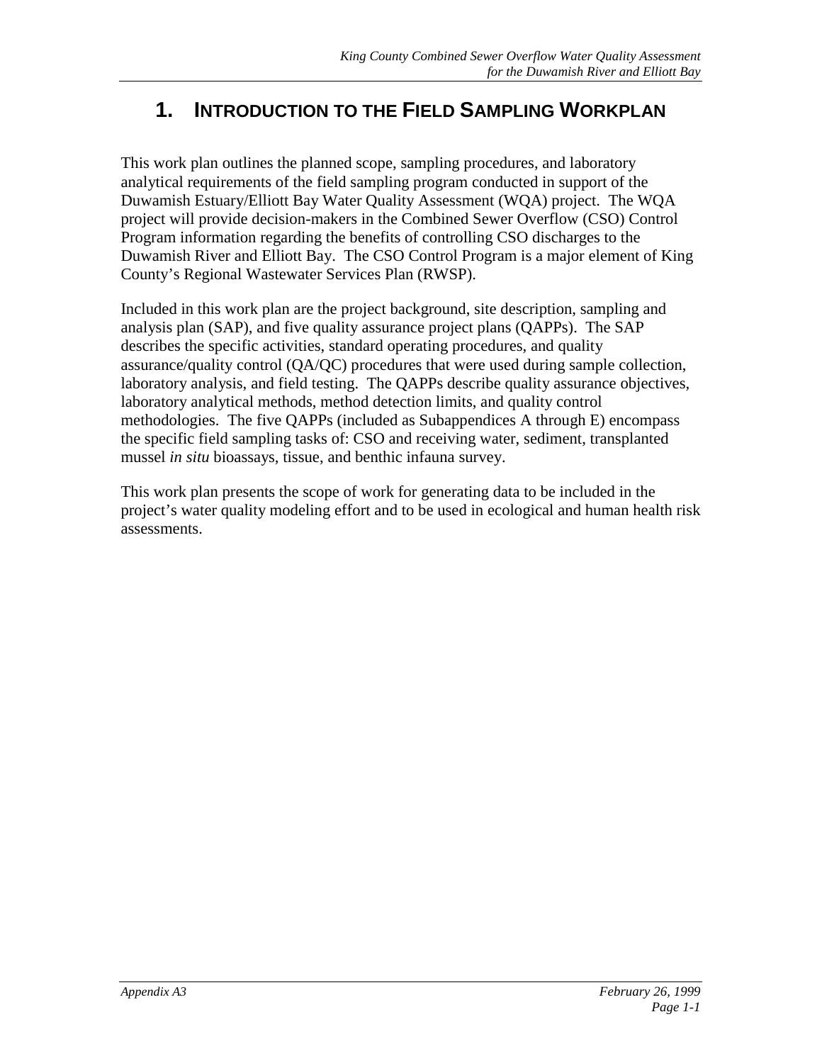# 1. INTRODUCTION TO THE FIELD SAMPLING WORKPLAN

This work plan outlines the planned scope, sampling procedures, and laboratory analytical requirements of the field sampling program conducted in support of the Duwamish Estuary/Elliott Bay Water Quality Assessment (WQA) project. The WQA project will provide decision-makers in the Combined Sewer Overflow (CSO) Control Program information regarding the benefits of controlling CSO discharges to the Duwamish River and Elliott Bay. The CSO Control Program is a major element of King County's Regional Wastewater Services Plan (RWSP).

Included in this work plan are the project background, site description, sampling and analysis plan (SAP), and five quality assurance project plans (QAPPs). The SAP describes the specific activities, standard operating procedures, and quality assurance/quality control (QA/QC) procedures that were used during sample collection, laboratory analysis, and field testing. The QAPPs describe quality assurance objectives, laboratory analytical methods, method detection limits, and quality control methodologies. The five QAPPs (included as Subappendices A through E) encompass the specific field sampling tasks of: CSO and receiving water, sediment, transplanted mussel *in situ* bioassays, tissue, and benthic infauna survey.

This work plan presents the scope of work for generating data to be included in the project's water quality modeling effort and to be used in ecological and human health risk assessments.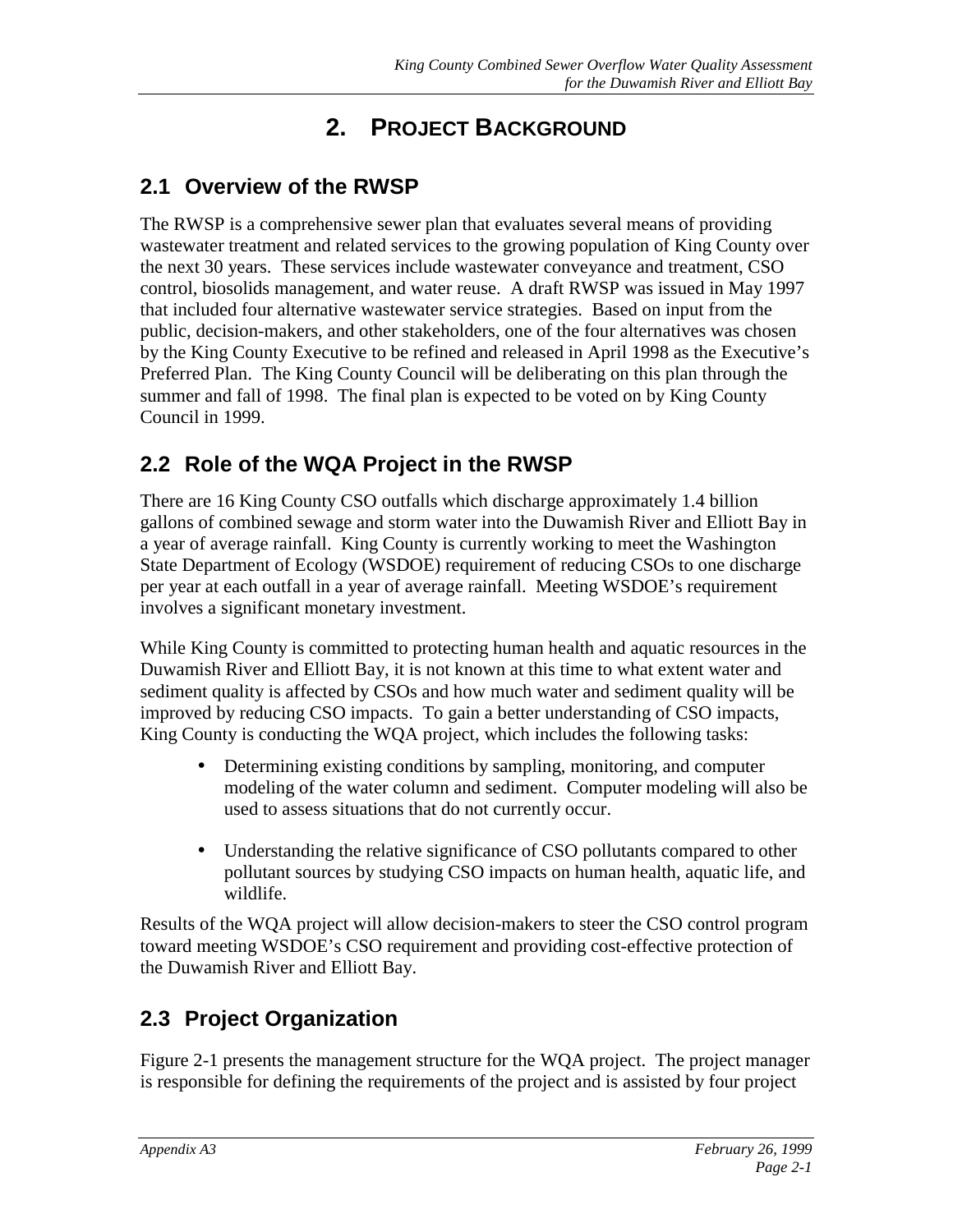# 2. Project Background

## 2.1 Overview of the RWSP

The RWSP is a comprehensive sewer plan that evaluates several means of providing wastewater treatment and related services to the growing population of King County over the next 30 years. These services include wastewater conveyance and treatment, CSO control, biosolids management, and water reuse. A draft RWSP was issued in May 1997 that included four alternative wastewater service strategies. Based on input from the public, decision-makers, and other stakeholders, one of the four alternatives was chosen by the King County Executive to be refined and released in April 1998 as the Executive's Preferred Plan. The King County Council will be deliberating on this plan through the summer and fall of 1998. The final plan is expected to be voted on by King County Council in 1999.

## 2.2 Role of the WQA Project in the RWSP

There are 16 King County CSO outfalls which discharge approximately 1.4 billion gallons of combined sewage and storm water into the Duwamish River and Elliott Bay in a year of average rainfall. King County is currently working to meet the Washington State Department of Ecology (WSDOE) requirement of reducing CSOs to one discharge per year at each outfall in a year of average rainfall. Meeting WSDOE's requirement involves a significant monetary investment.

While King County is committed to protecting human health and aquatic resources in the Duwamish River and Elliott Bay, it is not known at this time to what extent water and sediment quality is affected by CSOs and how much water and sediment quality will be improved by reducing CSO impacts. To gain a better understanding of CSO impacts, King County is conducting the WQA project, which includes the following tasks:

- Determining existing conditions by sampling, monitoring, and computer modeling of the water column and sediment. Computer modeling will also be used to assess situations that do not currently occur.
- Understanding the relative significance of CSO pollutants compared to other pollutant sources by studying CSO impacts on human health, aquatic life, and wildlife.

Results of the WQA project will allow decision-makers to steer the CSO control program toward meeting WSDOE's CSO requirement and providing cost-effective protection of the Duwamish River and Elliott Bay.

## 2.3 Project Organization

Figure 2-1 presents the management structure for the WQA project. The project manager is responsible for defining the requirements of the project and is assisted by four project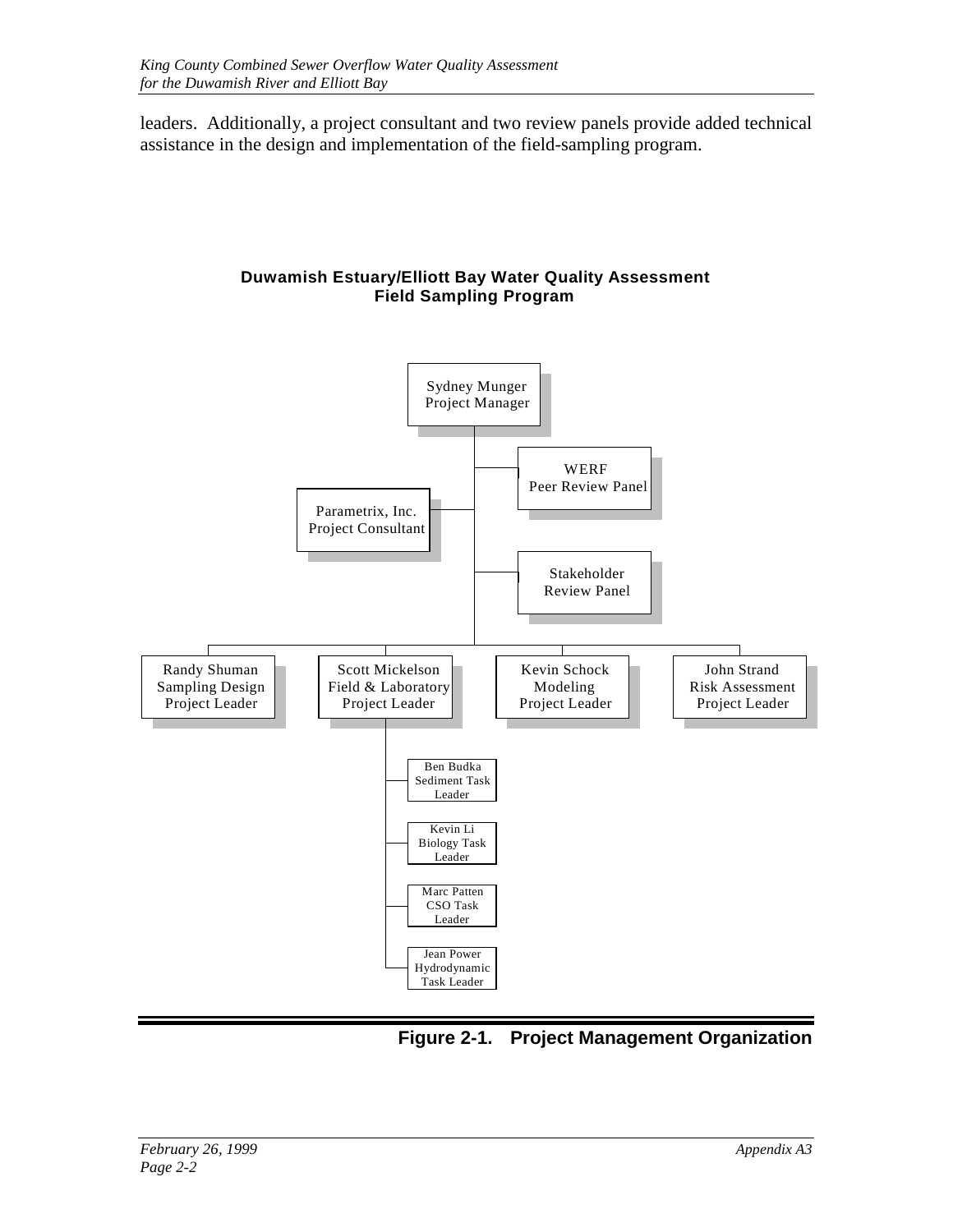leaders. Additionally, a project consultant and two review panels provide added technical assistance in the design and implementation of the field-sampling program.

**Duwamish Estuary/Elliott Bay Water Quality Assessment**
**Field Sampling Program**

Sydney Munger
Project Manager

WERF
Peer Review Panel

Parametrix, Inc.
Project Consultant

Stakeholder
Review Panel

Randy Shuman
Sampling Design
Project Leader

Scott Mickelson
Field & Laboratory
Project Leader

Kevin Schock
Modeling
Project Leader

John Strand
Risk Assessment
Project Leader

Ben Budka
Sediment Task
Leader

Kevin Li
Biology Task
Leader

Marc Patten
CSO Task
Leader

Jean Power
Hydrodynamic
Task Leader

**Figure 2-1. Project Management Organization**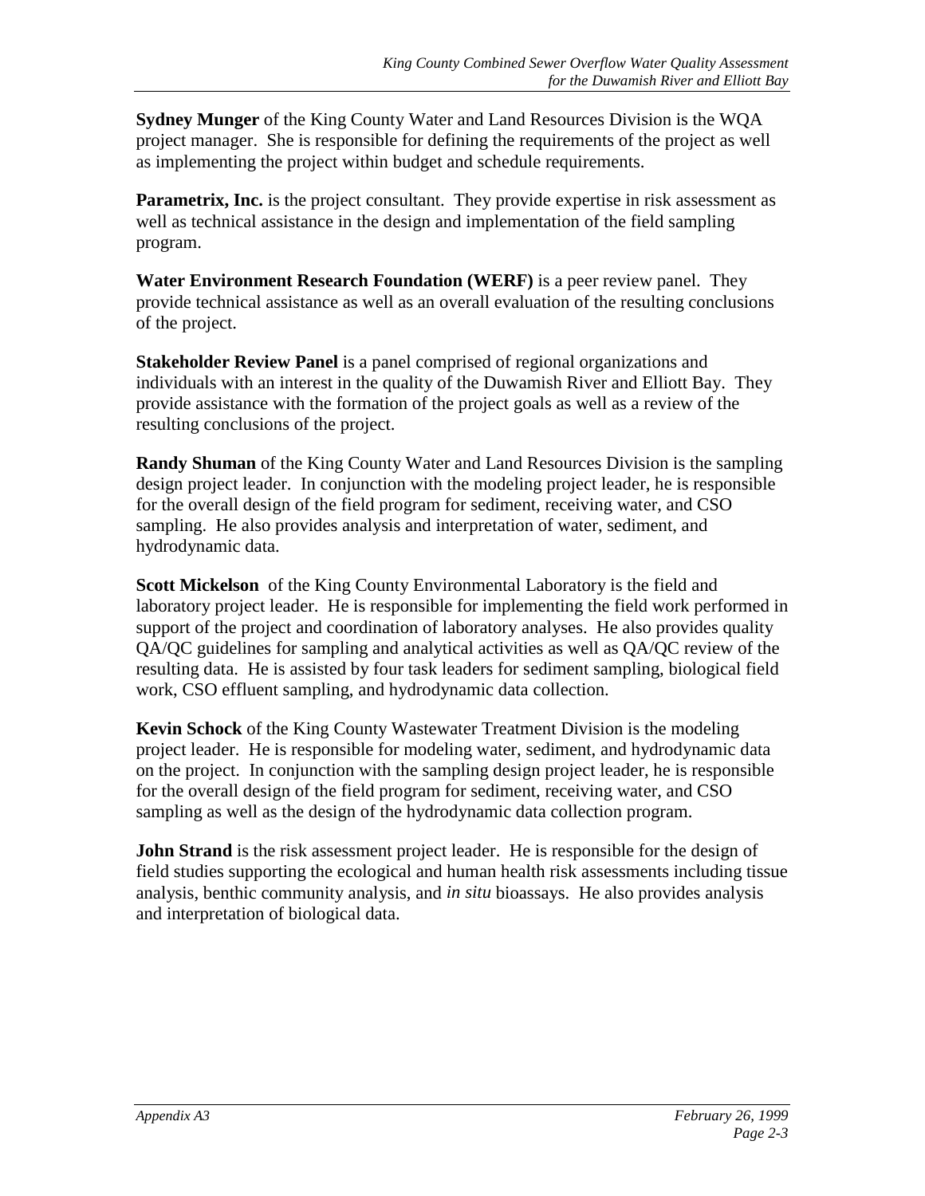**Sydney Munger** of the King County Water and Land Resources Division is the WQA project manager. She is responsible for defining the requirements of the project as well as implementing the project within budget and schedule requirements.

**Parametrix, Inc.** is the project consultant. They provide expertise in risk assessment as well as technical assistance in the design and implementation of the field sampling program.

**Water Environment Research Foundation (WERF)** is a peer review panel. They provide technical assistance as well as an overall evaluation of the resulting conclusions of the project.

**Stakeholder Review Panel** is a panel comprised of regional organizations and individuals with an interest in the quality of the Duwamish River and Elliott Bay. They provide assistance with the formation of the project goals as well as a review of the resulting conclusions of the project.

**Randy Shuman** of the King County Water and Land Resources Division is the sampling design project leader. In conjunction with the modeling project leader, he is responsible for the overall design of the field program for sediment, receiving water, and CSO sampling. He also provides analysis and interpretation of water, sediment, and hydrodynamic data.

**Scott Mickelson** of the King County Environmental Laboratory is the field and laboratory project leader. He is responsible for implementing the field work performed in support of the project and coordination of laboratory analyses. He also provides quality QA/QC guidelines for sampling and analytical activities as well as QA/QC review of the resulting data. He is assisted by four task leaders for sediment sampling, biological field work, CSO effluent sampling, and hydrodynamic data collection.

**Kevin Schock** of the King County Wastewater Treatment Division is the modeling project leader. He is responsible for modeling water, sediment, and hydrodynamic data on the project. In conjunction with the sampling design project leader, he is responsible for the overall design of the field program for sediment, receiving water, and CSO sampling as well as the design of the hydrodynamic data collection program.

**John Strand** is the risk assessment project leader. He is responsible for the design of field studies supporting the ecological and human health risk assessments including tissue analysis, benthic community analysis, and *in situ* bioassays. He also provides analysis and interpretation of biological data.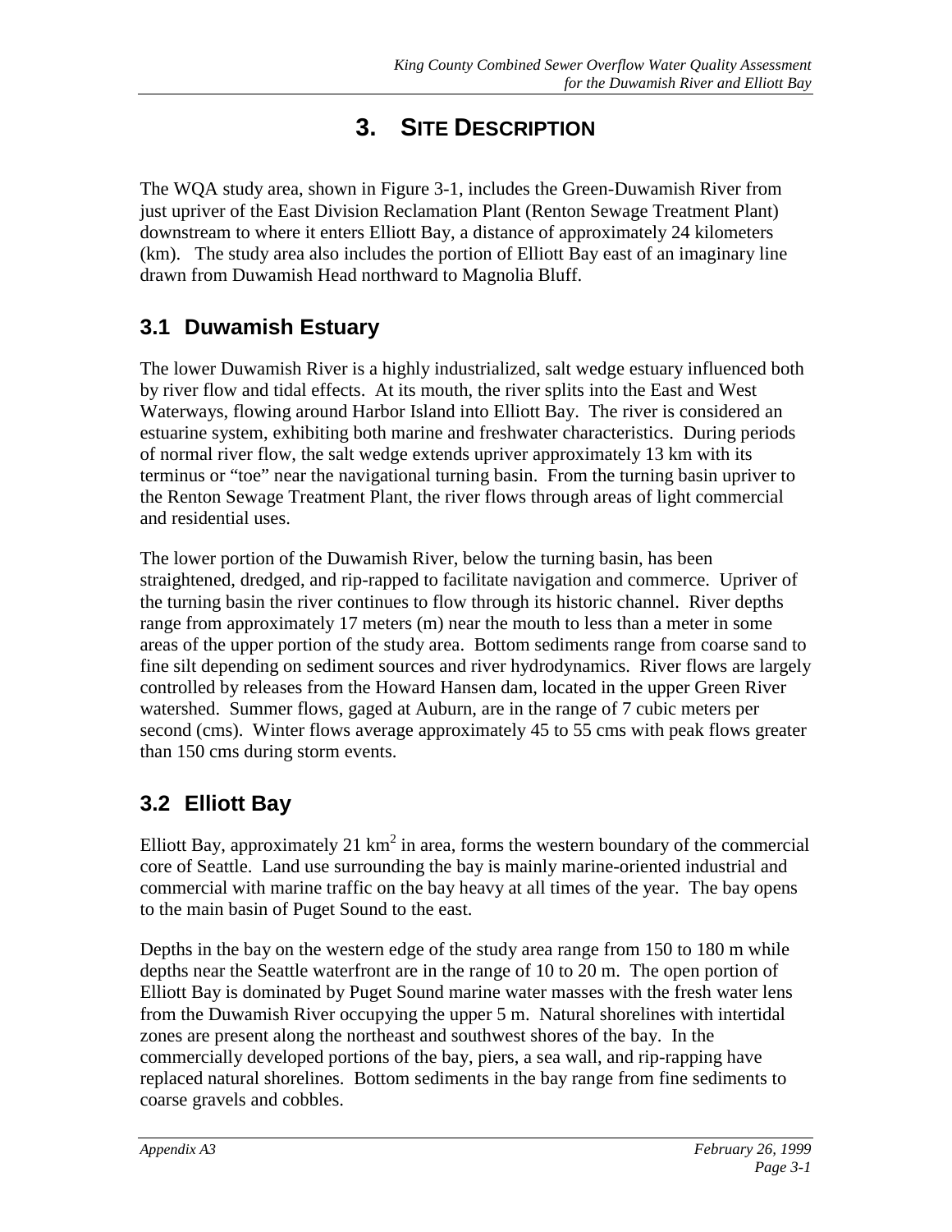# 3. SITE DESCRIPTION

The WQA study area, shown in Figure 3-1, includes the Green-Duwamish River from just upriver of the East Division Reclamation Plant (Renton Sewage Treatment Plant) downstream to where it enters Elliott Bay, a distance of approximately 24 kilometers (km). The study area also includes the portion of Elliott Bay east of an imaginary line drawn from Duwamish Head northward to Magnolia Bluff.

## 3.1 Duwamish Estuary

The lower Duwamish River is a highly industrialized, salt wedge estuary influenced both by river flow and tidal effects. At its mouth, the river splits into the East and West Waterways, flowing around Harbor Island into Elliott Bay. The river is considered an estuarine system, exhibiting both marine and freshwater characteristics. During periods of normal river flow, the salt wedge extends upriver approximately 13 km with its terminus or "toe" near the navigational turning basin. From the turning basin upriver to the Renton Sewage Treatment Plant, the river flows through areas of light commercial and residential uses.

The lower portion of the Duwamish River, below the turning basin, has been straightened, dredged, and rip-rapped to facilitate navigation and commerce. Upriver of the turning basin the river continues to flow through its historic channel. River depths range from approximately 17 meters (m) near the mouth to less than a meter in some areas of the upper portion of the study area. Bottom sediments range from coarse sand to fine silt depending on sediment sources and river hydrodynamics. River flows are largely controlled by releases from the Howard Hansen dam, located in the upper Green River watershed. Summer flows, gaged at Auburn, are in the range of 7 cubic meters per second (cms). Winter flows average approximately 45 to 55 cms with peak flows greater than 150 cms during storm events.

## 3.2 Elliott Bay

Elliott Bay, approximately 21 $km^2$ in area, forms the western boundary of the commercial core of Seattle. Land use surrounding the bay is mainly marine-oriented industrial and commercial with marine traffic on the bay heavy at all times of the year. The bay opens to the main basin of Puget Sound to the east.

Depths in the bay on the western edge of the study area range from 150 to 180 m while depths near the Seattle waterfront are in the range of 10 to 20 m. The open portion of Elliott Bay is dominated by Puget Sound marine water masses with the fresh water lens from the Duwamish River occupying the upper 5 m. Natural shorelines with intertidal zones are present along the northeast and southwest shores of the bay. In the commercially developed portions of the bay, piers, a sea wall, and rip-rapping have replaced natural shorelines. Bottom sediments in the bay range from fine sediments to coarse gravels and cobbles.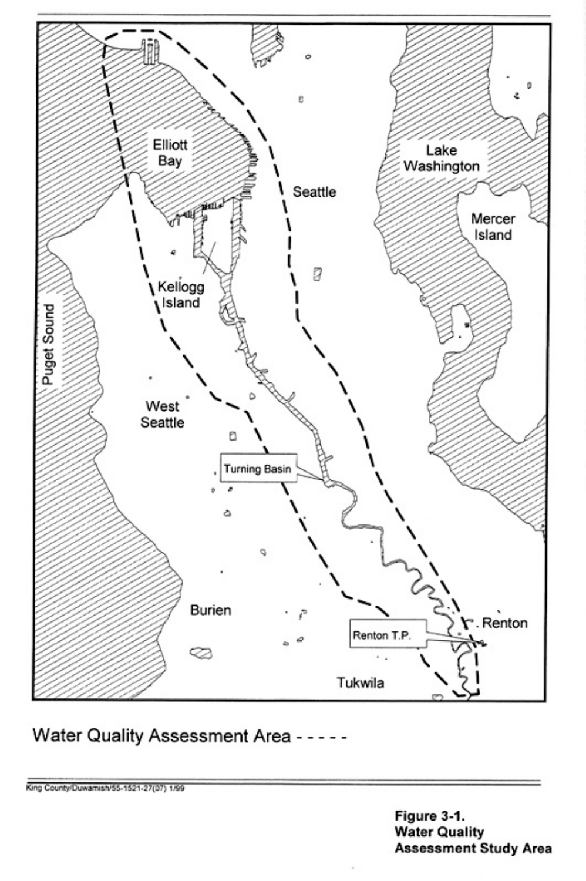Water Quality Assessment Area - - - - -

King County/Duwamish/55-1521-27(07) 1/99

**Figure 3-1.**
**Water Quality Assessment Study Area**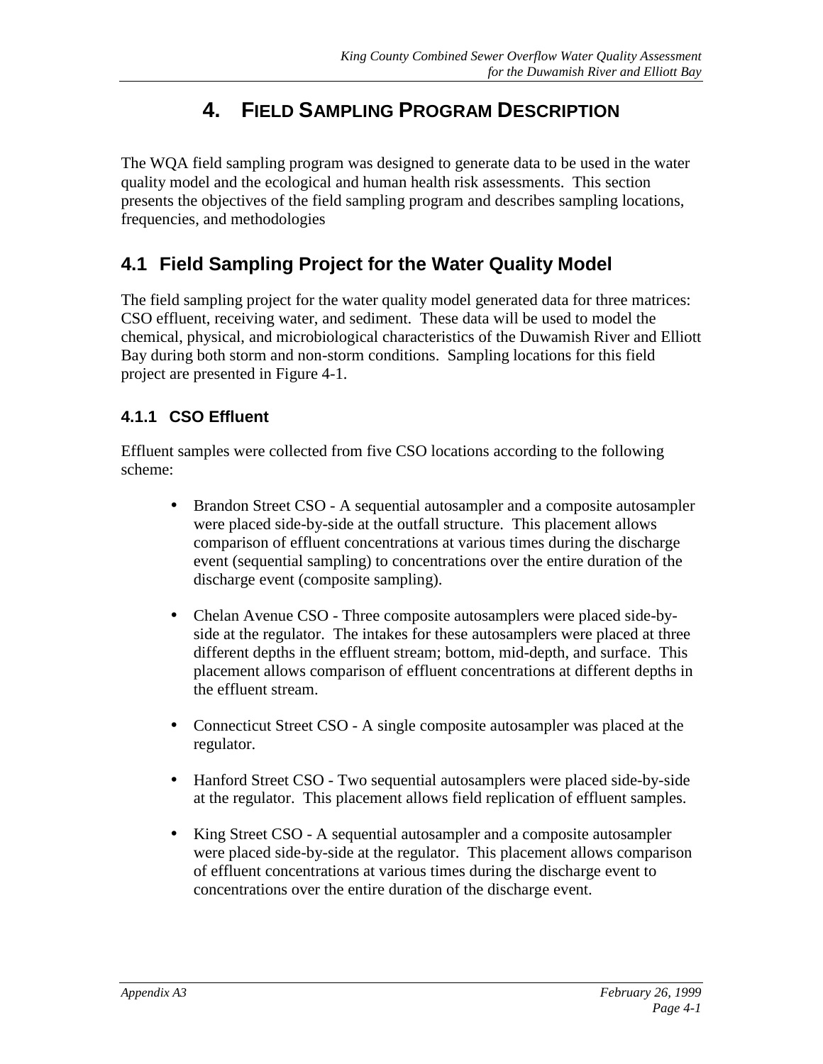# 4. FIELD SAMPLING PROGRAM DESCRIPTION

The WQA field sampling program was designed to generate data to be used in the water quality model and the ecological and human health risk assessments. This section presents the objectives of the field sampling program and describes sampling locations, frequencies, and methodologies

## 4.1 Field Sampling Project for the Water Quality Model

The field sampling project for the water quality model generated data for three matrices: CSO effluent, receiving water, and sediment. These data will be used to model the chemical, physical, and microbiological characteristics of the Duwamish River and Elliott Bay during both storm and non-storm conditions. Sampling locations for this field project are presented in Figure 4-1.

### 4.1.1 CSO Effluent

Effluent samples were collected from five CSO locations according to the following scheme:

- Brandon Street CSO - A sequential autosampler and a composite autosampler were placed side-by-side at the outfall structure. This placement allows comparison of effluent concentrations at various times during the discharge event (sequential sampling) to concentrations over the entire duration of the discharge event (composite sampling).
- Chelan Avenue CSO - Three composite autosamplers were placed side-by-side at the regulator. The intakes for these autosamplers were placed at three different depths in the effluent stream; bottom, mid-depth, and surface. This placement allows comparison of effluent concentrations at different depths in the effluent stream.
- Connecticut Street CSO - A single composite autosampler was placed at the regulator.
- Hanford Street CSO - Two sequential autosamplers were placed side-by-side at the regulator. This placement allows field replication of effluent samples.
- King Street CSO - A sequential autosampler and a composite autosampler were placed side-by-side at the regulator. This placement allows comparison of effluent concentrations at various times during the discharge event to concentrations over the entire duration of the discharge event.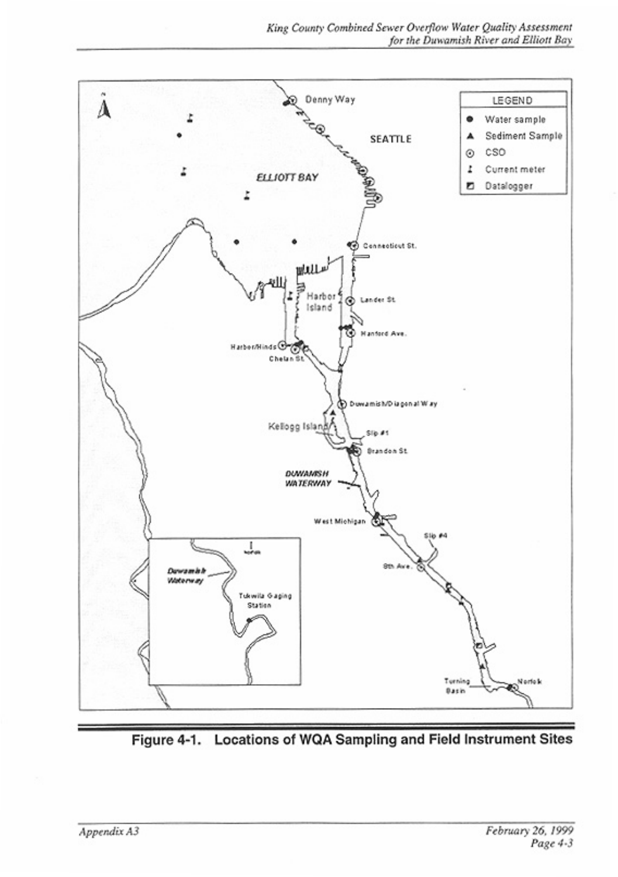Denny Way

SEATTLE

ELLIOTT BAY

| LEGEND | |
|---|---|
| ● | Water sample |
| ▲ | Sediment Sample |
| ⊙ | CSO |
| ↨ | Current meter |
| ◩ | Datalogger |

Connecticut St.

Harbor Island

Lander St.

Hanford Ave.

Harbor/Hinds

Chelan St.

Duwamish/Diagonal Way

Kellogg Island

Slip #1

Brandon St.

DUWAMISH WATERWAY

West Michigan

Slip #4

8th Ave.

Turning Basin

Norfolk

Duwamish Waterway

Tukwila Gaging Station

Figure 4-1. Locations of WQA Sampling and Field Instrument Sites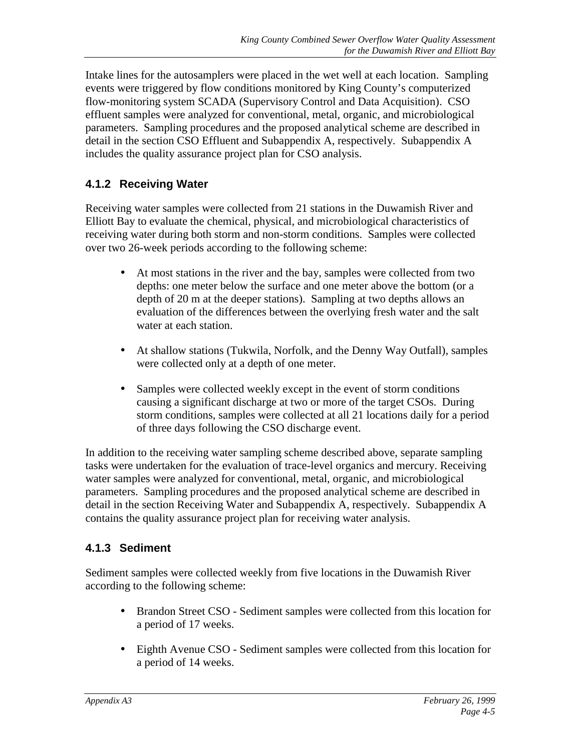Intake lines for the autosamplers were placed in the wet well at each location. Sampling events were triggered by flow conditions monitored by King County's computerized flow-monitoring system SCADA (Supervisory Control and Data Acquisition). CSO effluent samples were analyzed for conventional, metal, organic, and microbiological parameters. Sampling procedures and the proposed analytical scheme are described in detail in the section CSO Effluent and Subappendix A, respectively. Subappendix A includes the quality assurance project plan for CSO analysis.

### 4.1.2 Receiving Water

Receiving water samples were collected from 21 stations in the Duwamish River and Elliott Bay to evaluate the chemical, physical, and microbiological characteristics of receiving water during both storm and non-storm conditions. Samples were collected over two 26-week periods according to the following scheme:

- At most stations in the river and the bay, samples were collected from two depths: one meter below the surface and one meter above the bottom (or a depth of 20 m at the deeper stations). Sampling at two depths allows an evaluation of the differences between the overlying fresh water and the salt water at each station.
- At shallow stations (Tukwila, Norfolk, and the Denny Way Outfall), samples were collected only at a depth of one meter.
- Samples were collected weekly except in the event of storm conditions causing a significant discharge at two or more of the target CSOs. During storm conditions, samples were collected at all 21 locations daily for a period of three days following the CSO discharge event.

In addition to the receiving water sampling scheme described above, separate sampling tasks were undertaken for the evaluation of trace-level organics and mercury. Receiving water samples were analyzed for conventional, metal, organic, and microbiological parameters. Sampling procedures and the proposed analytical scheme are described in detail in the section Receiving Water and Subappendix A, respectively. Subappendix A contains the quality assurance project plan for receiving water analysis.

### 4.1.3 Sediment

Sediment samples were collected weekly from five locations in the Duwamish River according to the following scheme:

- Brandon Street CSO - Sediment samples were collected from this location for a period of 17 weeks.
- Eighth Avenue CSO - Sediment samples were collected from this location for a period of 14 weeks.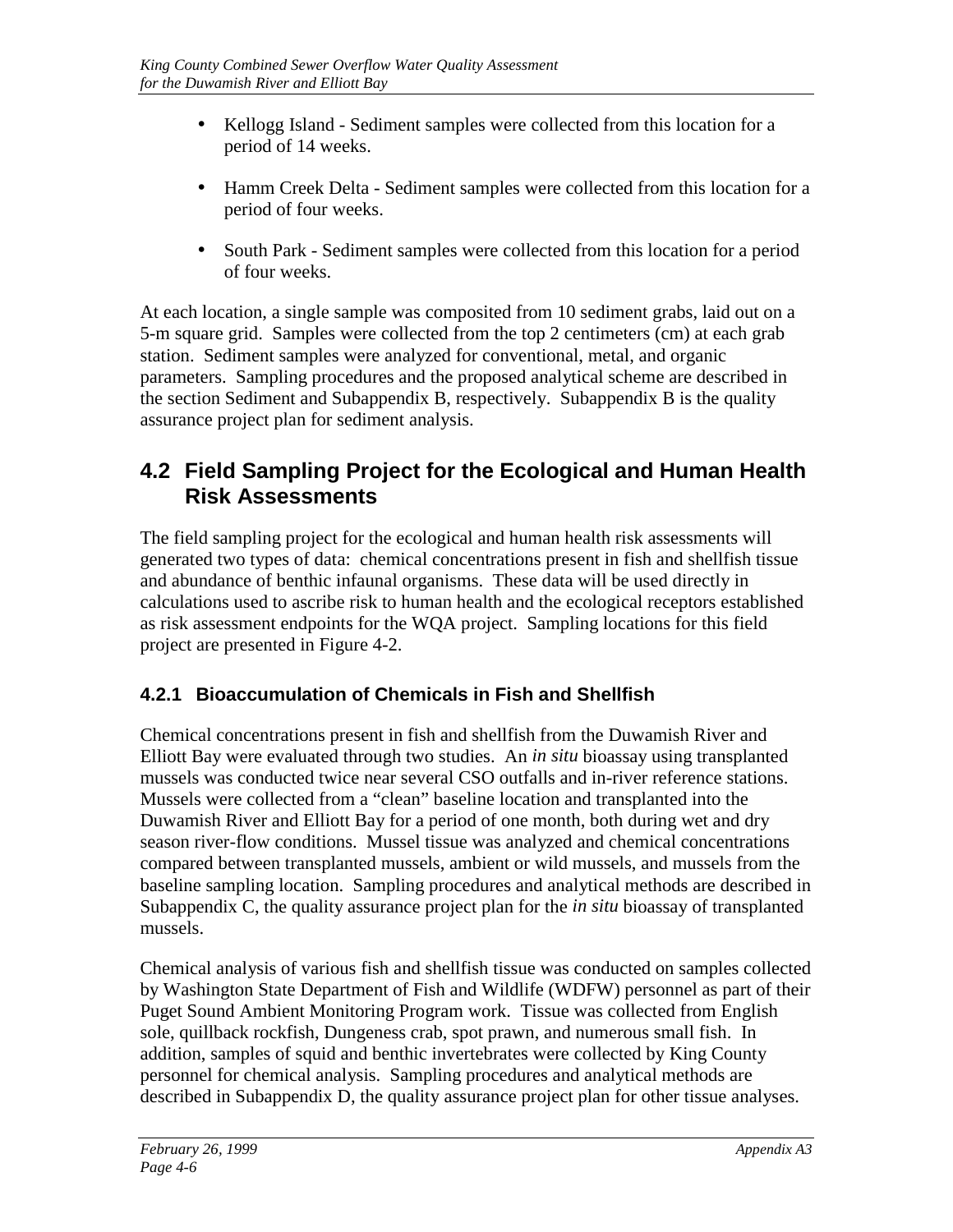- Kellogg Island - Sediment samples were collected from this location for a period of 14 weeks.
- Hamm Creek Delta - Sediment samples were collected from this location for a period of four weeks.
- South Park - Sediment samples were collected from this location for a period of four weeks.

At each location, a single sample was composited from 10 sediment grabs, laid out on a 5-m square grid. Samples were collected from the top 2 centimeters (cm) at each grab station. Sediment samples were analyzed for conventional, metal, and organic parameters. Sampling procedures and the proposed analytical scheme are described in the section Sediment and Subappendix B, respectively. Subappendix B is the quality assurance project plan for sediment analysis.

## 4.2 Field Sampling Project for the Ecological and Human Health Risk Assessments

The field sampling project for the ecological and human health risk assessments will generated two types of data: chemical concentrations present in fish and shellfish tissue and abundance of benthic infaunal organisms. These data will be used directly in calculations used to ascribe risk to human health and the ecological receptors established as risk assessment endpoints for the WQA project. Sampling locations for this field project are presented in Figure 4-2.

### 4.2.1 Bioaccumulation of Chemicals in Fish and Shellfish

Chemical concentrations present in fish and shellfish from the Duwamish River and Elliott Bay were evaluated through two studies. An *in situ* bioassay using transplanted mussels was conducted twice near several CSO outfalls and in-river reference stations. Mussels were collected from a "clean" baseline location and transplanted into the Duwamish River and Elliott Bay for a period of one month, both during wet and dry season river-flow conditions. Mussel tissue was analyzed and chemical concentrations compared between transplanted mussels, ambient or wild mussels, and mussels from the baseline sampling location. Sampling procedures and analytical methods are described in Subappendix C, the quality assurance project plan for the *in situ* bioassay of transplanted mussels.

Chemical analysis of various fish and shellfish tissue was conducted on samples collected by Washington State Department of Fish and Wildlife (WDFW) personnel as part of their Puget Sound Ambient Monitoring Program work. Tissue was collected from English sole, quillback rockfish, Dungeness crab, spot prawn, and numerous small fish. In addition, samples of squid and benthic invertebrates were collected by King County personnel for chemical analysis. Sampling procedures and analytical methods are described in Subappendix D, the quality assurance project plan for other tissue analyses.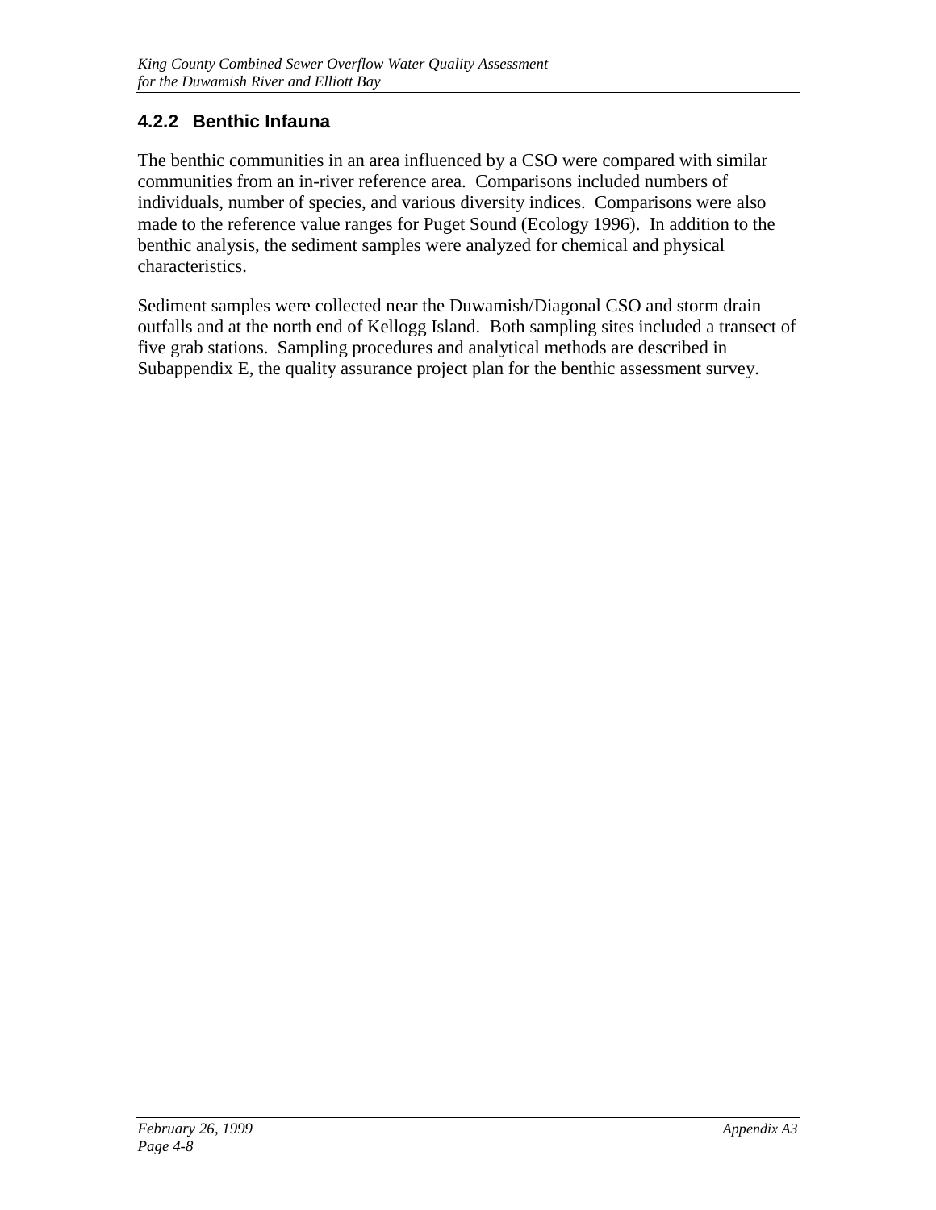### 4.2.2 Benthic Infauna

The benthic communities in an area influenced by a CSO were compared with similar communities from an in-river reference area. Comparisons included numbers of individuals, number of species, and various diversity indices. Comparisons were also made to the reference value ranges for Puget Sound (Ecology 1996). In addition to the benthic analysis, the sediment samples were analyzed for chemical and physical characteristics.

Sediment samples were collected near the Duwamish/Diagonal CSO and storm drain outfalls and at the north end of Kellogg Island. Both sampling sites included a transect of five grab stations. Sampling procedures and analytical methods are described in Subappendix E, the quality assurance project plan for the benthic assessment survey.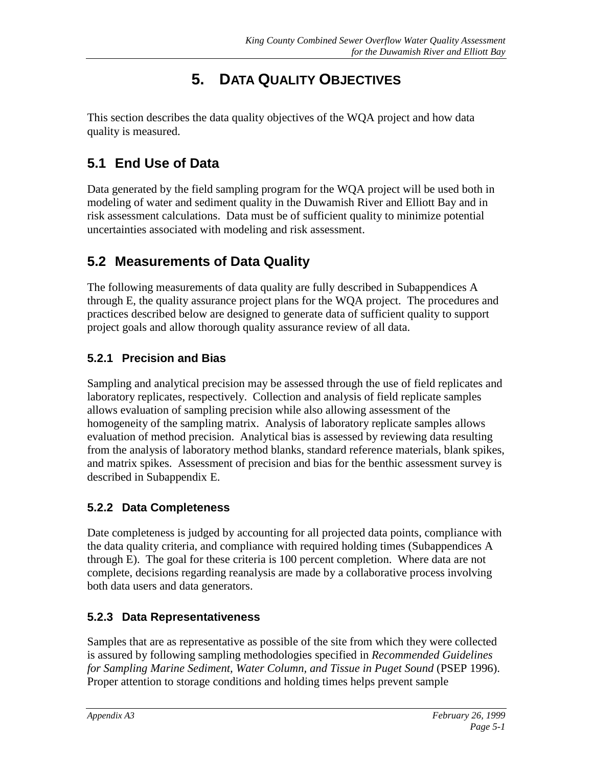# 5. Data Quality Objectives

This section describes the data quality objectives of the WQA project and how data quality is measured.

## 5.1 End Use of Data

Data generated by the field sampling program for the WQA project will be used both in modeling of water and sediment quality in the Duwamish River and Elliott Bay and in risk assessment calculations. Data must be of sufficient quality to minimize potential uncertainties associated with modeling and risk assessment.

## 5.2 Measurements of Data Quality

The following measurements of data quality are fully described in Subappendices A through E, the quality assurance project plans for the WQA project. The procedures and practices described below are designed to generate data of sufficient quality to support project goals and allow thorough quality assurance review of all data.

### 5.2.1 Precision and Bias

Sampling and analytical precision may be assessed through the use of field replicates and laboratory replicates, respectively. Collection and analysis of field replicate samples allows evaluation of sampling precision while also allowing assessment of the homogeneity of the sampling matrix. Analysis of laboratory replicate samples allows evaluation of method precision. Analytical bias is assessed by reviewing data resulting from the analysis of laboratory method blanks, standard reference materials, blank spikes, and matrix spikes. Assessment of precision and bias for the benthic assessment survey is described in Subappendix E.

### 5.2.2 Data Completeness

Date completeness is judged by accounting for all projected data points, compliance with the data quality criteria, and compliance with required holding times (Subappendices A through E). The goal for these criteria is 100 percent completion. Where data are not complete, decisions regarding reanalysis are made by a collaborative process involving both data users and data generators.

### 5.2.3 Data Representativeness

Samples that are as representative as possible of the site from which they were collected is assured by following sampling methodologies specified in *Recommended Guidelines for Sampling Marine Sediment, Water Column, and Tissue in Puget Sound* (PSEP 1996). Proper attention to storage conditions and holding times helps prevent sample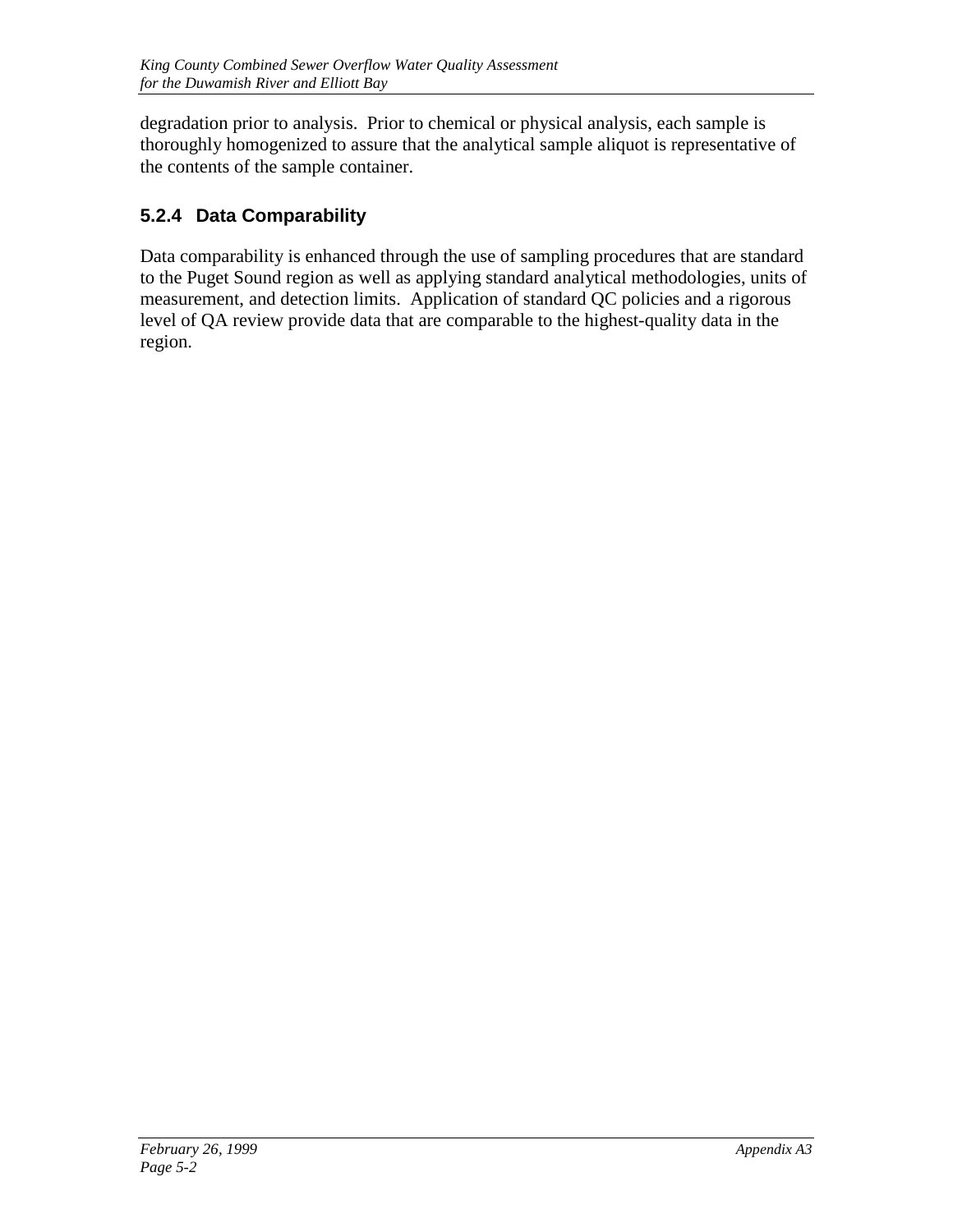degradation prior to analysis. Prior to chemical or physical analysis, each sample is thoroughly homogenized to assure that the analytical sample aliquot is representative of the contents of the sample container.

### 5.2.4 Data Comparability

Data comparability is enhanced through the use of sampling procedures that are standard to the Puget Sound region as well as applying standard analytical methodologies, units of measurement, and detection limits. Application of standard QC policies and a rigorous level of QA review provide data that are comparable to the highest-quality data in the region.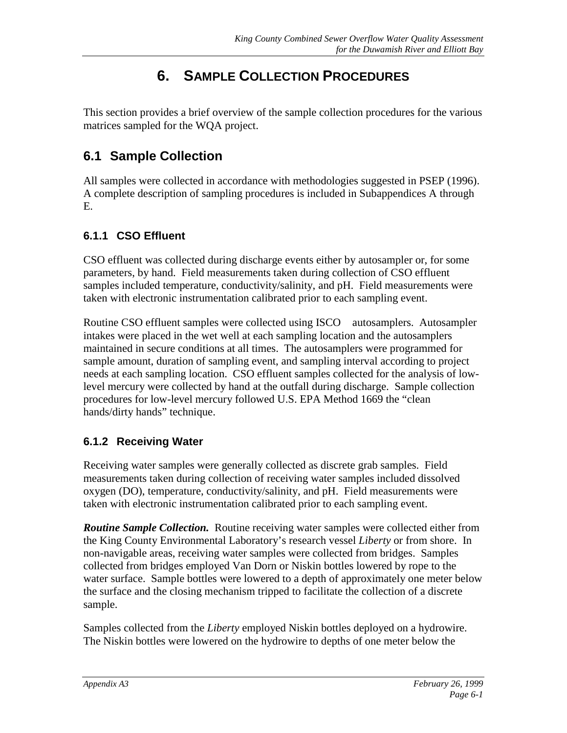# 6. Sample Collection Procedures

This section provides a brief overview of the sample collection procedures for the various matrices sampled for the WQA project.

## 6.1 Sample Collection

All samples were collected in accordance with methodologies suggested in PSEP (1996). A complete description of sampling procedures is included in Subappendices A through E.

### 6.1.1 CSO Effluent

CSO effluent was collected during discharge events either by autosampler or, for some parameters, by hand. Field measurements taken during collection of CSO effluent samples included temperature, conductivity/salinity, and pH. Field measurements were taken with electronic instrumentation calibrated prior to each sampling event.

Routine CSO effluent samples were collected using ISCO autosamplers. Autosampler intakes were placed in the wet well at each sampling location and the autosamplers maintained in secure conditions at all times. The autosamplers were programmed for sample amount, duration of sampling event, and sampling interval according to project needs at each sampling location. CSO effluent samples collected for the analysis of low-level mercury were collected by hand at the outfall during discharge. Sample collection procedures for low-level mercury followed U.S. EPA Method 1669 the "clean hands/dirty hands" technique.

### 6.1.2 Receiving Water

Receiving water samples were generally collected as discrete grab samples. Field measurements taken during collection of receiving water samples included dissolved oxygen (DO), temperature, conductivity/salinity, and pH. Field measurements were taken with electronic instrumentation calibrated prior to each sampling event.

***Routine Sample Collection.*** Routine receiving water samples were collected either from the King County Environmental Laboratory's research vessel *Liberty* or from shore. In non-navigable areas, receiving water samples were collected from bridges. Samples collected from bridges employed Van Dorn or Niskin bottles lowered by rope to the water surface. Sample bottles were lowered to a depth of approximately one meter below the surface and the closing mechanism tripped to facilitate the collection of a discrete sample.

Samples collected from the *Liberty* employed Niskin bottles deployed on a hydrowire. The Niskin bottles were lowered on the hydrowire to depths of one meter below the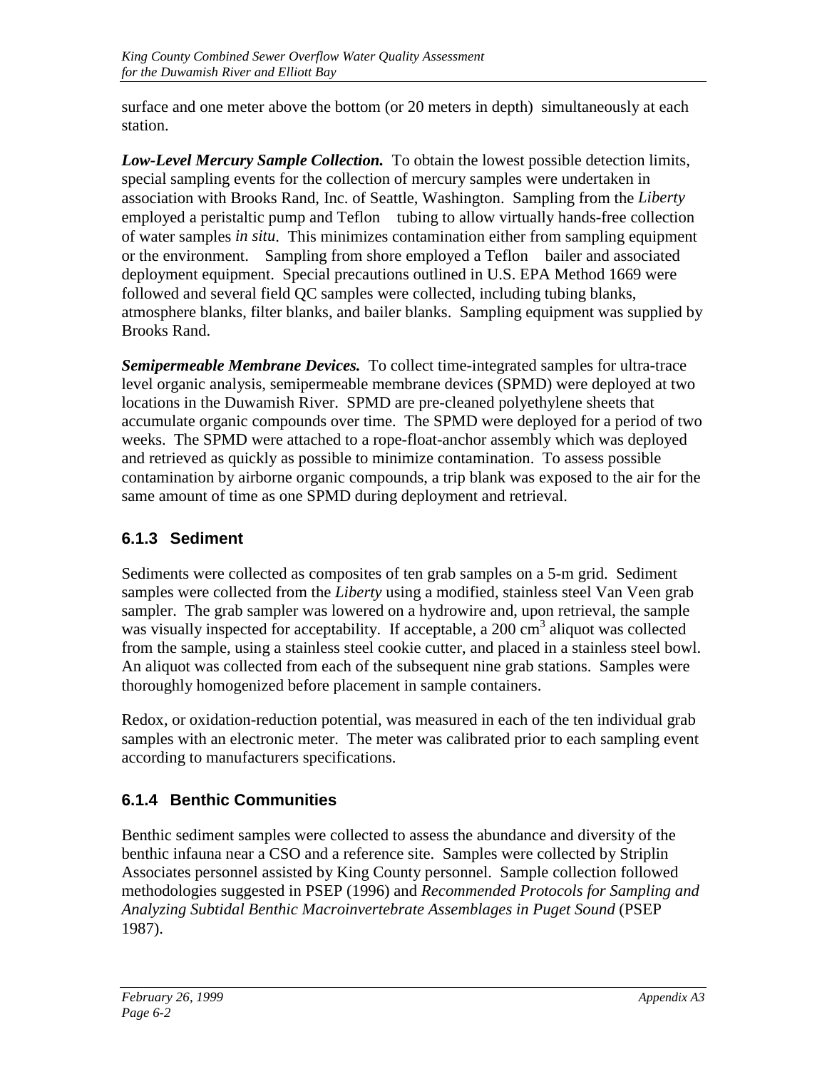surface and one meter above the bottom (or 20 meters in depth) simultaneously at each station.

***Low-Level Mercury Sample Collection.*** To obtain the lowest possible detection limits, special sampling events for the collection of mercury samples were undertaken in association with Brooks Rand, Inc. of Seattle, Washington. Sampling from the *Liberty* employed a peristaltic pump and Teflon tubing to allow virtually hands-free collection of water samples *in situ*. This minimizes contamination either from sampling equipment or the environment. Sampling from shore employed a Teflon bailer and associated deployment equipment. Special precautions outlined in U.S. EPA Method 1669 were followed and several field QC samples were collected, including tubing blanks, atmosphere blanks, filter blanks, and bailer blanks. Sampling equipment was supplied by Brooks Rand.

***Semipermeable Membrane Devices.*** To collect time-integrated samples for ultra-trace level organic analysis, semipermeable membrane devices (SPMD) were deployed at two locations in the Duwamish River. SPMD are pre-cleaned polyethylene sheets that accumulate organic compounds over time. The SPMD were deployed for a period of two weeks. The SPMD were attached to a rope-float-anchor assembly which was deployed and retrieved as quickly as possible to minimize contamination. To assess possible contamination by airborne organic compounds, a trip blank was exposed to the air for the same amount of time as one SPMD during deployment and retrieval.

### 6.1.3 Sediment

Sediments were collected as composites of ten grab samples on a 5-m grid. Sediment samples were collected from the *Liberty* using a modified, stainless steel Van Veen grab sampler. The grab sampler was lowered on a hydrowire and, upon retrieval, the sample was visually inspected for acceptability. If acceptable, a 200 $cm^3$ aliquot was collected from the sample, using a stainless steel cookie cutter, and placed in a stainless steel bowl. An aliquot was collected from each of the subsequent nine grab stations. Samples were thoroughly homogenized before placement in sample containers.

Redox, or oxidation-reduction potential, was measured in each of the ten individual grab samples with an electronic meter. The meter was calibrated prior to each sampling event according to manufacturers specifications.

### 6.1.4 Benthic Communities

Benthic sediment samples were collected to assess the abundance and diversity of the benthic infauna near a CSO and a reference site. Samples were collected by Striplin Associates personnel assisted by King County personnel. Sample collection followed methodologies suggested in PSEP (1996) and *Recommended Protocols for Sampling and Analyzing Subtidal Benthic Macroinvertebrate Assemblages in Puget Sound* (PSEP 1987).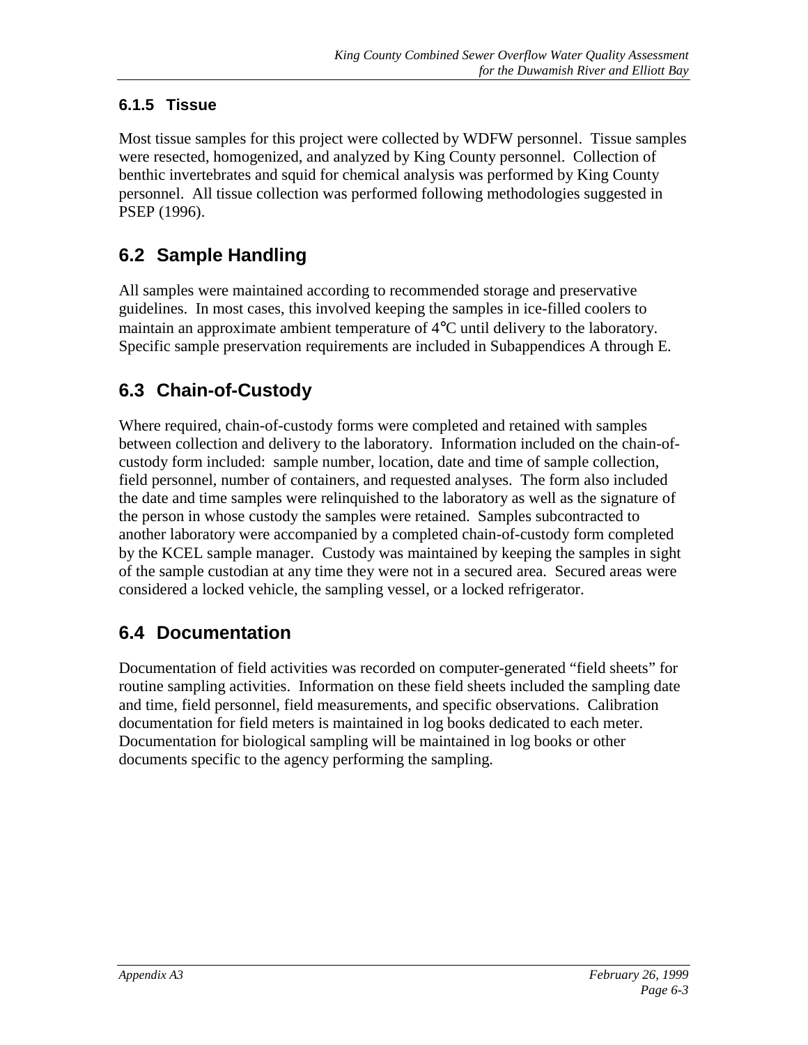### 6.1.5 Tissue

Most tissue samples for this project were collected by WDFW personnel. Tissue samples were resected, homogenized, and analyzed by King County personnel. Collection of benthic invertebrates and squid for chemical analysis was performed by King County personnel. All tissue collection was performed following methodologies suggested in PSEP (1996).

## 6.2 Sample Handling

All samples were maintained according to recommended storage and preservative guidelines. In most cases, this involved keeping the samples in ice-filled coolers to maintain an approximate ambient temperature of 4°C until delivery to the laboratory. Specific sample preservation requirements are included in Subappendices A through E.

## 6.3 Chain-of-Custody

Where required, chain-of-custody forms were completed and retained with samples between collection and delivery to the laboratory. Information included on the chain-of-custody form included: sample number, location, date and time of sample collection, field personnel, number of containers, and requested analyses. The form also included the date and time samples were relinquished to the laboratory as well as the signature of the person in whose custody the samples were retained. Samples subcontracted to another laboratory were accompanied by a completed chain-of-custody form completed by the KCEL sample manager. Custody was maintained by keeping the samples in sight of the sample custodian at any time they were not in a secured area. Secured areas were considered a locked vehicle, the sampling vessel, or a locked refrigerator.

## 6.4 Documentation

Documentation of field activities was recorded on computer-generated "field sheets" for routine sampling activities. Information on these field sheets included the sampling date and time, field personnel, field measurements, and specific observations. Calibration documentation for field meters is maintained in log books dedicated to each meter. Documentation for biological sampling will be maintained in log books or other documents specific to the agency performing the sampling.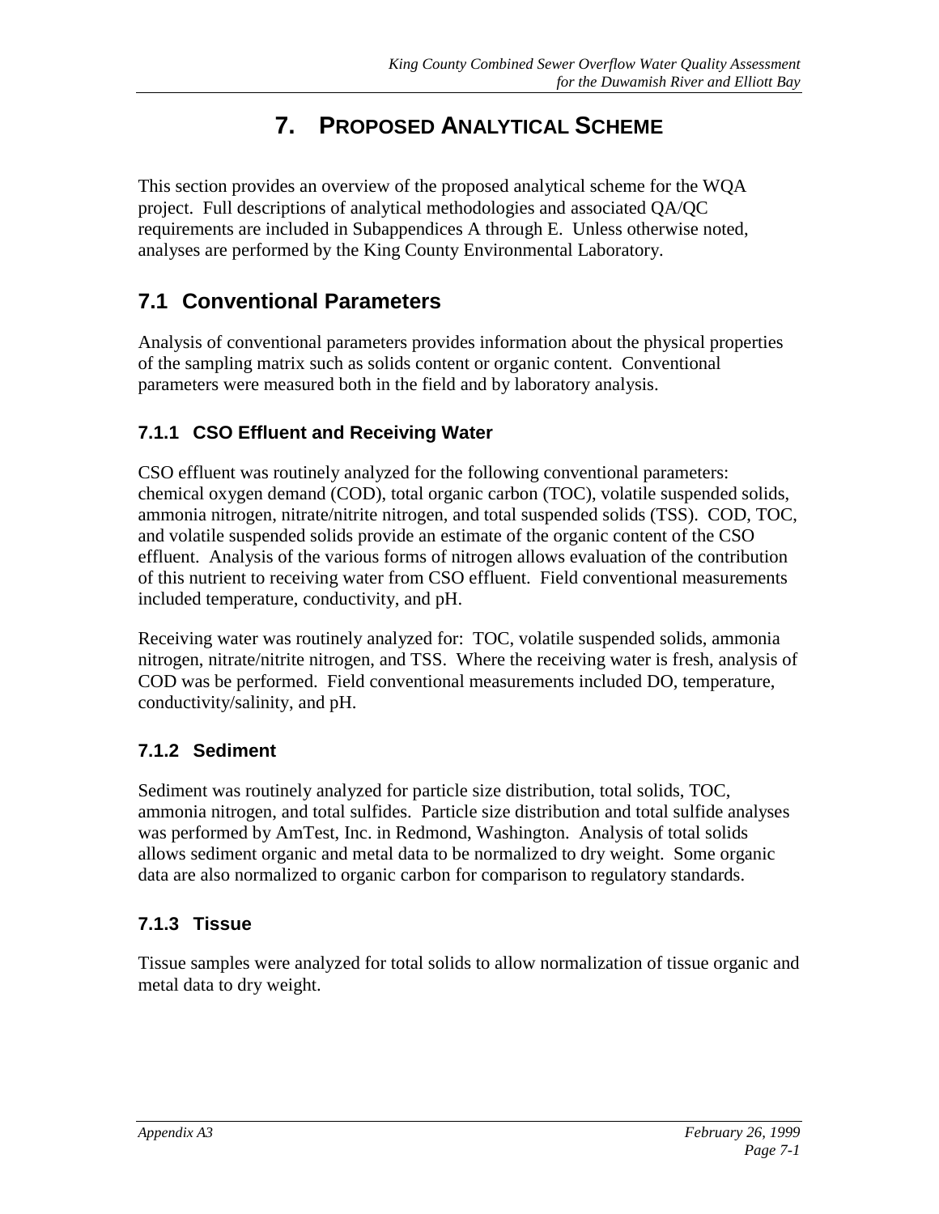# 7. PROPOSED ANALYTICAL SCHEME

This section provides an overview of the proposed analytical scheme for the WQA project. Full descriptions of analytical methodologies and associated QA/QC requirements are included in Subappendices A through E. Unless otherwise noted, analyses are performed by the King County Environmental Laboratory.

## 7.1 Conventional Parameters

Analysis of conventional parameters provides information about the physical properties of the sampling matrix such as solids content or organic content. Conventional parameters were measured both in the field and by laboratory analysis.

### 7.1.1 CSO Effluent and Receiving Water

CSO effluent was routinely analyzed for the following conventional parameters: chemical oxygen demand (COD), total organic carbon (TOC), volatile suspended solids, ammonia nitrogen, nitrate/nitrite nitrogen, and total suspended solids (TSS). COD, TOC, and volatile suspended solids provide an estimate of the organic content of the CSO effluent. Analysis of the various forms of nitrogen allows evaluation of the contribution of this nutrient to receiving water from CSO effluent. Field conventional measurements included temperature, conductivity, and pH.

Receiving water was routinely analyzed for: TOC, volatile suspended solids, ammonia nitrogen, nitrate/nitrite nitrogen, and TSS. Where the receiving water is fresh, analysis of COD was be performed. Field conventional measurements included DO, temperature, conductivity/salinity, and pH.

### 7.1.2 Sediment

Sediment was routinely analyzed for particle size distribution, total solids, TOC, ammonia nitrogen, and total sulfides. Particle size distribution and total sulfide analyses was performed by AmTest, Inc. in Redmond, Washington. Analysis of total solids allows sediment organic and metal data to be normalized to dry weight. Some organic data are also normalized to organic carbon for comparison to regulatory standards.

### 7.1.3 Tissue

Tissue samples were analyzed for total solids to allow normalization of tissue organic and metal data to dry weight.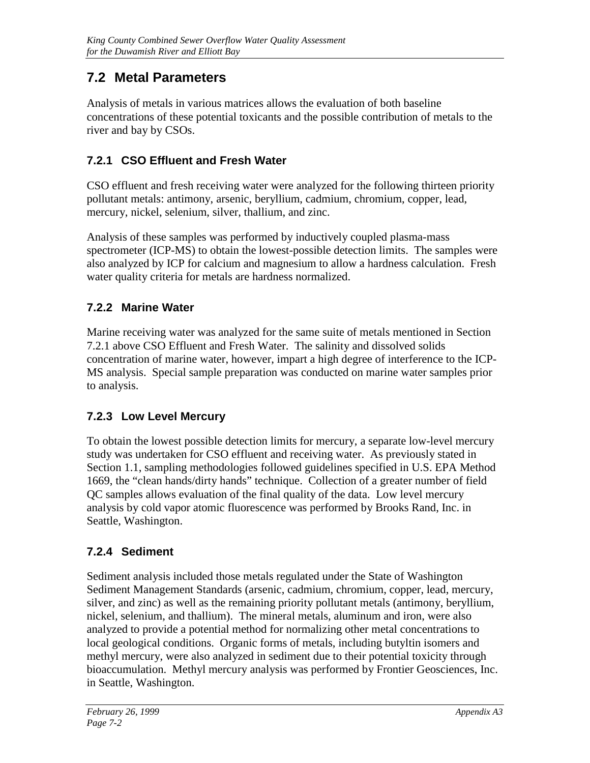## 7.2 Metal Parameters

Analysis of metals in various matrices allows the evaluation of both baseline concentrations of these potential toxicants and the possible contribution of metals to the river and bay by CSOs.

### 7.2.1 CSO Effluent and Fresh Water

CSO effluent and fresh receiving water were analyzed for the following thirteen priority pollutant metals: antimony, arsenic, beryllium, cadmium, chromium, copper, lead, mercury, nickel, selenium, silver, thallium, and zinc.

Analysis of these samples was performed by inductively coupled plasma-mass spectrometer (ICP-MS) to obtain the lowest-possible detection limits. The samples were also analyzed by ICP for calcium and magnesium to allow a hardness calculation. Fresh water quality criteria for metals are hardness normalized.

### 7.2.2 Marine Water

Marine receiving water was analyzed for the same suite of metals mentioned in Section 7.2.1 above CSO Effluent and Fresh Water. The salinity and dissolved solids concentration of marine water, however, impart a high degree of interference to the ICP-MS analysis. Special sample preparation was conducted on marine water samples prior to analysis.

### 7.2.3 Low Level Mercury

To obtain the lowest possible detection limits for mercury, a separate low-level mercury study was undertaken for CSO effluent and receiving water. As previously stated in Section 1.1, sampling methodologies followed guidelines specified in U.S. EPA Method 1669, the "clean hands/dirty hands" technique. Collection of a greater number of field QC samples allows evaluation of the final quality of the data. Low level mercury analysis by cold vapor atomic fluorescence was performed by Brooks Rand, Inc. in Seattle, Washington.

### 7.2.4 Sediment

Sediment analysis included those metals regulated under the State of Washington Sediment Management Standards (arsenic, cadmium, chromium, copper, lead, mercury, silver, and zinc) as well as the remaining priority pollutant metals (antimony, beryllium, nickel, selenium, and thallium). The mineral metals, aluminum and iron, were also analyzed to provide a potential method for normalizing other metal concentrations to local geological conditions. Organic forms of metals, including butyltin isomers and methyl mercury, were also analyzed in sediment due to their potential toxicity through bioaccumulation. Methyl mercury analysis was performed by Frontier Geosciences, Inc. in Seattle, Washington.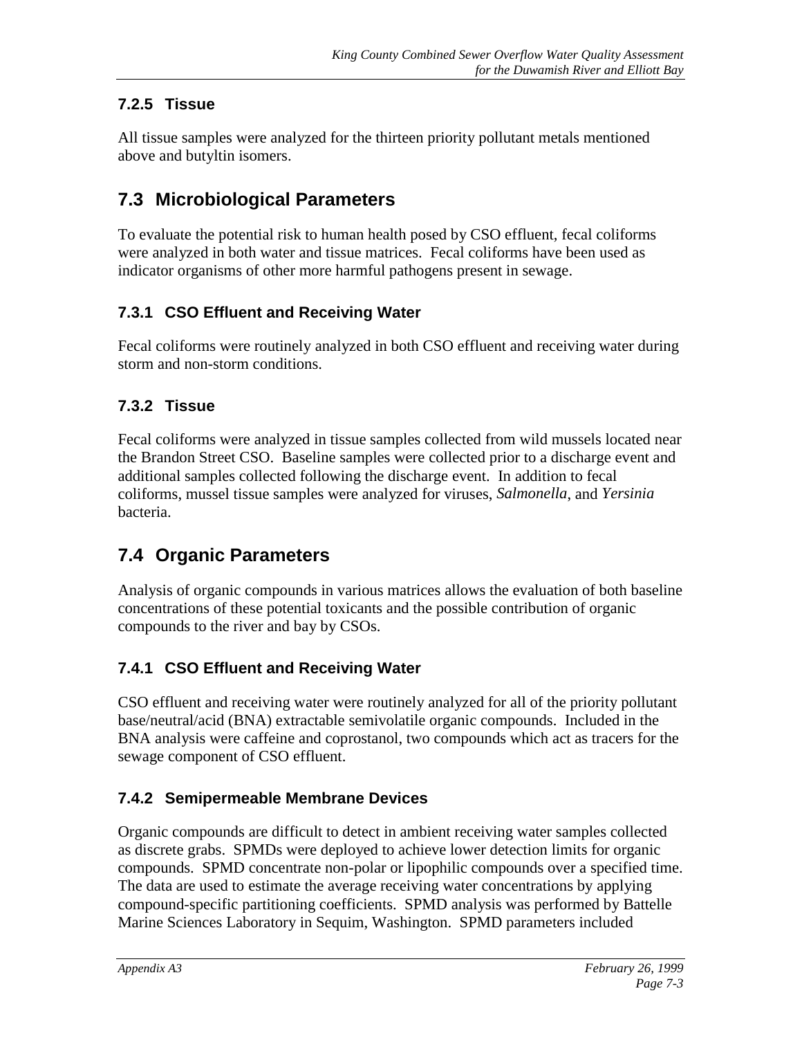### 7.2.5 Tissue

All tissue samples were analyzed for the thirteen priority pollutant metals mentioned above and butyltin isomers.

## 7.3 Microbiological Parameters

To evaluate the potential risk to human health posed by CSO effluent, fecal coliforms were analyzed in both water and tissue matrices. Fecal coliforms have been used as indicator organisms of other more harmful pathogens present in sewage.

### 7.3.1 CSO Effluent and Receiving Water

Fecal coliforms were routinely analyzed in both CSO effluent and receiving water during storm and non-storm conditions.

### 7.3.2 Tissue

Fecal coliforms were analyzed in tissue samples collected from wild mussels located near the Brandon Street CSO. Baseline samples were collected prior to a discharge event and additional samples collected following the discharge event. In addition to fecal coliforms, mussel tissue samples were analyzed for viruses, *Salmonella*, and *Yersinia* bacteria.

## 7.4 Organic Parameters

Analysis of organic compounds in various matrices allows the evaluation of both baseline concentrations of these potential toxicants and the possible contribution of organic compounds to the river and bay by CSOs.

### 7.4.1 CSO Effluent and Receiving Water

CSO effluent and receiving water were routinely analyzed for all of the priority pollutant base/neutral/acid (BNA) extractable semivolatile organic compounds. Included in the BNA analysis were caffeine and coprostanol, two compounds which act as tracers for the sewage component of CSO effluent.

### 7.4.2 Semipermeable Membrane Devices

Organic compounds are difficult to detect in ambient receiving water samples collected as discrete grabs. SPMDs were deployed to achieve lower detection limits for organic compounds. SPMD concentrate non-polar or lipophilic compounds over a specified time. The data are used to estimate the average receiving water concentrations by applying compound-specific partitioning coefficients. SPMD analysis was performed by Battelle Marine Sciences Laboratory in Sequim, Washington. SPMD parameters included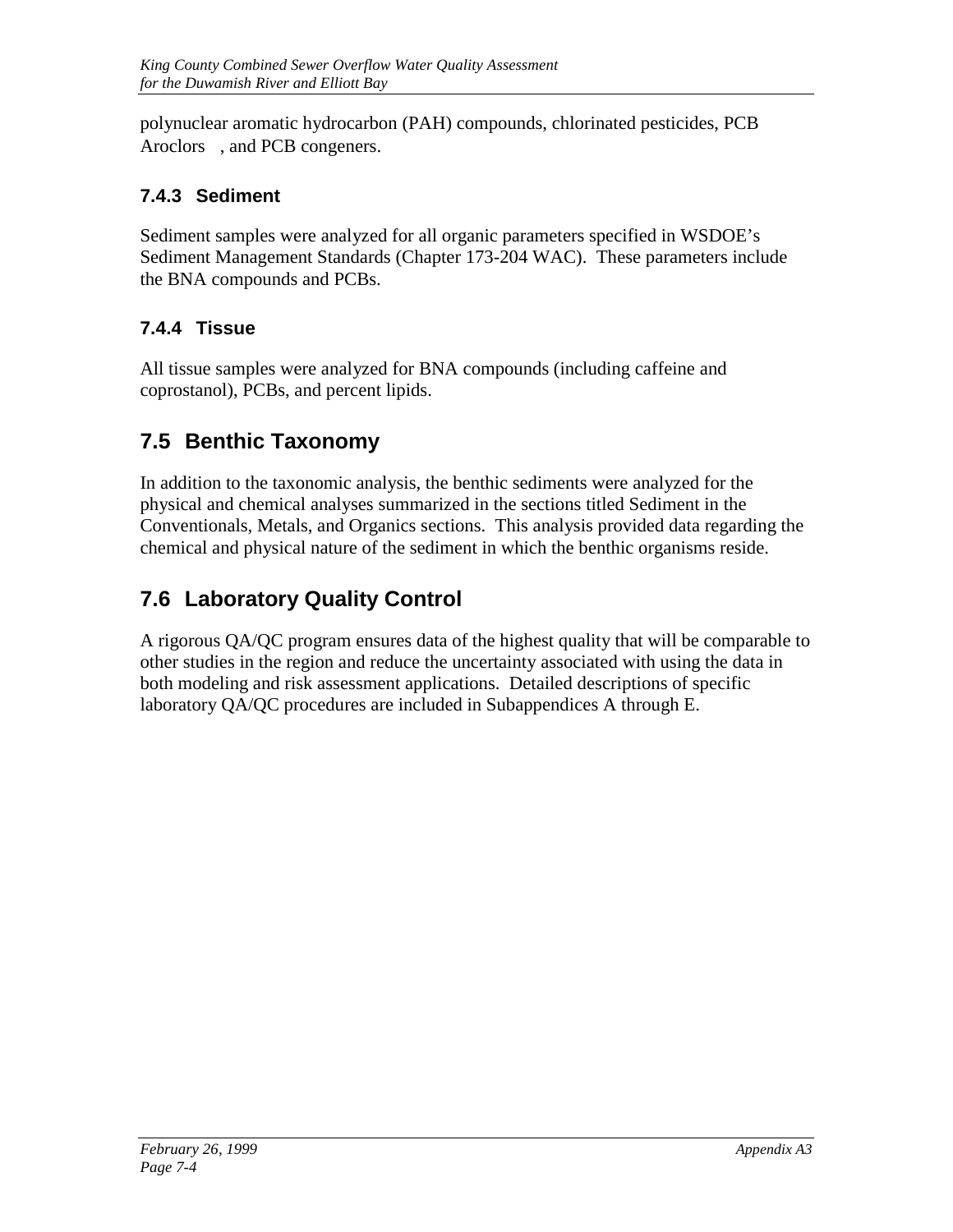polynuclear aromatic hydrocarbon (PAH) compounds, chlorinated pesticides, PCB Aroclors , and PCB congeners.

### 7.4.3 Sediment

Sediment samples were analyzed for all organic parameters specified in WSDOE's Sediment Management Standards (Chapter 173-204 WAC). These parameters include the BNA compounds and PCBs.

### 7.4.4 Tissue

All tissue samples were analyzed for BNA compounds (including caffeine and coprostanol), PCBs, and percent lipids.

## 7.5 Benthic Taxonomy

In addition to the taxonomic analysis, the benthic sediments were analyzed for the physical and chemical analyses summarized in the sections titled Sediment in the Conventionals, Metals, and Organics sections. This analysis provided data regarding the chemical and physical nature of the sediment in which the benthic organisms reside.

## 7.6 Laboratory Quality Control

A rigorous QA/QC program ensures data of the highest quality that will be comparable to other studies in the region and reduce the uncertainty associated with using the data in both modeling and risk assessment applications. Detailed descriptions of specific laboratory QA/QC procedures are included in Subappendices A through E.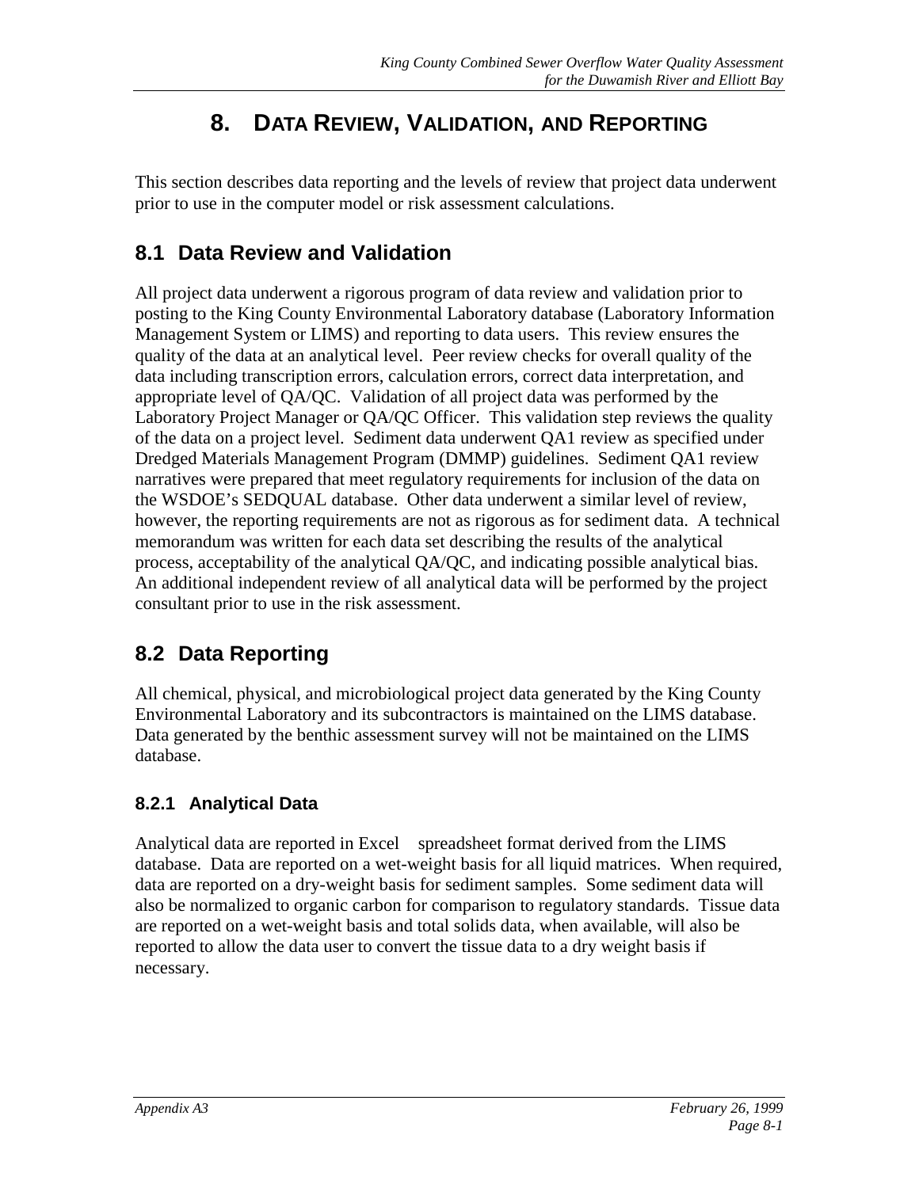# 8. DATA REVIEW, VALIDATION, AND REPORTING

This section describes data reporting and the levels of review that project data underwent prior to use in the computer model or risk assessment calculations.

## 8.1 Data Review and Validation

All project data underwent a rigorous program of data review and validation prior to posting to the King County Environmental Laboratory database (Laboratory Information Management System or LIMS) and reporting to data users. This review ensures the quality of the data at an analytical level. Peer review checks for overall quality of the data including transcription errors, calculation errors, correct data interpretation, and appropriate level of QA/QC. Validation of all project data was performed by the Laboratory Project Manager or QA/QC Officer. This validation step reviews the quality of the data on a project level. Sediment data underwent QA1 review as specified under Dredged Materials Management Program (DMMP) guidelines. Sediment QA1 review narratives were prepared that meet regulatory requirements for inclusion of the data on the WSDOE's SEDQUAL database. Other data underwent a similar level of review, however, the reporting requirements are not as rigorous as for sediment data. A technical memorandum was written for each data set describing the results of the analytical process, acceptability of the analytical QA/QC, and indicating possible analytical bias. An additional independent review of all analytical data will be performed by the project consultant prior to use in the risk assessment.

## 8.2 Data Reporting

All chemical, physical, and microbiological project data generated by the King County Environmental Laboratory and its subcontractors is maintained on the LIMS database. Data generated by the benthic assessment survey will not be maintained on the LIMS database.

### 8.2.1 Analytical Data

Analytical data are reported in Excel spreadsheet format derived from the LIMS database. Data are reported on a wet-weight basis for all liquid matrices. When required, data are reported on a dry-weight basis for sediment samples. Some sediment data will also be normalized to organic carbon for comparison to regulatory standards. Tissue data are reported on a wet-weight basis and total solids data, when available, will also be reported to allow the data user to convert the tissue data to a dry weight basis if necessary.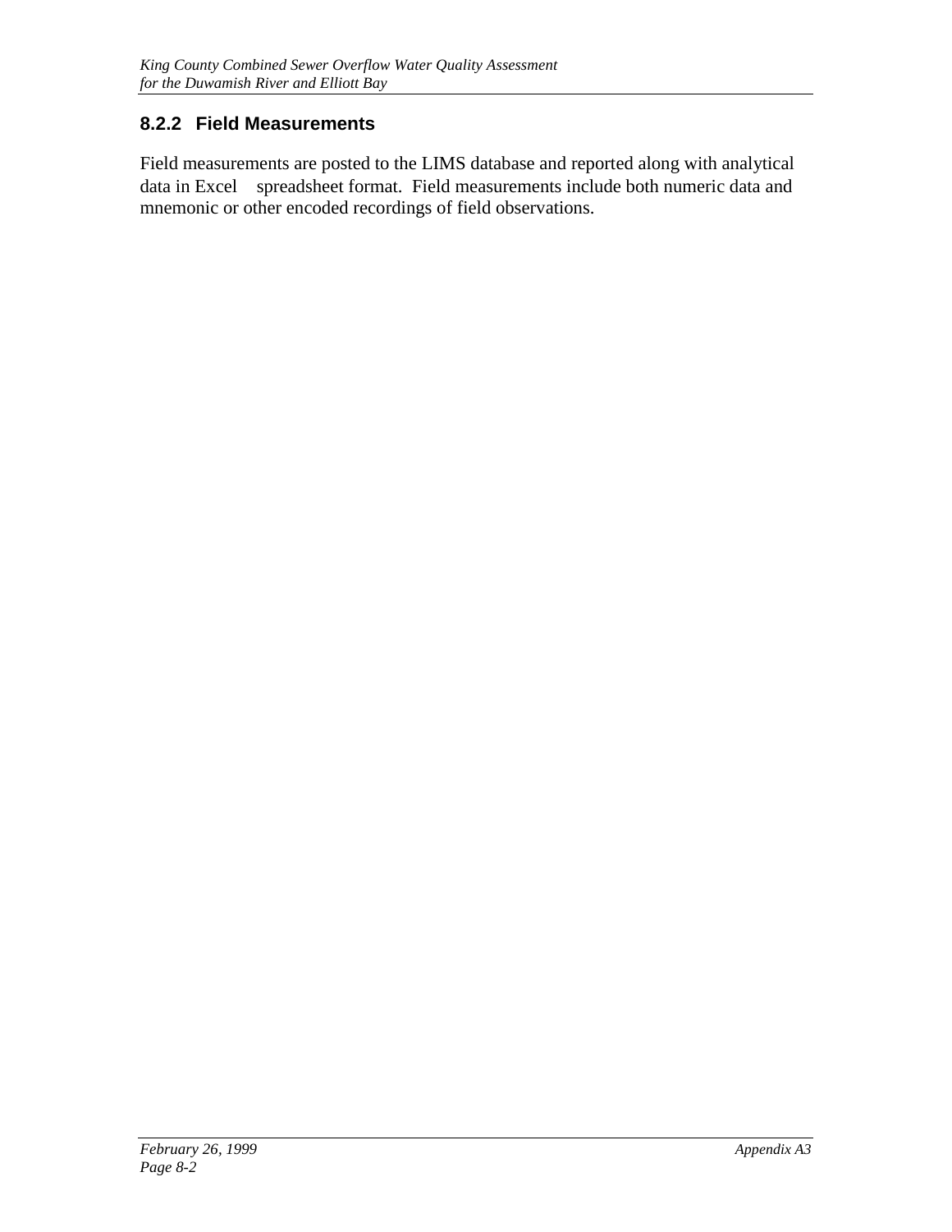### 8.2.2 Field Measurements

Field measurements are posted to the LIMS database and reported along with analytical data in Excel spreadsheet format. Field measurements include both numeric data and mnemonic or other encoded recordings of field observations.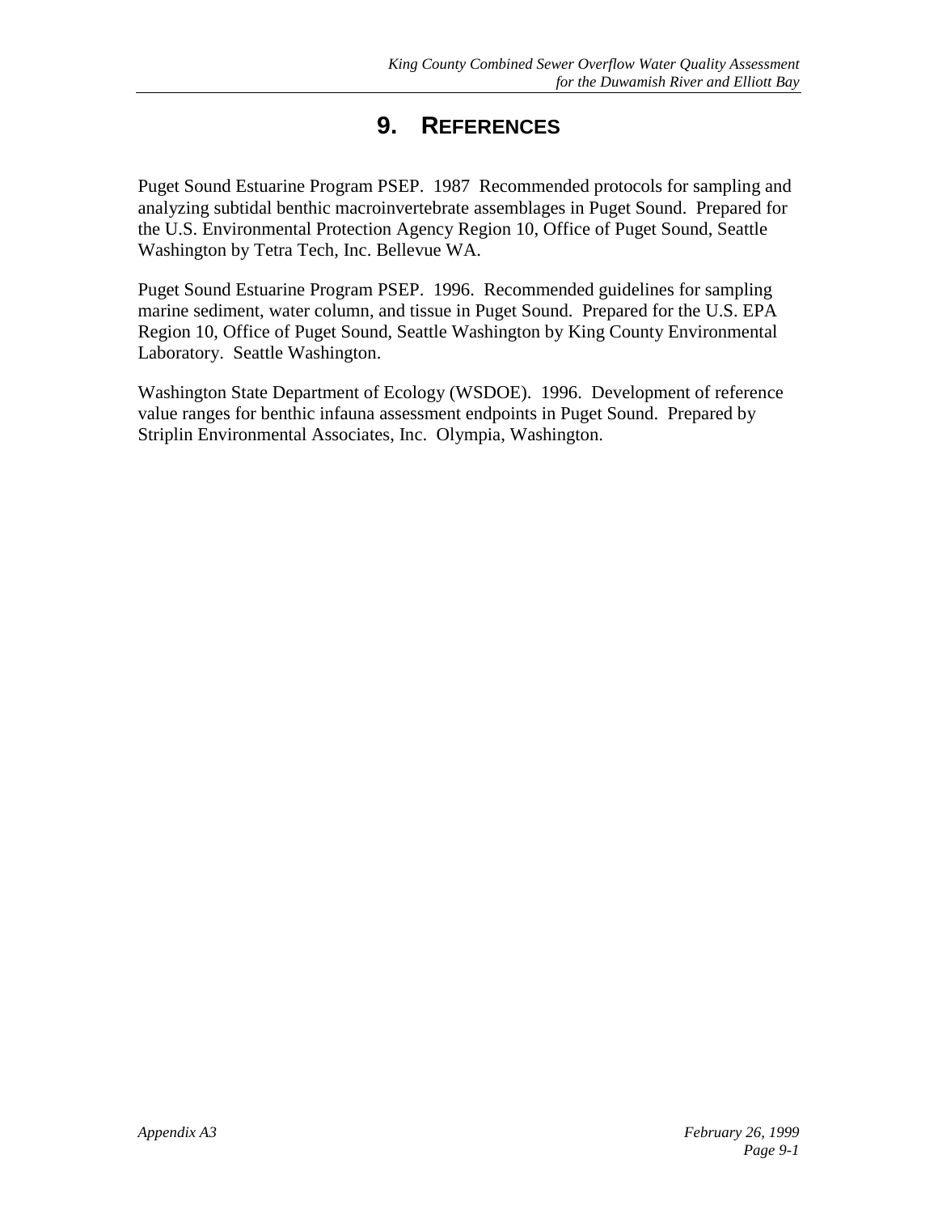# 9. REFERENCES

Puget Sound Estuarine Program PSEP. 1987 Recommended protocols for sampling and analyzing subtidal benthic macroinvertebrate assemblages in Puget Sound. Prepared for the U.S. Environmental Protection Agency Region 10, Office of Puget Sound, Seattle Washington by Tetra Tech, Inc. Bellevue WA.

Puget Sound Estuarine Program PSEP. 1996. Recommended guidelines for sampling marine sediment, water column, and tissue in Puget Sound. Prepared for the U.S. EPA Region 10, Office of Puget Sound, Seattle Washington by King County Environmental Laboratory. Seattle Washington.

Washington State Department of Ecology (WSDOE). 1996. Development of reference value ranges for benthic infauna assessment endpoints in Puget Sound. Prepared by Striplin Environmental Associates, Inc. Olympia, Washington.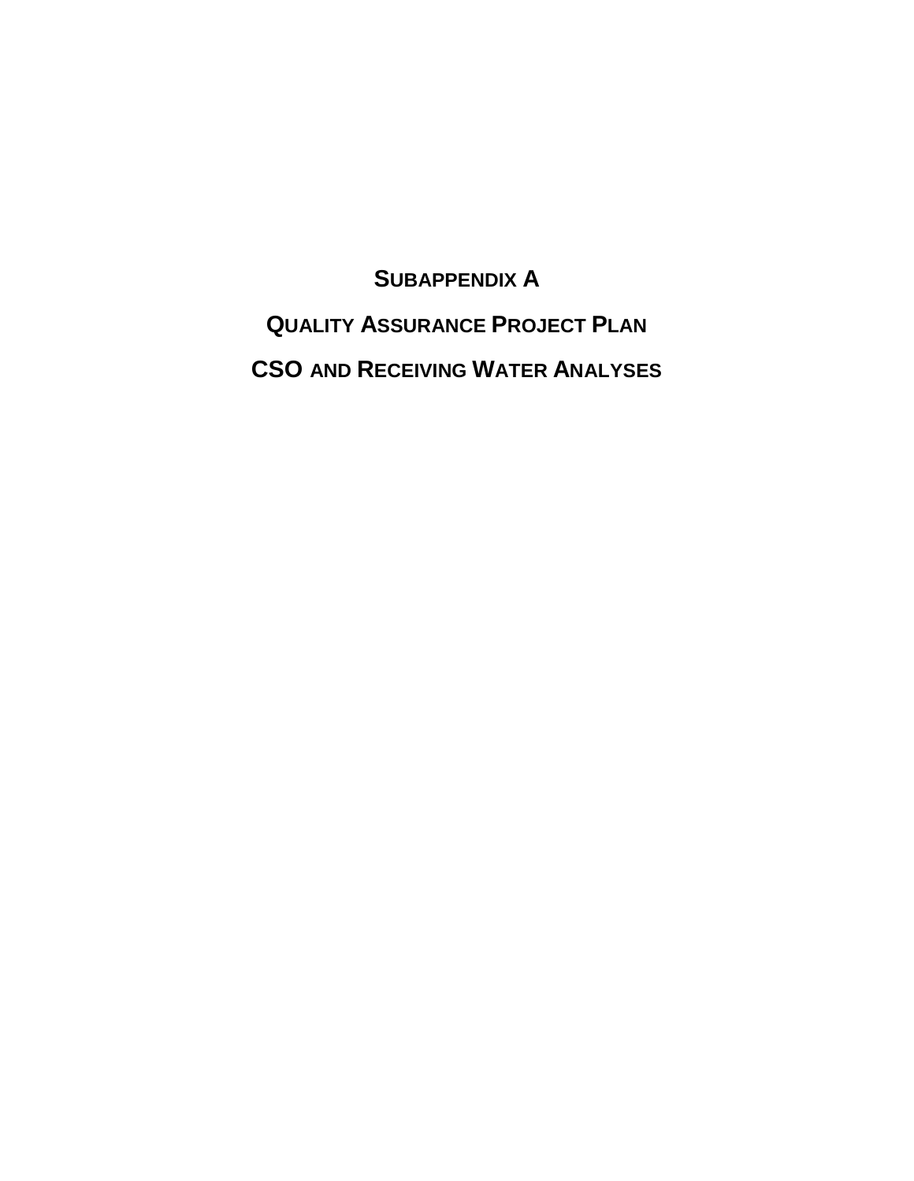# SUBAPPENDIX A

# QUALITY ASSURANCE PROJECT PLAN

# CSO AND RECEIVING WATER ANALYSES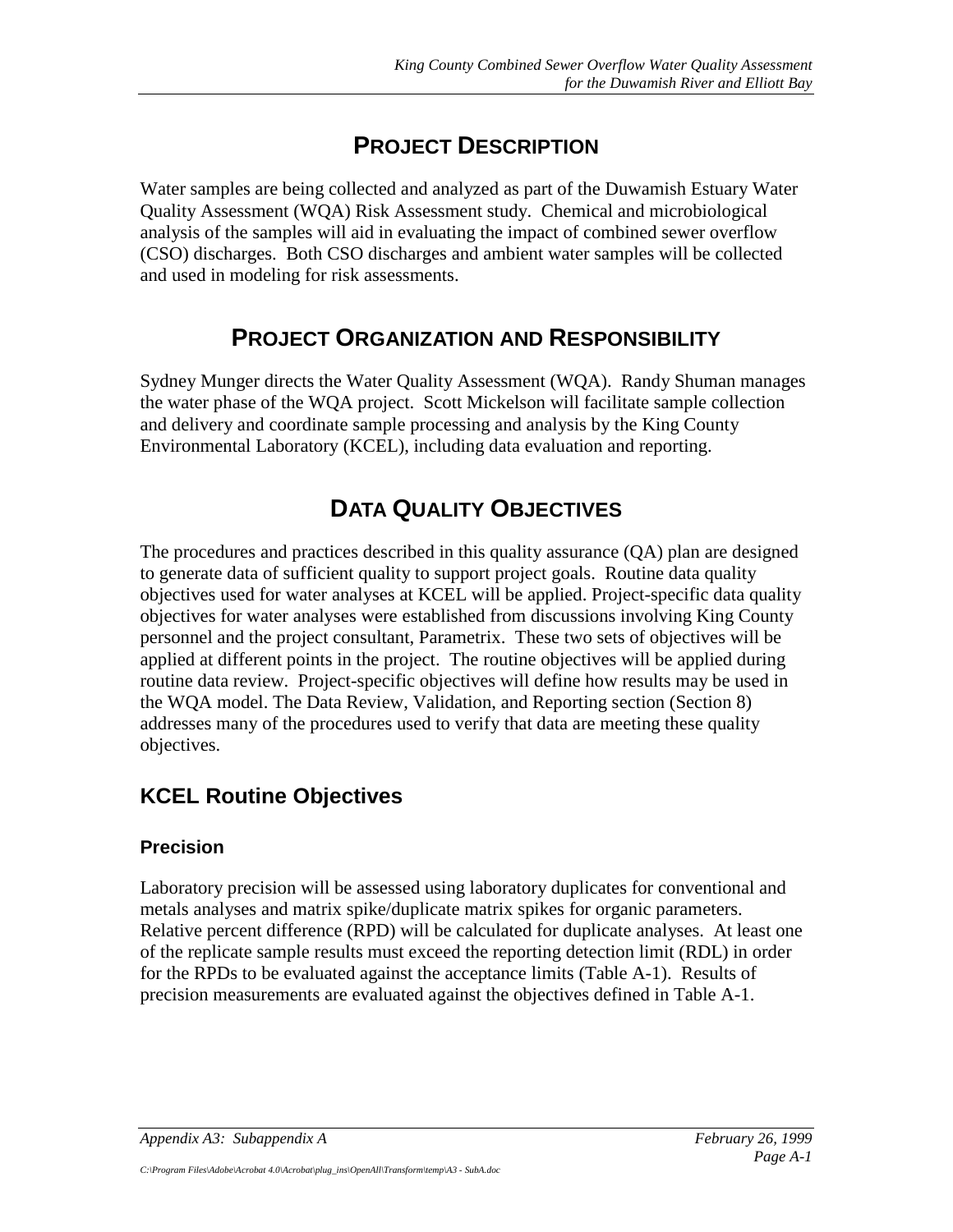# PROJECT DESCRIPTION

Water samples are being collected and analyzed as part of the Duwamish Estuary Water Quality Assessment (WQA) Risk Assessment study. Chemical and microbiological analysis of the samples will aid in evaluating the impact of combined sewer overflow (CSO) discharges. Both CSO discharges and ambient water samples will be collected and used in modeling for risk assessments.

# PROJECT ORGANIZATION AND RESPONSIBILITY

Sydney Munger directs the Water Quality Assessment (WQA). Randy Shuman manages the water phase of the WQA project. Scott Mickelson will facilitate sample collection and delivery and coordinate sample processing and analysis by the King County Environmental Laboratory (KCEL), including data evaluation and reporting.

# DATA QUALITY OBJECTIVES

The procedures and practices described in this quality assurance (QA) plan are designed to generate data of sufficient quality to support project goals. Routine data quality objectives used for water analyses at KCEL will be applied. Project-specific data quality objectives for water analyses were established from discussions involving King County personnel and the project consultant, Parametrix. These two sets of objectives will be applied at different points in the project. The routine objectives will be applied during routine data review. Project-specific objectives will define how results may be used in the WQA model. The Data Review, Validation, and Reporting section (Section 8) addresses many of the procedures used to verify that data are meeting these quality objectives.

## KCEL Routine Objectives

### Precision

Laboratory precision will be assessed using laboratory duplicates for conventional and metals analyses and matrix spike/duplicate matrix spikes for organic parameters. Relative percent difference (RPD) will be calculated for duplicate analyses. At least one of the replicate sample results must exceed the reporting detection limit (RDL) in order for the RPDs to be evaluated against the acceptance limits (Table A-1). Results of precision measurements are evaluated against the objectives defined in Table A-1.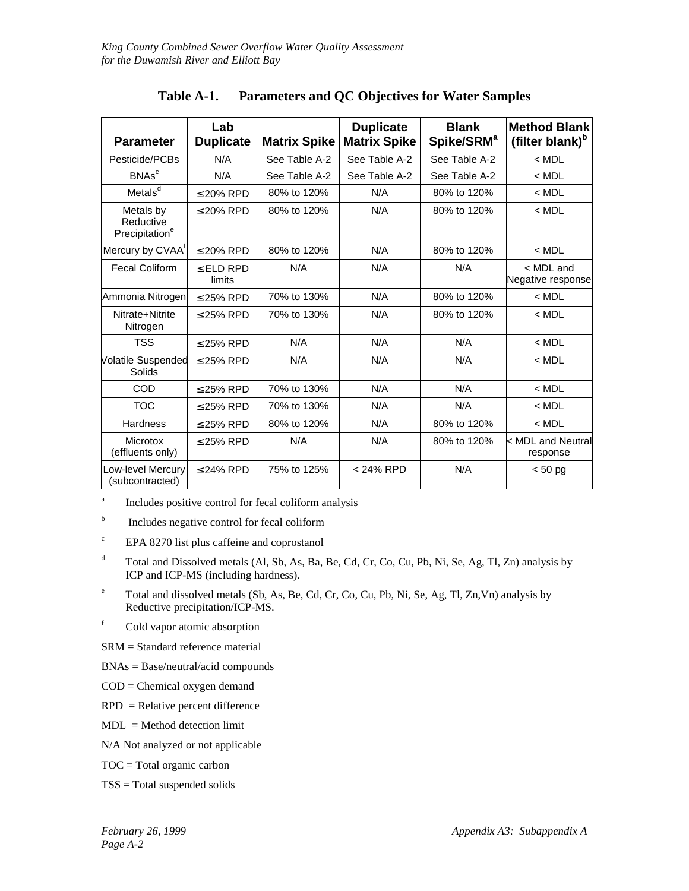## Table A-1. Parameters and QC Objectives for Water Samples

| Parameter | Lab Duplicate | Matrix Spike | Duplicate Matrix Spike | Blank Spike/SRM[a] | Method Blank (filter blank)[b] |
|---|---|---|---|---|---|
| Pesticide/PCBs | N/A | See Table A-2 | See Table A-2 | See Table A-2 | < MDL |
| BNAs[c] | N/A | See Table A-2 | See Table A-2 | See Table A-2 | < MDL |
| Metals[d] | ≤20% RPD | 80% to 120% | N/A | 80% to 120% | < MDL |
| Metals by Reductive Precipitation[e] | ≤20% RPD | 80% to 120% | N/A | 80% to 120% | < MDL |
| Mercury by CVAA[f] | ≤20% RPD | 80% to 120% | N/A | 80% to 120% | < MDL |
| Fecal Coliform | ≤ELD RPD limits | N/A | N/A | N/A | < MDL and Negative response |
| Ammonia Nitrogen | ≤25% RPD | 70% to 130% | N/A | 80% to 120% | < MDL |
| Nitrate+Nitrite Nitrogen | ≤25% RPD | 70% to 130% | N/A | 80% to 120% | < MDL |
| TSS | ≤25% RPD | N/A | N/A | N/A | < MDL |
| Volatile Suspended Solids | ≤25% RPD | N/A | N/A | N/A | < MDL |
| COD | ≤25% RPD | 70% to 130% | N/A | N/A | < MDL |
| TOC | ≤25% RPD | 70% to 130% | N/A | N/A | < MDL |
| Hardness | ≤25% RPD | 80% to 120% | N/A | 80% to 120% | < MDL |
| Microtox (effluents only) | ≤25% RPD | N/A | N/A | 80% to 120% | < MDL and Neutral response |
| Low-level Mercury (subcontracted) | ≤24% RPD | 75% to 125% | < 24% RPD | N/A | < 50 pg |

[a] Includes positive control for fecal coliform analysis

[b] Includes negative control for fecal coliform

[c] EPA 8270 list plus caffeine and coprostanol

[d] Total and Dissolved metals (Al, Sb, As, Ba, Be, Cd, Cr, Co, Cu, Pb, Ni, Se, Ag, Tl, Zn) analysis by ICP and ICP-MS (including hardness).

[e] Total and dissolved metals (Sb, As, Be, Cd, Cr, Co, Cu, Pb, Ni, Se, Ag, Tl, Zn,Vn) analysis by Reductive precipitation/ICP-MS.

[f] Cold vapor atomic absorption

SRM = Standard reference material

BNAs = Base/neutral/acid compounds

COD = Chemical oxygen demand

RPD = Relative percent difference

MDL = Method detection limit

N/A Not analyzed or not applicable

TOC = Total organic carbon

TSS = Total suspended solids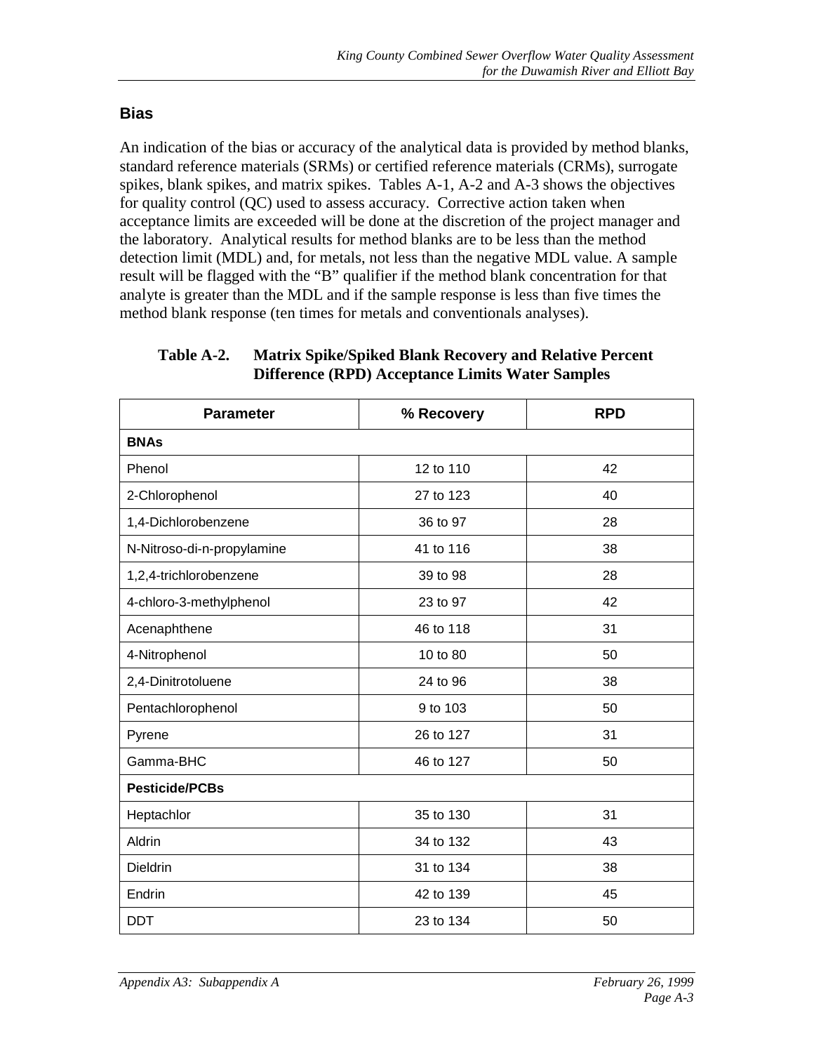## Bias

An indication of the bias or accuracy of the analytical data is provided by method blanks, standard reference materials (SRMs) or certified reference materials (CRMs), surrogate spikes, blank spikes, and matrix spikes. Tables A-1, A-2 and A-3 shows the objectives for quality control (QC) used to assess accuracy. Corrective action taken when acceptance limits are exceeded will be done at the discretion of the project manager and the laboratory. Analytical results for method blanks are to be less than the method detection limit (MDL) and, for metals, not less than the negative MDL value. A sample result will be flagged with the "B" qualifier if the method blank concentration for that analyte is greater than the MDL and if the sample response is less than five times the method blank response (ten times for metals and conventionals analyses).

**Table A-2. Matrix Spike/Spiked Blank Recovery and Relative Percent Difference (RPD) Acceptance Limits Water Samples**

| Parameter | % Recovery | RPD |
|---|---|---|
| **BNAs** | | |
| Phenol | 12 to 110 | 42 |
| 2-Chlorophenol | 27 to 123 | 40 |
| 1,4-Dichlorobenzene | 36 to 97 | 28 |
| N-Nitroso-di-n-propylamine | 41 to 116 | 38 |
| 1,2,4-trichlorobenzene | 39 to 98 | 28 |
| 4-chloro-3-methylphenol | 23 to 97 | 42 |
| Acenaphthene | 46 to 118 | 31 |
| 4-Nitrophenol | 10 to 80 | 50 |
| 2,4-Dinitrotoluene | 24 to 96 | 38 |
| Pentachlorophenol | 9 to 103 | 50 |
| Pyrene | 26 to 127 | 31 |
| Gamma-BHC | 46 to 127 | 50 |
| **Pesticide/PCBs** | | |
| Heptachlor | 35 to 130 | 31 |
| Aldrin | 34 to 132 | 43 |
| Dieldrin | 31 to 134 | 38 |
| Endrin | 42 to 139 | 45 |
| DDT | 23 to 134 | 50 |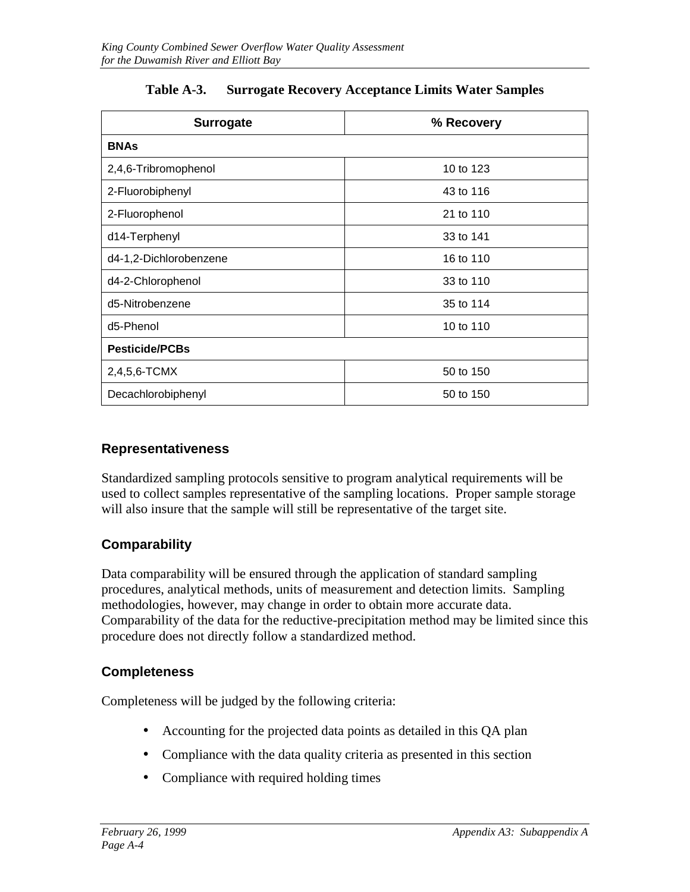**Table A-3. Surrogate Recovery Acceptance Limits Water Samples**

| Surrogate | % Recovery |
|---|---|
| **BNAs** | |
| 2,4,6-Tribromophenol | 10 to 123 |
| 2-Fluorobiphenyl | 43 to 116 |
| 2-Fluorophenol | 21 to 110 |
| d14-Terphenyl | 33 to 141 |
| d4-1,2-Dichlorobenzene | 16 to 110 |
| d4-2-Chlorophenol | 33 to 110 |
| d5-Nitrobenzene | 35 to 114 |
| d5-Phenol | 10 to 110 |
| **Pesticide/PCBs** | |
| 2,4,5,6-TCMX | 50 to 150 |
| Decachlorobiphenyl | 50 to 150 |

### Representativeness

Standardized sampling protocols sensitive to program analytical requirements will be used to collect samples representative of the sampling locations. Proper sample storage will also insure that the sample will still be representative of the target site.

### Comparability

Data comparability will be ensured through the application of standard sampling procedures, analytical methods, units of measurement and detection limits. Sampling methodologies, however, may change in order to obtain more accurate data. Comparability of the data for the reductive-precipitation method may be limited since this procedure does not directly follow a standardized method.

### Completeness

Completeness will be judged by the following criteria:

- Accounting for the projected data points as detailed in this QA plan
- Compliance with the data quality criteria as presented in this section
- Compliance with required holding times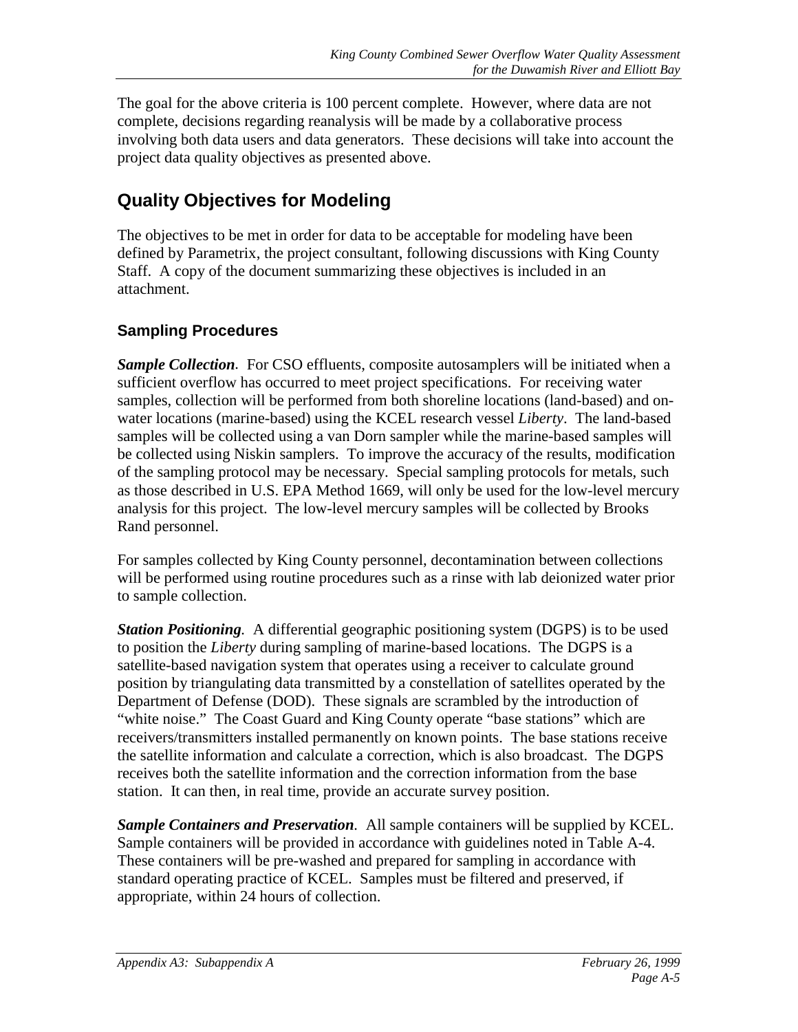The goal for the above criteria is 100 percent complete. However, where data are not complete, decisions regarding reanalysis will be made by a collaborative process involving both data users and data generators. These decisions will take into account the project data quality objectives as presented above.

## Quality Objectives for Modeling

The objectives to be met in order for data to be acceptable for modeling have been defined by Parametrix, the project consultant, following discussions with King County Staff. A copy of the document summarizing these objectives is included in an attachment.

### Sampling Procedures

***Sample Collection.*** For CSO effluents, composite autosamplers will be initiated when a sufficient overflow has occurred to meet project specifications. For receiving water samples, collection will be performed from both shoreline locations (land-based) and on-water locations (marine-based) using the KCEL research vessel *Liberty*. The land-based samples will be collected using a van Dorn sampler while the marine-based samples will be collected using Niskin samplers. To improve the accuracy of the results, modification of the sampling protocol may be necessary. Special sampling protocols for metals, such as those described in U.S. EPA Method 1669, will only be used for the low-level mercury analysis for this project. The low-level mercury samples will be collected by Brooks Rand personnel.

For samples collected by King County personnel, decontamination between collections will be performed using routine procedures such as a rinse with lab deionized water prior to sample collection.

***Station Positioning.*** A differential geographic positioning system (DGPS) is to be used to position the *Liberty* during sampling of marine-based locations. The DGPS is a satellite-based navigation system that operates using a receiver to calculate ground position by triangulating data transmitted by a constellation of satellites operated by the Department of Defense (DOD). These signals are scrambled by the introduction of "white noise." The Coast Guard and King County operate "base stations" which are receivers/transmitters installed permanently on known points. The base stations receive the satellite information and calculate a correction, which is also broadcast. The DGPS receives both the satellite information and the correction information from the base station. It can then, in real time, provide an accurate survey position.

***Sample Containers and Preservation.*** All sample containers will be supplied by KCEL. Sample containers will be provided in accordance with guidelines noted in Table A-4. These containers will be pre-washed and prepared for sampling in accordance with standard operating practice of KCEL. Samples must be filtered and preserved, if appropriate, within 24 hours of collection.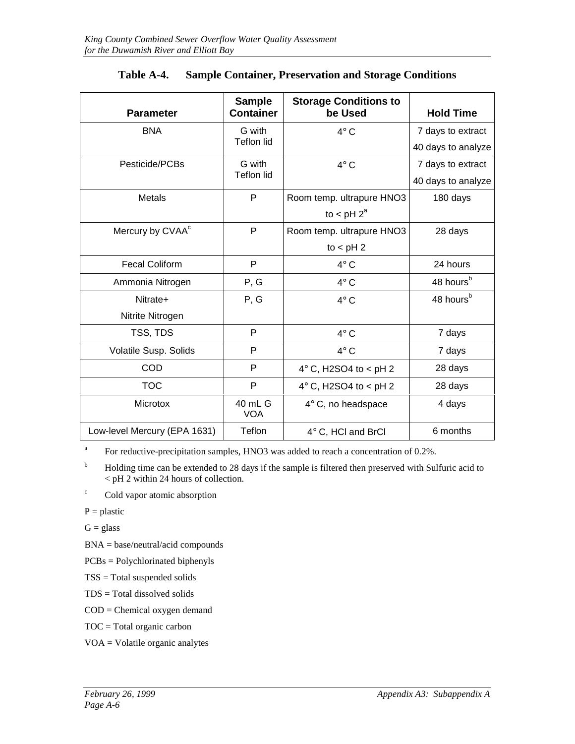**Table A-4. Sample Container, Preservation and Storage Conditions**

| Parameter | Sample Container | Storage Conditions to be Used | Hold Time |
|---|---|---|---|
| BNA | G with Teflon lid | 4° C | 7 days to extract<br>40 days to analyze |
| Pesticide/PCBs | G with Teflon lid | 4° C | 7 days to extract<br>40 days to analyze |
| Metals | P | Room temp. ultrapure HNO3 to < pH 2[a] | 180 days |
| Mercury by CVAA[c] | P | Room temp. ultrapure HNO3 to < pH 2 | 28 days |
| Fecal Coliform | P | 4° C | 24 hours |
| Ammonia Nitrogen | P, G | 4° C | 48 hours[b] |
| Nitrate+ Nitrite Nitrogen | P, G | 4° C | 48 hours[b] |
| TSS, TDS | P | 4° C | 7 days |
| Volatile Susp. Solids | P | 4° C | 7 days |
| COD | P | 4° C, H2SO4 to < pH 2 | 28 days |
| TOC | P | 4° C, H2SO4 to < pH 2 | 28 days |
| Microtox | 40 mL G VOA | 4° C, no headspace | 4 days |
| Low-level Mercury (EPA 1631) | Teflon | 4° C, HCl and BrCl | 6 months |

[a] For reductive-precipitation samples, HNO3 was added to reach a concentration of 0.2%.

[b] Holding time can be extended to 28 days if the sample is filtered then preserved with Sulfuric acid to < pH 2 within 24 hours of collection.

[c] Cold vapor atomic absorption

P = plastic

G = glass

BNA = base/neutral/acid compounds

PCBs = Polychlorinated biphenyls

TSS = Total suspended solids

TDS = Total dissolved solids

COD = Chemical oxygen demand

TOC = Total organic carbon

VOA = Volatile organic analytes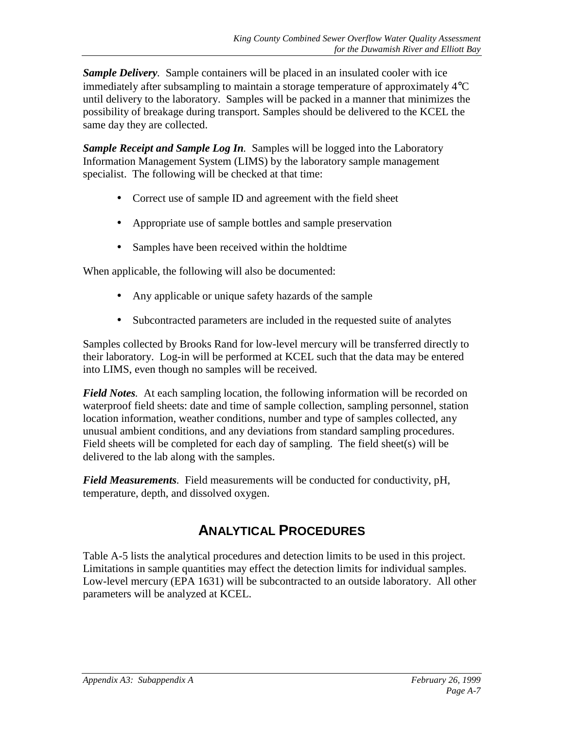***Sample Delivery**.* Sample containers will be placed in an insulated cooler with ice immediately after subsampling to maintain a storage temperature of approximately 4°C until delivery to the laboratory. Samples will be packed in a manner that minimizes the possibility of breakage during transport. Samples should be delivered to the KCEL the same day they are collected.

***Sample Receipt and Sample Log In**.* Samples will be logged into the Laboratory Information Management System (LIMS) by the laboratory sample management specialist. The following will be checked at that time:

- Correct use of sample ID and agreement with the field sheet
- Appropriate use of sample bottles and sample preservation
- Samples have been received within the holdtime

When applicable, the following will also be documented:

- Any applicable or unique safety hazards of the sample
- Subcontracted parameters are included in the requested suite of analytes

Samples collected by Brooks Rand for low-level mercury will be transferred directly to their laboratory. Log-in will be performed at KCEL such that the data may be entered into LIMS, even though no samples will be received.

***Field Notes**.* At each sampling location, the following information will be recorded on waterproof field sheets: date and time of sample collection, sampling personnel, station location information, weather conditions, number and type of samples collected, any unusual ambient conditions, and any deviations from standard sampling procedures. Field sheets will be completed for each day of sampling. The field sheet(s) will be delivered to the lab along with the samples.

***Field Measurements**.* Field measurements will be conducted for conductivity, pH, temperature, depth, and dissolved oxygen.

## ANALYTICAL PROCEDURES

Table A-5 lists the analytical procedures and detection limits to be used in this project. Limitations in sample quantities may effect the detection limits for individual samples. Low-level mercury (EPA 1631) will be subcontracted to an outside laboratory. All other parameters will be analyzed at KCEL.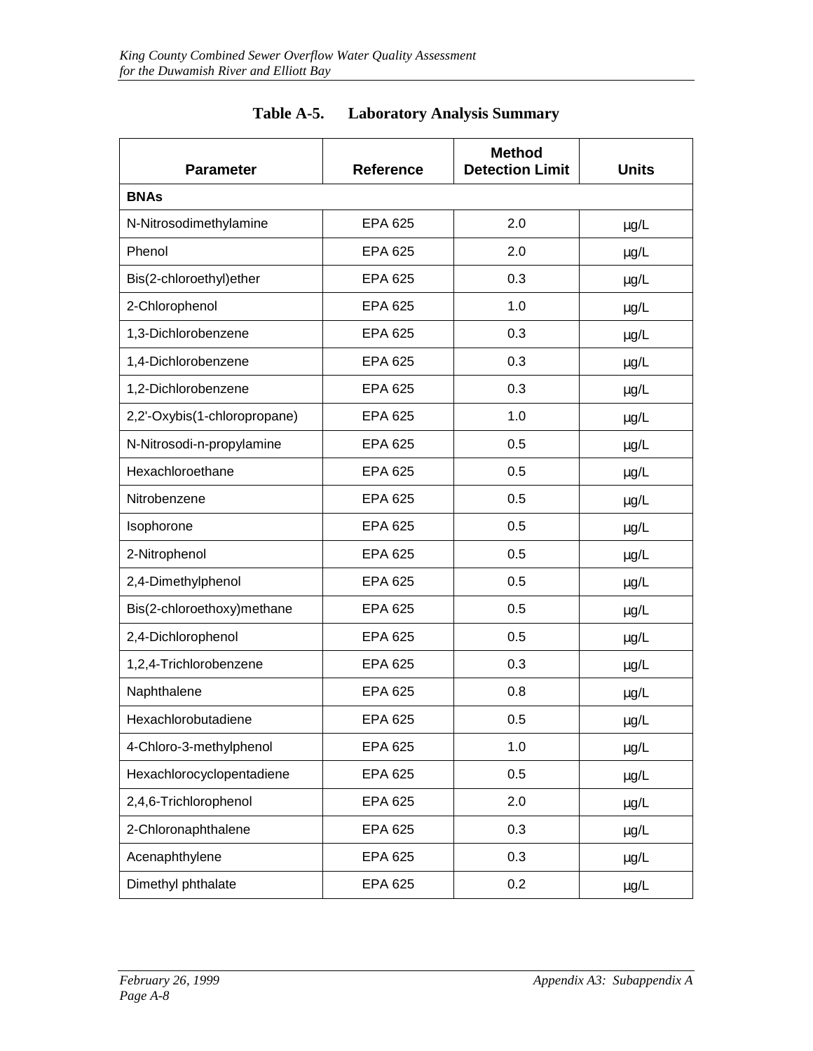**Table A-5. Laboratory Analysis Summary**

| Parameter | Reference | Method Detection Limit | Units |
|---|---|---|---|
| **BNAs** | | | |
| N-Nitrosodimethylamine | EPA 625 | 2.0 | µg/L |
| Phenol | EPA 625 | 2.0 | µg/L |
| Bis(2-chloroethyl)ether | EPA 625 | 0.3 | µg/L |
| 2-Chlorophenol | EPA 625 | 1.0 | µg/L |
| 1,3-Dichlorobenzene | EPA 625 | 0.3 | µg/L |
| 1,4-Dichlorobenzene | EPA 625 | 0.3 | µg/L |
| 1,2-Dichlorobenzene | EPA 625 | 0.3 | µg/L |
| 2,2'-Oxybis(1-chloropropane) | EPA 625 | 1.0 | µg/L |
| N-Nitrosodi-n-propylamine | EPA 625 | 0.5 | µg/L |
| Hexachloroethane | EPA 625 | 0.5 | µg/L |
| Nitrobenzene | EPA 625 | 0.5 | µg/L |
| Isophorone | EPA 625 | 0.5 | µg/L |
| 2-Nitrophenol | EPA 625 | 0.5 | µg/L |
| 2,4-Dimethylphenol | EPA 625 | 0.5 | µg/L |
| Bis(2-chloroethoxy)methane | EPA 625 | 0.5 | µg/L |
| 2,4-Dichlorophenol | EPA 625 | 0.5 | µg/L |
| 1,2,4-Trichlorobenzene | EPA 625 | 0.3 | µg/L |
| Naphthalene | EPA 625 | 0.8 | µg/L |
| Hexachlorobutadiene | EPA 625 | 0.5 | µg/L |
| 4-Chloro-3-methylphenol | EPA 625 | 1.0 | µg/L |
| Hexachlorocyclopentadiene | EPA 625 | 0.5 | µg/L |
| 2,4,6-Trichlorophenol | EPA 625 | 2.0 | µg/L |
| 2-Chloronaphthalene | EPA 625 | 0.3 | µg/L |
| Acenaphthylene | EPA 625 | 0.3 | µg/L |
| Dimethyl phthalate | EPA 625 | 0.2 | µg/L |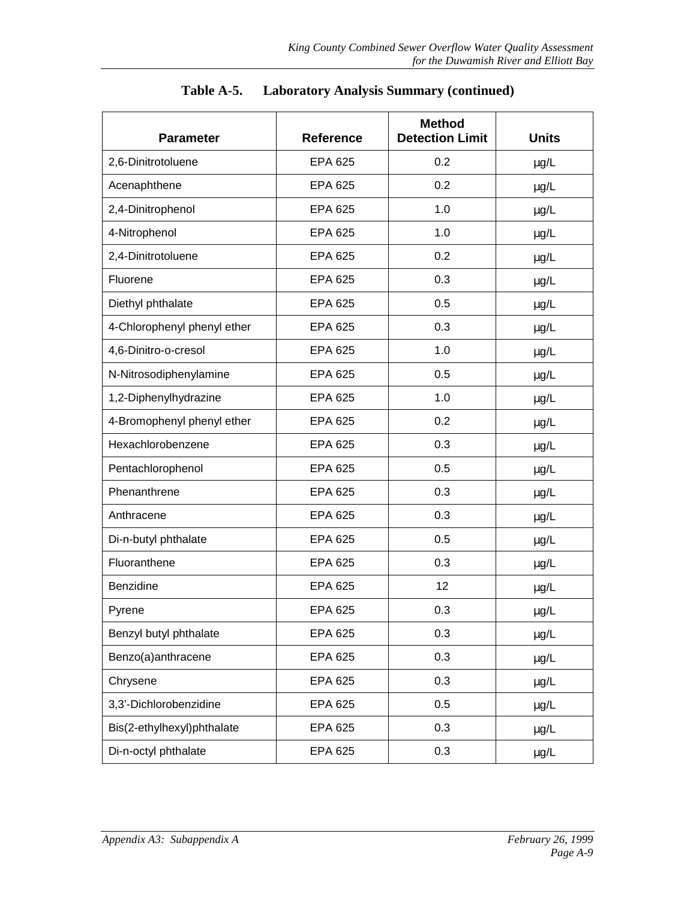**Table A-5. Laboratory Analysis Summary (continued)**

| Parameter | Reference | Method Detection Limit | Units |
|---|---|---|---|
| 2,6-Dinitrotoluene | EPA 625 | 0.2 | µg/L |
| Acenaphthene | EPA 625 | 0.2 | µg/L |
| 2,4-Dinitrophenol | EPA 625 | 1.0 | µg/L |
| 4-Nitrophenol | EPA 625 | 1.0 | µg/L |
| 2,4-Dinitrotoluene | EPA 625 | 0.2 | µg/L |
| Fluorene | EPA 625 | 0.3 | µg/L |
| Diethyl phthalate | EPA 625 | 0.5 | µg/L |
| 4-Chlorophenyl phenyl ether | EPA 625 | 0.3 | µg/L |
| 4,6-Dinitro-o-cresol | EPA 625 | 1.0 | µg/L |
| N-Nitrosodiphenylamine | EPA 625 | 0.5 | µg/L |
| 1,2-Diphenylhydrazine | EPA 625 | 1.0 | µg/L |
| 4-Bromophenyl phenyl ether | EPA 625 | 0.2 | µg/L |
| Hexachlorobenzene | EPA 625 | 0.3 | µg/L |
| Pentachlorophenol | EPA 625 | 0.5 | µg/L |
| Phenanthrene | EPA 625 | 0.3 | µg/L |
| Anthracene | EPA 625 | 0.3 | µg/L |
| Di-n-butyl phthalate | EPA 625 | 0.5 | µg/L |
| Fluoranthene | EPA 625 | 0.3 | µg/L |
| Benzidine | EPA 625 | 12 | µg/L |
| Pyrene | EPA 625 | 0.3 | µg/L |
| Benzyl butyl phthalate | EPA 625 | 0.3 | µg/L |
| Benzo(a)anthracene | EPA 625 | 0.3 | µg/L |
| Chrysene | EPA 625 | 0.3 | µg/L |
| 3,3'-Dichlorobenzidine | EPA 625 | 0.5 | µg/L |
| Bis(2-ethylhexyl)phthalate | EPA 625 | 0.3 | µg/L |
| Di-n-octyl phthalate | EPA 625 | 0.3 | µg/L |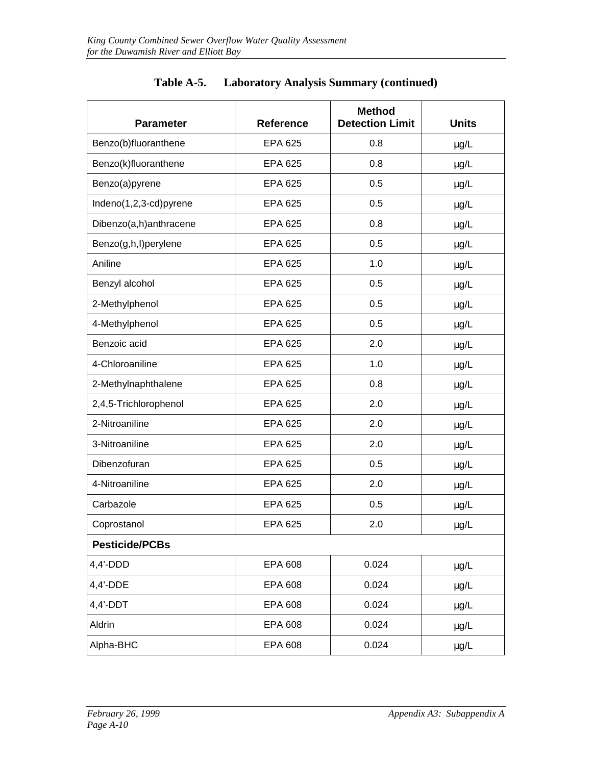**Table A-5. Laboratory Analysis Summary (continued)**

| Parameter | Reference | Method Detection Limit | Units |
|---|---|---|---|
| Benzo(b)fluoranthene | EPA 625 | 0.8 | µg/L |
| Benzo(k)fluoranthene | EPA 625 | 0.8 | µg/L |
| Benzo(a)pyrene | EPA 625 | 0.5 | µg/L |
| Indeno(1,2,3-cd)pyrene | EPA 625 | 0.5 | µg/L |
| Dibenzo(a,h)anthracene | EPA 625 | 0.8 | µg/L |
| Benzo(g,h,I)perylene | EPA 625 | 0.5 | µg/L |
| Aniline | EPA 625 | 1.0 | µg/L |
| Benzyl alcohol | EPA 625 | 0.5 | µg/L |
| 2-Methylphenol | EPA 625 | 0.5 | µg/L |
| 4-Methylphenol | EPA 625 | 0.5 | µg/L |
| Benzoic acid | EPA 625 | 2.0 | µg/L |
| 4-Chloroaniline | EPA 625 | 1.0 | µg/L |
| 2-Methylnaphthalene | EPA 625 | 0.8 | µg/L |
| 2,4,5-Trichlorophenol | EPA 625 | 2.0 | µg/L |
| 2-Nitroaniline | EPA 625 | 2.0 | µg/L |
| 3-Nitroaniline | EPA 625 | 2.0 | µg/L |
| Dibenzofuran | EPA 625 | 0.5 | µg/L |
| 4-Nitroaniline | EPA 625 | 2.0 | µg/L |
| Carbazole | EPA 625 | 0.5 | µg/L |
| Coprostanol | EPA 625 | 2.0 | µg/L |
| **Pesticide/PCBs** | | | |
| 4,4'-DDD | EPA 608 | 0.024 | µg/L |
| 4,4'-DDE | EPA 608 | 0.024 | µg/L |
| 4,4'-DDT | EPA 608 | 0.024 | µg/L |
| Aldrin | EPA 608 | 0.024 | µg/L |
| Alpha-BHC | EPA 608 | 0.024 | µg/L |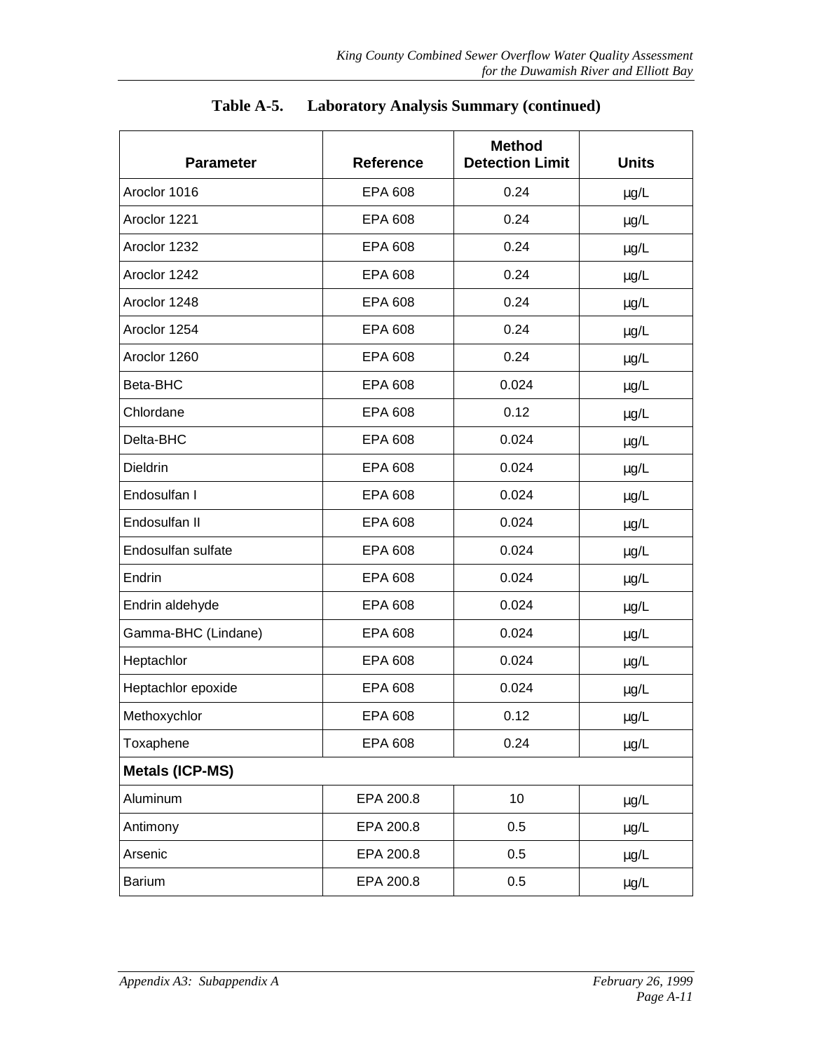**Table A-5. Laboratory Analysis Summary (continued)**

| Parameter | Reference | Method Detection Limit | Units |
|---|---|---|---|
| Aroclor 1016 | EPA 608 | 0.24 | µg/L |
| Aroclor 1221 | EPA 608 | 0.24 | µg/L |
| Aroclor 1232 | EPA 608 | 0.24 | µg/L |
| Aroclor 1242 | EPA 608 | 0.24 | µg/L |
| Aroclor 1248 | EPA 608 | 0.24 | µg/L |
| Aroclor 1254 | EPA 608 | 0.24 | µg/L |
| Aroclor 1260 | EPA 608 | 0.24 | µg/L |
| Beta-BHC | EPA 608 | 0.024 | µg/L |
| Chlordane | EPA 608 | 0.12 | µg/L |
| Delta-BHC | EPA 608 | 0.024 | µg/L |
| Dieldrin | EPA 608 | 0.024 | µg/L |
| Endosulfan I | EPA 608 | 0.024 | µg/L |
| Endosulfan II | EPA 608 | 0.024 | µg/L |
| Endosulfan sulfate | EPA 608 | 0.024 | µg/L |
| Endrin | EPA 608 | 0.024 | µg/L |
| Endrin aldehyde | EPA 608 | 0.024 | µg/L |
| Gamma-BHC (Lindane) | EPA 608 | 0.024 | µg/L |
| Heptachlor | EPA 608 | 0.024 | µg/L |
| Heptachlor epoxide | EPA 608 | 0.024 | µg/L |
| Methoxychlor | EPA 608 | 0.12 | µg/L |
| Toxaphene | EPA 608 | 0.24 | µg/L |
| **Metals (ICP-MS)** | | | |
| Aluminum | EPA 200.8 | 10 | µg/L |
| Antimony | EPA 200.8 | 0.5 | µg/L |
| Arsenic | EPA 200.8 | 0.5 | µg/L |
| Barium | EPA 200.8 | 0.5 | µg/L |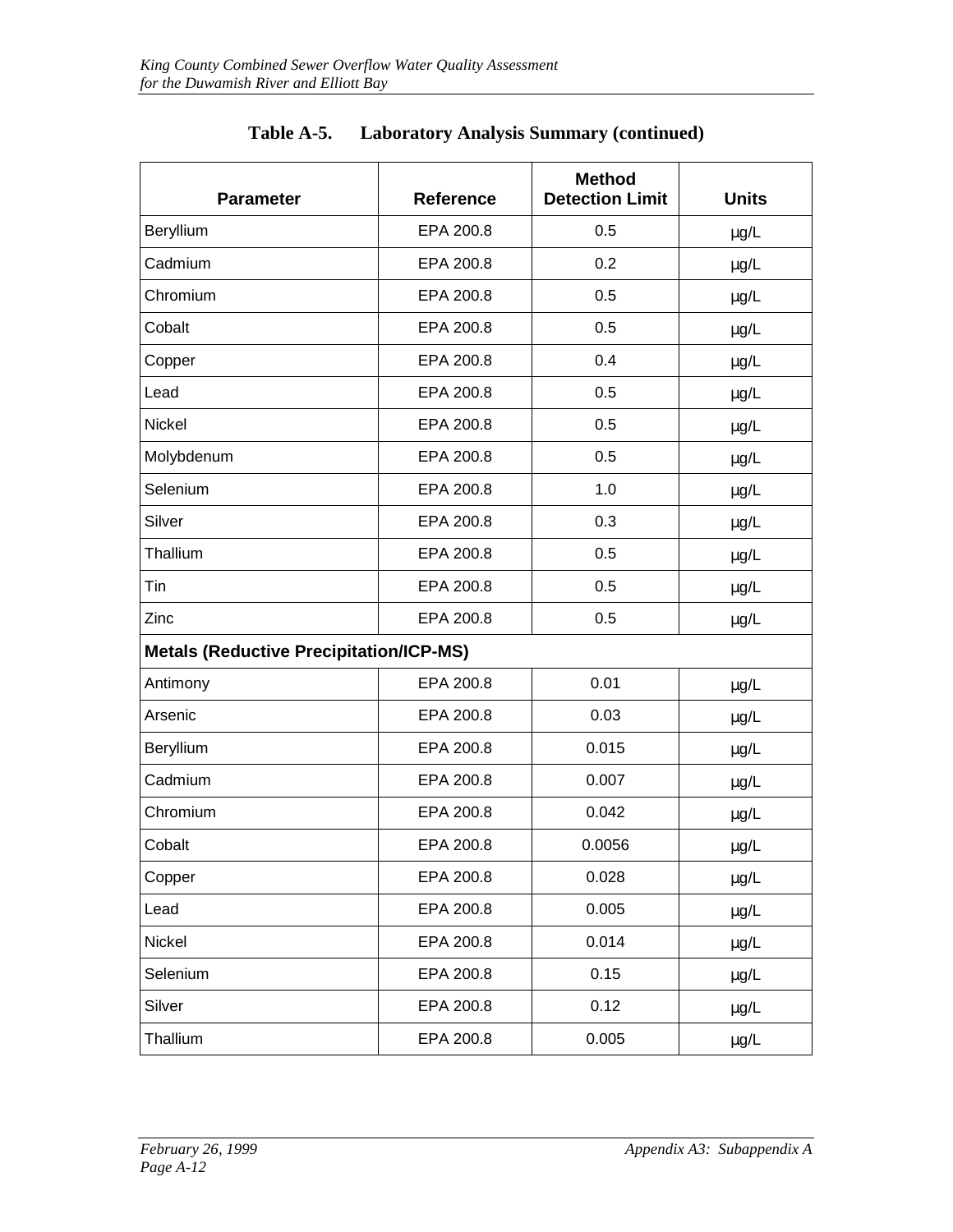**Table A-5. Laboratory Analysis Summary (continued)**

| Parameter | Reference | Method Detection Limit | Units |
|---|---|---|---|
| Beryllium | EPA 200.8 | 0.5 | µg/L |
| Cadmium | EPA 200.8 | 0.2 | µg/L |
| Chromium | EPA 200.8 | 0.5 | µg/L |
| Cobalt | EPA 200.8 | 0.5 | µg/L |
| Copper | EPA 200.8 | 0.4 | µg/L |
| Lead | EPA 200.8 | 0.5 | µg/L |
| Nickel | EPA 200.8 | 0.5 | µg/L |
| Molybdenum | EPA 200.8 | 0.5 | µg/L |
| Selenium | EPA 200.8 | 1.0 | µg/L |
| Silver | EPA 200.8 | 0.3 | µg/L |
| Thallium | EPA 200.8 | 0.5 | µg/L |
| Tin | EPA 200.8 | 0.5 | µg/L |
| Zinc | EPA 200.8 | 0.5 | µg/L |
| **Metals (Reductive Precipitation/ICP-MS)** | | | |
| Antimony | EPA 200.8 | 0.01 | µg/L |
| Arsenic | EPA 200.8 | 0.03 | µg/L |
| Beryllium | EPA 200.8 | 0.015 | µg/L |
| Cadmium | EPA 200.8 | 0.007 | µg/L |
| Chromium | EPA 200.8 | 0.042 | µg/L |
| Cobalt | EPA 200.8 | 0.0056 | µg/L |
| Copper | EPA 200.8 | 0.028 | µg/L |
| Lead | EPA 200.8 | 0.005 | µg/L |
| Nickel | EPA 200.8 | 0.014 | µg/L |
| Selenium | EPA 200.8 | 0.15 | µg/L |
| Silver | EPA 200.8 | 0.12 | µg/L |
| Thallium | EPA 200.8 | 0.005 | µg/L |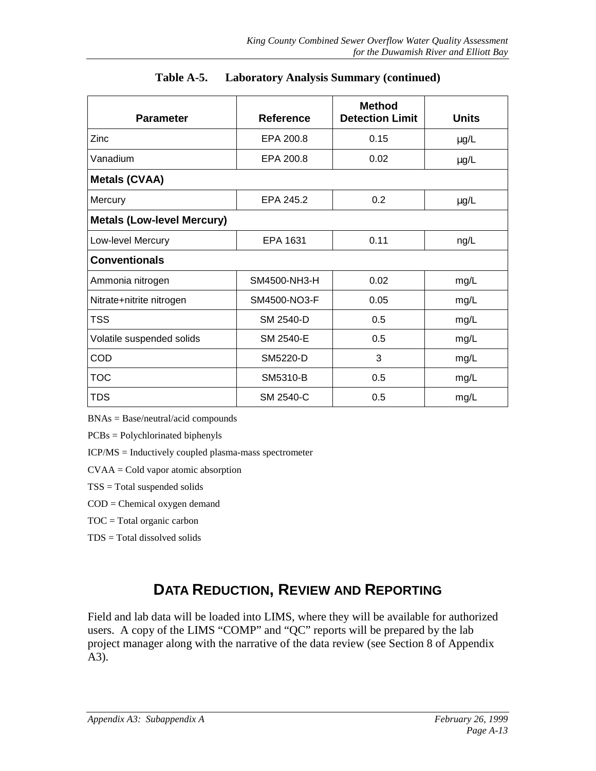**Table A-5. Laboratory Analysis Summary (continued)**

| Parameter | Reference | Method Detection Limit | Units |
|---|---|---|---|
| Zinc | EPA 200.8 | 0.15 | µg/L |
| Vanadium | EPA 200.8 | 0.02 | µg/L |
| **Metals (CVAA)** | | | |
| Mercury | EPA 245.2 | 0.2 | µg/L |
| **Metals (Low-level Mercury)** | | | |
| Low-level Mercury | EPA 1631 | 0.11 | ng/L |
| **Conventionals** | | | |
| Ammonia nitrogen | SM4500-NH3-H | 0.02 | mg/L |
| Nitrate+nitrite nitrogen | SM4500-NO3-F | 0.05 | mg/L |
| TSS | SM 2540-D | 0.5 | mg/L |
| Volatile suspended solids | SM 2540-E | 0.5 | mg/L |
| COD | SM5220-D | 3 | mg/L |
| TOC | SM5310-B | 0.5 | mg/L |
| TDS | SM 2540-C | 0.5 | mg/L |

BNAs = Base/neutral/acid compounds

PCBs = Polychlorinated biphenyls

ICP/MS = Inductively coupled plasma-mass spectrometer

CVAA = Cold vapor atomic absorption

TSS = Total suspended solids

COD = Chemical oxygen demand

TOC = Total organic carbon

TDS = Total dissolved solids

## DATA REDUCTION, REVIEW AND REPORTING

Field and lab data will be loaded into LIMS, where they will be available for authorized users. A copy of the LIMS "COMP" and "QC" reports will be prepared by the lab project manager along with the narrative of the data review (see Section 8 of Appendix A3).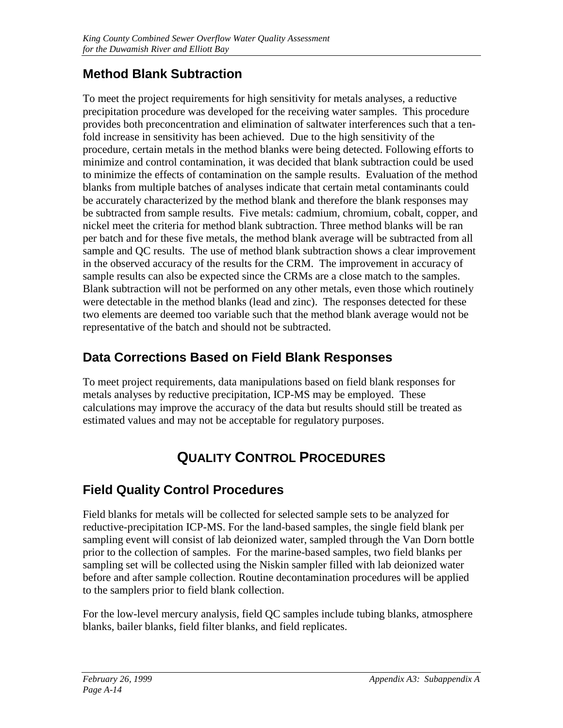## Method Blank Subtraction

To meet the project requirements for high sensitivity for metals analyses, a reductive precipitation procedure was developed for the receiving water samples. This procedure provides both preconcentration and elimination of saltwater interferences such that a ten-fold increase in sensitivity has been achieved. Due to the high sensitivity of the procedure, certain metals in the method blanks were being detected. Following efforts to minimize and control contamination, it was decided that blank subtraction could be used to minimize the effects of contamination on the sample results. Evaluation of the method blanks from multiple batches of analyses indicate that certain metal contaminants could be accurately characterized by the method blank and therefore the blank responses may be subtracted from sample results. Five metals: cadmium, chromium, cobalt, copper, and nickel meet the criteria for method blank subtraction. Three method blanks will be ran per batch and for these five metals, the method blank average will be subtracted from all sample and QC results. The use of method blank subtraction shows a clear improvement in the observed accuracy of the results for the CRM. The improvement in accuracy of sample results can also be expected since the CRMs are a close match to the samples. Blank subtraction will not be performed on any other metals, even those which routinely were detectable in the method blanks (lead and zinc). The responses detected for these two elements are deemed too variable such that the method blank average would not be representative of the batch and should not be subtracted.

## Data Corrections Based on Field Blank Responses

To meet project requirements, data manipulations based on field blank responses for metals analyses by reductive precipitation, ICP-MS may be employed. These calculations may improve the accuracy of the data but results should still be treated as estimated values and may not be acceptable for regulatory purposes.

# QUALITY CONTROL PROCEDURES

## Field Quality Control Procedures

Field blanks for metals will be collected for selected sample sets to be analyzed for reductive-precipitation ICP-MS. For the land-based samples, the single field blank per sampling event will consist of lab deionized water, sampled through the Van Dorn bottle prior to the collection of samples. For the marine-based samples, two field blanks per sampling set will be collected using the Niskin sampler filled with lab deionized water before and after sample collection. Routine decontamination procedures will be applied to the samplers prior to field blank collection.

For the low-level mercury analysis, field QC samples include tubing blanks, atmosphere blanks, bailer blanks, field filter blanks, and field replicates.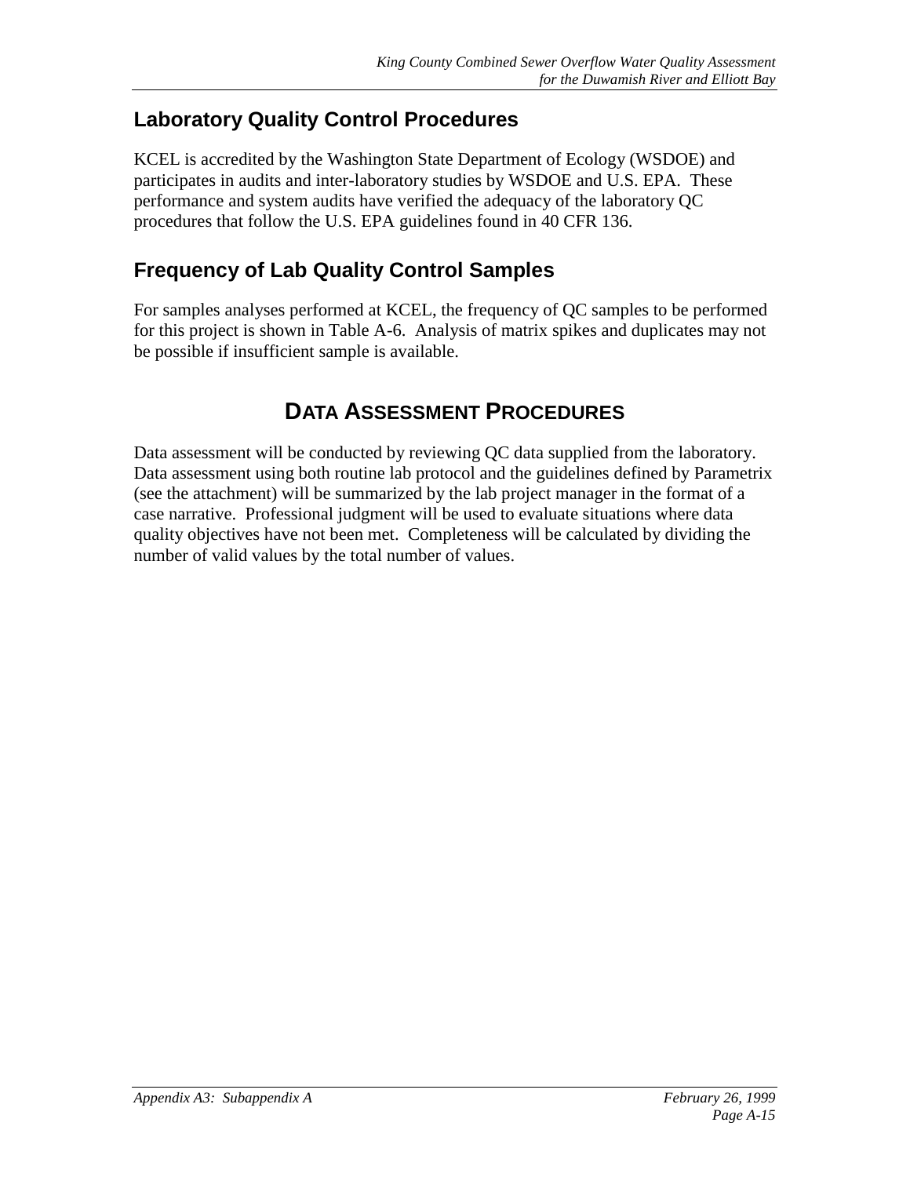## Laboratory Quality Control Procedures

KCEL is accredited by the Washington State Department of Ecology (WSDOE) and participates in audits and inter-laboratory studies by WSDOE and U.S. EPA. These performance and system audits have verified the adequacy of the laboratory QC procedures that follow the U.S. EPA guidelines found in 40 CFR 136.

## Frequency of Lab Quality Control Samples

For samples analyses performed at KCEL, the frequency of QC samples to be performed for this project is shown in Table A-6. Analysis of matrix spikes and duplicates may not be possible if insufficient sample is available.

# DATA ASSESSMENT PROCEDURES

Data assessment will be conducted by reviewing QC data supplied from the laboratory. Data assessment using both routine lab protocol and the guidelines defined by Parametrix (see the attachment) will be summarized by the lab project manager in the format of a case narrative. Professional judgment will be used to evaluate situations where data quality objectives have not been met. Completeness will be calculated by dividing the number of valid values by the total number of values.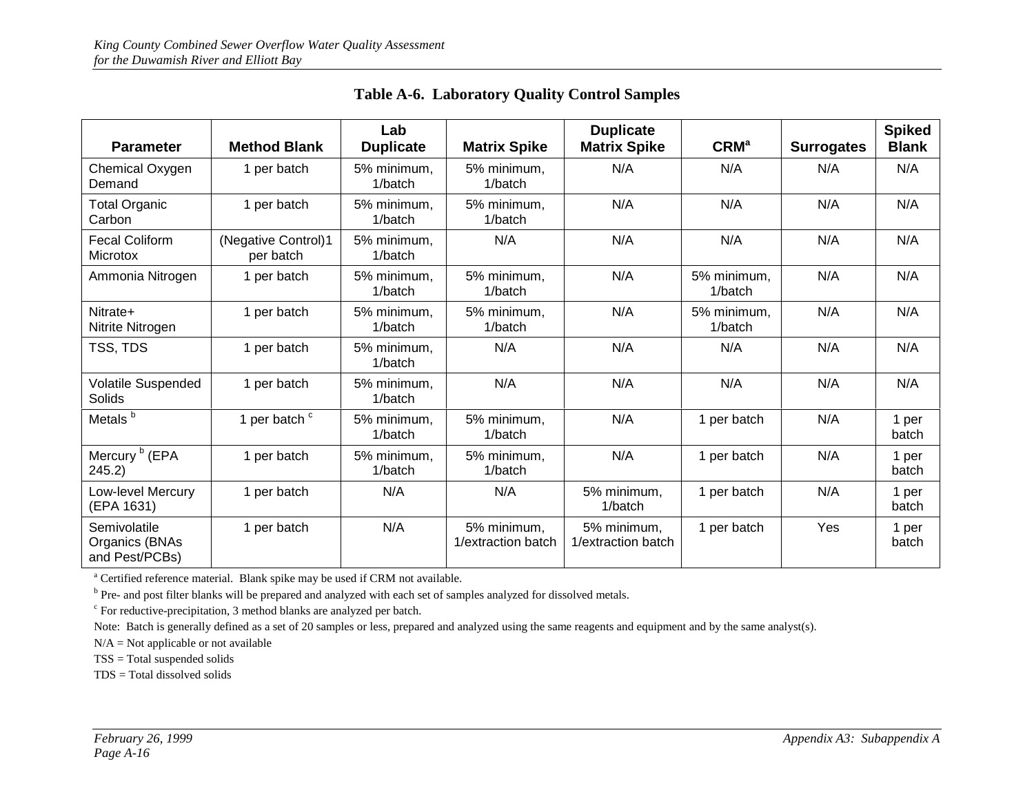**Table A-6. Laboratory Quality Control Samples**

| Parameter | Method Blank | Lab Duplicate | Matrix Spike | Duplicate Matrix Spike | CRM[a] | Surrogates | Spiked Blank |
|---|---|---|---|---|---|---|---|
| Chemical Oxygen Demand | 1 per batch | 5% minimum, 1/batch | 5% minimum, 1/batch | N/A | N/A | N/A | N/A |
| Total Organic Carbon | 1 per batch | 5% minimum, 1/batch | 5% minimum, 1/batch | N/A | N/A | N/A | N/A |
| Fecal Coliform Microtox | (Negative Control)1 per batch | 5% minimum, 1/batch | N/A | N/A | N/A | N/A | N/A |
| Ammonia Nitrogen | 1 per batch | 5% minimum, 1/batch | 5% minimum, 1/batch | N/A | 5% minimum, 1/batch | N/A | N/A |
| Nitrate+ Nitrite Nitrogen | 1 per batch | 5% minimum, 1/batch | 5% minimum, 1/batch | N/A | 5% minimum, 1/batch | N/A | N/A |
| TSS, TDS | 1 per batch | 5% minimum, 1/batch | N/A | N/A | N/A | N/A | N/A |
| Volatile Suspended Solids | 1 per batch | 5% minimum, 1/batch | N/A | N/A | N/A | N/A | N/A |
| Metals [b] | 1 per batch [c] | 5% minimum, 1/batch | 5% minimum, 1/batch | N/A | 1 per batch | N/A | 1 per batch |
| Mercury [b] (EPA 245.2) | 1 per batch | 5% minimum, 1/batch | 5% minimum, 1/batch | N/A | 1 per batch | N/A | 1 per batch |
| Low-level Mercury (EPA 1631) | 1 per batch | N/A | N/A | 5% minimum, 1/batch | 1 per batch | N/A | 1 per batch |
| Semivolatile Organics (BNAs and Pest/PCBs) | 1 per batch | N/A | 5% minimum, 1/extraction batch | 5% minimum, 1/extraction batch | 1 per batch | Yes | 1 per batch |

[a] Certified reference material. Blank spike may be used if CRM not available.

[b] Pre- and post filter blanks will be prepared and analyzed with each set of samples analyzed for dissolved metals.

[c] For reductive-precipitation, 3 method blanks are analyzed per batch.

Note: Batch is generally defined as a set of 20 samples or less, prepared and analyzed using the same reagents and equipment and by the same analyst(s).

N/A = Not applicable or not available

TSS = Total suspended solids

TDS = Total dissolved solids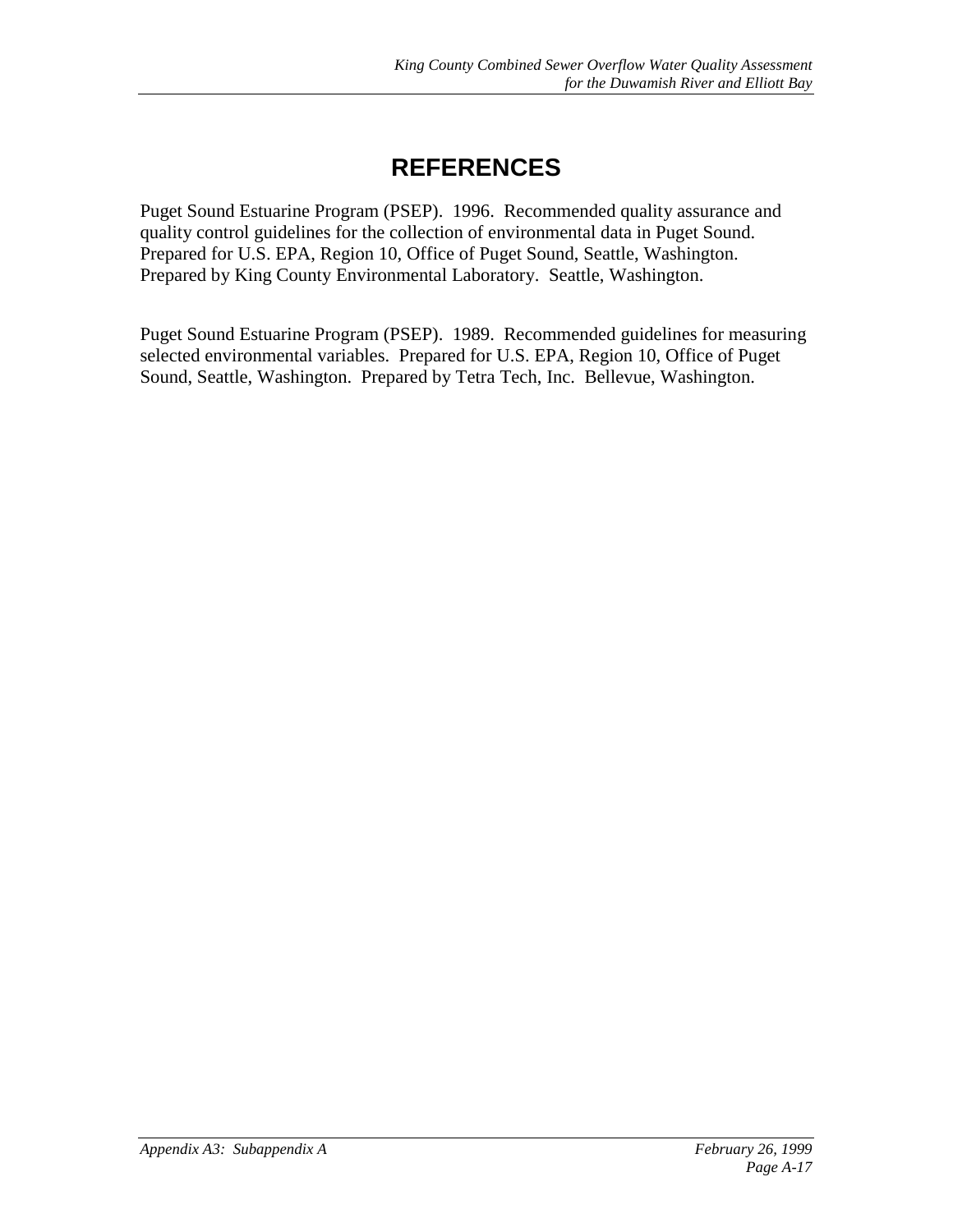# REFERENCES

Puget Sound Estuarine Program (PSEP). 1996. Recommended quality assurance and quality control guidelines for the collection of environmental data in Puget Sound. Prepared for U.S. EPA, Region 10, Office of Puget Sound, Seattle, Washington. Prepared by King County Environmental Laboratory. Seattle, Washington.

Puget Sound Estuarine Program (PSEP). 1989. Recommended guidelines for measuring selected environmental variables. Prepared for U.S. EPA, Region 10, Office of Puget Sound, Seattle, Washington. Prepared by Tetra Tech, Inc. Bellevue, Washington.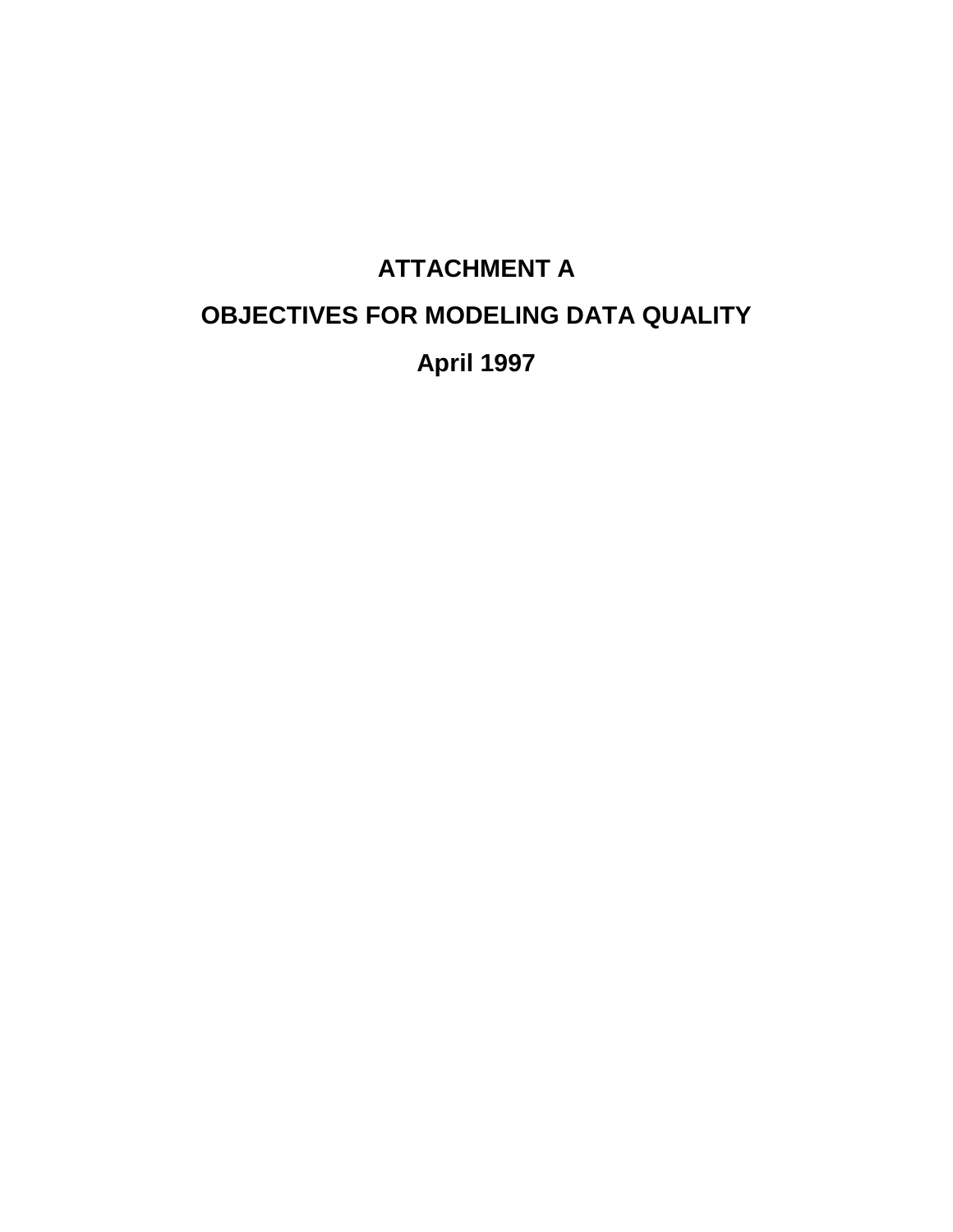# ATTACHMENT A

# OBJECTIVES FOR MODELING DATA QUALITY

# April 1997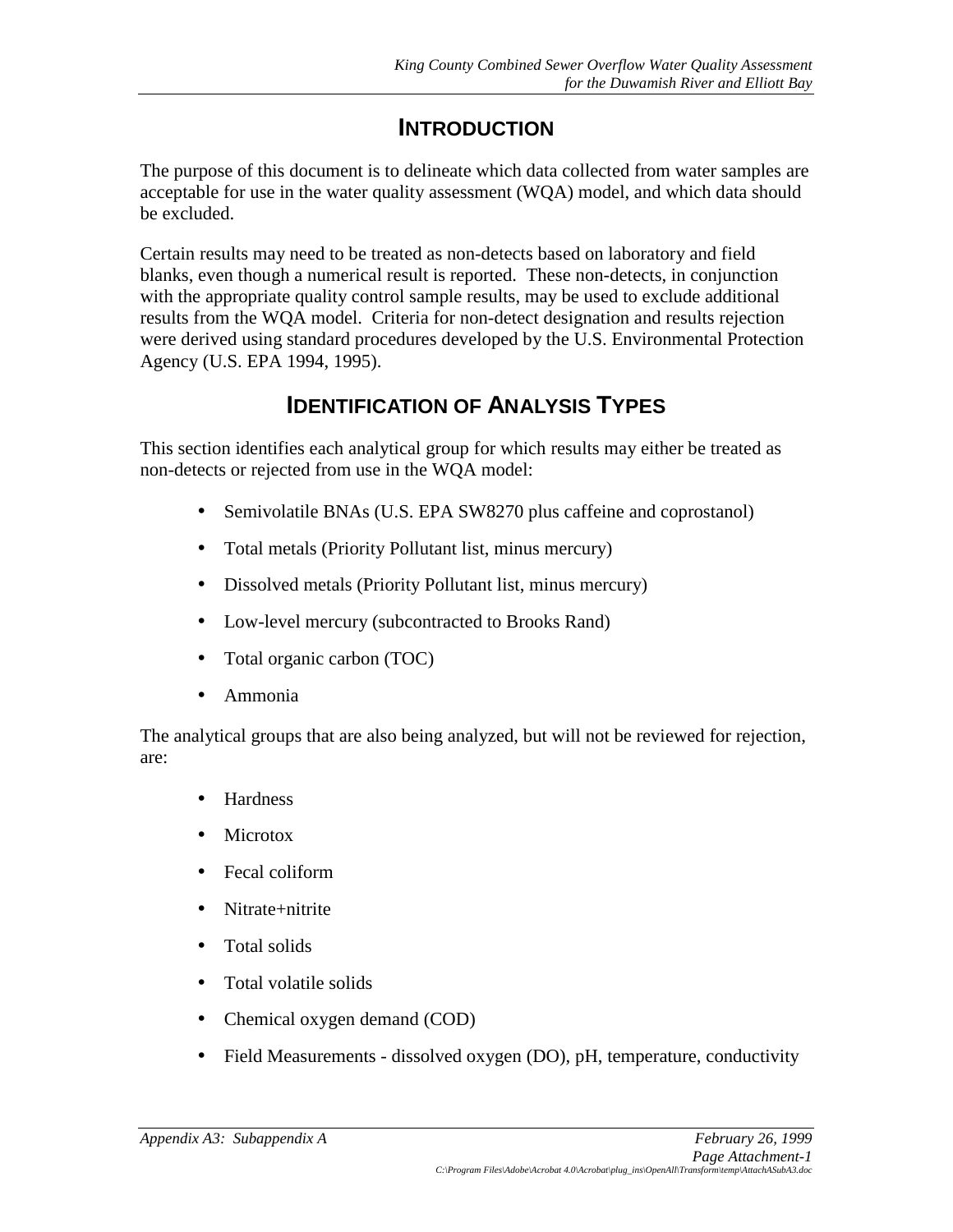# Introduction

The purpose of this document is to delineate which data collected from water samples are acceptable for use in the water quality assessment (WQA) model, and which data should be excluded.

Certain results may need to be treated as non-detects based on laboratory and field blanks, even though a numerical result is reported. These non-detects, in conjunction with the appropriate quality control sample results, may be used to exclude additional results from the WQA model. Criteria for non-detect designation and results rejection were derived using standard procedures developed by the U.S. Environmental Protection Agency (U.S. EPA 1994, 1995).

# Identification of Analysis Types

This section identifies each analytical group for which results may either be treated as non-detects or rejected from use in the WQA model:

- Semivolatile BNAs (U.S. EPA SW8270 plus caffeine and coprostanol)
- Total metals (Priority Pollutant list, minus mercury)
- Dissolved metals (Priority Pollutant list, minus mercury)
- Low-level mercury (subcontracted to Brooks Rand)
- Total organic carbon (TOC)
- Ammonia

The analytical groups that are also being analyzed, but will not be reviewed for rejection, are:

- Hardness
- Microtox
- Fecal coliform
- Nitrate+nitrite
- Total solids
- Total volatile solids
- Chemical oxygen demand (COD)
- Field Measurements - dissolved oxygen (DO), pH, temperature, conductivity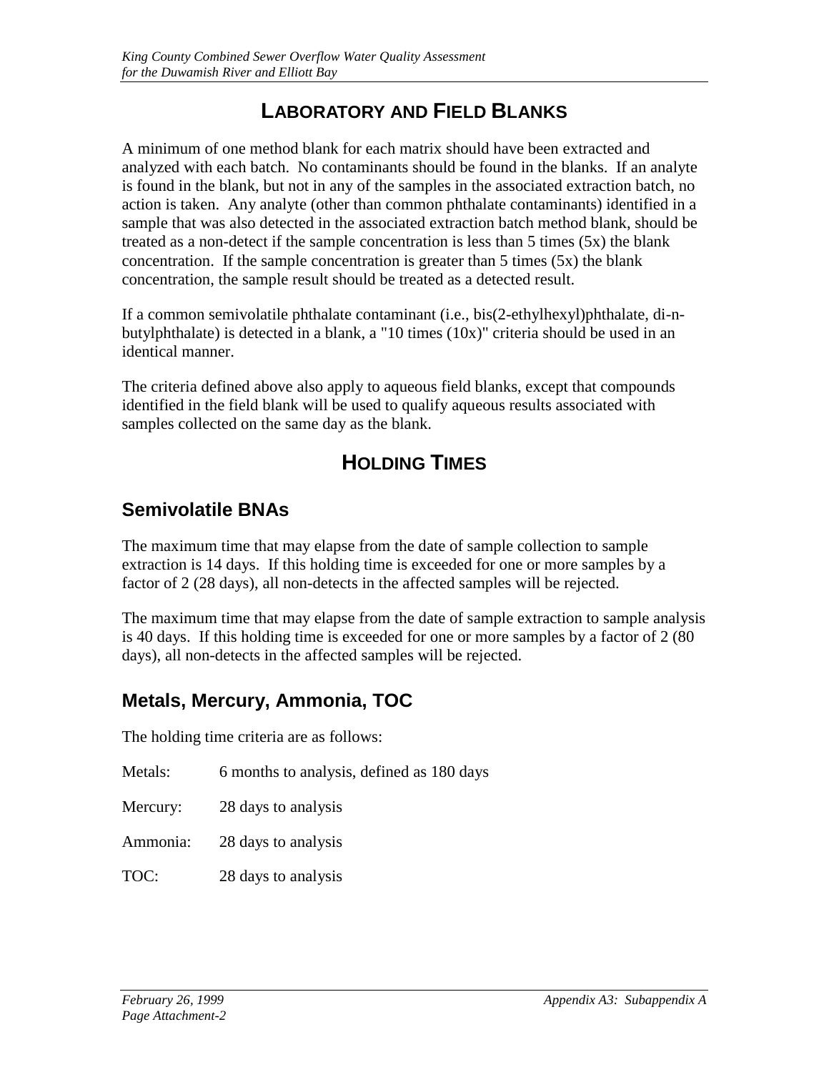## Laboratory and Field Blanks

A minimum of one method blank for each matrix should have been extracted and analyzed with each batch. No contaminants should be found in the blanks. If an analyte is found in the blank, but not in any of the samples in the associated extraction batch, no action is taken. Any analyte (other than common phthalate contaminants) identified in a sample that was also detected in the associated extraction batch method blank, should be treated as a non-detect if the sample concentration is less than 5 times (5x) the blank concentration. If the sample concentration is greater than 5 times (5x) the blank concentration, the sample result should be treated as a detected result.

If a common semivolatile phthalate contaminant (i.e., bis(2-ethylhexyl)phthalate, di-n-butylphthalate) is detected in a blank, a "10 times (10x)" criteria should be used in an identical manner.

The criteria defined above also apply to aqueous field blanks, except that compounds identified in the field blank will be used to qualify aqueous results associated with samples collected on the same day as the blank.

## Holding Times

### Semivolatile BNAs

The maximum time that may elapse from the date of sample collection to sample extraction is 14 days. If this holding time is exceeded for one or more samples by a factor of 2 (28 days), all non-detects in the affected samples will be rejected.

The maximum time that may elapse from the date of sample extraction to sample analysis is 40 days. If this holding time is exceeded for one or more samples by a factor of 2 (80 days), all non-detects in the affected samples will be rejected.

### Metals, Mercury, Ammonia, TOC

The holding time criteria are as follows:

Metals: 6 months to analysis, defined as 180 days

Mercury: 28 days to analysis

Ammonia: 28 days to analysis

TOC: 28 days to analysis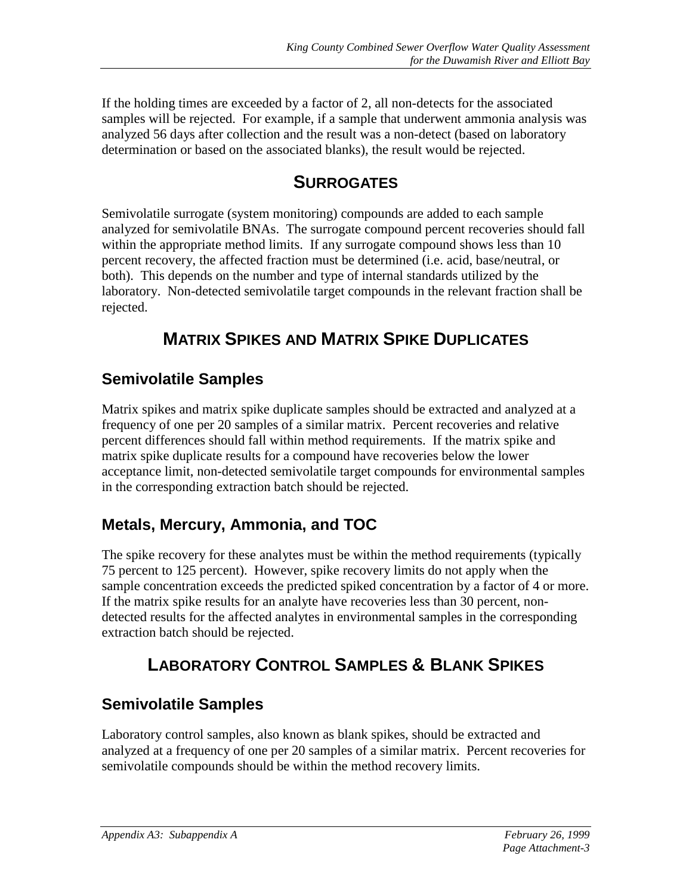If the holding times are exceeded by a factor of 2, all non-detects for the associated samples will be rejected. For example, if a sample that underwent ammonia analysis was analyzed 56 days after collection and the result was a non-detect (based on laboratory determination or based on the associated blanks), the result would be rejected.

## SURROGATES

Semivolatile surrogate (system monitoring) compounds are added to each sample analyzed for semivolatile BNAs. The surrogate compound percent recoveries should fall within the appropriate method limits. If any surrogate compound shows less than 10 percent recovery, the affected fraction must be determined (i.e. acid, base/neutral, or both). This depends on the number and type of internal standards utilized by the laboratory. Non-detected semivolatile target compounds in the relevant fraction shall be rejected.

## MATRIX SPIKES AND MATRIX SPIKE DUPLICATES

### Semivolatile Samples

Matrix spikes and matrix spike duplicate samples should be extracted and analyzed at a frequency of one per 20 samples of a similar matrix. Percent recoveries and relative percent differences should fall within method requirements. If the matrix spike and matrix spike duplicate results for a compound have recoveries below the lower acceptance limit, non-detected semivolatile target compounds for environmental samples in the corresponding extraction batch should be rejected.

### Metals, Mercury, Ammonia, and TOC

The spike recovery for these analytes must be within the method requirements (typically 75 percent to 125 percent). However, spike recovery limits do not apply when the sample concentration exceeds the predicted spiked concentration by a factor of 4 or more. If the matrix spike results for an analyte have recoveries less than 30 percent, non-detected results for the affected analytes in environmental samples in the corresponding extraction batch should be rejected.

## LABORATORY CONTROL SAMPLES & BLANK SPIKES

### Semivolatile Samples

Laboratory control samples, also known as blank spikes, should be extracted and analyzed at a frequency of one per 20 samples of a similar matrix. Percent recoveries for semivolatile compounds should be within the method recovery limits.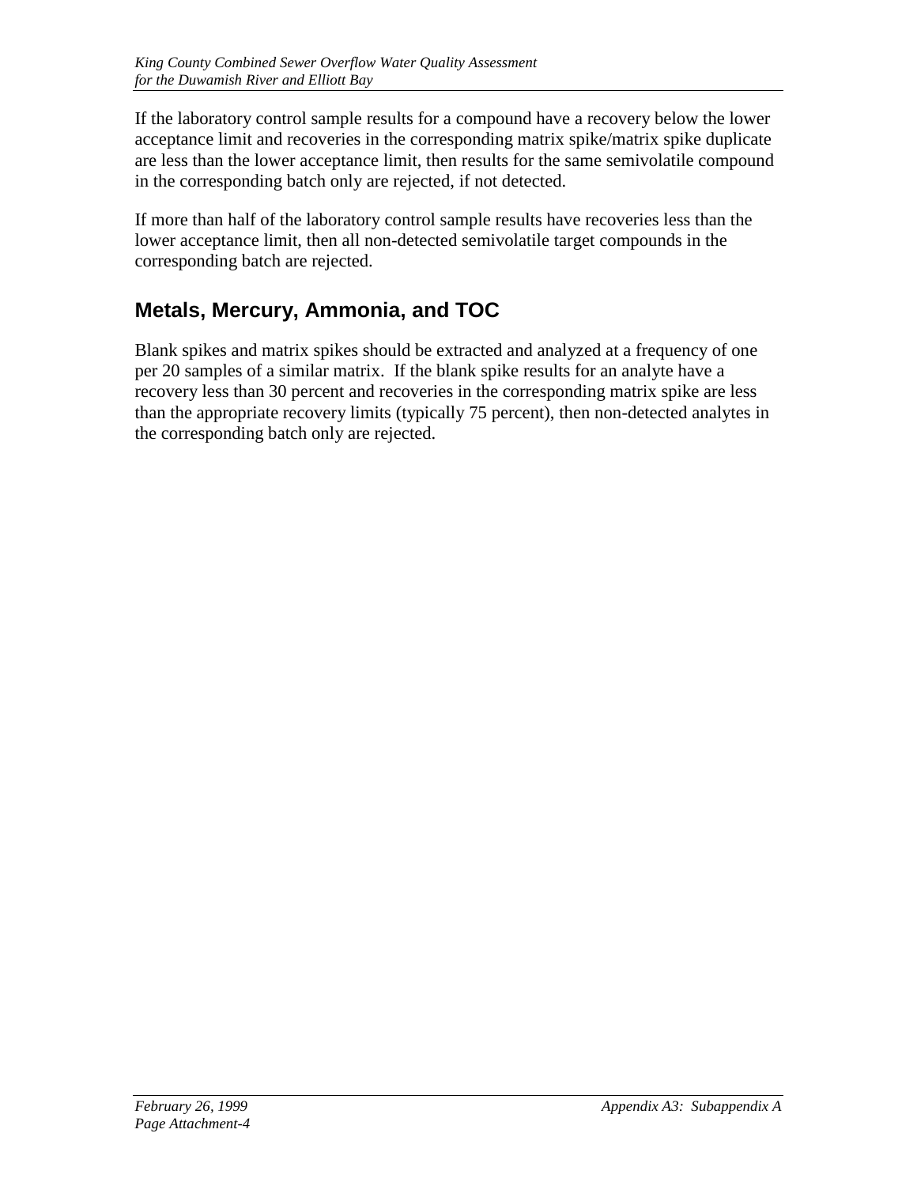If the laboratory control sample results for a compound have a recovery below the lower acceptance limit and recoveries in the corresponding matrix spike/matrix spike duplicate are less than the lower acceptance limit, then results for the same semivolatile compound in the corresponding batch only are rejected, if not detected.

If more than half of the laboratory control sample results have recoveries less than the lower acceptance limit, then all non-detected semivolatile target compounds in the corresponding batch are rejected.

## Metals, Mercury, Ammonia, and TOC

Blank spikes and matrix spikes should be extracted and analyzed at a frequency of one per 20 samples of a similar matrix. If the blank spike results for an analyte have a recovery less than 30 percent and recoveries in the corresponding matrix spike are less than the appropriate recovery limits (typically 75 percent), then non-detected analytes in the corresponding batch only are rejected.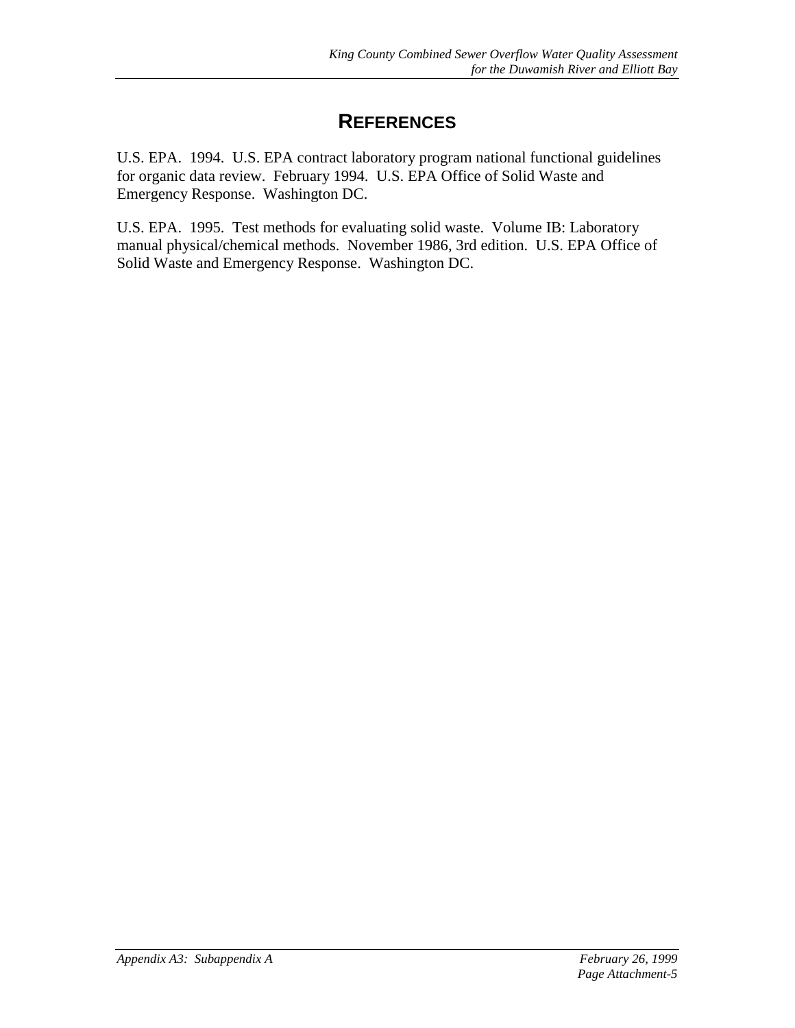# REFERENCES

U.S. EPA. 1994. U.S. EPA contract laboratory program national functional guidelines for organic data review. February 1994. U.S. EPA Office of Solid Waste and Emergency Response. Washington DC.

U.S. EPA. 1995. Test methods for evaluating solid waste. Volume IB: Laboratory manual physical/chemical methods. November 1986, 3rd edition. U.S. EPA Office of Solid Waste and Emergency Response. Washington DC.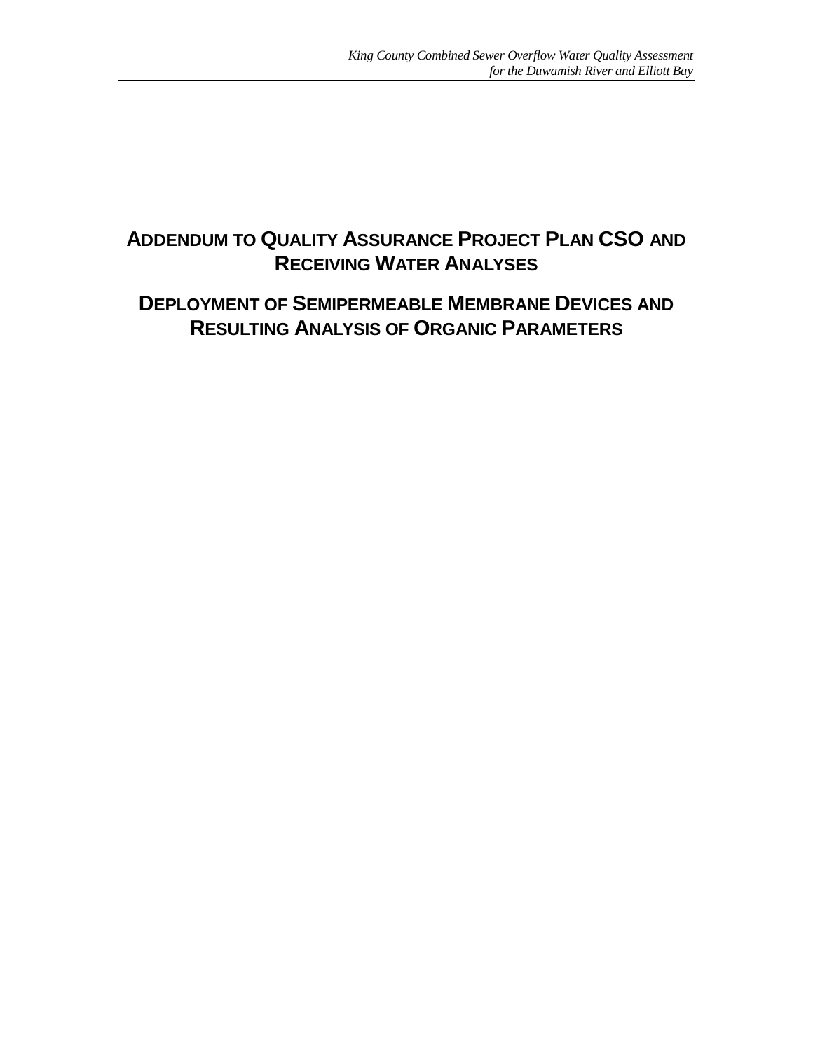# Addendum to Quality Assurance Project Plan CSO and Receiving Water Analyses

# Deployment of Semipermeable Membrane Devices and Resulting Analysis of Organic Parameters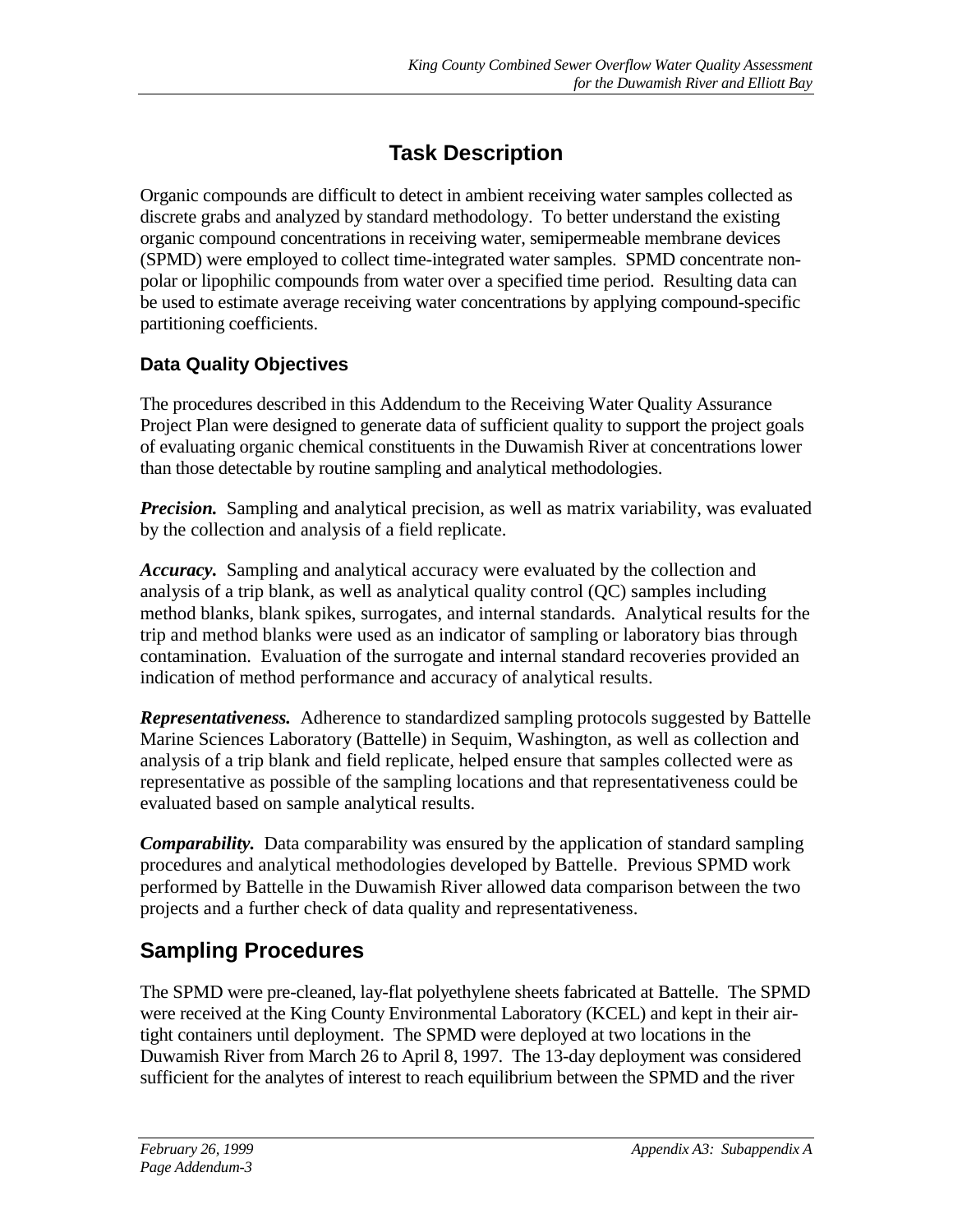# Task Description

Organic compounds are difficult to detect in ambient receiving water samples collected as discrete grabs and analyzed by standard methodology. To better understand the existing organic compound concentrations in receiving water, semipermeable membrane devices (SPMD) were employed to collect time-integrated water samples. SPMD concentrate non-polar or lipophilic compounds from water over a specified time period. Resulting data can be used to estimate average receiving water concentrations by applying compound-specific partitioning coefficients.

### Data Quality Objectives

The procedures described in this Addendum to the Receiving Water Quality Assurance Project Plan were designed to generate data of sufficient quality to support the project goals of evaluating organic chemical constituents in the Duwamish River at concentrations lower than those detectable by routine sampling and analytical methodologies.

***Precision.*** Sampling and analytical precision, as well as matrix variability, was evaluated by the collection and analysis of a field replicate.

***Accuracy.*** Sampling and analytical accuracy were evaluated by the collection and analysis of a trip blank, as well as analytical quality control (QC) samples including method blanks, blank spikes, surrogates, and internal standards. Analytical results for the trip and method blanks were used as an indicator of sampling or laboratory bias through contamination. Evaluation of the surrogate and internal standard recoveries provided an indication of method performance and accuracy of analytical results.

***Representativeness.*** Adherence to standardized sampling protocols suggested by Battelle Marine Sciences Laboratory (Battelle) in Sequim, Washington, as well as collection and analysis of a trip blank and field replicate, helped ensure that samples collected were as representative as possible of the sampling locations and that representativeness could be evaluated based on sample analytical results.

***Comparability.*** Data comparability was ensured by the application of standard sampling procedures and analytical methodologies developed by Battelle. Previous SPMD work performed by Battelle in the Duwamish River allowed data comparison between the two projects and a further check of data quality and representativeness.

## Sampling Procedures

The SPMD were pre-cleaned, lay-flat polyethylene sheets fabricated at Battelle. The SPMD were received at the King County Environmental Laboratory (KCEL) and kept in their air-tight containers until deployment. The SPMD were deployed at two locations in the Duwamish River from March 26 to April 8, 1997. The 13-day deployment was considered sufficient for the analytes of interest to reach equilibrium between the SPMD and the river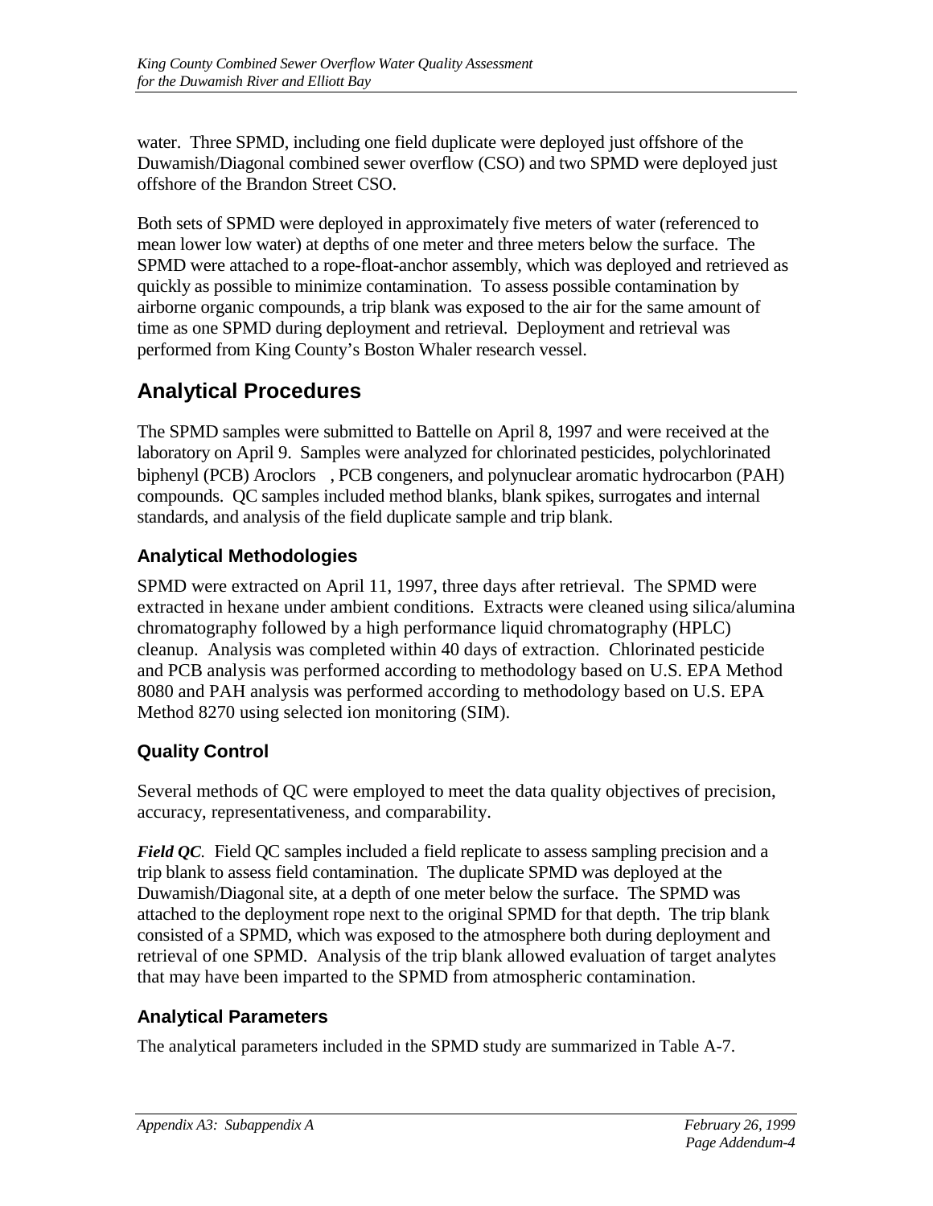water. Three SPMD, including one field duplicate were deployed just offshore of the Duwamish/Diagonal combined sewer overflow (CSO) and two SPMD were deployed just offshore of the Brandon Street CSO.

Both sets of SPMD were deployed in approximately five meters of water (referenced to mean lower low water) at depths of one meter and three meters below the surface. The SPMD were attached to a rope-float-anchor assembly, which was deployed and retrieved as quickly as possible to minimize contamination. To assess possible contamination by airborne organic compounds, a trip blank was exposed to the air for the same amount of time as one SPMD during deployment and retrieval. Deployment and retrieval was performed from King County's Boston Whaler research vessel.

## Analytical Procedures

The SPMD samples were submitted to Battelle on April 8, 1997 and were received at the laboratory on April 9. Samples were analyzed for chlorinated pesticides, polychlorinated biphenyl (PCB) Aroclors , PCB congeners, and polynuclear aromatic hydrocarbon (PAH) compounds. QC samples included method blanks, blank spikes, surrogates and internal standards, and analysis of the field duplicate sample and trip blank.

### Analytical Methodologies

SPMD were extracted on April 11, 1997, three days after retrieval. The SPMD were extracted in hexane under ambient conditions. Extracts were cleaned using silica/alumina chromatography followed by a high performance liquid chromatography (HPLC) cleanup. Analysis was completed within 40 days of extraction. Chlorinated pesticide and PCB analysis was performed according to methodology based on U.S. EPA Method 8080 and PAH analysis was performed according to methodology based on U.S. EPA Method 8270 using selected ion monitoring (SIM).

### Quality Control

Several methods of QC were employed to meet the data quality objectives of precision, accuracy, representativeness, and comparability.

***Field QC***. Field QC samples included a field replicate to assess sampling precision and a trip blank to assess field contamination. The duplicate SPMD was deployed at the Duwamish/Diagonal site, at a depth of one meter below the surface. The SPMD was attached to the deployment rope next to the original SPMD for that depth. The trip blank consisted of a SPMD, which was exposed to the atmosphere both during deployment and retrieval of one SPMD. Analysis of the trip blank allowed evaluation of target analytes that may have been imparted to the SPMD from atmospheric contamination.

### Analytical Parameters

The analytical parameters included in the SPMD study are summarized in Table A-7.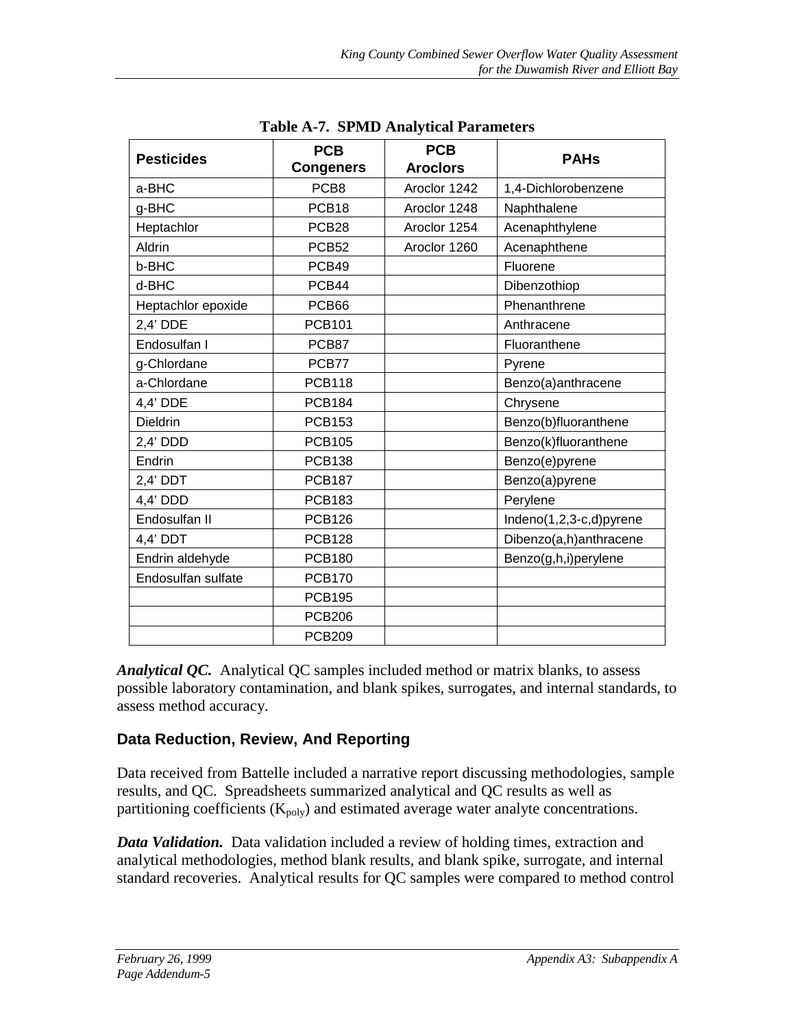**Table A-7. SPMD Analytical Parameters**

| Pesticides | PCB Congeners | PCB Aroclors | PAHs |
|---|---|---|---|
| a-BHC | PCB8 | Aroclor 1242 | 1,4-Dichlorobenzene |
| g-BHC | PCB18 | Aroclor 1248 | Naphthalene |
| Heptachlor | PCB28 | Aroclor 1254 | Acenaphthylene |
| Aldrin | PCB52 | Aroclor 1260 | Acenaphthene |
| b-BHC | PCB49 | | Fluorene |
| d-BHC | PCB44 | | Dibenzothiop |
| Heptachlor epoxide | PCB66 | | Phenanthrene |
| 2,4' DDE | PCB101 | | Anthracene |
| Endosulfan I | PCB87 | | Fluoranthene |
| g-Chlordane | PCB77 | | Pyrene |
| a-Chlordane | PCB118 | | Benzo(a)anthracene |
| 4,4' DDE | PCB184 | | Chrysene |
| Dieldrin | PCB153 | | Benzo(b)fluoranthene |
| 2,4' DDD | PCB105 | | Benzo(k)fluoranthene |
| Endrin | PCB138 | | Benzo(e)pyrene |
| 2,4' DDT | PCB187 | | Benzo(a)pyrene |
| 4,4' DDD | PCB183 | | Perylene |
| Endosulfan II | PCB126 | | Indeno(1,2,3-c,d)pyrene |
| 4,4' DDT | PCB128 | | Dibenzo(a,h)anthracene |
| Endrin aldehyde | PCB180 | | Benzo(g,h,i)perylene |
| Endosulfan sulfate | PCB170 | | |
| | PCB195 | | |
| | PCB206 | | |
| | PCB209 | | |

***Analytical QC.*** Analytical QC samples included method or matrix blanks, to assess possible laboratory contamination, and blank spikes, surrogates, and internal standards, to assess method accuracy.

## Data Reduction, Review, And Reporting

Data received from Battelle included a narrative report discussing methodologies, sample results, and QC. Spreadsheets summarized analytical and QC results as well as partitioning coefficients ($K_{poly}$) and estimated average water analyte concentrations.

***Data Validation.*** Data validation included a review of holding times, extraction and analytical methodologies, method blank results, and blank spike, surrogate, and internal standard recoveries. Analytical results for QC samples were compared to method control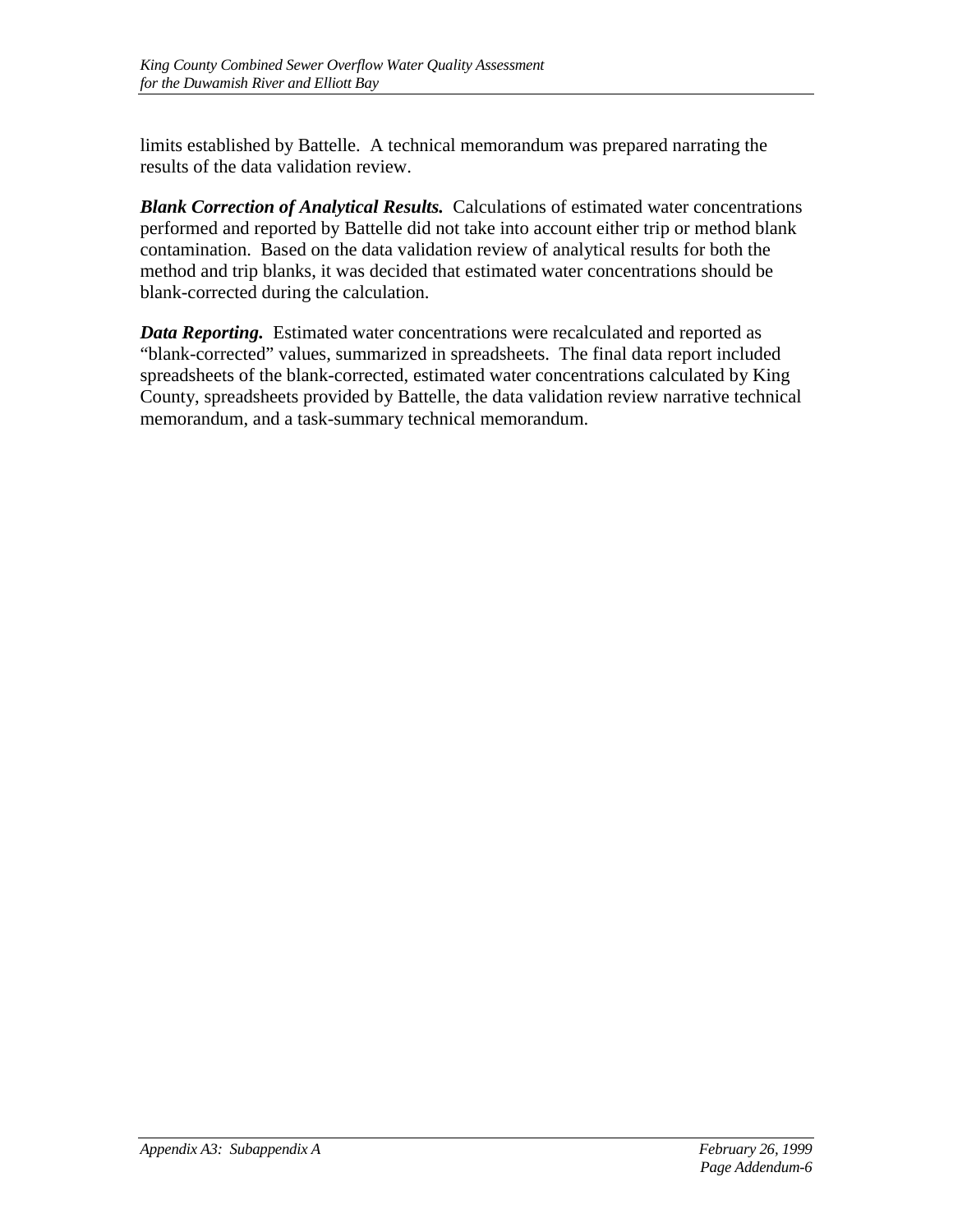limits established by Battelle. A technical memorandum was prepared narrating the results of the data validation review.

***Blank Correction of Analytical Results.*** Calculations of estimated water concentrations performed and reported by Battelle did not take into account either trip or method blank contamination. Based on the data validation review of analytical results for both the method and trip blanks, it was decided that estimated water concentrations should be blank-corrected during the calculation.

***Data Reporting.*** Estimated water concentrations were recalculated and reported as "blank-corrected" values, summarized in spreadsheets. The final data report included spreadsheets of the blank-corrected, estimated water concentrations calculated by King County, spreadsheets provided by Battelle, the data validation review narrative technical memorandum, and a task-summary technical memorandum.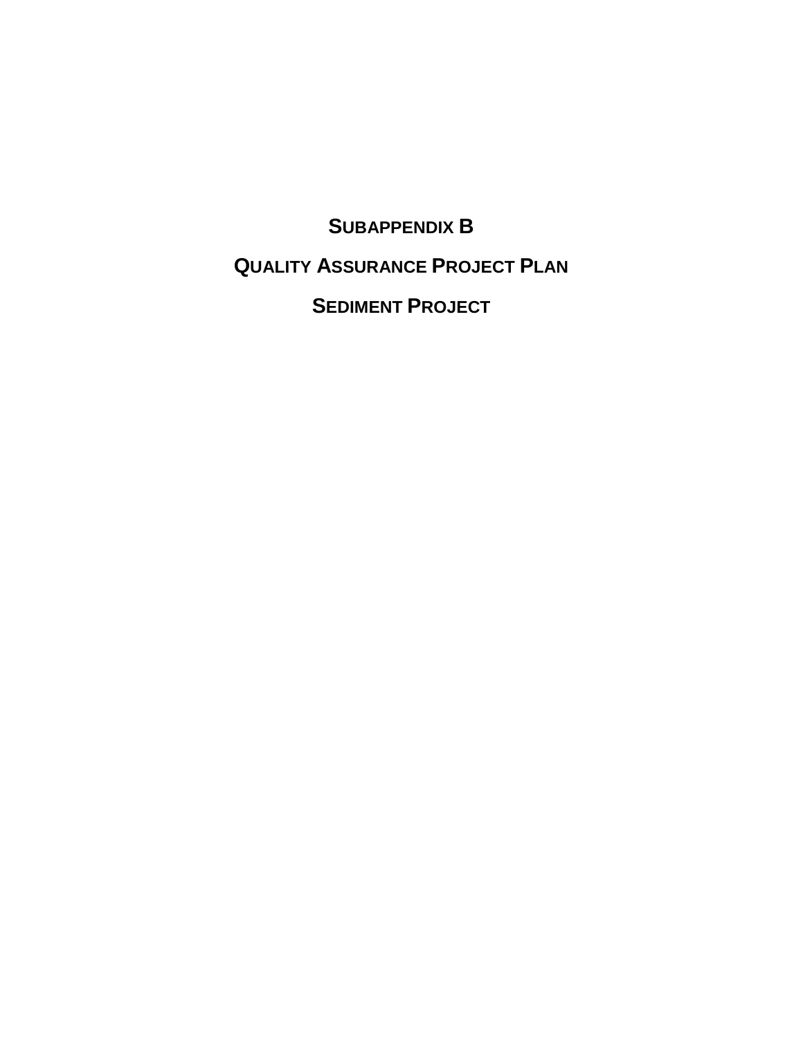# SUBAPPENDIX B

# QUALITY ASSURANCE PROJECT PLAN

# SEDIMENT PROJECT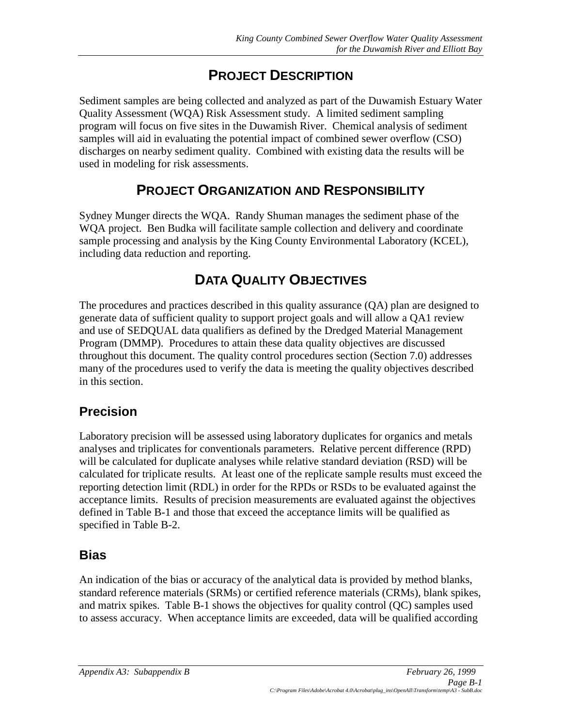# PROJECT DESCRIPTION

Sediment samples are being collected and analyzed as part of the Duwamish Estuary Water Quality Assessment (WQA) Risk Assessment study. A limited sediment sampling program will focus on five sites in the Duwamish River. Chemical analysis of sediment samples will aid in evaluating the potential impact of combined sewer overflow (CSO) discharges on nearby sediment quality. Combined with existing data the results will be used in modeling for risk assessments.

# PROJECT ORGANIZATION AND RESPONSIBILITY

Sydney Munger directs the WQA. Randy Shuman manages the sediment phase of the WQA project. Ben Budka will facilitate sample collection and delivery and coordinate sample processing and analysis by the King County Environmental Laboratory (KCEL), including data reduction and reporting.

# DATA QUALITY OBJECTIVES

The procedures and practices described in this quality assurance (QA) plan are designed to generate data of sufficient quality to support project goals and will allow a QA1 review and use of SEDQUAL data qualifiers as defined by the Dredged Material Management Program (DMMP). Procedures to attain these data quality objectives are discussed throughout this document. The quality control procedures section (Section 7.0) addresses many of the procedures used to verify the data is meeting the quality objectives described in this section.

## Precision

Laboratory precision will be assessed using laboratory duplicates for organics and metals analyses and triplicates for conventionals parameters. Relative percent difference (RPD) will be calculated for duplicate analyses while relative standard deviation (RSD) will be calculated for triplicate results. At least one of the replicate sample results must exceed the reporting detection limit (RDL) in order for the RPDs or RSDs to be evaluated against the acceptance limits. Results of precision measurements are evaluated against the objectives defined in Table B-1 and those that exceed the acceptance limits will be qualified as specified in Table B-2.

## Bias

An indication of the bias or accuracy of the analytical data is provided by method blanks, standard reference materials (SRMs) or certified reference materials (CRMs), blank spikes, and matrix spikes. Table B-1 shows the objectives for quality control (QC) samples used to assess accuracy. When acceptance limits are exceeded, data will be qualified according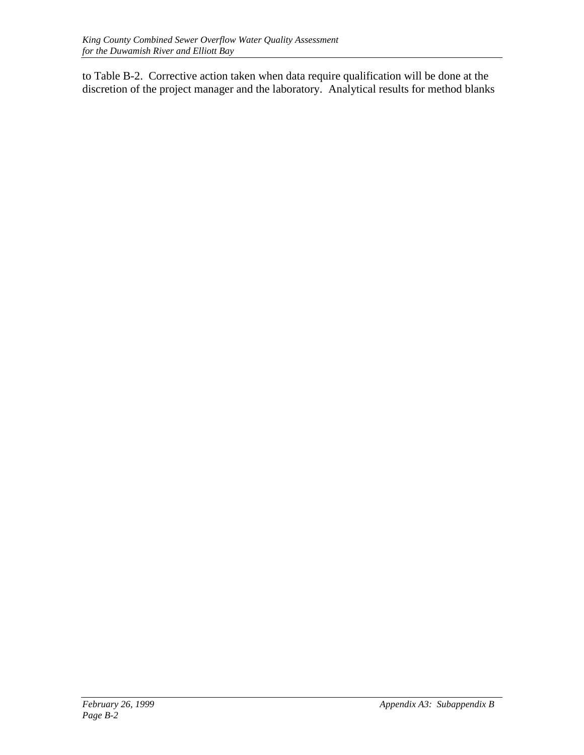to Table B-2. Corrective action taken when data require qualification will be done at the discretion of the project manager and the laboratory. Analytical results for method blanks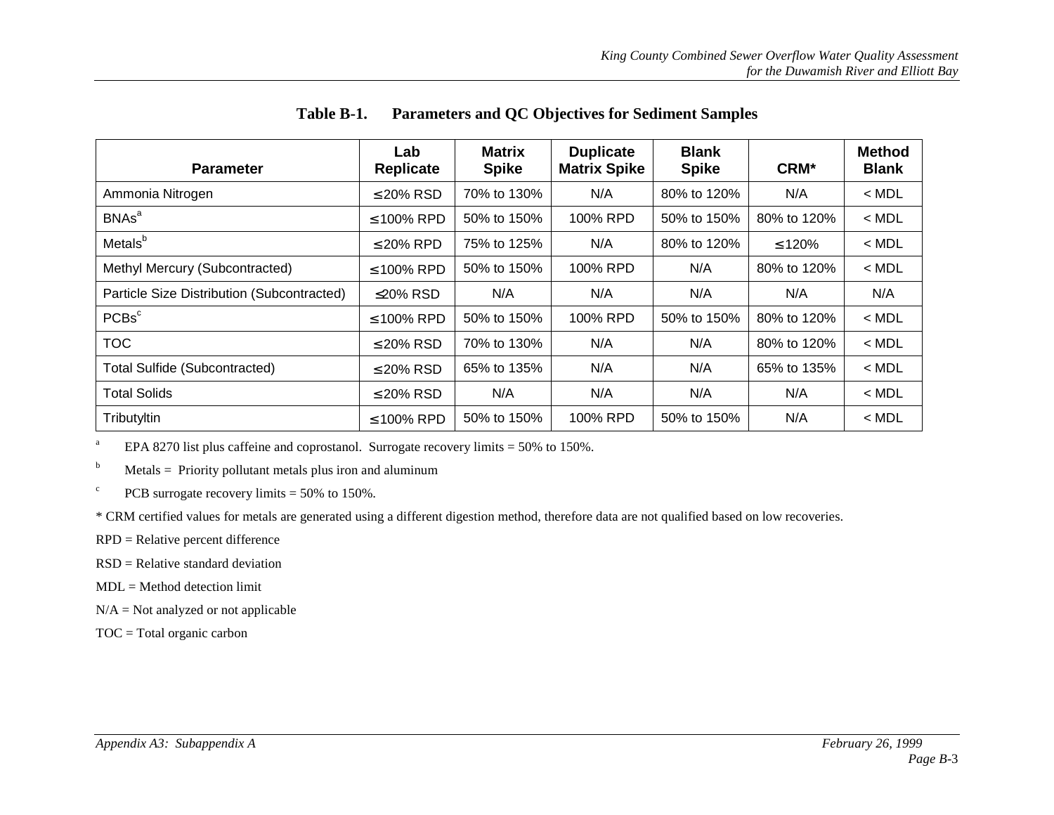**Table B-1. Parameters and QC Objectives for Sediment Samples**

| Parameter | Lab Replicate | Matrix Spike | Duplicate Matrix Spike | Blank Spike | CRM* | Method Blank |
|---|---|---|---|---|---|---|
| Ammonia Nitrogen | ≤20% RSD | 70% to 130% | N/A | 80% to 120% | N/A | < MDL |
| BNAs[a] | ≤100% RPD | 50% to 150% | 100% RPD | 50% to 150% | 80% to 120% | < MDL |
| Metals[b] | ≤20% RPD | 75% to 125% | N/A | 80% to 120% | ≤120% | < MDL |
| Methyl Mercury (Subcontracted) | ≤100% RPD | 50% to 150% | 100% RPD | N/A | 80% to 120% | < MDL |
| Particle Size Distribution (Subcontracted) | ≤20% RSD | N/A | N/A | N/A | N/A | N/A |
| PCBs[c] | ≤100% RPD | 50% to 150% | 100% RPD | 50% to 150% | 80% to 120% | < MDL |
| TOC | ≤20% RSD | 70% to 130% | N/A | N/A | 80% to 120% | < MDL |
| Total Sulfide (Subcontracted) | ≤20% RSD | 65% to 135% | N/A | N/A | 65% to 135% | < MDL |
| Total Solids | ≤20% RSD | N/A | N/A | N/A | N/A | < MDL |
| Tributyltin | ≤100% RPD | 50% to 150% | 100% RPD | 50% to 150% | N/A | < MDL |

[a] EPA 8270 list plus caffeine and coprostanol. Surrogate recovery limits = 50% to 150%.

[b] Metals = Priority pollutant metals plus iron and aluminum

[c] PCB surrogate recovery limits = 50% to 150%.

* CRM certified values for metals are generated using a different digestion method, therefore data are not qualified based on low recoveries.

RPD = Relative percent difference

RSD = Relative standard deviation

MDL = Method detection limit

N/A = Not analyzed or not applicable

TOC = Total organic carbon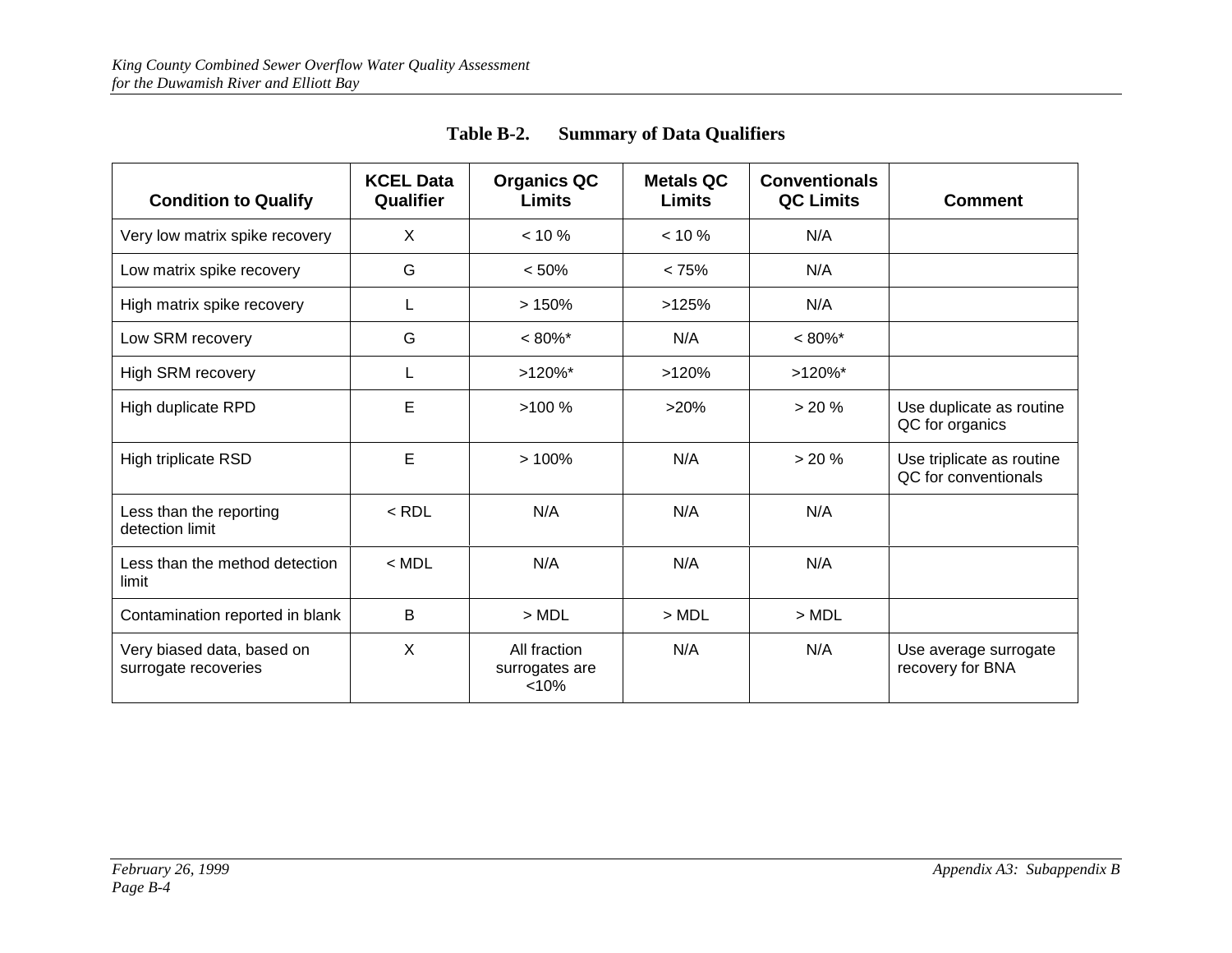**Table B-2. Summary of Data Qualifiers**

| Condition to Qualify | KCEL Data Qualifier | Organics QC Limits | Metals QC Limits | Conventionals QC Limits | Comment |
|---|---|---|---|---|---|
| Very low matrix spike recovery | X | < 10 % | < 10 % | N/A | |
| Low matrix spike recovery | G | < 50% | < 75% | N/A | |
| High matrix spike recovery | L | > 150% | >125% | N/A | |
| Low SRM recovery | G | < 80%* | N/A | < 80%* | |
| High SRM recovery | L | >120%* | >120% | >120%* | |
| High duplicate RPD | E | >100 % | >20% | > 20 % | Use duplicate as routine QC for organics |
| High triplicate RSD | E | > 100% | N/A | > 20 % | Use triplicate as routine QC for conventionals |
| Less than the reporting detection limit | < RDL | N/A | N/A | N/A | |
| Less than the method detection limit | < MDL | N/A | N/A | N/A | |
| Contamination reported in blank | B | > MDL | > MDL | > MDL | |
| Very biased data, based on surrogate recoveries | X | All fraction surrogates are <10% | N/A | N/A | Use average surrogate recovery for BNA |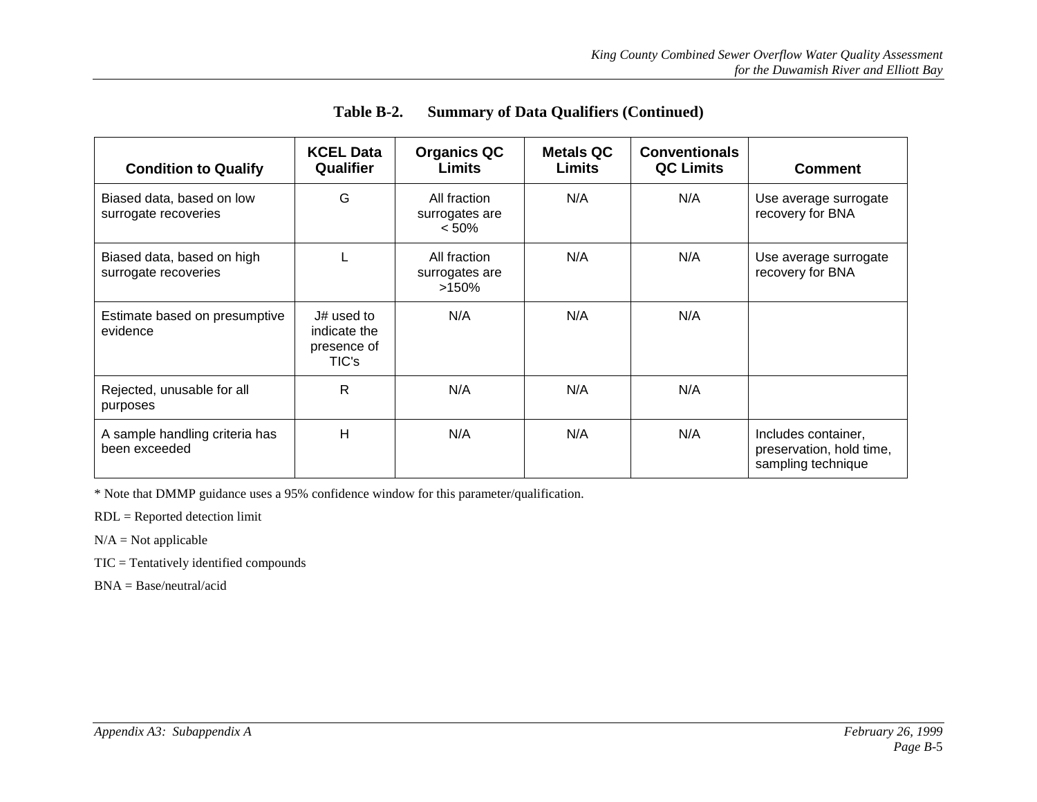**Table B-2. Summary of Data Qualifiers (Continued)**

| Condition to Qualify | KCEL Data Qualifier | Organics QC Limits | Metals QC Limits | Conventionals QC Limits | Comment |
|---|---|---|---|---|---|
| Biased data, based on low surrogate recoveries | G | All fraction surrogates are < 50% | N/A | N/A | Use average surrogate recovery for BNA |
| Biased data, based on high surrogate recoveries | L | All fraction surrogates are >150% | N/A | N/A | Use average surrogate recovery for BNA |
| Estimate based on presumptive evidence | J# used to indicate the presence of TIC's | N/A | N/A | N/A | |
| Rejected, unusable for all purposes | R | N/A | N/A | N/A | |
| A sample handling criteria has been exceeded | H | N/A | N/A | N/A | Includes container, preservation, hold time, sampling technique |

* Note that DMMP guidance uses a 95% confidence window for this parameter/qualification.

RDL = Reported detection limit

N/A = Not applicable

TIC = Tentatively identified compounds

BNA = Base/neutral/acid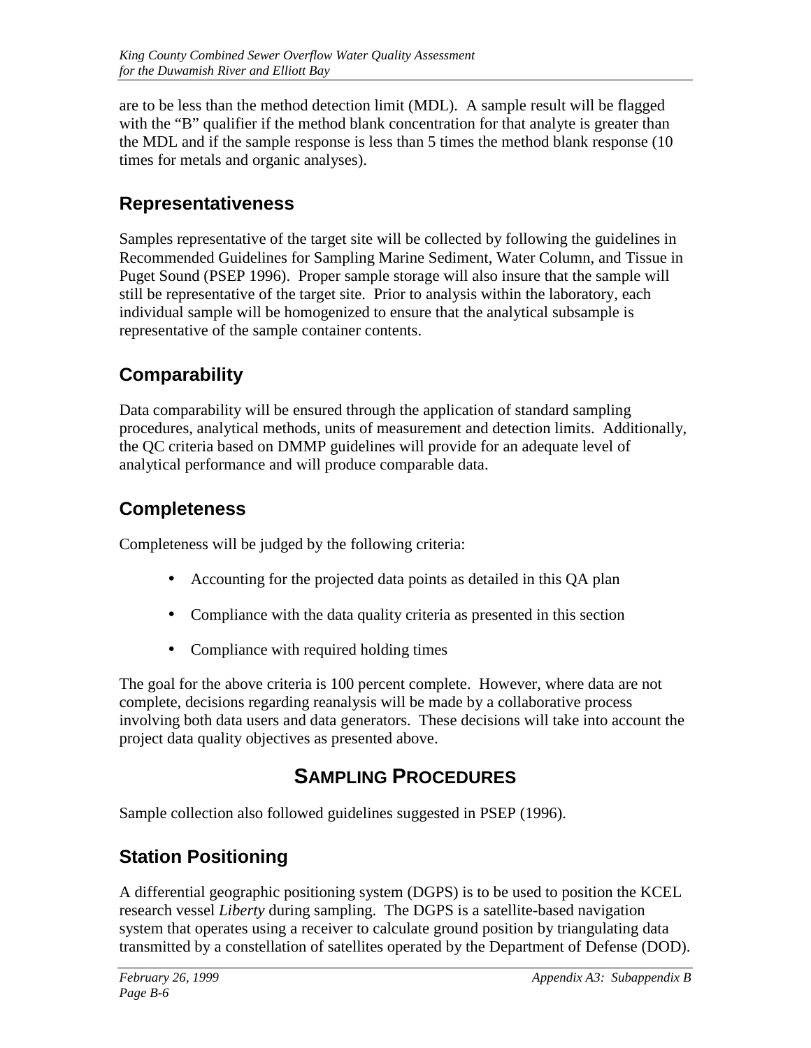are to be less than the method detection limit (MDL). A sample result will be flagged with the "B" qualifier if the method blank concentration for that analyte is greater than the MDL and if the sample response is less than 5 times the method blank response (10 times for metals and organic analyses).

## Representativeness

Samples representative of the target site will be collected by following the guidelines in Recommended Guidelines for Sampling Marine Sediment, Water Column, and Tissue in Puget Sound (PSEP 1996). Proper sample storage will also insure that the sample will still be representative of the target site. Prior to analysis within the laboratory, each individual sample will be homogenized to ensure that the analytical subsample is representative of the sample container contents.

## Comparability

Data comparability will be ensured through the application of standard sampling procedures, analytical methods, units of measurement and detection limits. Additionally, the QC criteria based on DMMP guidelines will provide for an adequate level of analytical performance and will produce comparable data.

## Completeness

Completeness will be judged by the following criteria:

- Accounting for the projected data points as detailed in this QA plan
- Compliance with the data quality criteria as presented in this section
- Compliance with required holding times

The goal for the above criteria is 100 percent complete. However, where data are not complete, decisions regarding reanalysis will be made by a collaborative process involving both data users and data generators. These decisions will take into account the project data quality objectives as presented above.

# SAMPLING PROCEDURES

Sample collection also followed guidelines suggested in PSEP (1996).

## Station Positioning

A differential geographic positioning system (DGPS) is to be used to position the KCEL research vessel *Liberty* during sampling. The DGPS is a satellite-based navigation system that operates using a receiver to calculate ground position by triangulating data transmitted by a constellation of satellites operated by the Department of Defense (DOD).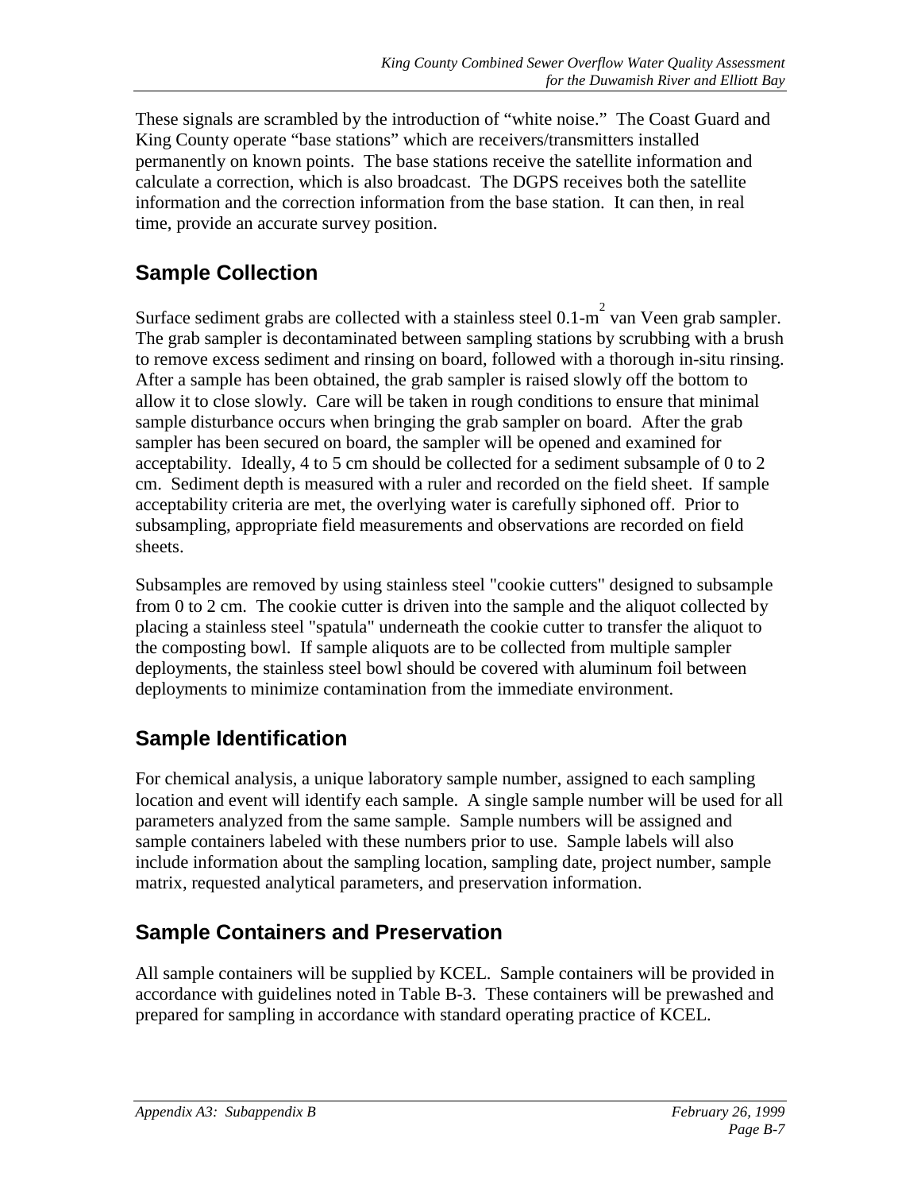These signals are scrambled by the introduction of "white noise." The Coast Guard and King County operate "base stations" which are receivers/transmitters installed permanently on known points. The base stations receive the satellite information and calculate a correction, which is also broadcast. The DGPS receives both the satellite information and the correction information from the base station. It can then, in real time, provide an accurate survey position.

## Sample Collection

Surface sediment grabs are collected with a stainless steel 0.1-$m^2$ van Veen grab sampler. The grab sampler is decontaminated between sampling stations by scrubbing with a brush to remove excess sediment and rinsing on board, followed with a thorough in-situ rinsing. After a sample has been obtained, the grab sampler is raised slowly off the bottom to allow it to close slowly. Care will be taken in rough conditions to ensure that minimal sample disturbance occurs when bringing the grab sampler on board. After the grab sampler has been secured on board, the sampler will be opened and examined for acceptability. Ideally, 4 to 5 cm should be collected for a sediment subsample of 0 to 2 cm. Sediment depth is measured with a ruler and recorded on the field sheet. If sample acceptability criteria are met, the overlying water is carefully siphoned off. Prior to subsampling, appropriate field measurements and observations are recorded on field sheets.

Subsamples are removed by using stainless steel "cookie cutters" designed to subsample from 0 to 2 cm. The cookie cutter is driven into the sample and the aliquot collected by placing a stainless steel "spatula" underneath the cookie cutter to transfer the aliquot to the composting bowl. If sample aliquots are to be collected from multiple sampler deployments, the stainless steel bowl should be covered with aluminum foil between deployments to minimize contamination from the immediate environment.

## Sample Identification

For chemical analysis, a unique laboratory sample number, assigned to each sampling location and event will identify each sample. A single sample number will be used for all parameters analyzed from the same sample. Sample numbers will be assigned and sample containers labeled with these numbers prior to use. Sample labels will also include information about the sampling location, sampling date, project number, sample matrix, requested analytical parameters, and preservation information.

## Sample Containers and Preservation

All sample containers will be supplied by KCEL. Sample containers will be provided in accordance with guidelines noted in Table B-3. These containers will be prewashed and prepared for sampling in accordance with standard operating practice of KCEL.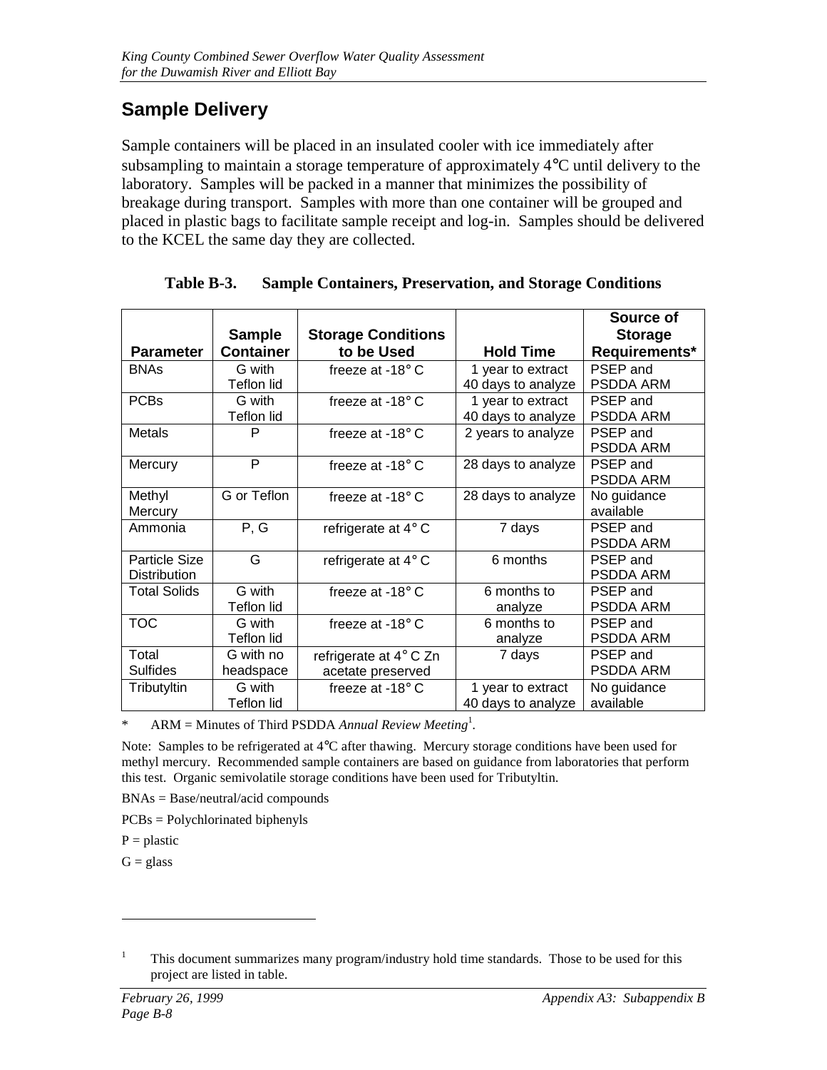## Sample Delivery

Sample containers will be placed in an insulated cooler with ice immediately after subsampling to maintain a storage temperature of approximately 4°C until delivery to the laboratory. Samples will be packed in a manner that minimizes the possibility of breakage during transport. Samples with more than one container will be grouped and placed in plastic bags to facilitate sample receipt and log-in. Samples should be delivered to the KCEL the same day they are collected.

**Table B-3. Sample Containers, Preservation, and Storage Conditions**

| Parameter | Sample Container | Storage Conditions to be Used | Hold Time | Source of Storage Requirements* |
|---|---|---|---|---|
| BNAs | G with Teflon lid | freeze at -18° C | 1 year to extract 40 days to analyze | PSEP and PSDDA ARM |
| PCBs | G with Teflon lid | freeze at -18° C | 1 year to extract 40 days to analyze | PSEP and PSDDA ARM |
| Metals | P | freeze at -18° C | 2 years to analyze | PSEP and PSDDA ARM |
| Mercury | P | freeze at -18° C | 28 days to analyze | PSEP and PSDDA ARM |
| Methyl Mercury | G or Teflon | freeze at -18° C | 28 days to analyze | No guidance available |
| Ammonia | P, G | refrigerate at 4° C | 7 days | PSEP and PSDDA ARM |
| Particle Size Distribution | G | refrigerate at 4° C | 6 months | PSEP and PSDDA ARM |
| Total Solids | G with Teflon lid | freeze at -18° C | 6 months to analyze | PSEP and PSDDA ARM |
| TOC | G with Teflon lid | freeze at -18° C | 6 months to analyze | PSEP and PSDDA ARM |
| Total Sulfides | G with no headspace | refrigerate at 4° C Zn acetate preserved | 7 days | PSEP and PSDDA ARM |
| Tributyltin | G with Teflon lid | freeze at -18° C | 1 year to extract 40 days to analyze | No guidance available |

\* ARM = Minutes of Third PSDDA *Annual Review Meeting*[1].

Note: Samples to be refrigerated at 4°C after thawing. Mercury storage conditions have been used for methyl mercury. Recommended sample containers are based on guidance from laboratories that perform this test. Organic semivolatile storage conditions have been used for Tributyltin.

BNAs = Base/neutral/acid compounds

PCBs = Polychlorinated biphenyls

P = plastic

G = glass

---

[1] This document summarizes many program/industry hold time standards. Those to be used for this project are listed in table.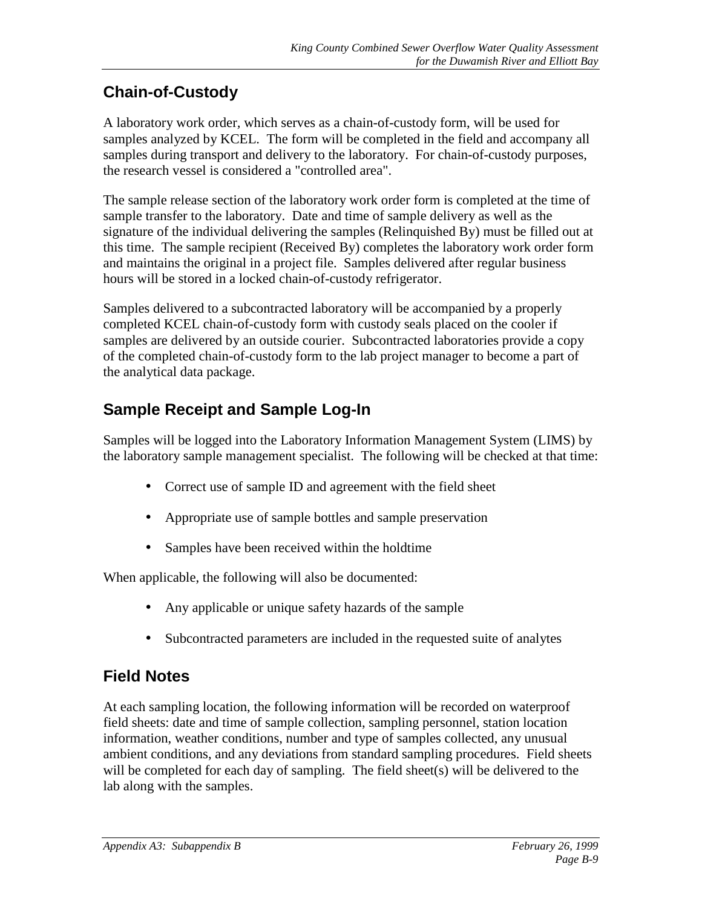## Chain-of-Custody

A laboratory work order, which serves as a chain-of-custody form, will be used for samples analyzed by KCEL. The form will be completed in the field and accompany all samples during transport and delivery to the laboratory. For chain-of-custody purposes, the research vessel is considered a "controlled area".

The sample release section of the laboratory work order form is completed at the time of sample transfer to the laboratory. Date and time of sample delivery as well as the signature of the individual delivering the samples (Relinquished By) must be filled out at this time. The sample recipient (Received By) completes the laboratory work order form and maintains the original in a project file. Samples delivered after regular business hours will be stored in a locked chain-of-custody refrigerator.

Samples delivered to a subcontracted laboratory will be accompanied by a properly completed KCEL chain-of-custody form with custody seals placed on the cooler if samples are delivered by an outside courier. Subcontracted laboratories provide a copy of the completed chain-of-custody form to the lab project manager to become a part of the analytical data package.

## Sample Receipt and Sample Log-In

Samples will be logged into the Laboratory Information Management System (LIMS) by the laboratory sample management specialist. The following will be checked at that time:

- Correct use of sample ID and agreement with the field sheet
- Appropriate use of sample bottles and sample preservation
- Samples have been received within the holdtime

When applicable, the following will also be documented:

- Any applicable or unique safety hazards of the sample
- Subcontracted parameters are included in the requested suite of analytes

## Field Notes

At each sampling location, the following information will be recorded on waterproof field sheets: date and time of sample collection, sampling personnel, station location information, weather conditions, number and type of samples collected, any unusual ambient conditions, and any deviations from standard sampling procedures. Field sheets will be completed for each day of sampling. The field sheet(s) will be delivered to the lab along with the samples.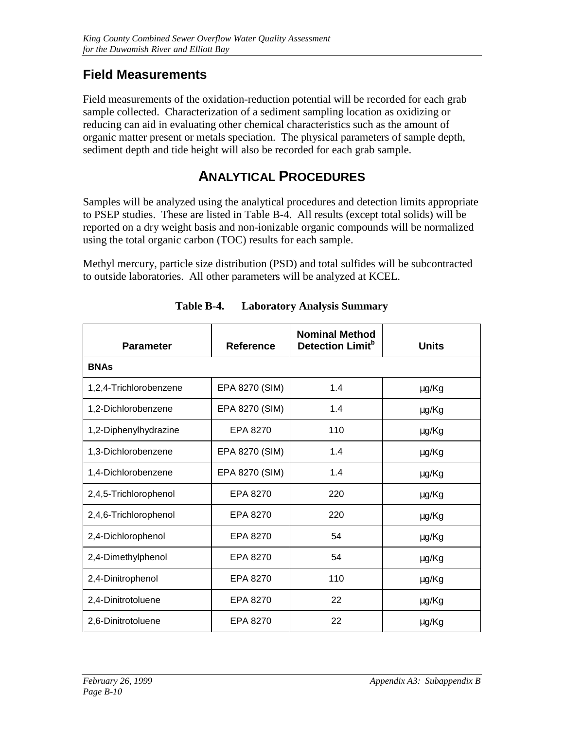## Field Measurements

Field measurements of the oxidation-reduction potential will be recorded for each grab sample collected. Characterization of a sediment sampling location as oxidizing or reducing can aid in evaluating other chemical characteristics such as the amount of organic matter present or metals speciation. The physical parameters of sample depth, sediment depth and tide height will also be recorded for each grab sample.

# ANALYTICAL PROCEDURES

Samples will be analyzed using the analytical procedures and detection limits appropriate to PSEP studies. These are listed in Table B-4. All results (except total solids) will be reported on a dry weight basis and non-ionizable organic compounds will be normalized using the total organic carbon (TOC) results for each sample.

Methyl mercury, particle size distribution (PSD) and total sulfides will be subcontracted to outside laboratories. All other parameters will be analyzed at KCEL.

**Table B-4. Laboratory Analysis Summary**

| Parameter | Reference | Nominal Method Detection Limit[b] | Units |
|---|---|---|---|
| **BNAs** | | | |
| 1,2,4-Trichlorobenzene | EPA 8270 (SIM) | 1.4 | µg/Kg |
| 1,2-Dichlorobenzene | EPA 8270 (SIM) | 1.4 | µg/Kg |
| 1,2-Diphenylhydrazine | EPA 8270 | 110 | µg/Kg |
| 1,3-Dichlorobenzene | EPA 8270 (SIM) | 1.4 | µg/Kg |
| 1,4-Dichlorobenzene | EPA 8270 (SIM) | 1.4 | µg/Kg |
| 2,4,5-Trichlorophenol | EPA 8270 | 220 | µg/Kg |
| 2,4,6-Trichlorophenol | EPA 8270 | 220 | µg/Kg |
| 2,4-Dichlorophenol | EPA 8270 | 54 | µg/Kg |
| 2,4-Dimethylphenol | EPA 8270 | 54 | µg/Kg |
| 2,4-Dinitrophenol | EPA 8270 | 110 | µg/Kg |
| 2,4-Dinitrotoluene | EPA 8270 | 22 | µg/Kg |
| 2,6-Dinitrotoluene | EPA 8270 | 22 | µg/Kg |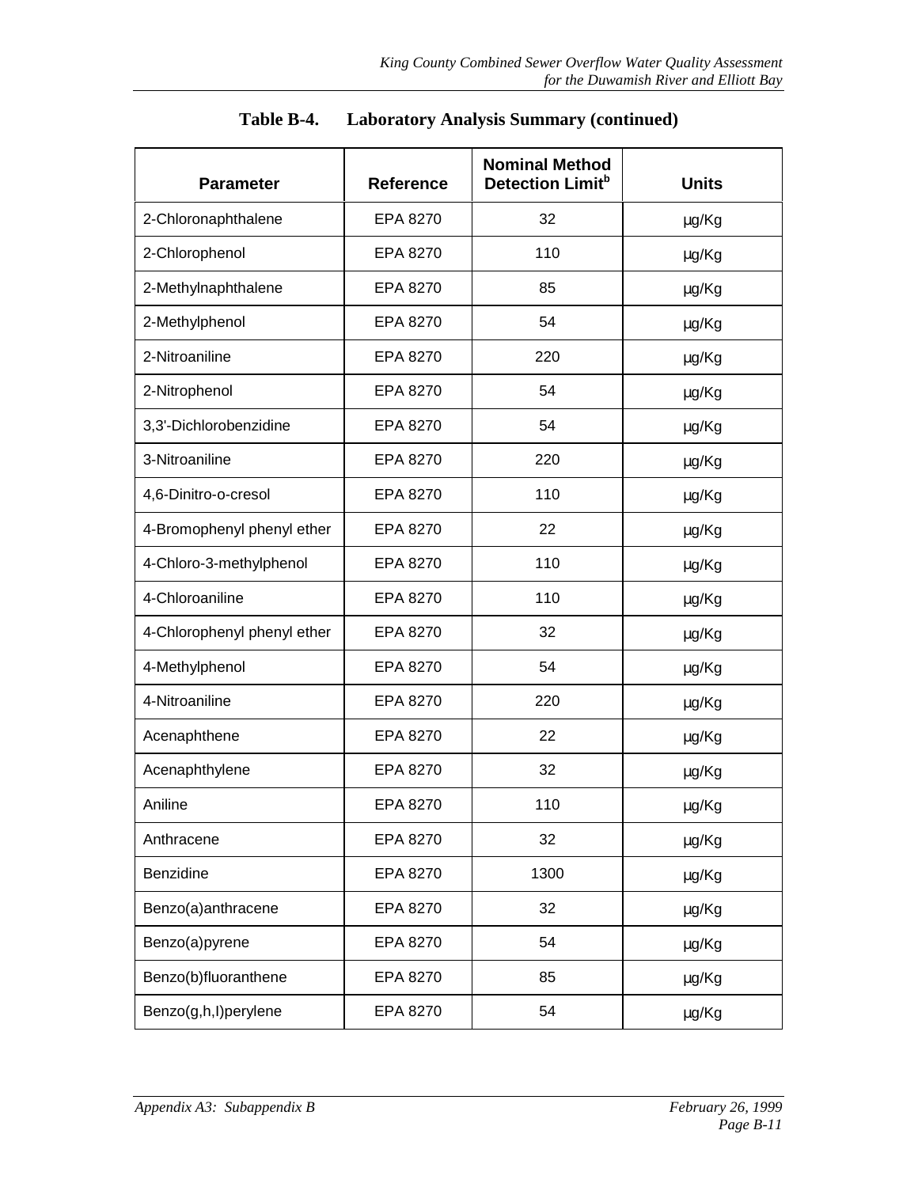**Table B-4. Laboratory Analysis Summary (continued)**

| Parameter | Reference | Nominal Method Detection Limit[b] | Units |
|---|---|---|---|
| 2-Chloronaphthalene | EPA 8270 | 32 | µg/Kg |
| 2-Chlorophenol | EPA 8270 | 110 | µg/Kg |
| 2-Methylnaphthalene | EPA 8270 | 85 | µg/Kg |
| 2-Methylphenol | EPA 8270 | 54 | µg/Kg |
| 2-Nitroaniline | EPA 8270 | 220 | µg/Kg |
| 2-Nitrophenol | EPA 8270 | 54 | µg/Kg |
| 3,3'-Dichlorobenzidine | EPA 8270 | 54 | µg/Kg |
| 3-Nitroaniline | EPA 8270 | 220 | µg/Kg |
| 4,6-Dinitro-o-cresol | EPA 8270 | 110 | µg/Kg |
| 4-Bromophenyl phenyl ether | EPA 8270 | 22 | µg/Kg |
| 4-Chloro-3-methylphenol | EPA 8270 | 110 | µg/Kg |
| 4-Chloroaniline | EPA 8270 | 110 | µg/Kg |
| 4-Chlorophenyl phenyl ether | EPA 8270 | 32 | µg/Kg |
| 4-Methylphenol | EPA 8270 | 54 | µg/Kg |
| 4-Nitroaniline | EPA 8270 | 220 | µg/Kg |
| Acenaphthene | EPA 8270 | 22 | µg/Kg |
| Acenaphthylene | EPA 8270 | 32 | µg/Kg |
| Aniline | EPA 8270 | 110 | µg/Kg |
| Anthracene | EPA 8270 | 32 | µg/Kg |
| Benzidine | EPA 8270 | 1300 | µg/Kg |
| Benzo(a)anthracene | EPA 8270 | 32 | µg/Kg |
| Benzo(a)pyrene | EPA 8270 | 54 | µg/Kg |
| Benzo(b)fluoranthene | EPA 8270 | 85 | µg/Kg |
| Benzo(g,h,I)perylene | EPA 8270 | 54 | µg/Kg |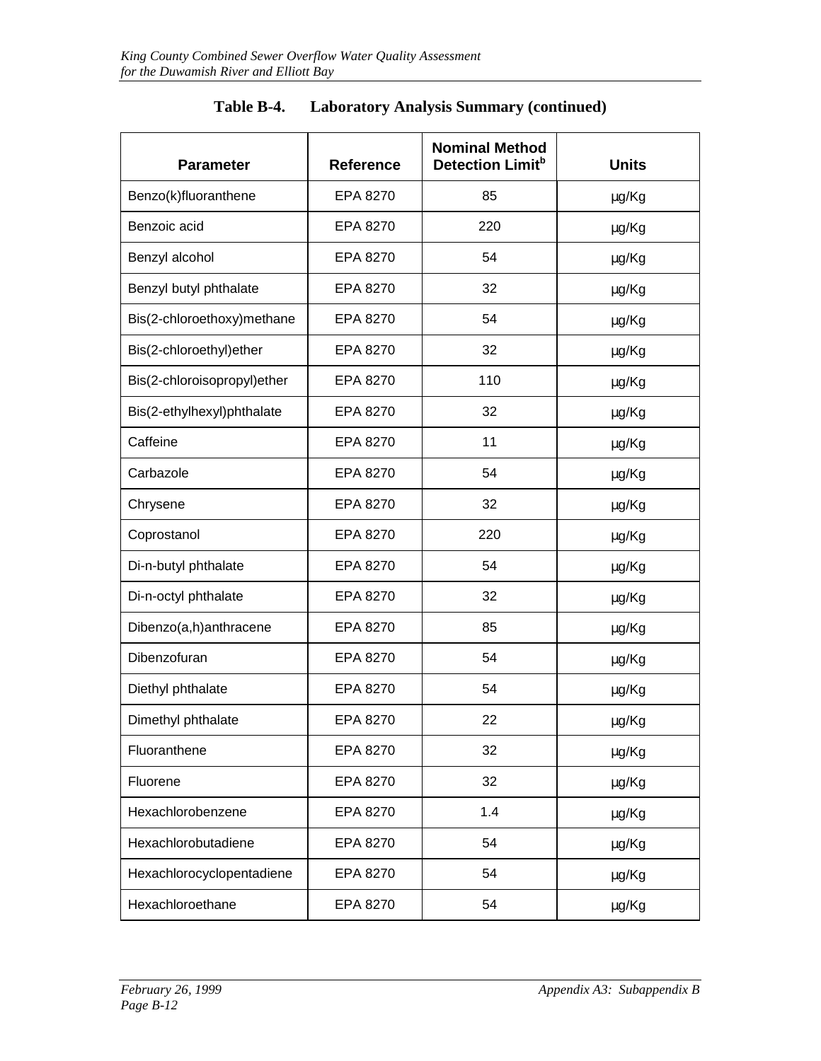**Table B-4. Laboratory Analysis Summary (continued)**

| Parameter | Reference | Nominal Method Detection Limit[b] | Units |
|---|---|---|---|
| Benzo(k)fluoranthene | EPA 8270 | 85 | µg/Kg |
| Benzoic acid | EPA 8270 | 220 | µg/Kg |
| Benzyl alcohol | EPA 8270 | 54 | µg/Kg |
| Benzyl butyl phthalate | EPA 8270 | 32 | µg/Kg |
| Bis(2-chloroethoxy)methane | EPA 8270 | 54 | µg/Kg |
| Bis(2-chloroethyl)ether | EPA 8270 | 32 | µg/Kg |
| Bis(2-chloroisopropyl)ether | EPA 8270 | 110 | µg/Kg |
| Bis(2-ethylhexyl)phthalate | EPA 8270 | 32 | µg/Kg |
| Caffeine | EPA 8270 | 11 | µg/Kg |
| Carbazole | EPA 8270 | 54 | µg/Kg |
| Chrysene | EPA 8270 | 32 | µg/Kg |
| Coprostanol | EPA 8270 | 220 | µg/Kg |
| Di-n-butyl phthalate | EPA 8270 | 54 | µg/Kg |
| Di-n-octyl phthalate | EPA 8270 | 32 | µg/Kg |
| Dibenzo(a,h)anthracene | EPA 8270 | 85 | µg/Kg |
| Dibenzofuran | EPA 8270 | 54 | µg/Kg |
| Diethyl phthalate | EPA 8270 | 54 | µg/Kg |
| Dimethyl phthalate | EPA 8270 | 22 | µg/Kg |
| Fluoranthene | EPA 8270 | 32 | µg/Kg |
| Fluorene | EPA 8270 | 32 | µg/Kg |
| Hexachlorobenzene | EPA 8270 | 1.4 | µg/Kg |
| Hexachlorobutadiene | EPA 8270 | 54 | µg/Kg |
| Hexachlorocyclopentadiene | EPA 8270 | 54 | µg/Kg |
| Hexachloroethane | EPA 8270 | 54 | µg/Kg |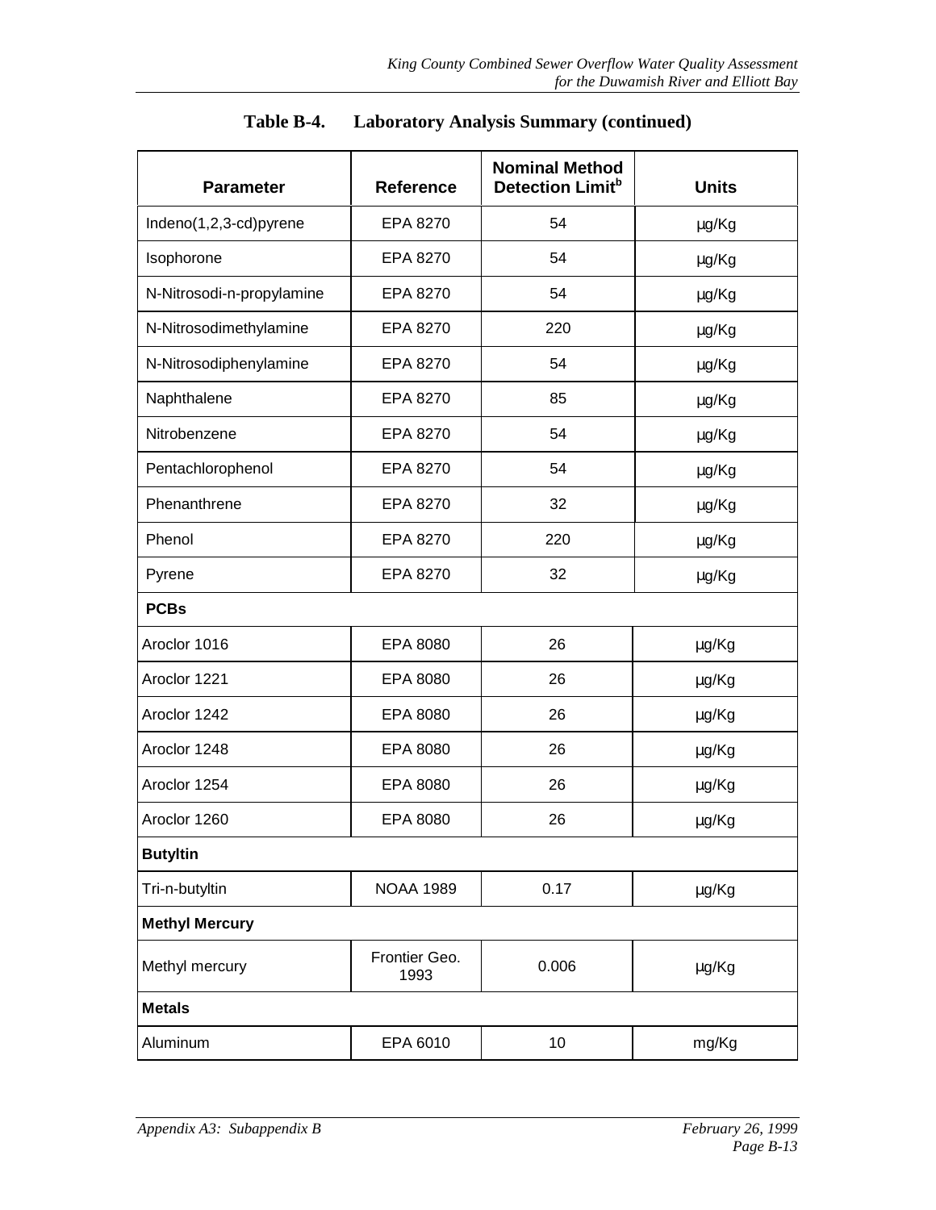**Table B-4. Laboratory Analysis Summary (continued)**

| Parameter | Reference | Nominal Method Detection Limit[b] | Units |
|---|---|---|---|
| Indeno(1,2,3-cd)pyrene | EPA 8270 | 54 | µg/Kg |
| Isophorone | EPA 8270 | 54 | µg/Kg |
| N-Nitrosodi-n-propylamine | EPA 8270 | 54 | µg/Kg |
| N-Nitrosodimethylamine | EPA 8270 | 220 | µg/Kg |
| N-Nitrosodiphenylamine | EPA 8270 | 54 | µg/Kg |
| Naphthalene | EPA 8270 | 85 | µg/Kg |
| Nitrobenzene | EPA 8270 | 54 | µg/Kg |
| Pentachlorophenol | EPA 8270 | 54 | µg/Kg |
| Phenanthrene | EPA 8270 | 32 | µg/Kg |
| Phenol | EPA 8270 | 220 | µg/Kg |
| Pyrene | EPA 8270 | 32 | µg/Kg |
| **PCBs** | | | |
| Aroclor 1016 | EPA 8080 | 26 | µg/Kg |
| Aroclor 1221 | EPA 8080 | 26 | µg/Kg |
| Aroclor 1242 | EPA 8080 | 26 | µg/Kg |
| Aroclor 1248 | EPA 8080 | 26 | µg/Kg |
| Aroclor 1254 | EPA 8080 | 26 | µg/Kg |
| Aroclor 1260 | EPA 8080 | 26 | µg/Kg |
| **Butyltin** | | | |
| Tri-n-butyltin | NOAA 1989 | 0.17 | µg/Kg |
| **Methyl Mercury** | | | |
| Methyl mercury | Frontier Geo. 1993 | 0.006 | µg/Kg |
| **Metals** | | | |
| Aluminum | EPA 6010 | 10 | mg/Kg |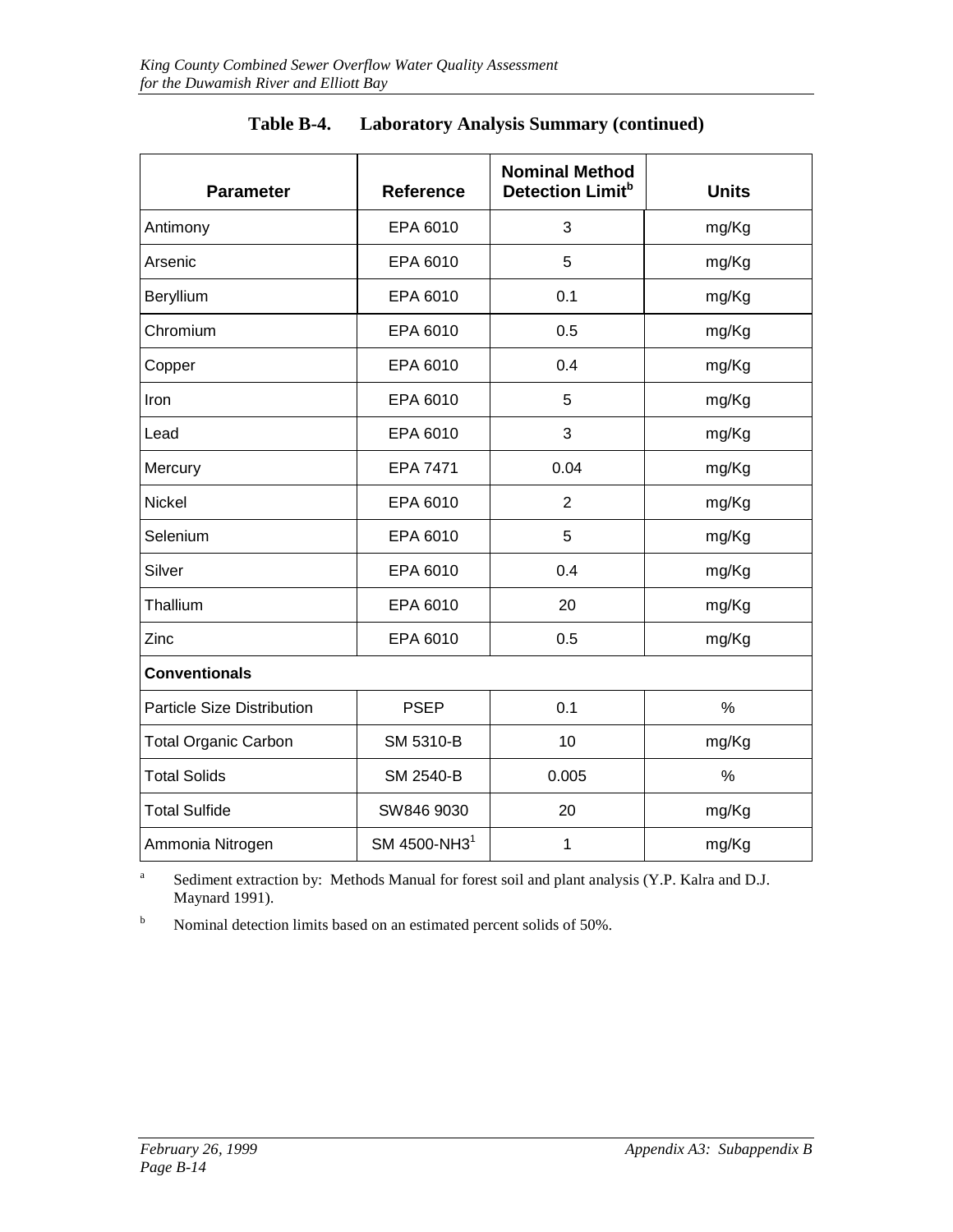## Table B-4. Laboratory Analysis Summary (continued)

| Parameter | Reference | Nominal Method Detection Limit[b] | Units |
|---|---|---|---|
| Antimony | EPA 6010 | 3 | mg/Kg |
| Arsenic | EPA 6010 | 5 | mg/Kg |
| Beryllium | EPA 6010 | 0.1 | mg/Kg |
| Chromium | EPA 6010 | 0.5 | mg/Kg |
| Copper | EPA 6010 | 0.4 | mg/Kg |
| Iron | EPA 6010 | 5 | mg/Kg |
| Lead | EPA 6010 | 3 | mg/Kg |
| Mercury | EPA 7471 | 0.04 | mg/Kg |
| Nickel | EPA 6010 | 2 | mg/Kg |
| Selenium | EPA 6010 | 5 | mg/Kg |
| Silver | EPA 6010 | 0.4 | mg/Kg |
| Thallium | EPA 6010 | 20 | mg/Kg |
| Zinc | EPA 6010 | 0.5 | mg/Kg |
| **Conventionals** | | | |
| Particle Size Distribution | PSEP | 0.1 | % |
| Total Organic Carbon | SM 5310-B | 10 | mg/Kg |
| Total Solids | SM 2540-B | 0.005 | % |
| Total Sulfide | SW846 9030 | 20 | mg/Kg |
| Ammonia Nitrogen | SM 4500-NH3[1] | 1 | mg/Kg |

[a] Sediment extraction by: Methods Manual for forest soil and plant analysis (Y.P. Kalra and D.J. Maynard 1991).

[b] Nominal detection limits based on an estimated percent solids of 50%.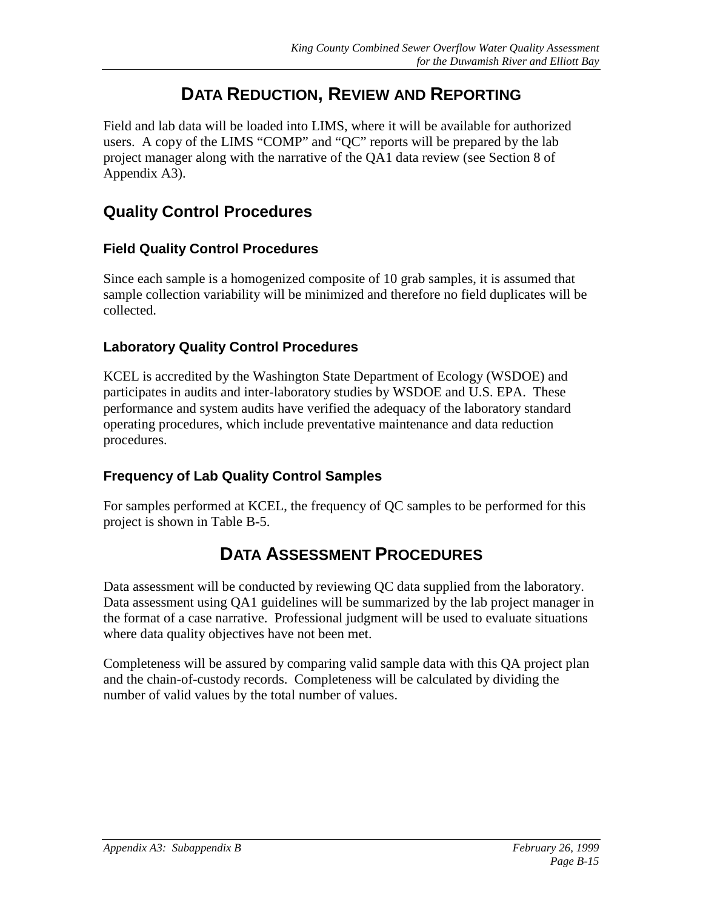# DATA REDUCTION, REVIEW AND REPORTING

Field and lab data will be loaded into LIMS, where it will be available for authorized users. A copy of the LIMS "COMP" and "QC" reports will be prepared by the lab project manager along with the narrative of the QA1 data review (see Section 8 of Appendix A3).

## Quality Control Procedures

### Field Quality Control Procedures

Since each sample is a homogenized composite of 10 grab samples, it is assumed that sample collection variability will be minimized and therefore no field duplicates will be collected.

### Laboratory Quality Control Procedures

KCEL is accredited by the Washington State Department of Ecology (WSDOE) and participates in audits and inter-laboratory studies by WSDOE and U.S. EPA. These performance and system audits have verified the adequacy of the laboratory standard operating procedures, which include preventative maintenance and data reduction procedures.

### Frequency of Lab Quality Control Samples

For samples performed at KCEL, the frequency of QC samples to be performed for this project is shown in Table B-5.

# DATA ASSESSMENT PROCEDURES

Data assessment will be conducted by reviewing QC data supplied from the laboratory. Data assessment using QA1 guidelines will be summarized by the lab project manager in the format of a case narrative. Professional judgment will be used to evaluate situations where data quality objectives have not been met.

Completeness will be assured by comparing valid sample data with this QA project plan and the chain-of-custody records. Completeness will be calculated by dividing the number of valid values by the total number of values.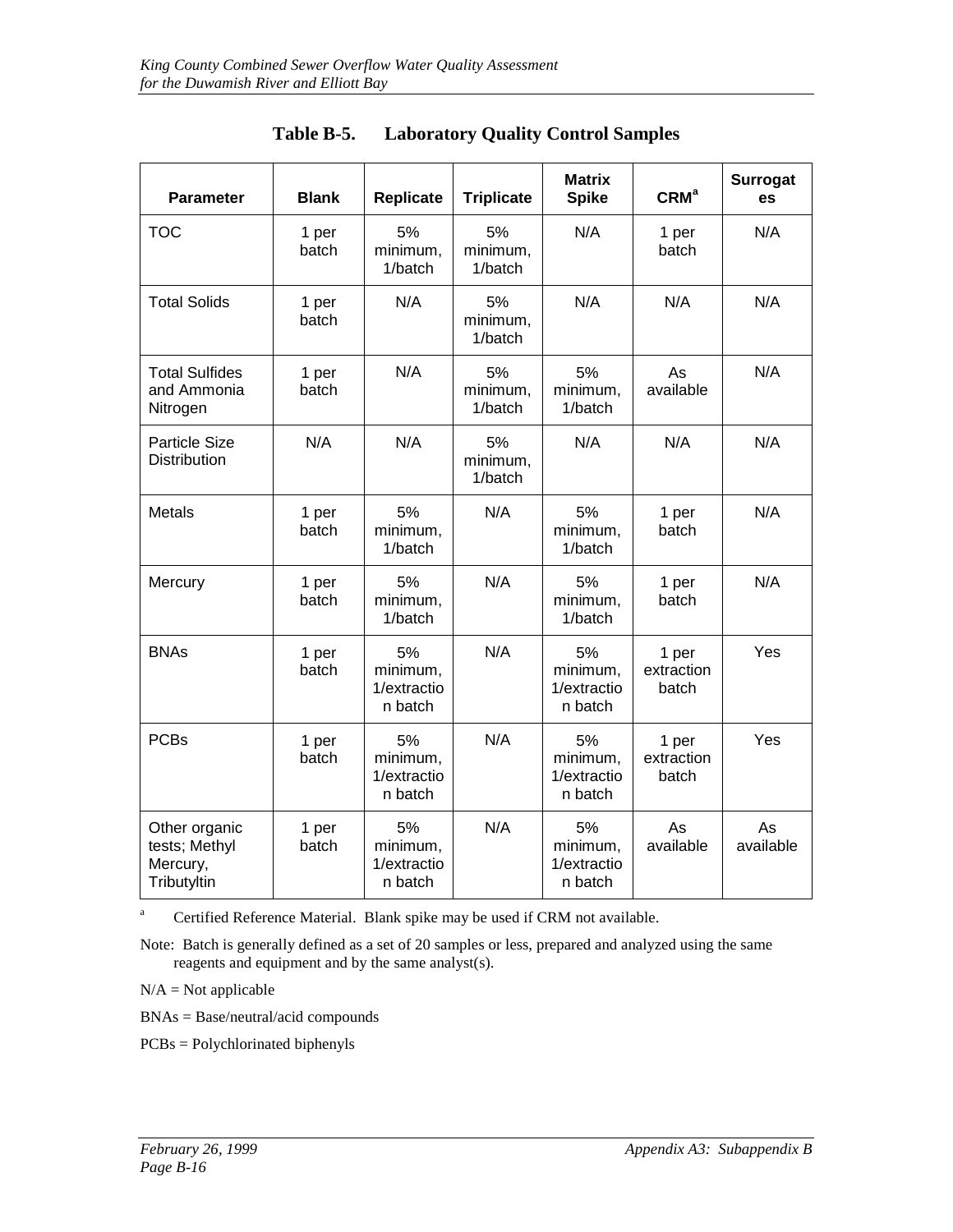## Table B-5. Laboratory Quality Control Samples

| Parameter | Blank | Replicate | Triplicate | Matrix Spike | CRM[a] | Surrogates |
|---|---|---|---|---|---|---|
| TOC | 1 per batch | 5% minimum, 1/batch | 5% minimum, 1/batch | N/A | 1 per batch | N/A |
| Total Solids | 1 per batch | N/A | 5% minimum, 1/batch | N/A | N/A | N/A |
| Total Sulfides and Ammonia Nitrogen | 1 per batch | N/A | 5% minimum, 1/batch | 5% minimum, 1/batch | As available | N/A |
| Particle Size Distribution | N/A | N/A | 5% minimum, 1/batch | N/A | N/A | N/A |
| Metals | 1 per batch | 5% minimum, 1/batch | N/A | 5% minimum, 1/batch | 1 per batch | N/A |
| Mercury | 1 per batch | 5% minimum, 1/batch | N/A | 5% minimum, 1/batch | 1 per batch | N/A |
| BNAs | 1 per batch | 5% minimum, 1/extraction batch | N/A | 5% minimum, 1/extraction batch | 1 per extraction batch | Yes |
| PCBs | 1 per batch | 5% minimum, 1/extraction batch | N/A | 5% minimum, 1/extraction batch | 1 per extraction batch | Yes |
| Other organic tests; Methyl Mercury, Tributyltin | 1 per batch | 5% minimum, 1/extraction batch | N/A | 5% minimum, 1/extraction batch | As available | As available |

[a] Certified Reference Material. Blank spike may be used if CRM not available.

Note: Batch is generally defined as a set of 20 samples or less, prepared and analyzed using the same reagents and equipment and by the same analyst(s).

N/A = Not applicable

BNAs = Base/neutral/acid compounds

PCBs = Polychlorinated biphenyls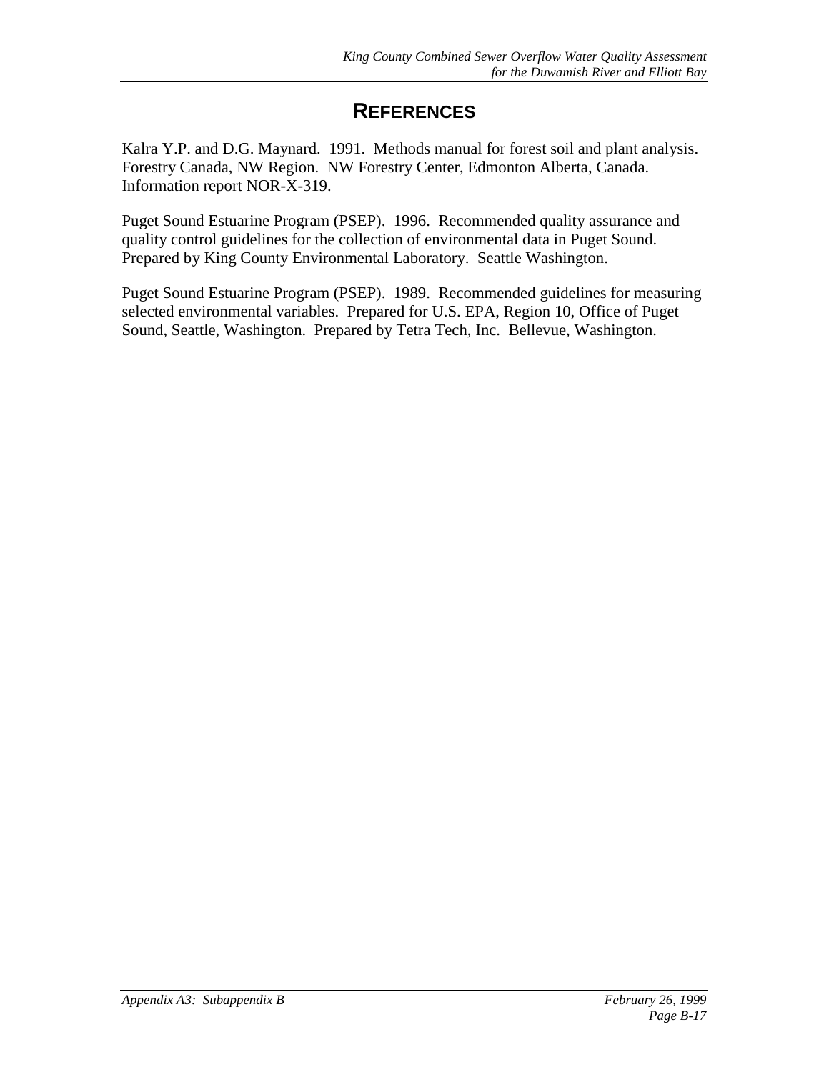# REFERENCES

Kalra Y.P. and D.G. Maynard. 1991. Methods manual for forest soil and plant analysis. Forestry Canada, NW Region. NW Forestry Center, Edmonton Alberta, Canada. Information report NOR-X-319.

Puget Sound Estuarine Program (PSEP). 1996. Recommended quality assurance and quality control guidelines for the collection of environmental data in Puget Sound. Prepared by King County Environmental Laboratory. Seattle Washington.

Puget Sound Estuarine Program (PSEP). 1989. Recommended guidelines for measuring selected environmental variables. Prepared for U.S. EPA, Region 10, Office of Puget Sound, Seattle, Washington. Prepared by Tetra Tech, Inc. Bellevue, Washington.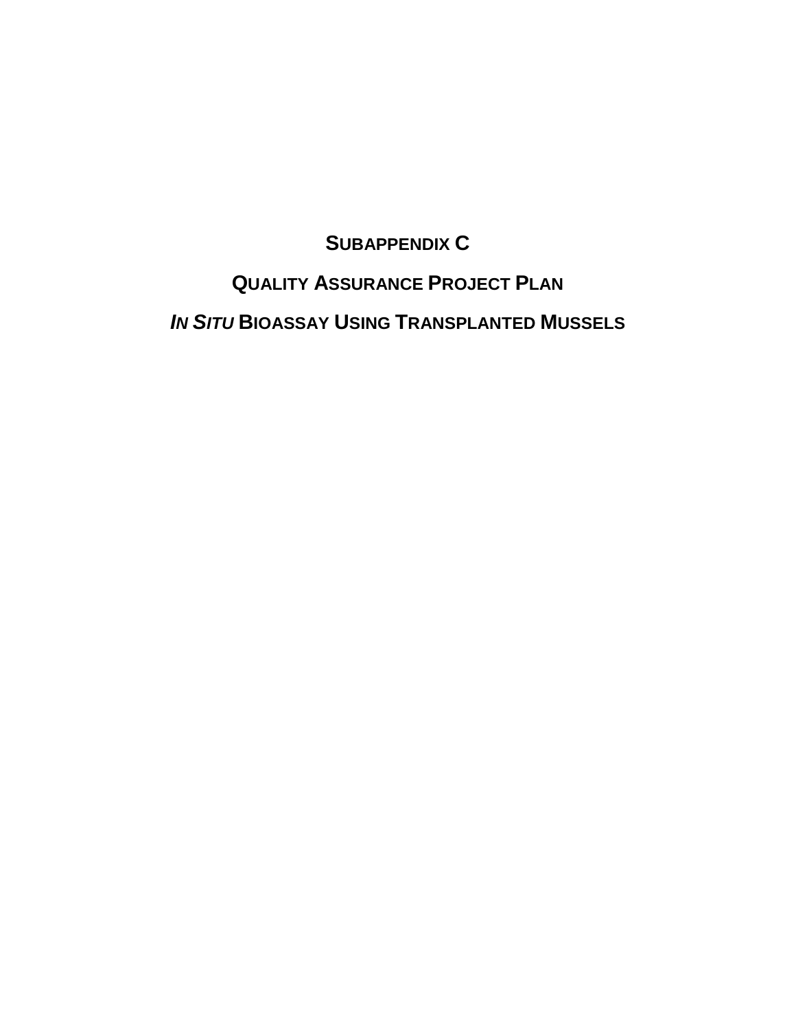# SUBAPPENDIX C

# QUALITY ASSURANCE PROJECT PLAN

# *IN SITU* BIOASSAY USING TRANSPLANTED MUSSELS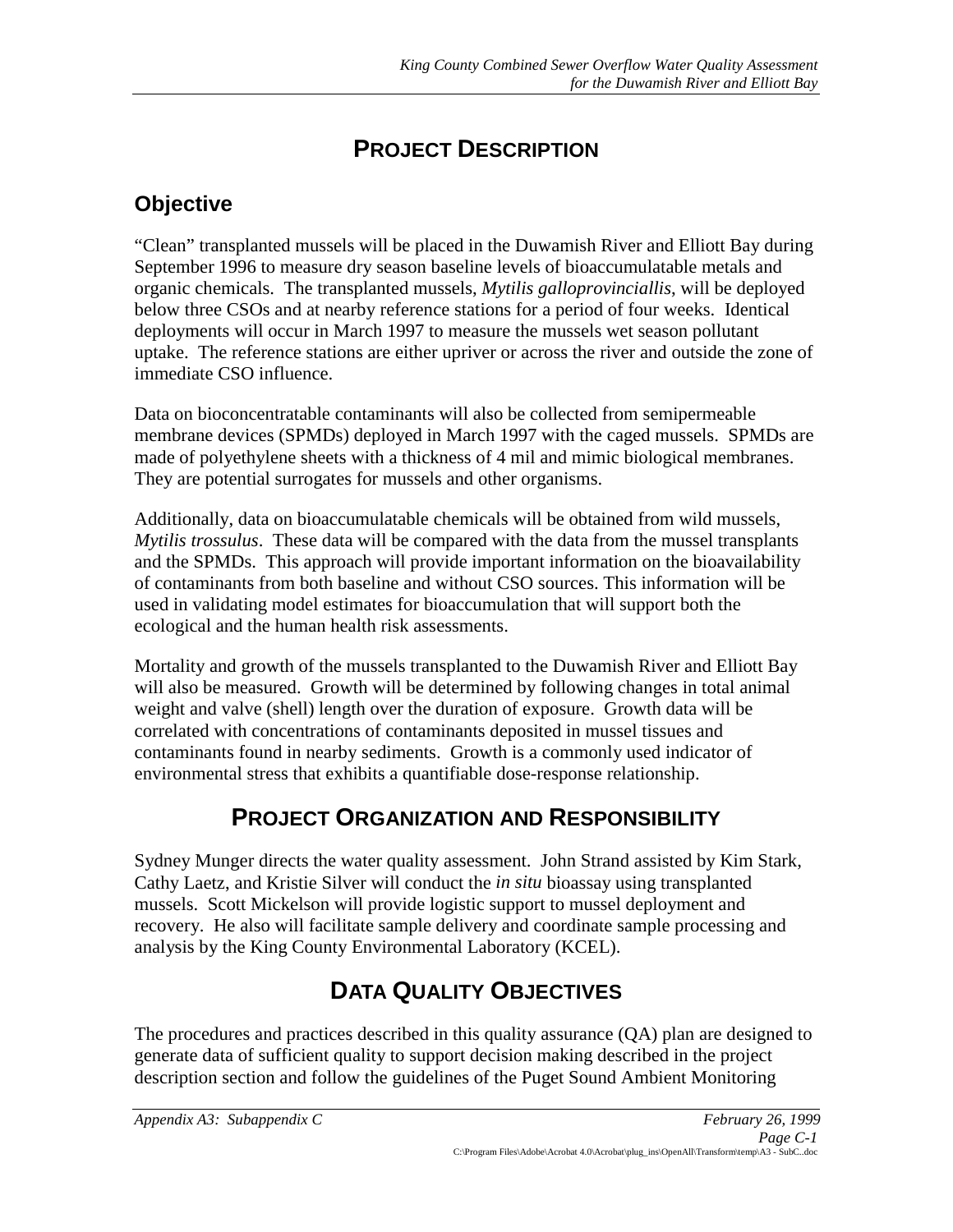# PROJECT DESCRIPTION

## Objective

"Clean" transplanted mussels will be placed in the Duwamish River and Elliott Bay during September 1996 to measure dry season baseline levels of bioaccumulatable metals and organic chemicals. The transplanted mussels, *Mytilis galloprovinciallis*, will be deployed below three CSOs and at nearby reference stations for a period of four weeks. Identical deployments will occur in March 1997 to measure the mussels wet season pollutant uptake. The reference stations are either upriver or across the river and outside the zone of immediate CSO influence.

Data on bioconcentratable contaminants will also be collected from semipermeable membrane devices (SPMDs) deployed in March 1997 with the caged mussels. SPMDs are made of polyethylene sheets with a thickness of 4 mil and mimic biological membranes. They are potential surrogates for mussels and other organisms.

Additionally, data on bioaccumulatable chemicals will be obtained from wild mussels, *Mytilis trossulus*. These data will be compared with the data from the mussel transplants and the SPMDs. This approach will provide important information on the bioavailability of contaminants from both baseline and without CSO sources. This information will be used in validating model estimates for bioaccumulation that will support both the ecological and the human health risk assessments.

Mortality and growth of the mussels transplanted to the Duwamish River and Elliott Bay will also be measured. Growth will be determined by following changes in total animal weight and valve (shell) length over the duration of exposure. Growth data will be correlated with concentrations of contaminants deposited in mussel tissues and contaminants found in nearby sediments. Growth is a commonly used indicator of environmental stress that exhibits a quantifiable dose-response relationship.

# PROJECT ORGANIZATION AND RESPONSIBILITY

Sydney Munger directs the water quality assessment. John Strand assisted by Kim Stark, Cathy Laetz, and Kristie Silver will conduct the *in situ* bioassay using transplanted mussels. Scott Mickelson will provide logistic support to mussel deployment and recovery. He also will facilitate sample delivery and coordinate sample processing and analysis by the King County Environmental Laboratory (KCEL).

# DATA QUALITY OBJECTIVES

The procedures and practices described in this quality assurance (QA) plan are designed to generate data of sufficient quality to support decision making described in the project description section and follow the guidelines of the Puget Sound Ambient Monitoring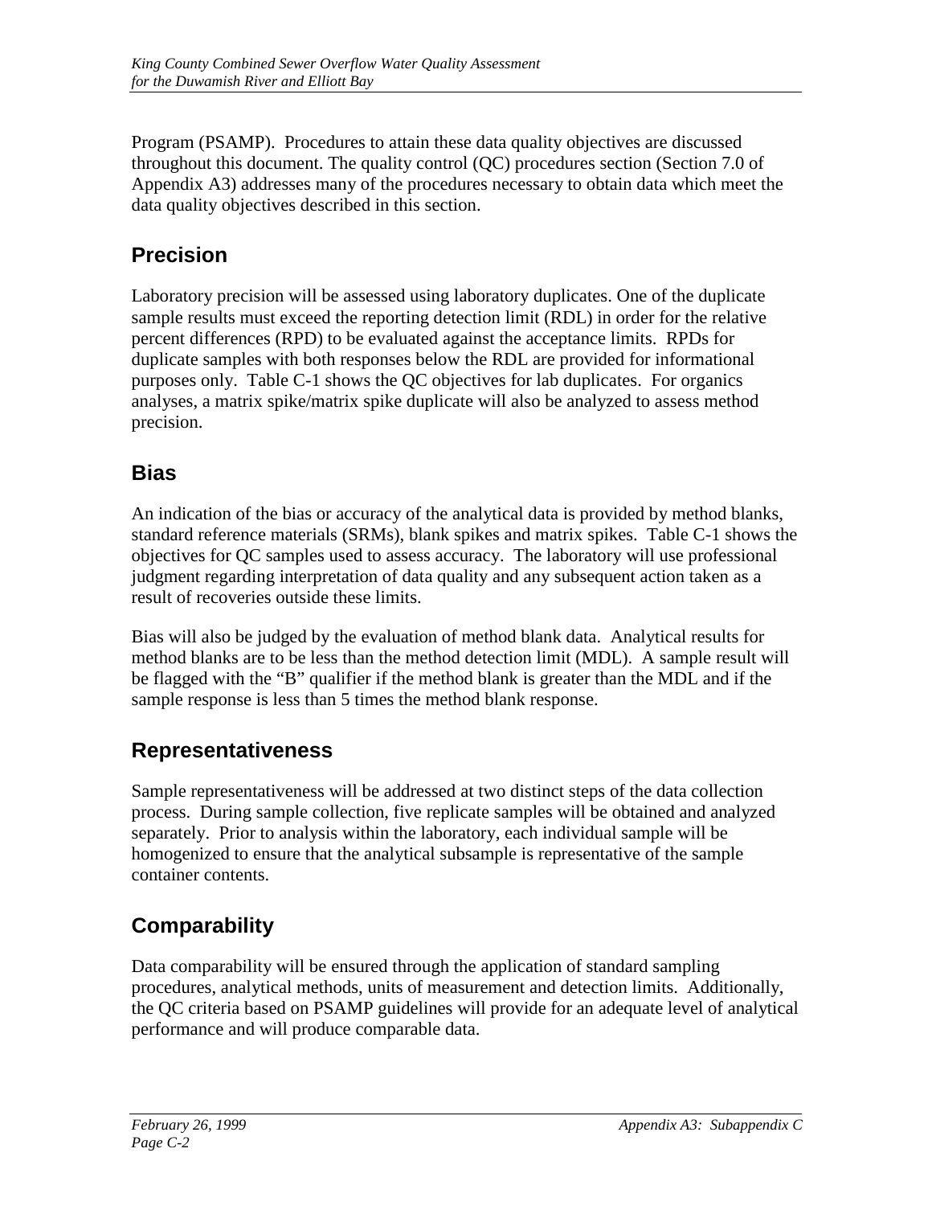Program (PSAMP). Procedures to attain these data quality objectives are discussed throughout this document. The quality control (QC) procedures section (Section 7.0 of Appendix A3) addresses many of the procedures necessary to obtain data which meet the data quality objectives described in this section.

## Precision

Laboratory precision will be assessed using laboratory duplicates. One of the duplicate sample results must exceed the reporting detection limit (RDL) in order for the relative percent differences (RPD) to be evaluated against the acceptance limits. RPDs for duplicate samples with both responses below the RDL are provided for informational purposes only. Table C-1 shows the QC objectives for lab duplicates. For organics analyses, a matrix spike/matrix spike duplicate will also be analyzed to assess method precision.

## Bias

An indication of the bias or accuracy of the analytical data is provided by method blanks, standard reference materials (SRMs), blank spikes and matrix spikes. Table C-1 shows the objectives for QC samples used to assess accuracy. The laboratory will use professional judgment regarding interpretation of data quality and any subsequent action taken as a result of recoveries outside these limits.

Bias will also be judged by the evaluation of method blank data. Analytical results for method blanks are to be less than the method detection limit (MDL). A sample result will be flagged with the "B" qualifier if the method blank is greater than the MDL and if the sample response is less than 5 times the method blank response.

## Representativeness

Sample representativeness will be addressed at two distinct steps of the data collection process. During sample collection, five replicate samples will be obtained and analyzed separately. Prior to analysis within the laboratory, each individual sample will be homogenized to ensure that the analytical subsample is representative of the sample container contents.

## Comparability

Data comparability will be ensured through the application of standard sampling procedures, analytical methods, units of measurement and detection limits. Additionally, the QC criteria based on PSAMP guidelines will provide for an adequate level of analytical performance and will produce comparable data.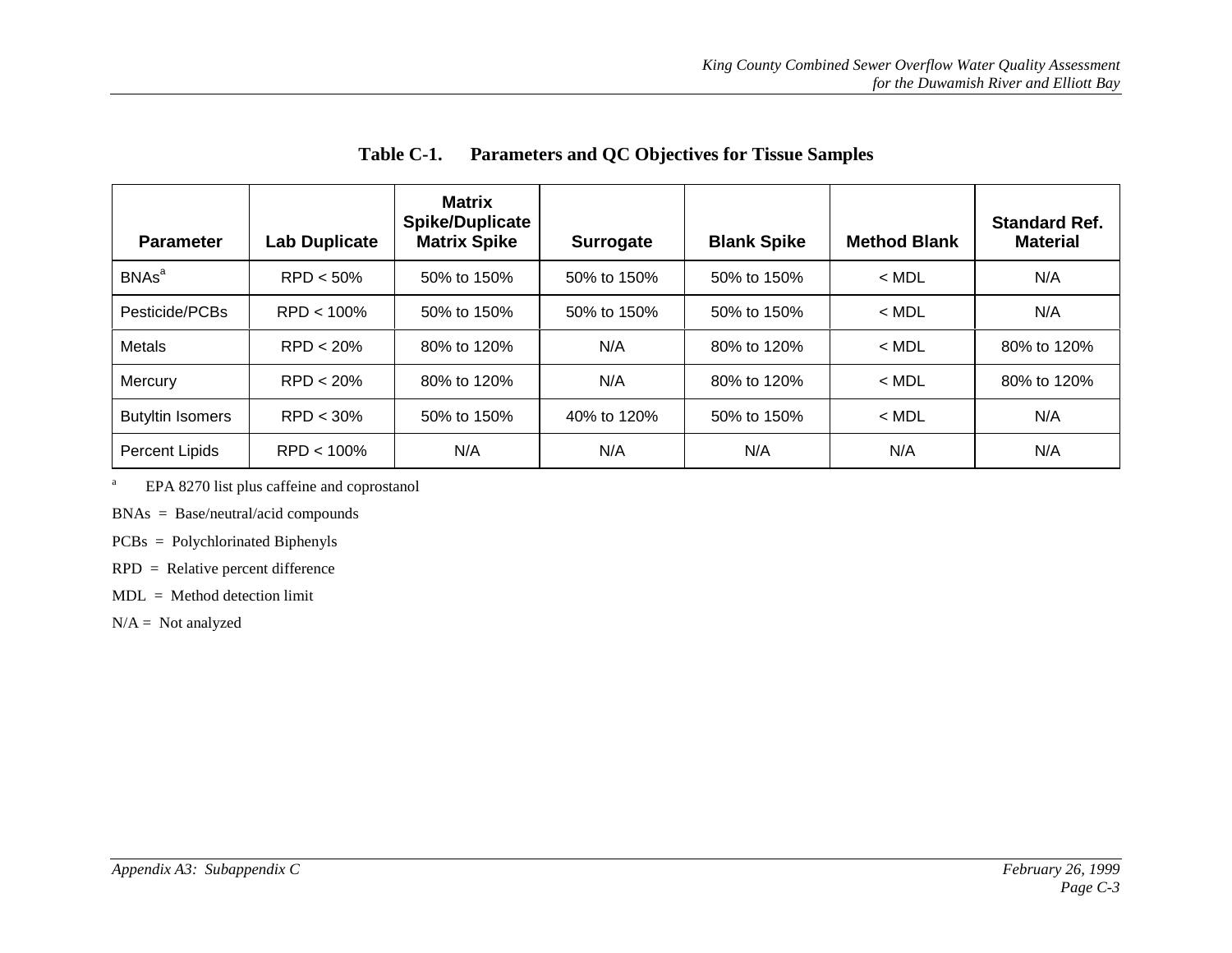**Table C-1. Parameters and QC Objectives for Tissue Samples**

| Parameter | Lab Duplicate | Matrix Spike/Duplicate Matrix Spike | Surrogate | Blank Spike | Method Blank | Standard Ref. Material |
|---|---|---|---|---|---|---|
| BNAs[a] | RPD < 50% | 50% to 150% | 50% to 150% | 50% to 150% | < MDL | N/A |
| Pesticide/PCBs | RPD < 100% | 50% to 150% | 50% to 150% | 50% to 150% | < MDL | N/A |
| Metals | RPD < 20% | 80% to 120% | N/A | 80% to 120% | < MDL | 80% to 120% |
| Mercury | RPD < 20% | 80% to 120% | N/A | 80% to 120% | < MDL | 80% to 120% |
| Butyltin Isomers | RPD < 30% | 50% to 150% | 40% to 120% | 50% to 150% | < MDL | N/A |
| Percent Lipids | RPD < 100% | N/A | N/A | N/A | N/A | N/A |

[a] EPA 8270 list plus caffeine and coprostanol

BNAs = Base/neutral/acid compounds

PCBs = Polychlorinated Biphenyls

RPD = Relative percent difference

MDL = Method detection limit

N/A = Not analyzed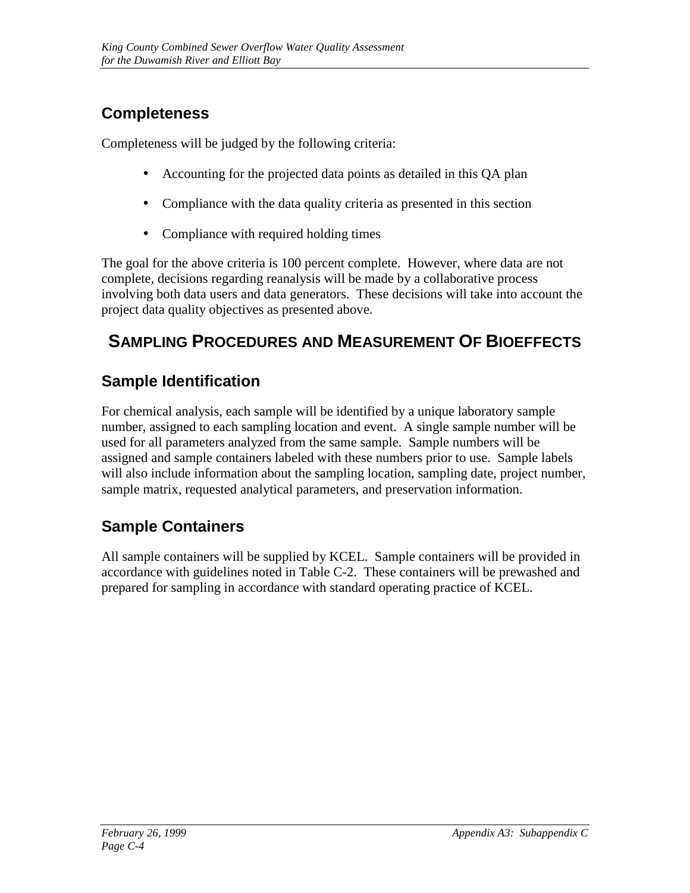## Completeness

Completeness will be judged by the following criteria:

- Accounting for the projected data points as detailed in this QA plan
- Compliance with the data quality criteria as presented in this section
- Compliance with required holding times

The goal for the above criteria is 100 percent complete. However, where data are not complete, decisions regarding reanalysis will be made by a collaborative process involving both data users and data generators. These decisions will take into account the project data quality objectives as presented above.

# SAMPLING PROCEDURES AND MEASUREMENT OF BIOEFFECTS

## Sample Identification

For chemical analysis, each sample will be identified by a unique laboratory sample number, assigned to each sampling location and event. A single sample number will be used for all parameters analyzed from the same sample. Sample numbers will be assigned and sample containers labeled with these numbers prior to use. Sample labels will also include information about the sampling location, sampling date, project number, sample matrix, requested analytical parameters, and preservation information.

## Sample Containers

All sample containers will be supplied by KCEL. Sample containers will be provided in accordance with guidelines noted in Table C-2. These containers will be prewashed and prepared for sampling in accordance with standard operating practice of KCEL.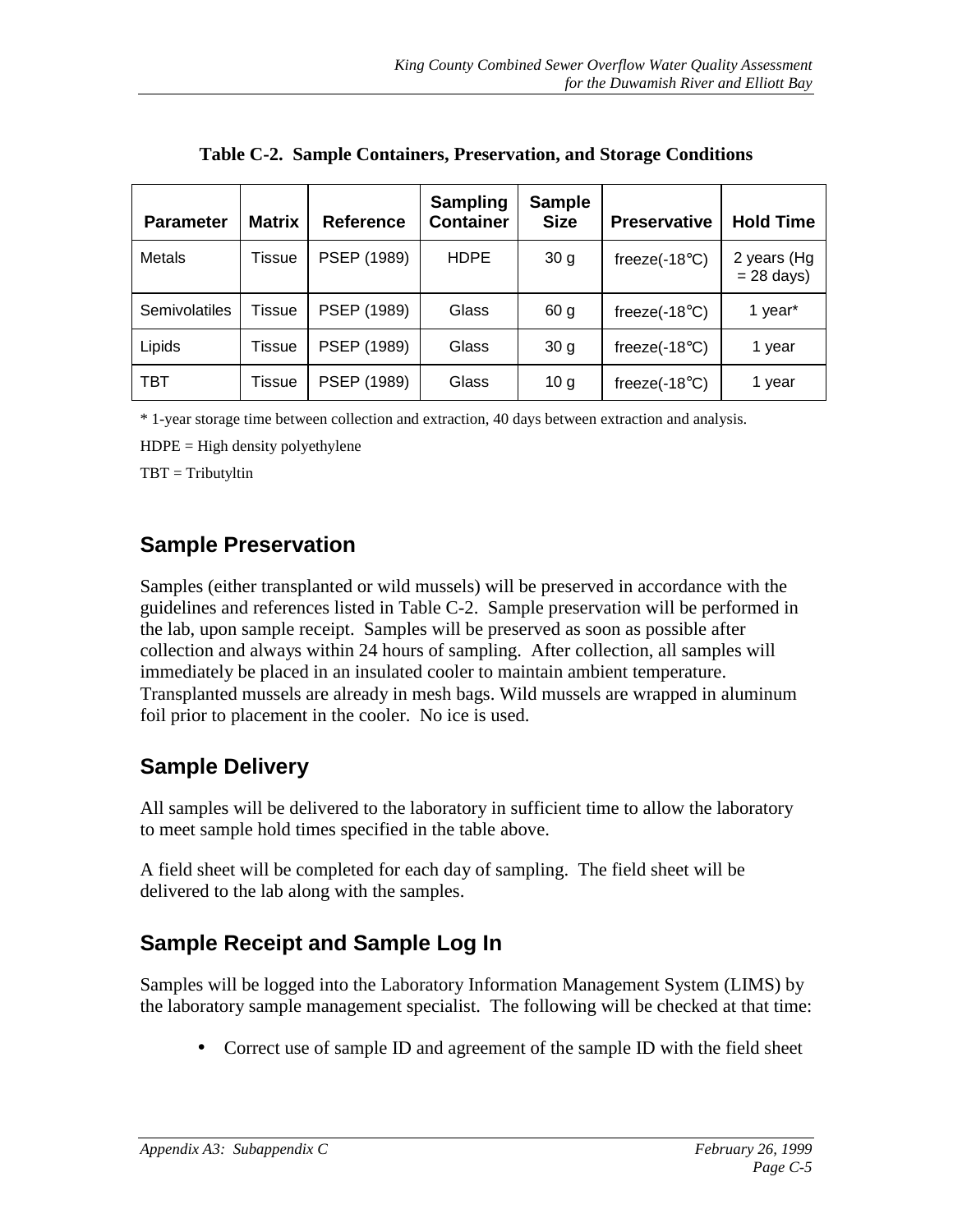**Table C-2. Sample Containers, Preservation, and Storage Conditions**

| Parameter | Matrix | Reference | Sampling Container | Sample Size | Preservative | Hold Time |
|---|---|---|---|---|---|---|
| Metals | Tissue | PSEP (1989) | HDPE | 30 g | freeze(-18°C) | 2 years (Hg = 28 days) |
| Semivolatiles | Tissue | PSEP (1989) | Glass | 60 g | freeze(-18°C) | 1 year* |
| Lipids | Tissue | PSEP (1989) | Glass | 30 g | freeze(-18°C) | 1 year |
| TBT | Tissue | PSEP (1989) | Glass | 10 g | freeze(-18°C) | 1 year |

* 1-year storage time between collection and extraction, 40 days between extraction and analysis.

HDPE = High density polyethylene

TBT = Tributyltin

## Sample Preservation

Samples (either transplanted or wild mussels) will be preserved in accordance with the guidelines and references listed in Table C-2. Sample preservation will be performed in the lab, upon sample receipt. Samples will be preserved as soon as possible after collection and always within 24 hours of sampling. After collection, all samples will immediately be placed in an insulated cooler to maintain ambient temperature. Transplanted mussels are already in mesh bags. Wild mussels are wrapped in aluminum foil prior to placement in the cooler. No ice is used.

## Sample Delivery

All samples will be delivered to the laboratory in sufficient time to allow the laboratory to meet sample hold times specified in the table above.

A field sheet will be completed for each day of sampling. The field sheet will be delivered to the lab along with the samples.

## Sample Receipt and Sample Log In

Samples will be logged into the Laboratory Information Management System (LIMS) by the laboratory sample management specialist. The following will be checked at that time:

- Correct use of sample ID and agreement of the sample ID with the field sheet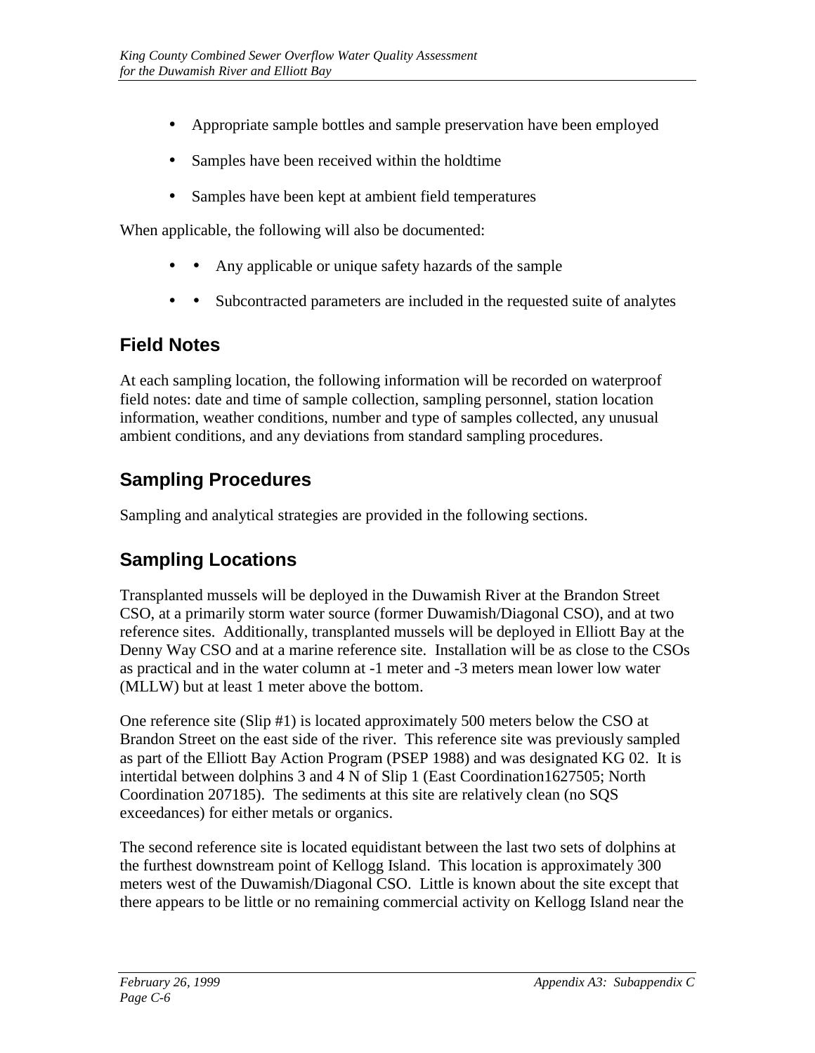- Appropriate sample bottles and sample preservation have been employed
- Samples have been received within the holdtime
- Samples have been kept at ambient field temperatures

When applicable, the following will also be documented:

- • Any applicable or unique safety hazards of the sample
- • Subcontracted parameters are included in the requested suite of analytes

## Field Notes

At each sampling location, the following information will be recorded on waterproof field notes: date and time of sample collection, sampling personnel, station location information, weather conditions, number and type of samples collected, any unusual ambient conditions, and any deviations from standard sampling procedures.

## Sampling Procedures

Sampling and analytical strategies are provided in the following sections.

## Sampling Locations

Transplanted mussels will be deployed in the Duwamish River at the Brandon Street CSO, at a primarily storm water source (former Duwamish/Diagonal CSO), and at two reference sites. Additionally, transplanted mussels will be deployed in Elliott Bay at the Denny Way CSO and at a marine reference site. Installation will be as close to the CSOs as practical and in the water column at -1 meter and -3 meters mean lower low water (MLLW) but at least 1 meter above the bottom.

One reference site (Slip #1) is located approximately 500 meters below the CSO at Brandon Street on the east side of the river. This reference site was previously sampled as part of the Elliott Bay Action Program (PSEP 1988) and was designated KG 02. It is intertidal between dolphins 3 and 4 N of Slip 1 (East Coordination1627505; North Coordination 207185). The sediments at this site are relatively clean (no SQS exceedances) for either metals or organics.

The second reference site is located equidistant between the last two sets of dolphins at the furthest downstream point of Kellogg Island. This location is approximately 300 meters west of the Duwamish/Diagonal CSO. Little is known about the site except that there appears to be little or no remaining commercial activity on Kellogg Island near the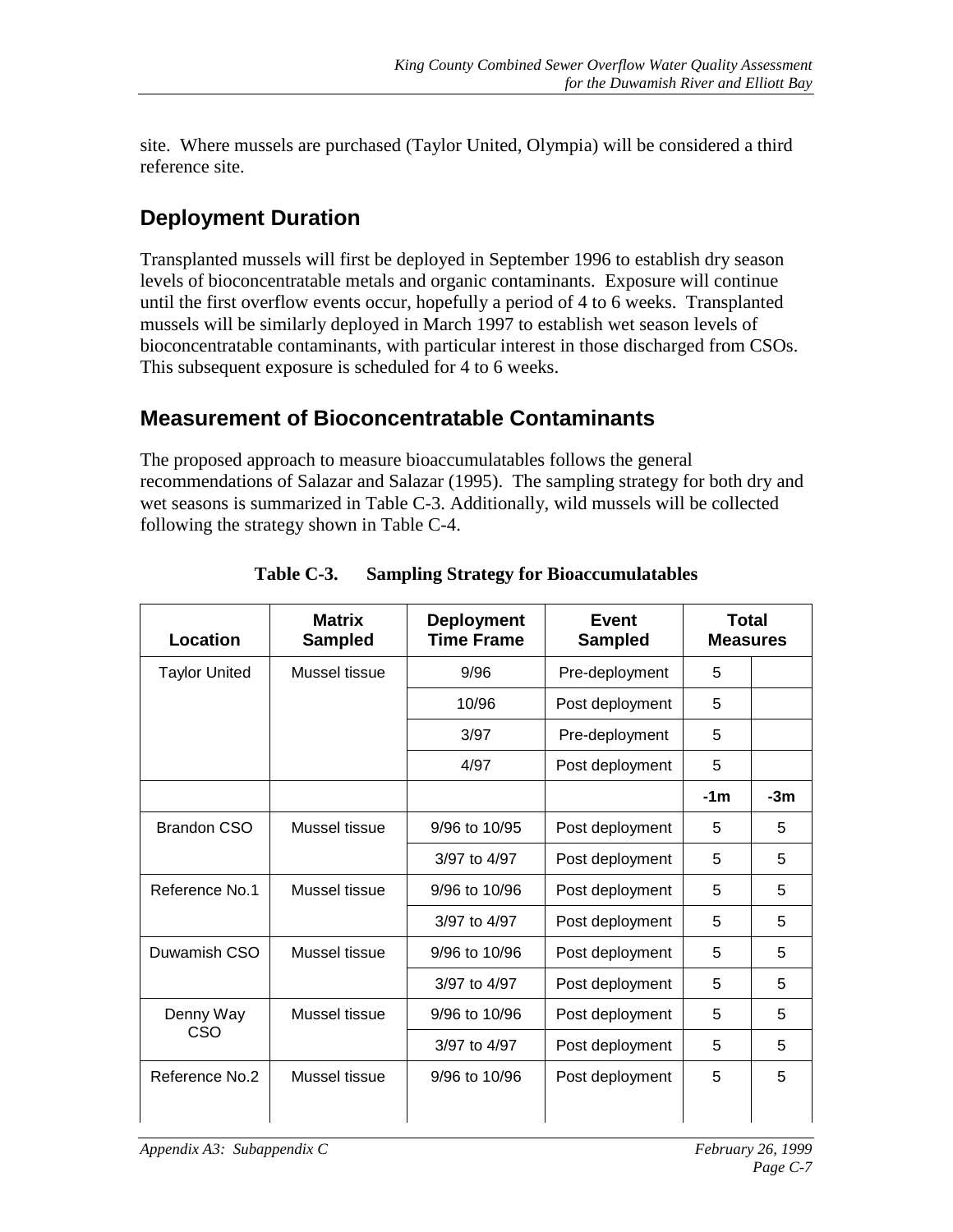site. Where mussels are purchased (Taylor United, Olympia) will be considered a third reference site.

## Deployment Duration

Transplanted mussels will first be deployed in September 1996 to establish dry season levels of bioconcentratable metals and organic contaminants. Exposure will continue until the first overflow events occur, hopefully a period of 4 to 6 weeks. Transplanted mussels will be similarly deployed in March 1997 to establish wet season levels of bioconcentratable contaminants, with particular interest in those discharged from CSOs. This subsequent exposure is scheduled for 4 to 6 weeks.

## Measurement of Bioconcentratable Contaminants

The proposed approach to measure bioaccumulatables follows the general recommendations of Salazar and Salazar (1995). The sampling strategy for both dry and wet seasons is summarized in Table C-3. Additionally, wild mussels will be collected following the strategy shown in Table C-4.

**Table C-3. Sampling Strategy for Bioaccumulatables**

| Location | Matrix Sampled | Deployment Time Frame | Event Sampled | Total Measures | |
|---|---|---|---|---|---|
| Taylor United | Mussel tissue | 9/96 | Pre-deployment | 5 | |
| | | 10/96 | Post deployment | 5 | |
| | | 3/97 | Pre-deployment | 5 | |
| | | 4/97 | Post deployment | 5 | |
| | | | | -1m | -3m |
| Brandon CSO | Mussel tissue | 9/96 to 10/95 | Post deployment | 5 | 5 |
| | | 3/97 to 4/97 | Post deployment | 5 | 5 |
| Reference No.1 | Mussel tissue | 9/96 to 10/96 | Post deployment | 5 | 5 |
| | | 3/97 to 4/97 | Post deployment | 5 | 5 |
| Duwamish CSO | Mussel tissue | 9/96 to 10/96 | Post deployment | 5 | 5 |
| | | 3/97 to 4/97 | Post deployment | 5 | 5 |
| Denny Way CSO | Mussel tissue | 9/96 to 10/96 | Post deployment | 5 | 5 |
| | | 3/97 to 4/97 | Post deployment | 5 | 5 |
| Reference No.2 | Mussel tissue | 9/96 to 10/96 | Post deployment | 5 | 5 |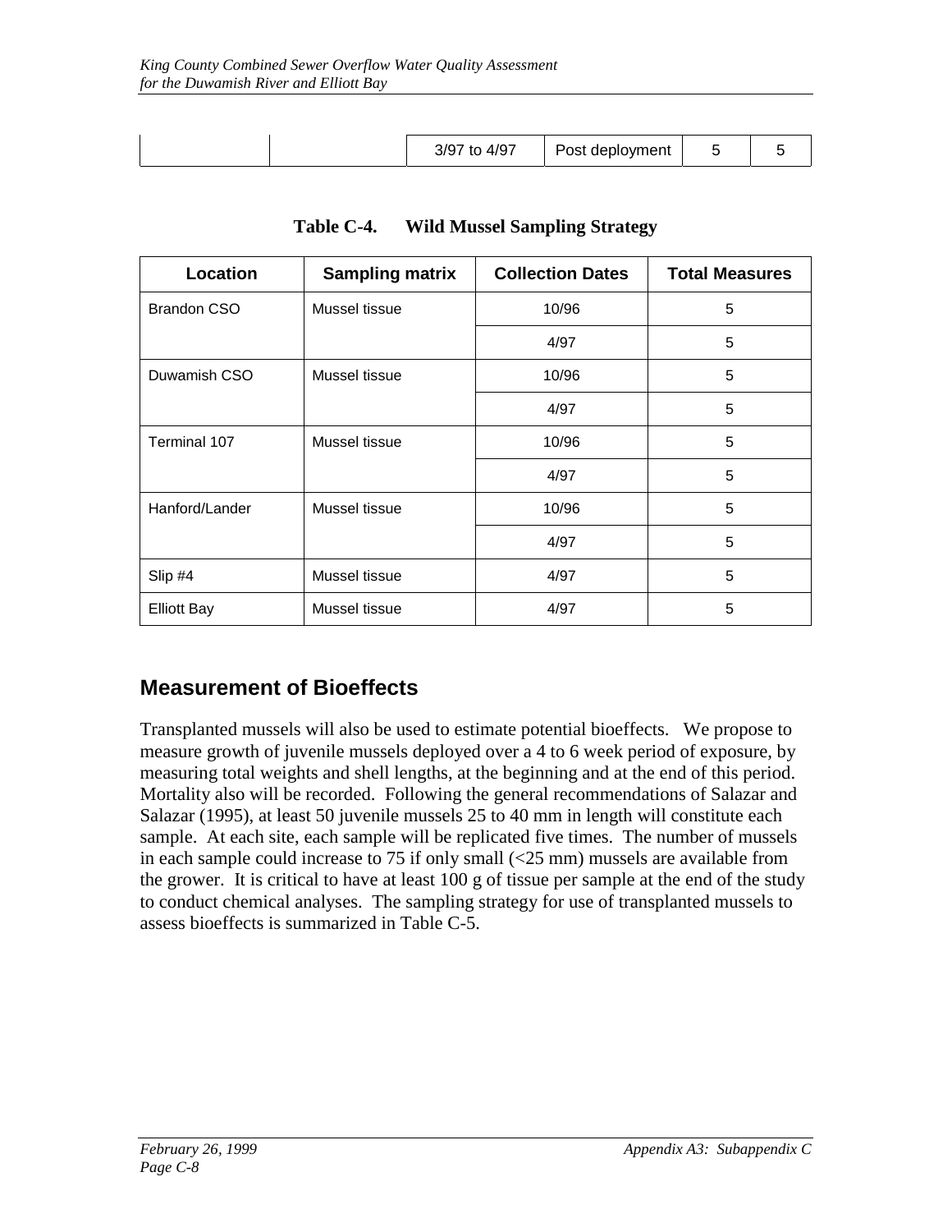|  |  | 3/97 to 4/97 | Post deployment | 5 | 5 |
|---|---|---|---|---|---|

**Table C-4. Wild Mussel Sampling Strategy**

| Location | Sampling matrix | Collection Dates | Total Measures |
|---|---|---|---|
| Brandon CSO | Mussel tissue | 10/96 | 5 |
|  |  | 4/97 | 5 |
| Duwamish CSO | Mussel tissue | 10/96 | 5 |
|  |  | 4/97 | 5 |
| Terminal 107 | Mussel tissue | 10/96 | 5 |
|  |  | 4/97 | 5 |
| Hanford/Lander | Mussel tissue | 10/96 | 5 |
|  |  | 4/97 | 5 |
| Slip #4 | Mussel tissue | 4/97 | 5 |
| Elliott Bay | Mussel tissue | 4/97 | 5 |

## Measurement of Bioeffects

Transplanted mussels will also be used to estimate potential bioeffects. We propose to measure growth of juvenile mussels deployed over a 4 to 6 week period of exposure, by measuring total weights and shell lengths, at the beginning and at the end of this period. Mortality also will be recorded. Following the general recommendations of Salazar and Salazar (1995), at least 50 juvenile mussels 25 to 40 mm in length will constitute each sample. At each site, each sample will be replicated five times. The number of mussels in each sample could increase to 75 if only small (<25 mm) mussels are available from the grower. It is critical to have at least 100 g of tissue per sample at the end of the study to conduct chemical analyses. The sampling strategy for use of transplanted mussels to assess bioeffects is summarized in Table C-5.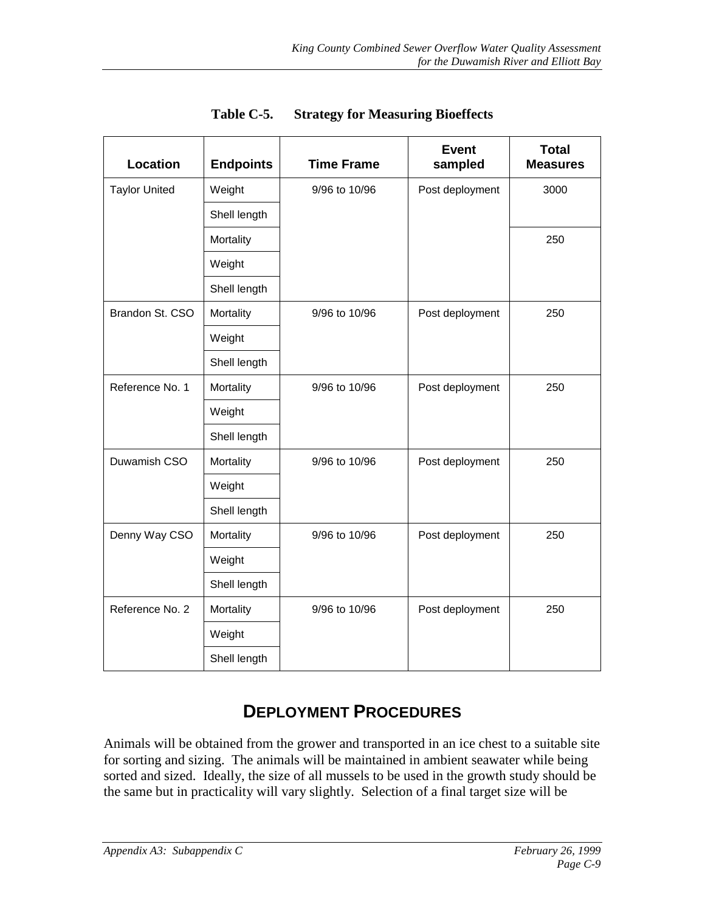**Table C-5. Strategy for Measuring Bioeffects**

| Location | Endpoints | Time Frame | Event sampled | Total Measures |
|---|---|---|---|---|
| Taylor United | Weight | 9/96 to 10/96 | Post deployment | 3000 |
| | Shell length | | | |
| | Mortality | | | 250 |
| | Weight | | | |
| | Shell length | | | |
| Brandon St. CSO | Mortality | 9/96 to 10/96 | Post deployment | 250 |
| | Weight | | | |
| | Shell length | | | |
| Reference No. 1 | Mortality | 9/96 to 10/96 | Post deployment | 250 |
| | Weight | | | |
| | Shell length | | | |
| Duwamish CSO | Mortality | 9/96 to 10/96 | Post deployment | 250 |
| | Weight | | | |
| | Shell length | | | |
| Denny Way CSO | Mortality | 9/96 to 10/96 | Post deployment | 250 |
| | Weight | | | |
| | Shell length | | | |
| Reference No. 2 | Mortality | 9/96 to 10/96 | Post deployment | 250 |
| | Weight | | | |
| | Shell length | | | |

## DEPLOYMENT PROCEDURES

Animals will be obtained from the grower and transported in an ice chest to a suitable site for sorting and sizing. The animals will be maintained in ambient seawater while being sorted and sized. Ideally, the size of all mussels to be used in the growth study should be the same but in practicality will vary slightly. Selection of a final target size will be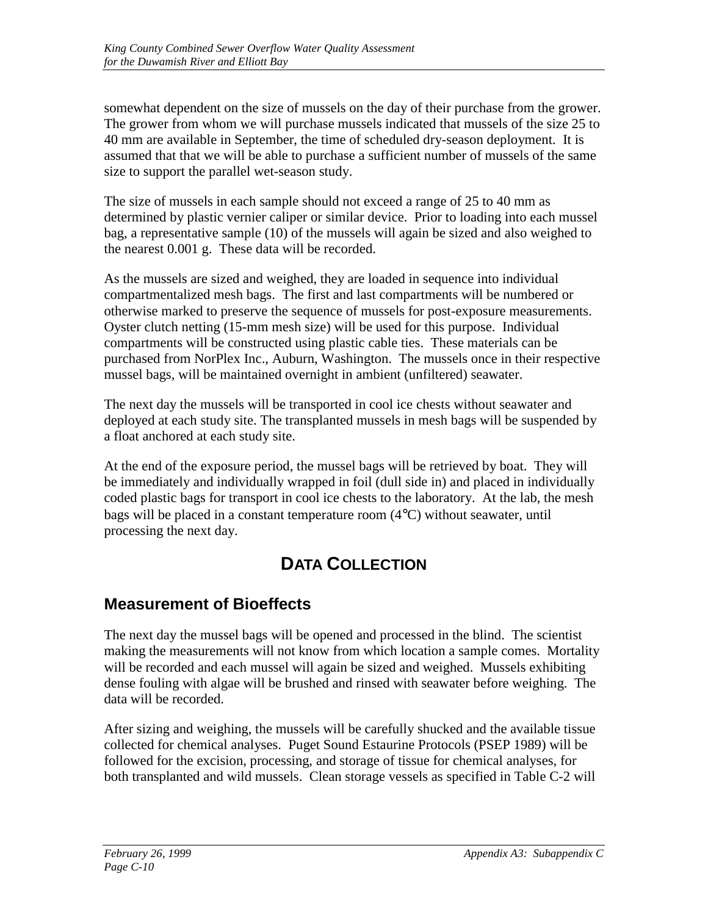somewhat dependent on the size of mussels on the day of their purchase from the grower. The grower from whom we will purchase mussels indicated that mussels of the size 25 to 40 mm are available in September, the time of scheduled dry-season deployment. It is assumed that that we will be able to purchase a sufficient number of mussels of the same size to support the parallel wet-season study.

The size of mussels in each sample should not exceed a range of 25 to 40 mm as determined by plastic vernier caliper or similar device. Prior to loading into each mussel bag, a representative sample (10) of the mussels will again be sized and also weighed to the nearest 0.001 g. These data will be recorded.

As the mussels are sized and weighed, they are loaded in sequence into individual compartmentalized mesh bags. The first and last compartments will be numbered or otherwise marked to preserve the sequence of mussels for post-exposure measurements. Oyster clutch netting (15-mm mesh size) will be used for this purpose. Individual compartments will be constructed using plastic cable ties. These materials can be purchased from NorPlex Inc., Auburn, Washington. The mussels once in their respective mussel bags, will be maintained overnight in ambient (unfiltered) seawater.

The next day the mussels will be transported in cool ice chests without seawater and deployed at each study site. The transplanted mussels in mesh bags will be suspended by a float anchored at each study site.

At the end of the exposure period, the mussel bags will be retrieved by boat. They will be immediately and individually wrapped in foil (dull side in) and placed in individually coded plastic bags for transport in cool ice chests to the laboratory. At the lab, the mesh bags will be placed in a constant temperature room (4°C) without seawater, until processing the next day.

# DATA COLLECTION

## Measurement of Bioeffects

The next day the mussel bags will be opened and processed in the blind. The scientist making the measurements will not know from which location a sample comes. Mortality will be recorded and each mussel will again be sized and weighed. Mussels exhibiting dense fouling with algae will be brushed and rinsed with seawater before weighing. The data will be recorded.

After sizing and weighing, the mussels will be carefully shucked and the available tissue collected for chemical analyses. Puget Sound Estaurine Protocols (PSEP 1989) will be followed for the excision, processing, and storage of tissue for chemical analyses, for both transplanted and wild mussels. Clean storage vessels as specified in Table C-2 will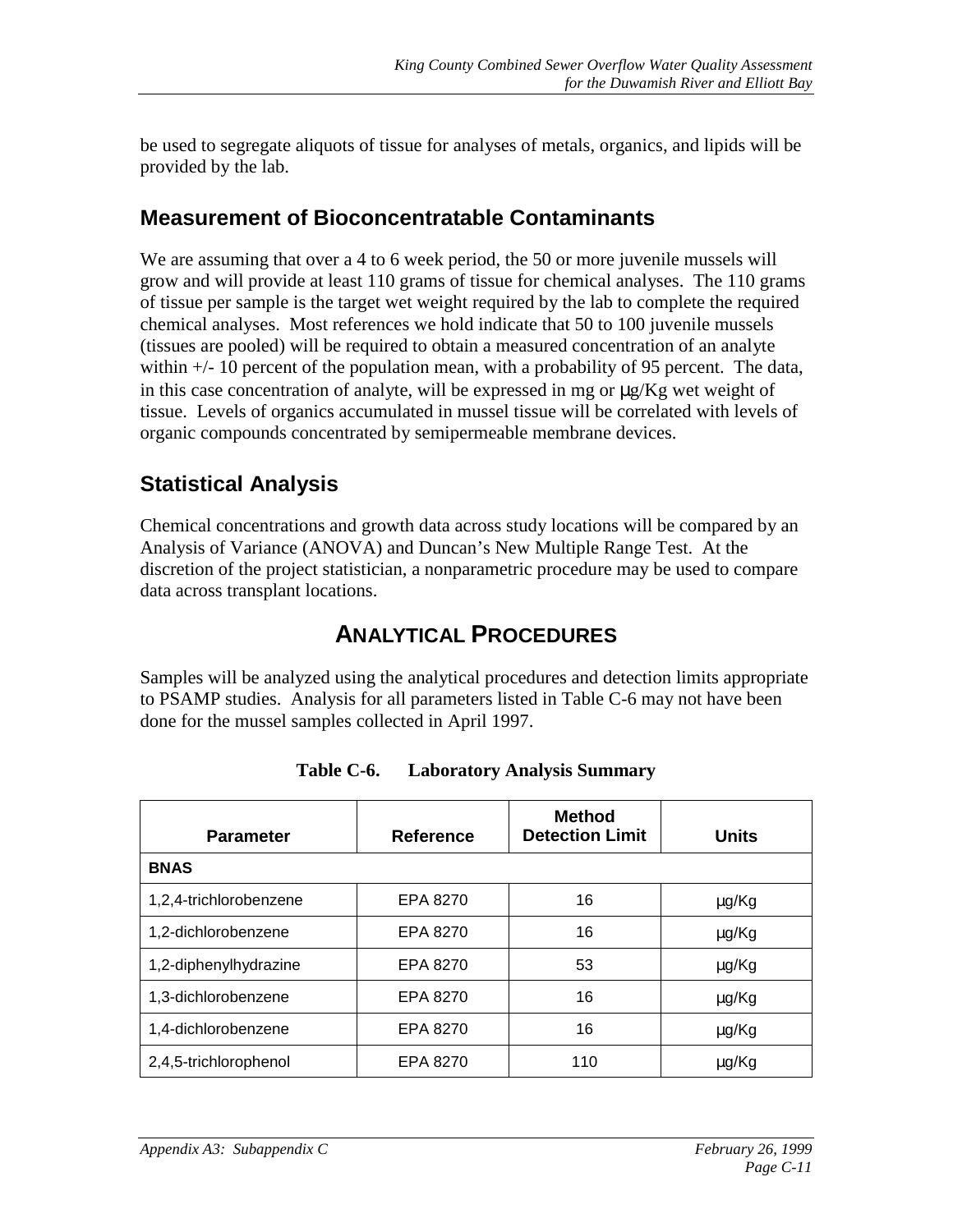be used to segregate aliquots of tissue for analyses of metals, organics, and lipids will be provided by the lab.

## Measurement of Bioconcentratable Contaminants

We are assuming that over a 4 to 6 week period, the 50 or more juvenile mussels will grow and will provide at least 110 grams of tissue for chemical analyses. The 110 grams of tissue per sample is the target wet weight required by the lab to complete the required chemical analyses. Most references we hold indicate that 50 to 100 juvenile mussels (tissues are pooled) will be required to obtain a measured concentration of an analyte within +/- 10 percent of the population mean, with a probability of 95 percent. The data, in this case concentration of analyte, will be expressed in mg or µg/Kg wet weight of tissue. Levels of organics accumulated in mussel tissue will be correlated with levels of organic compounds concentrated by semipermeable membrane devices.

## Statistical Analysis

Chemical concentrations and growth data across study locations will be compared by an Analysis of Variance (ANOVA) and Duncan's New Multiple Range Test. At the discretion of the project statistician, a nonparametric procedure may be used to compare data across transplant locations.

# ANALYTICAL PROCEDURES

Samples will be analyzed using the analytical procedures and detection limits appropriate to PSAMP studies. Analysis for all parameters listed in Table C-6 may not have been done for the mussel samples collected in April 1997.

**Table C-6. Laboratory Analysis Summary**

| Parameter | Reference | Method Detection Limit | Units |
|---|---|---|---|
| **BNAS** | | | |
| 1,2,4-trichlorobenzene | EPA 8270 | 16 | µg/Kg |
| 1,2-dichlorobenzene | EPA 8270 | 16 | µg/Kg |
| 1,2-diphenylhydrazine | EPA 8270 | 53 | µg/Kg |
| 1,3-dichlorobenzene | EPA 8270 | 16 | µg/Kg |
| 1,4-dichlorobenzene | EPA 8270 | 16 | µg/Kg |
| 2,4,5-trichlorophenol | EPA 8270 | 110 | µg/Kg |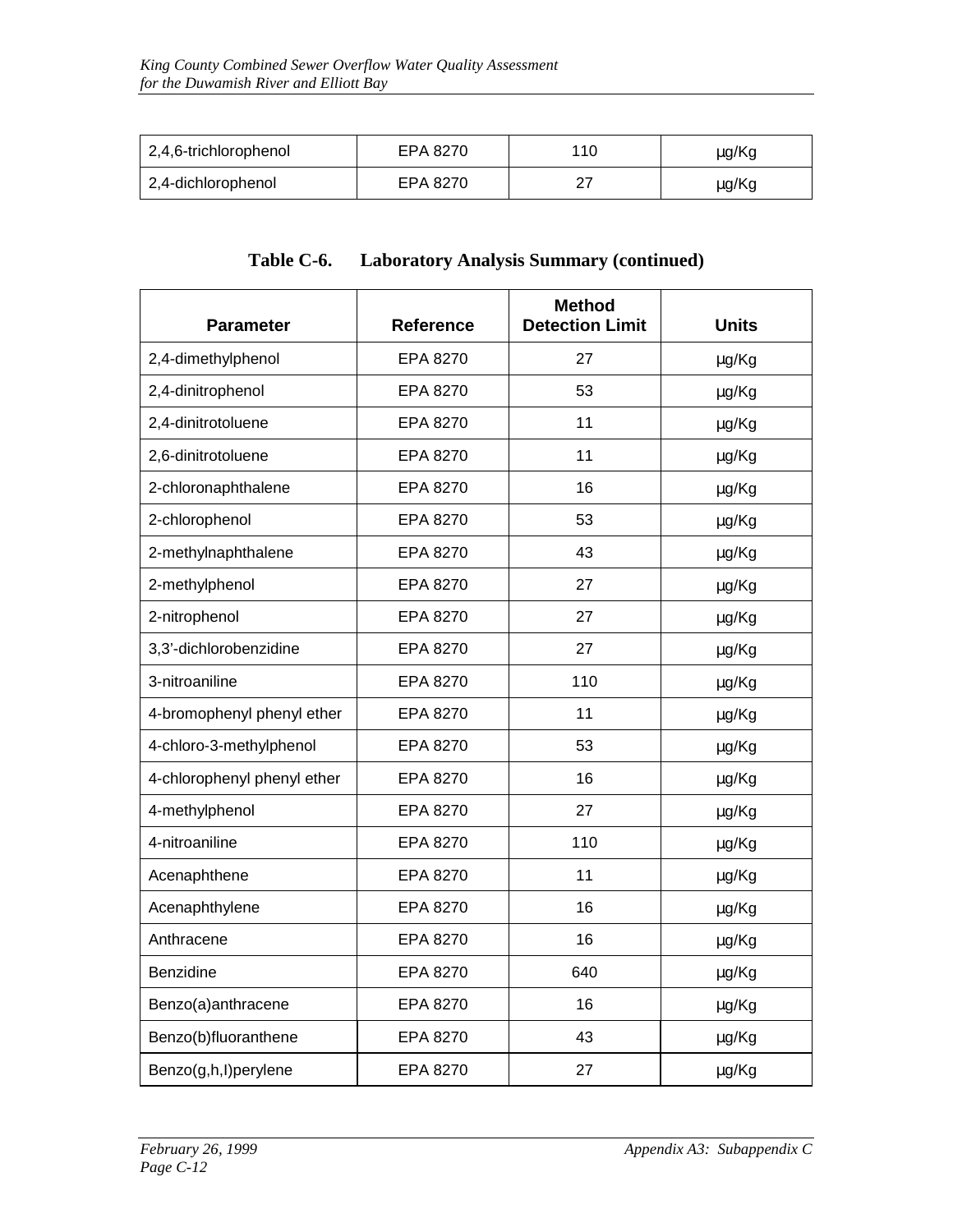| 2,4,6-trichlorophenol | EPA 8270 | 110 | µg/Kg |
|---|---|---|---|
| 2,4-dichlorophenol | EPA 8270 | 27 | µg/Kg |

**Table C-6. Laboratory Analysis Summary (continued)**

| Parameter | Reference | Method Detection Limit | Units |
|---|---|---|---|
| 2,4-dimethylphenol | EPA 8270 | 27 | µg/Kg |
| 2,4-dinitrophenol | EPA 8270 | 53 | µg/Kg |
| 2,4-dinitrotoluene | EPA 8270 | 11 | µg/Kg |
| 2,6-dinitrotoluene | EPA 8270 | 11 | µg/Kg |
| 2-chloronaphthalene | EPA 8270 | 16 | µg/Kg |
| 2-chlorophenol | EPA 8270 | 53 | µg/Kg |
| 2-methylnaphthalene | EPA 8270 | 43 | µg/Kg |
| 2-methylphenol | EPA 8270 | 27 | µg/Kg |
| 2-nitrophenol | EPA 8270 | 27 | µg/Kg |
| 3,3'-dichlorobenzidine | EPA 8270 | 27 | µg/Kg |
| 3-nitroaniline | EPA 8270 | 110 | µg/Kg |
| 4-bromophenyl phenyl ether | EPA 8270 | 11 | µg/Kg |
| 4-chloro-3-methylphenol | EPA 8270 | 53 | µg/Kg |
| 4-chlorophenyl phenyl ether | EPA 8270 | 16 | µg/Kg |
| 4-methylphenol | EPA 8270 | 27 | µg/Kg |
| 4-nitroaniline | EPA 8270 | 110 | µg/Kg |
| Acenaphthene | EPA 8270 | 11 | µg/Kg |
| Acenaphthylene | EPA 8270 | 16 | µg/Kg |
| Anthracene | EPA 8270 | 16 | µg/Kg |
| Benzidine | EPA 8270 | 640 | µg/Kg |
| Benzo(a)anthracene | EPA 8270 | 16 | µg/Kg |
| Benzo(b)fluoranthene | EPA 8270 | 43 | µg/Kg |
| Benzo(g,h,I)perylene | EPA 8270 | 27 | µg/Kg |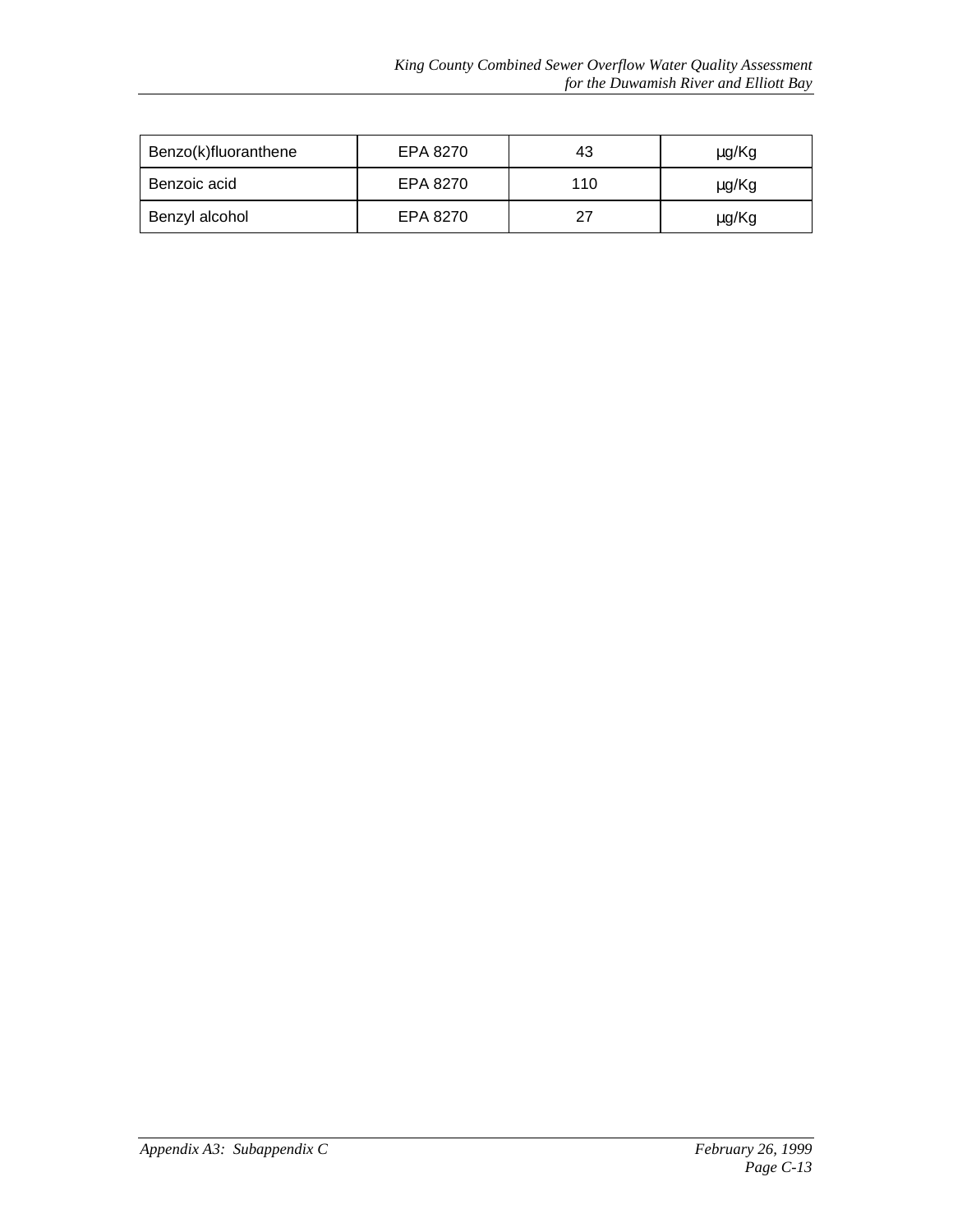| Benzo(k)fluoranthene | EPA 8270 | 43 | µg/Kg |
|---|---|---|---|
| Benzoic acid | EPA 8270 | 110 | µg/Kg |
| Benzyl alcohol | EPA 8270 | 27 | µg/Kg |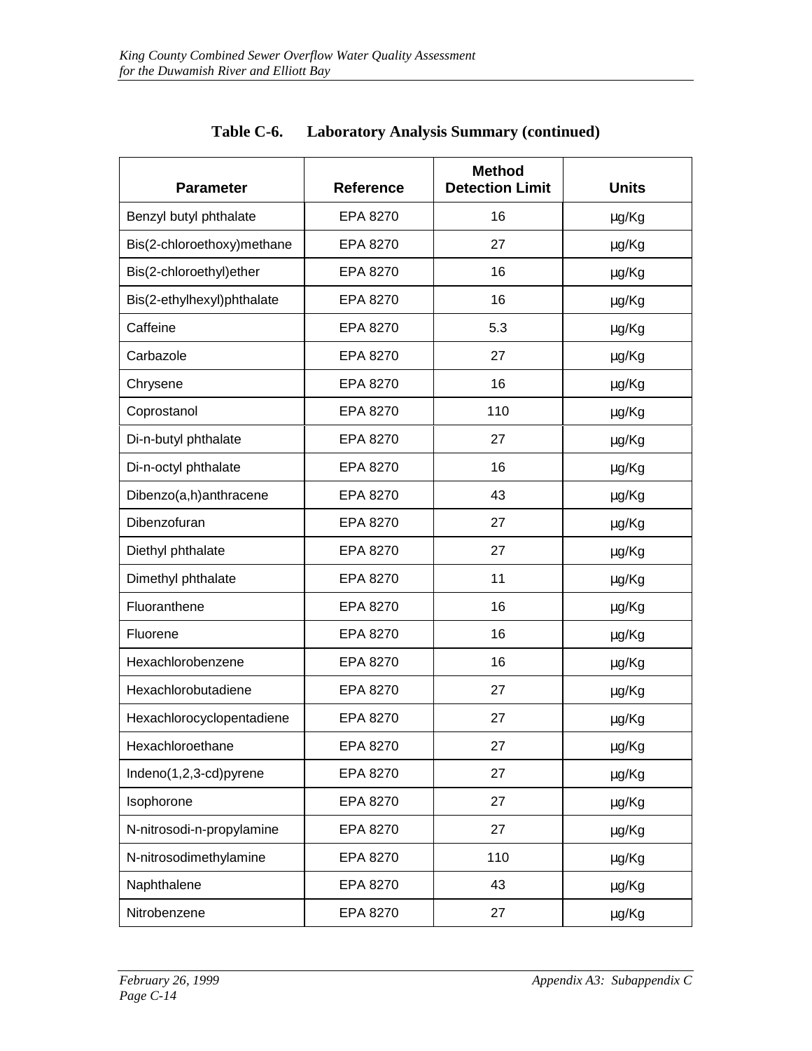**Table C-6. Laboratory Analysis Summary (continued)**

| Parameter | Reference | Method Detection Limit | Units |
|---|---|---|---|
| Benzyl butyl phthalate | EPA 8270 | 16 | µg/Kg |
| Bis(2-chloroethoxy)methane | EPA 8270 | 27 | µg/Kg |
| Bis(2-chloroethyl)ether | EPA 8270 | 16 | µg/Kg |
| Bis(2-ethylhexyl)phthalate | EPA 8270 | 16 | µg/Kg |
| Caffeine | EPA 8270 | 5.3 | µg/Kg |
| Carbazole | EPA 8270 | 27 | µg/Kg |
| Chrysene | EPA 8270 | 16 | µg/Kg |
| Coprostanol | EPA 8270 | 110 | µg/Kg |
| Di-n-butyl phthalate | EPA 8270 | 27 | µg/Kg |
| Di-n-octyl phthalate | EPA 8270 | 16 | µg/Kg |
| Dibenzo(a,h)anthracene | EPA 8270 | 43 | µg/Kg |
| Dibenzofuran | EPA 8270 | 27 | µg/Kg |
| Diethyl phthalate | EPA 8270 | 27 | µg/Kg |
| Dimethyl phthalate | EPA 8270 | 11 | µg/Kg |
| Fluoranthene | EPA 8270 | 16 | µg/Kg |
| Fluorene | EPA 8270 | 16 | µg/Kg |
| Hexachlorobenzene | EPA 8270 | 16 | µg/Kg |
| Hexachlorobutadiene | EPA 8270 | 27 | µg/Kg |
| Hexachlorocyclopentadiene | EPA 8270 | 27 | µg/Kg |
| Hexachloroethane | EPA 8270 | 27 | µg/Kg |
| Indeno(1,2,3-cd)pyrene | EPA 8270 | 27 | µg/Kg |
| Isophorone | EPA 8270 | 27 | µg/Kg |
| N-nitrosodi-n-propylamine | EPA 8270 | 27 | µg/Kg |
| N-nitrosodimethylamine | EPA 8270 | 110 | µg/Kg |
| Naphthalene | EPA 8270 | 43 | µg/Kg |
| Nitrobenzene | EPA 8270 | 27 | µg/Kg |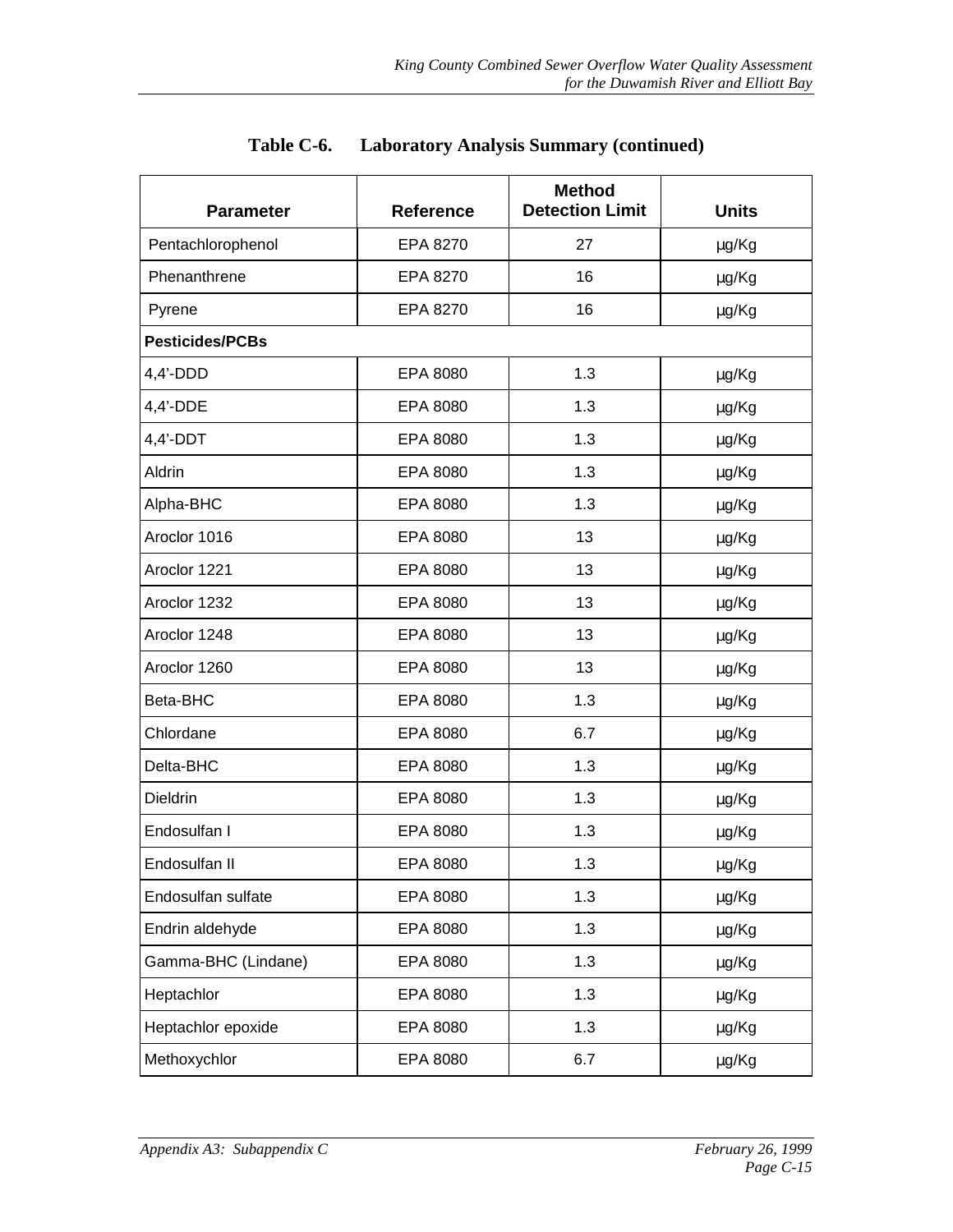## Table C-6. Laboratory Analysis Summary (continued)

| Parameter | Reference | Method Detection Limit | Units |
|---|---|---|---|
| Pentachlorophenol | EPA 8270 | 27 | µg/Kg |
| Phenanthrene | EPA 8270 | 16 | µg/Kg |
| Pyrene | EPA 8270 | 16 | µg/Kg |
| **Pesticides/PCBs** | | | |
| 4,4'-DDD | EPA 8080 | 1.3 | µg/Kg |
| 4,4'-DDE | EPA 8080 | 1.3 | µg/Kg |
| 4,4'-DDT | EPA 8080 | 1.3 | µg/Kg |
| Aldrin | EPA 8080 | 1.3 | µg/Kg |
| Alpha-BHC | EPA 8080 | 1.3 | µg/Kg |
| Aroclor 1016 | EPA 8080 | 13 | µg/Kg |
| Aroclor 1221 | EPA 8080 | 13 | µg/Kg |
| Aroclor 1232 | EPA 8080 | 13 | µg/Kg |
| Aroclor 1248 | EPA 8080 | 13 | µg/Kg |
| Aroclor 1260 | EPA 8080 | 13 | µg/Kg |
| Beta-BHC | EPA 8080 | 1.3 | µg/Kg |
| Chlordane | EPA 8080 | 6.7 | µg/Kg |
| Delta-BHC | EPA 8080 | 1.3 | µg/Kg |
| Dieldrin | EPA 8080 | 1.3 | µg/Kg |
| Endosulfan I | EPA 8080 | 1.3 | µg/Kg |
| Endosulfan II | EPA 8080 | 1.3 | µg/Kg |
| Endosulfan sulfate | EPA 8080 | 1.3 | µg/Kg |
| Endrin aldehyde | EPA 8080 | 1.3 | µg/Kg |
| Gamma-BHC (Lindane) | EPA 8080 | 1.3 | µg/Kg |
| Heptachlor | EPA 8080 | 1.3 | µg/Kg |
| Heptachlor epoxide | EPA 8080 | 1.3 | µg/Kg |
| Methoxychlor | EPA 8080 | 6.7 | µg/Kg |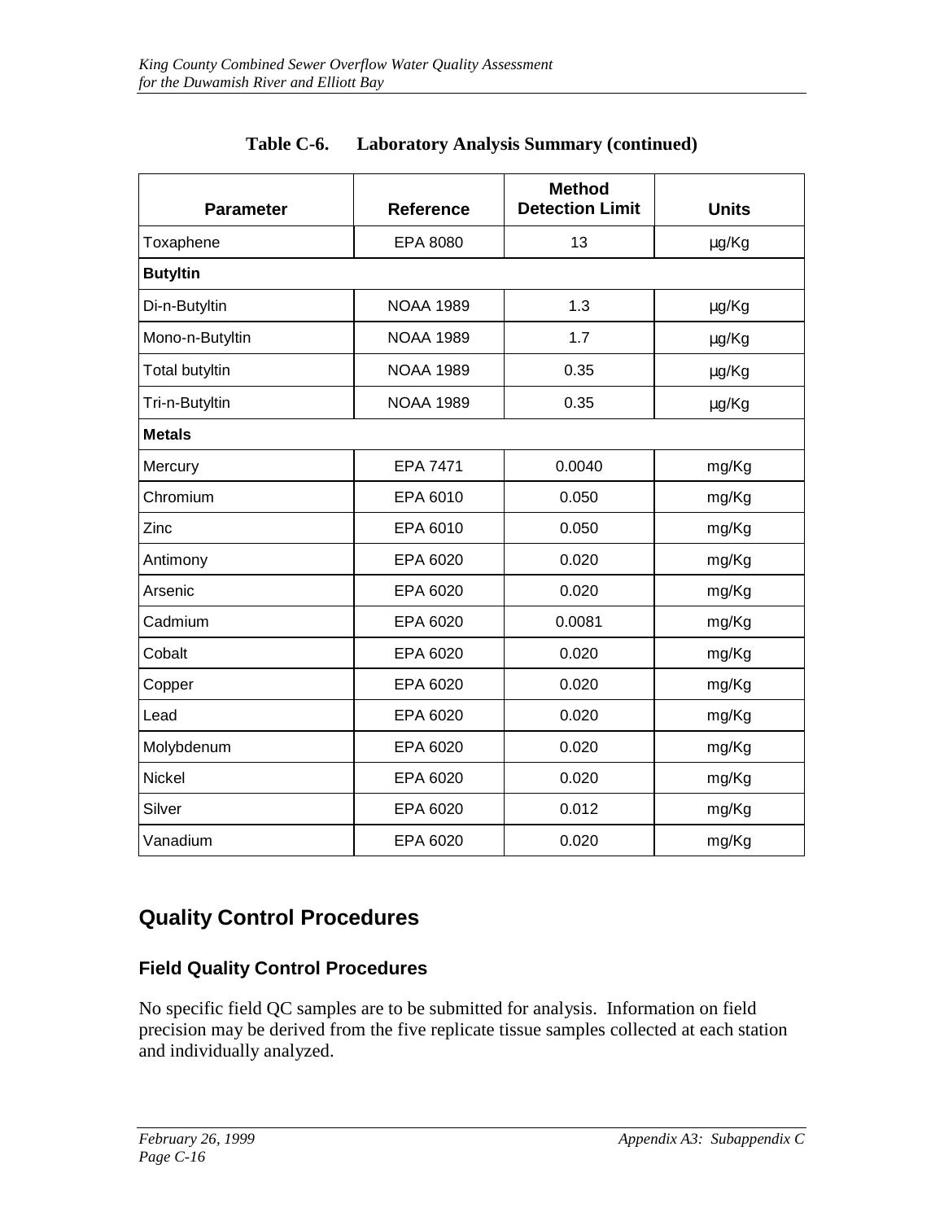**Table C-6. Laboratory Analysis Summary (continued)**

| Parameter | Reference | Method Detection Limit | Units |
|---|---|---|---|
| Toxaphene | EPA 8080 | 13 | µg/Kg |
| **Butyltin** | | | |
| Di-n-Butyltin | NOAA 1989 | 1.3 | µg/Kg |
| Mono-n-Butyltin | NOAA 1989 | 1.7 | µg/Kg |
| Total butyltin | NOAA 1989 | 0.35 | µg/Kg |
| Tri-n-Butyltin | NOAA 1989 | 0.35 | µg/Kg |
| **Metals** | | | |
| Mercury | EPA 7471 | 0.0040 | mg/Kg |
| Chromium | EPA 6010 | 0.050 | mg/Kg |
| Zinc | EPA 6010 | 0.050 | mg/Kg |
| Antimony | EPA 6020 | 0.020 | mg/Kg |
| Arsenic | EPA 6020 | 0.020 | mg/Kg |
| Cadmium | EPA 6020 | 0.0081 | mg/Kg |
| Cobalt | EPA 6020 | 0.020 | mg/Kg |
| Copper | EPA 6020 | 0.020 | mg/Kg |
| Lead | EPA 6020 | 0.020 | mg/Kg |
| Molybdenum | EPA 6020 | 0.020 | mg/Kg |
| Nickel | EPA 6020 | 0.020 | mg/Kg |
| Silver | EPA 6020 | 0.012 | mg/Kg |
| Vanadium | EPA 6020 | 0.020 | mg/Kg |

## Quality Control Procedures

### Field Quality Control Procedures

No specific field QC samples are to be submitted for analysis. Information on field precision may be derived from the five replicate tissue samples collected at each station and individually analyzed.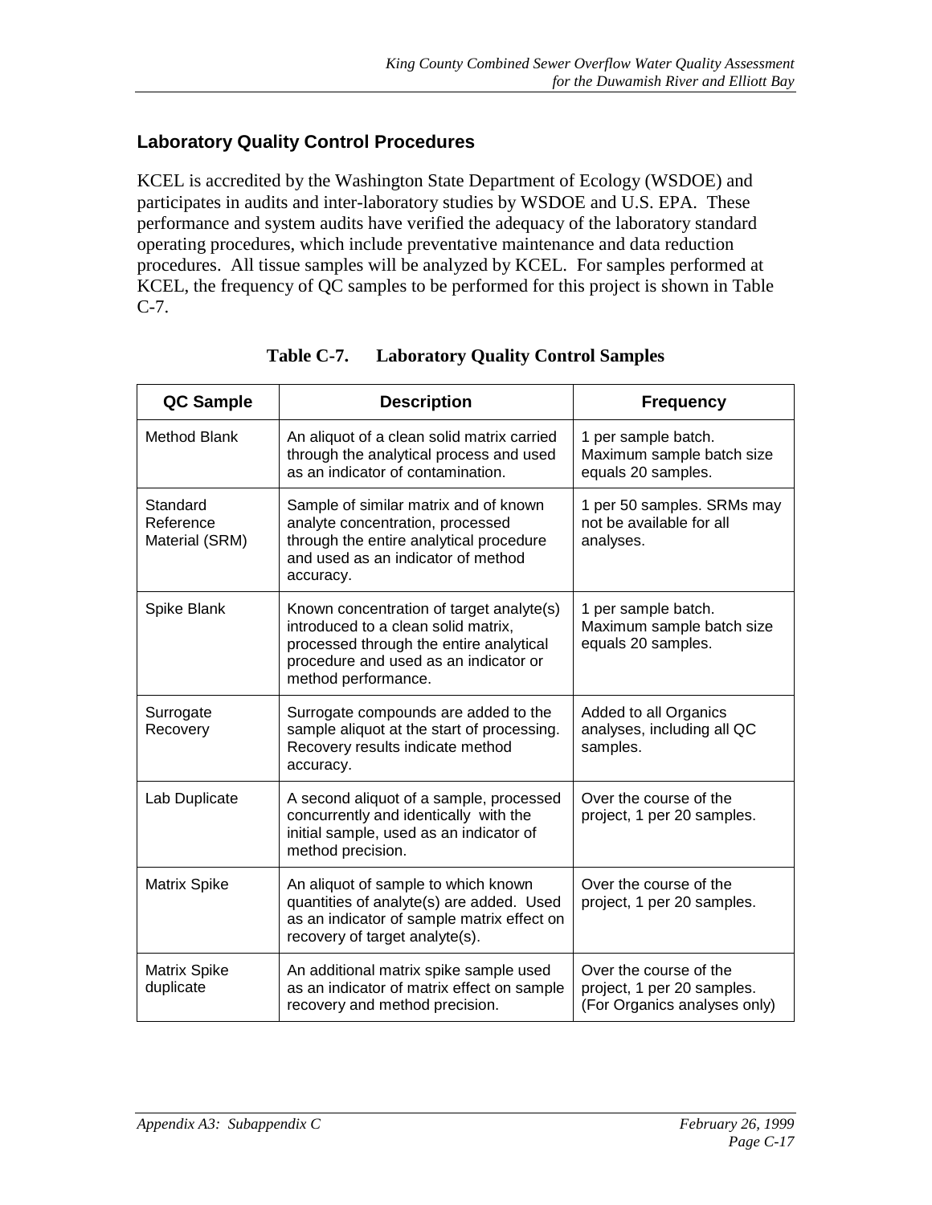### Laboratory Quality Control Procedures

KCEL is accredited by the Washington State Department of Ecology (WSDOE) and participates in audits and inter-laboratory studies by WSDOE and U.S. EPA. These performance and system audits have verified the adequacy of the laboratory standard operating procedures, which include preventative maintenance and data reduction procedures. All tissue samples will be analyzed by KCEL. For samples performed at KCEL, the frequency of QC samples to be performed for this project is shown in Table C-7.

**Table C-7. Laboratory Quality Control Samples**

| QC Sample | Description | Frequency |
|---|---|---|
| Method Blank | An aliquot of a clean solid matrix carried through the analytical process and used as an indicator of contamination. | 1 per sample batch. Maximum sample batch size equals 20 samples. |
| Standard Reference Material (SRM) | Sample of similar matrix and of known analyte concentration, processed through the entire analytical procedure and used as an indicator of method accuracy. | 1 per 50 samples. SRMs may not be available for all analyses. |
| Spike Blank | Known concentration of target analyte(s) introduced to a clean solid matrix, processed through the entire analytical procedure and used as an indicator or method performance. | 1 per sample batch. Maximum sample batch size equals 20 samples. |
| Surrogate Recovery | Surrogate compounds are added to the sample aliquot at the start of processing. Recovery results indicate method accuracy. | Added to all Organics analyses, including all QC samples. |
| Lab Duplicate | A second aliquot of a sample, processed concurrently and identically with the initial sample, used as an indicator of method precision. | Over the course of the project, 1 per 20 samples. |
| Matrix Spike | An aliquot of sample to which known quantities of analyte(s) are added. Used as an indicator of sample matrix effect on recovery of target analyte(s). | Over the course of the project, 1 per 20 samples. |
| Matrix Spike duplicate | An additional matrix spike sample used as an indicator of matrix effect on sample recovery and method precision. | Over the course of the project, 1 per 20 samples. (For Organics analyses only) |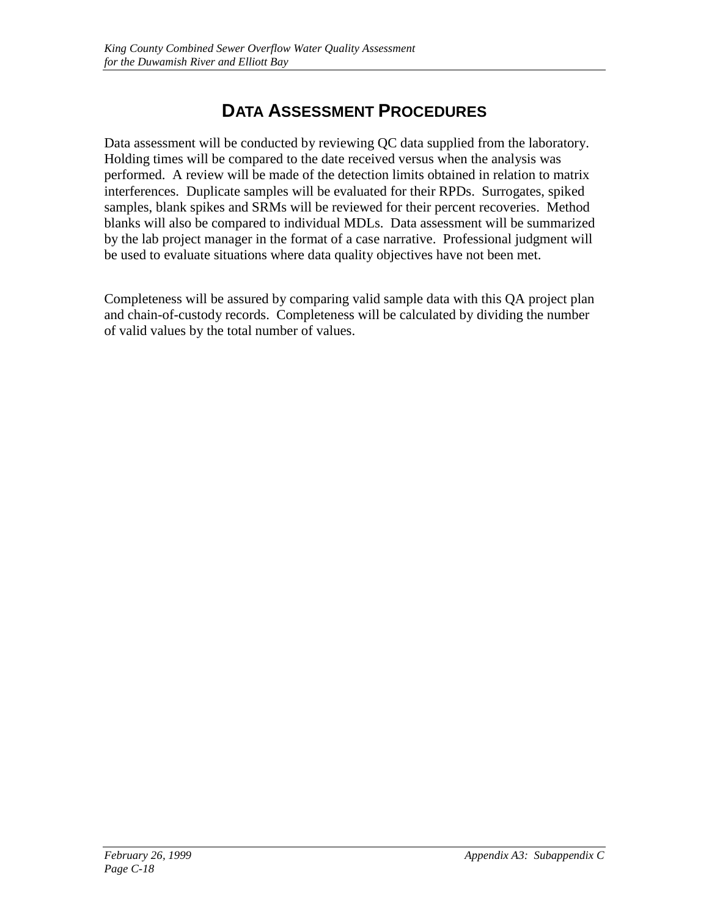# Data Assessment Procedures

Data assessment will be conducted by reviewing QC data supplied from the laboratory. Holding times will be compared to the date received versus when the analysis was performed. A review will be made of the detection limits obtained in relation to matrix interferences. Duplicate samples will be evaluated for their RPDs. Surrogates, spiked samples, blank spikes and SRMs will be reviewed for their percent recoveries. Method blanks will also be compared to individual MDLs. Data assessment will be summarized by the lab project manager in the format of a case narrative. Professional judgment will be used to evaluate situations where data quality objectives have not been met.

Completeness will be assured by comparing valid sample data with this QA project plan and chain-of-custody records. Completeness will be calculated by dividing the number of valid values by the total number of values.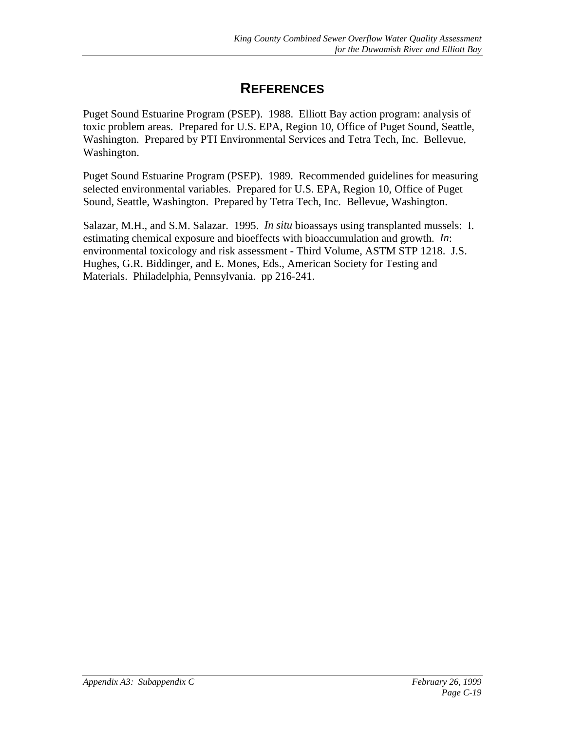# REFERENCES

Puget Sound Estuarine Program (PSEP). 1988. Elliott Bay action program: analysis of toxic problem areas. Prepared for U.S. EPA, Region 10, Office of Puget Sound, Seattle, Washington. Prepared by PTI Environmental Services and Tetra Tech, Inc. Bellevue, Washington.

Puget Sound Estuarine Program (PSEP). 1989. Recommended guidelines for measuring selected environmental variables. Prepared for U.S. EPA, Region 10, Office of Puget Sound, Seattle, Washington. Prepared by Tetra Tech, Inc. Bellevue, Washington.

Salazar, M.H., and S.M. Salazar. 1995. *In situ* bioassays using transplanted mussels: I. estimating chemical exposure and bioeffects with bioaccumulation and growth. *In*: environmental toxicology and risk assessment - Third Volume, ASTM STP 1218. J.S. Hughes, G.R. Biddinger, and E. Mones, Eds., American Society for Testing and Materials. Philadelphia, Pennsylvania. pp 216-241.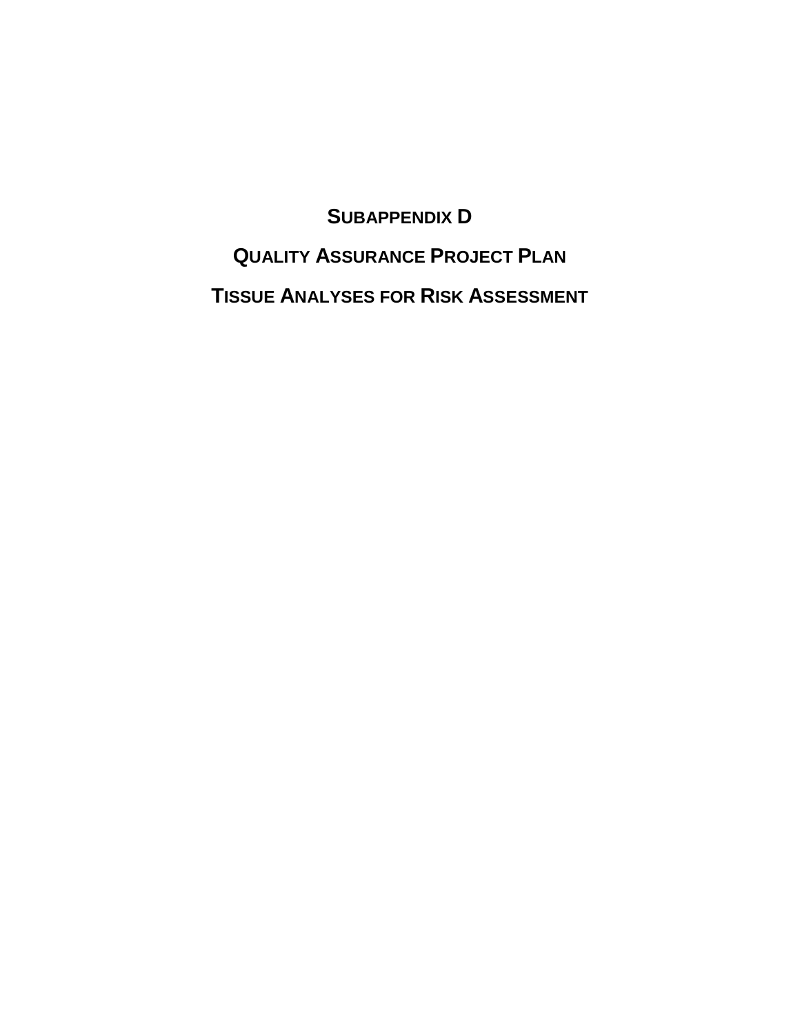# SUBAPPENDIX D

# QUALITY ASSURANCE PROJECT PLAN

# TISSUE ANALYSES FOR RISK ASSESSMENT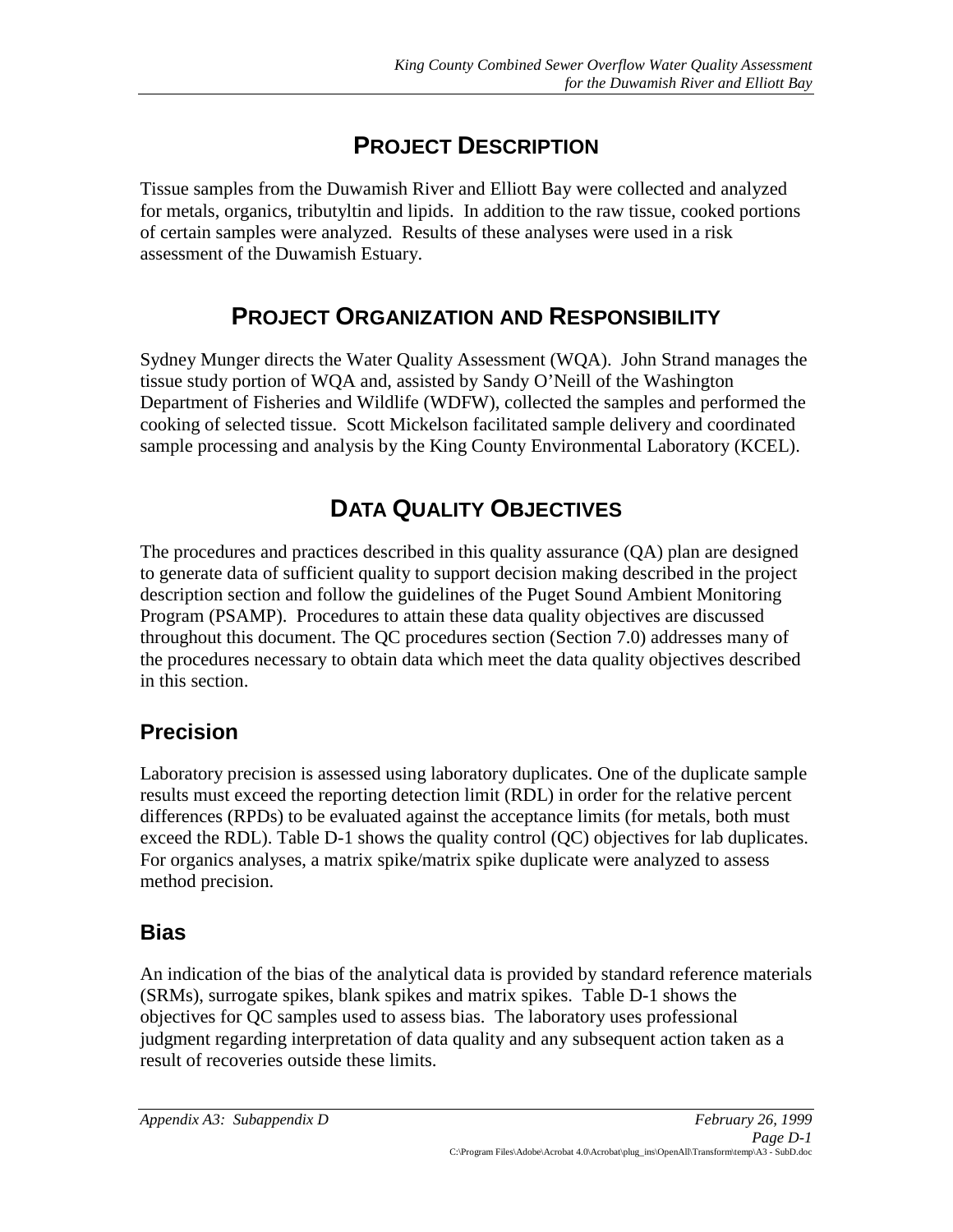# PROJECT DESCRIPTION

Tissue samples from the Duwamish River and Elliott Bay were collected and analyzed for metals, organics, tributyltin and lipids. In addition to the raw tissue, cooked portions of certain samples were analyzed. Results of these analyses were used in a risk assessment of the Duwamish Estuary.

# PROJECT ORGANIZATION AND RESPONSIBILITY

Sydney Munger directs the Water Quality Assessment (WQA). John Strand manages the tissue study portion of WQA and, assisted by Sandy O'Neill of the Washington Department of Fisheries and Wildlife (WDFW), collected the samples and performed the cooking of selected tissue. Scott Mickelson facilitated sample delivery and coordinated sample processing and analysis by the King County Environmental Laboratory (KCEL).

# DATA QUALITY OBJECTIVES

The procedures and practices described in this quality assurance (QA) plan are designed to generate data of sufficient quality to support decision making described in the project description section and follow the guidelines of the Puget Sound Ambient Monitoring Program (PSAMP). Procedures to attain these data quality objectives are discussed throughout this document. The QC procedures section (Section 7.0) addresses many of the procedures necessary to obtain data which meet the data quality objectives described in this section.

## Precision

Laboratory precision is assessed using laboratory duplicates. One of the duplicate sample results must exceed the reporting detection limit (RDL) in order for the relative percent differences (RPDs) to be evaluated against the acceptance limits (for metals, both must exceed the RDL). Table D-1 shows the quality control (QC) objectives for lab duplicates. For organics analyses, a matrix spike/matrix spike duplicate were analyzed to assess method precision.

## Bias

An indication of the bias of the analytical data is provided by standard reference materials (SRMs), surrogate spikes, blank spikes and matrix spikes. Table D-1 shows the objectives for QC samples used to assess bias. The laboratory uses professional judgment regarding interpretation of data quality and any subsequent action taken as a result of recoveries outside these limits.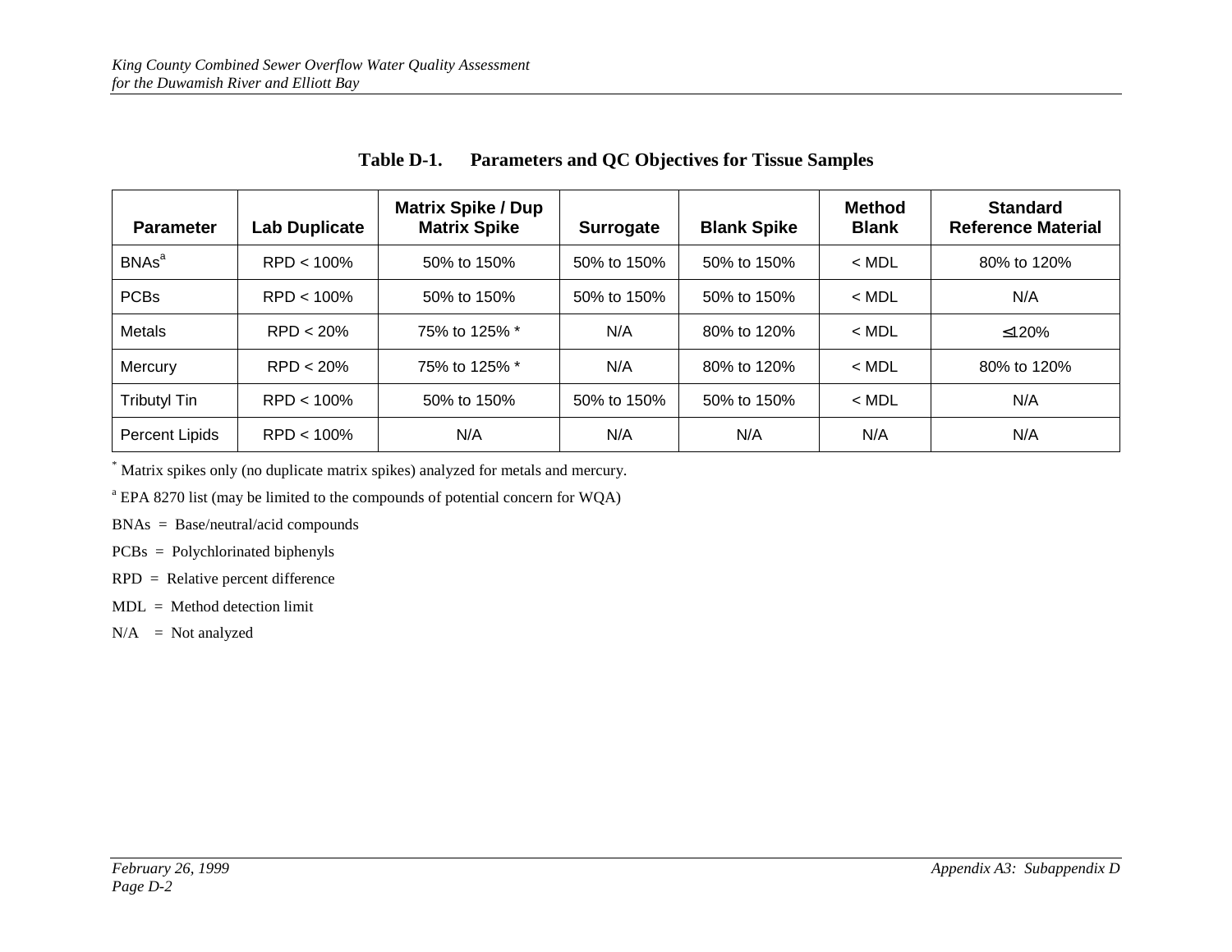**Table D-1. Parameters and QC Objectives for Tissue Samples**

| Parameter | Lab Duplicate | Matrix Spike / Dup Matrix Spike | Surrogate | Blank Spike | Method Blank | Standard Reference Material |
|---|---|---|---|---|---|---|
| BNAs[a] | RPD < 100% | 50% to 150% | 50% to 150% | 50% to 150% | < MDL | 80% to 120% |
| PCBs | RPD < 100% | 50% to 150% | 50% to 150% | 50% to 150% | < MDL | N/A |
| Metals | RPD < 20% | 75% to 125% * | N/A | 80% to 120% | < MDL | ≤120% |
| Mercury | RPD < 20% | 75% to 125% * | N/A | 80% to 120% | < MDL | 80% to 120% |
| Tributyl Tin | RPD < 100% | 50% to 150% | 50% to 150% | 50% to 150% | < MDL | N/A |
| Percent Lipids | RPD < 100% | N/A | N/A | N/A | N/A | N/A |

\* Matrix spikes only (no duplicate matrix spikes) analyzed for metals and mercury.

[a] EPA 8270 list (may be limited to the compounds of potential concern for WQA)

BNAs = Base/neutral/acid compounds

PCBs = Polychlorinated biphenyls

RPD = Relative percent difference

MDL = Method detection limit

N/A = Not analyzed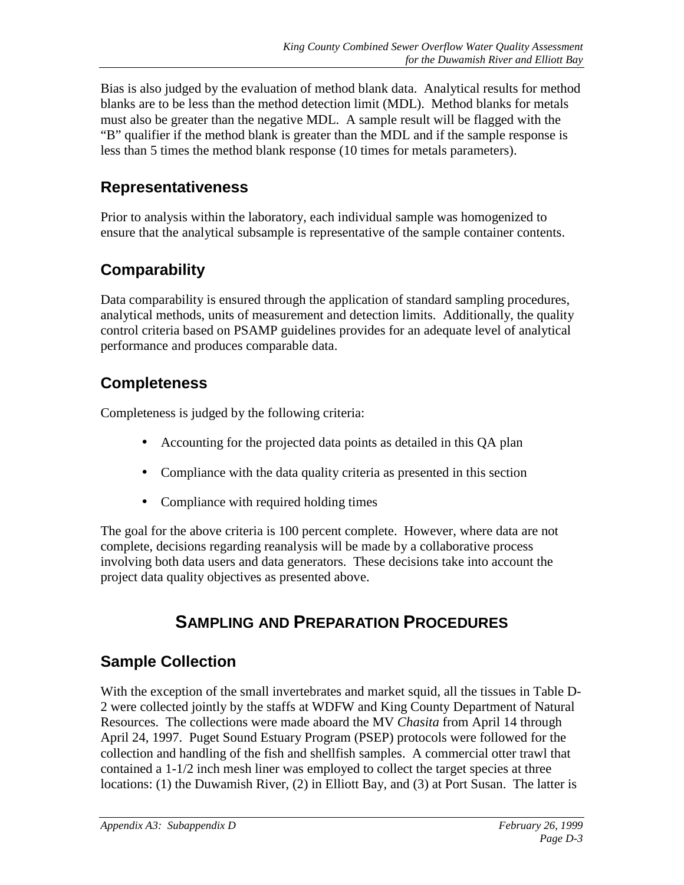Bias is also judged by the evaluation of method blank data. Analytical results for method blanks are to be less than the method detection limit (MDL). Method blanks for metals must also be greater than the negative MDL. A sample result will be flagged with the "B" qualifier if the method blank is greater than the MDL and if the sample response is less than 5 times the method blank response (10 times for metals parameters).

## Representativeness

Prior to analysis within the laboratory, each individual sample was homogenized to ensure that the analytical subsample is representative of the sample container contents.

## Comparability

Data comparability is ensured through the application of standard sampling procedures, analytical methods, units of measurement and detection limits. Additionally, the quality control criteria based on PSAMP guidelines provides for an adequate level of analytical performance and produces comparable data.

## Completeness

Completeness is judged by the following criteria:

- Accounting for the projected data points as detailed in this QA plan
- Compliance with the data quality criteria as presented in this section
- Compliance with required holding times

The goal for the above criteria is 100 percent complete. However, where data are not complete, decisions regarding reanalysis will be made by a collaborative process involving both data users and data generators. These decisions take into account the project data quality objectives as presented above.

# SAMPLING AND PREPARATION PROCEDURES

## Sample Collection

With the exception of the small invertebrates and market squid, all the tissues in Table D-2 were collected jointly by the staffs at WDFW and King County Department of Natural Resources. The collections were made aboard the MV *Chasita* from April 14 through April 24, 1997. Puget Sound Estuary Program (PSEP) protocols were followed for the collection and handling of the fish and shellfish samples. A commercial otter trawl that contained a 1-1/2 inch mesh liner was employed to collect the target species at three locations: (1) the Duwamish River, (2) in Elliott Bay, and (3) at Port Susan. The latter is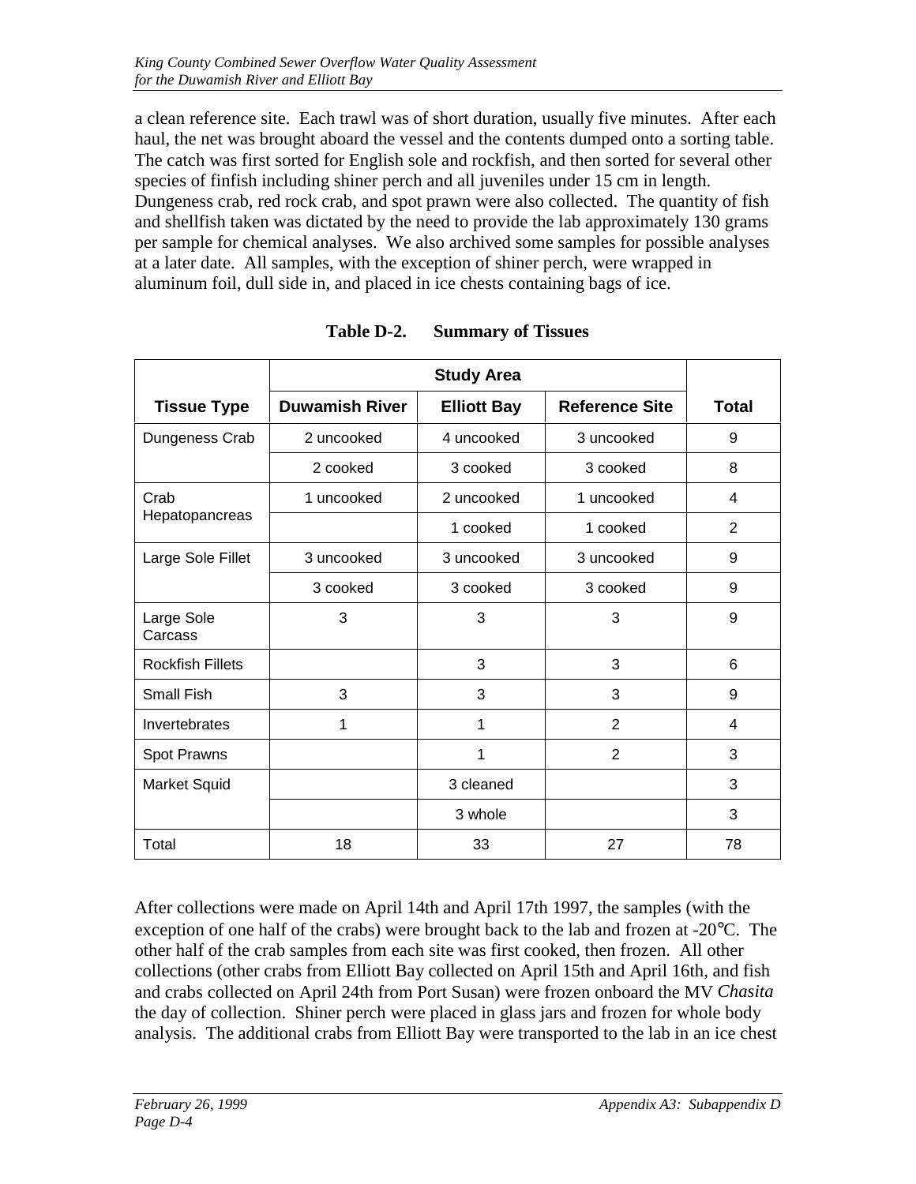a clean reference site. Each trawl was of short duration, usually five minutes. After each haul, the net was brought aboard the vessel and the contents dumped onto a sorting table. The catch was first sorted for English sole and rockfish, and then sorted for several other species of finfish including shiner perch and all juveniles under 15 cm in length. Dungeness crab, red rock crab, and spot prawn were also collected. The quantity of fish and shellfish taken was dictated by the need to provide the lab approximately 130 grams per sample for chemical analyses. We also archived some samples for possible analyses at a later date. All samples, with the exception of shiner perch, were wrapped in aluminum foil, dull side in, and placed in ice chests containing bags of ice.

**Table D-2. Summary of Tissues**

| | Study Area | | | |
|---|---|---|---|---|
| **Tissue Type** | **Duwamish River** | **Elliott Bay** | **Reference Site** | **Total** |
| Dungeness Crab | 2 uncooked | 4 uncooked | 3 uncooked | 9 |
| | 2 cooked | 3 cooked | 3 cooked | 8 |
| Crab Hepatopancreas | 1 uncooked | 2 uncooked | 1 uncooked | 4 |
| | | 1 cooked | 1 cooked | 2 |
| Large Sole Fillet | 3 uncooked | 3 uncooked | 3 uncooked | 9 |
| | 3 cooked | 3 cooked | 3 cooked | 9 |
| Large Sole Carcass | 3 | 3 | 3 | 9 |
| Rockfish Fillets | | 3 | 3 | 6 |
| Small Fish | 3 | 3 | 3 | 9 |
| Invertebrates | 1 | 1 | 2 | 4 |
| Spot Prawns | | 1 | 2 | 3 |
| Market Squid | | 3 cleaned | | 3 |
| | | 3 whole | | 3 |
| Total | 18 | 33 | 27 | 78 |

After collections were made on April 14th and April 17th 1997, the samples (with the exception of one half of the crabs) were brought back to the lab and frozen at -20°C. The other half of the crab samples from each site was first cooked, then frozen. All other collections (other crabs from Elliott Bay collected on April 15th and April 16th, and fish and crabs collected on April 24th from Port Susan) were frozen onboard the MV *Chasita* the day of collection. Shiner perch were placed in glass jars and frozen for whole body analysis. The additional crabs from Elliott Bay were transported to the lab in an ice chest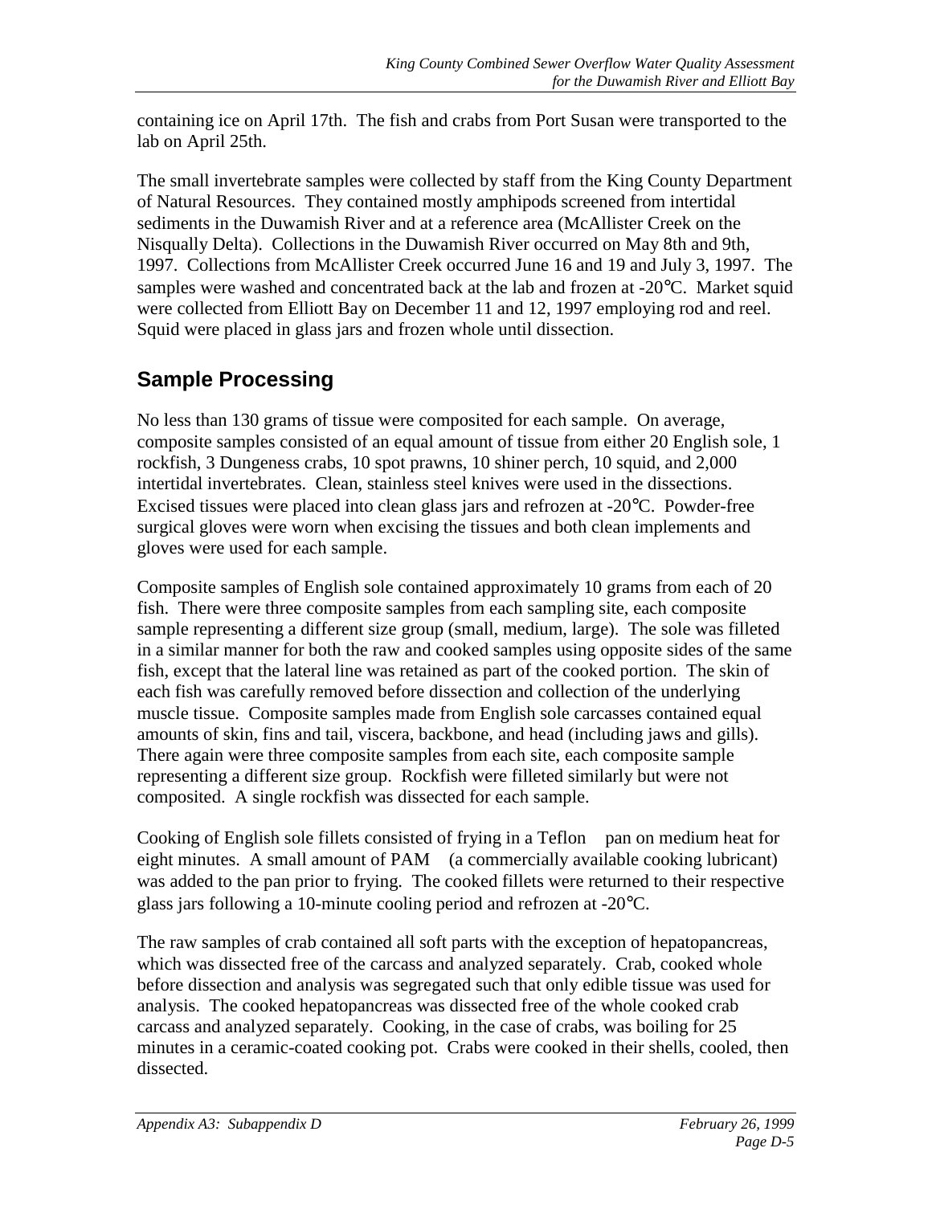containing ice on April 17th. The fish and crabs from Port Susan were transported to the lab on April 25th.

The small invertebrate samples were collected by staff from the King County Department of Natural Resources. They contained mostly amphipods screened from intertidal sediments in the Duwamish River and at a reference area (McAllister Creek on the Nisqually Delta). Collections in the Duwamish River occurred on May 8th and 9th, 1997. Collections from McAllister Creek occurred June 16 and 19 and July 3, 1997. The samples were washed and concentrated back at the lab and frozen at -20°C. Market squid were collected from Elliott Bay on December 11 and 12, 1997 employing rod and reel. Squid were placed in glass jars and frozen whole until dissection.

## Sample Processing

No less than 130 grams of tissue were composited for each sample. On average, composite samples consisted of an equal amount of tissue from either 20 English sole, 1 rockfish, 3 Dungeness crabs, 10 spot prawns, 10 shiner perch, 10 squid, and 2,000 intertidal invertebrates. Clean, stainless steel knives were used in the dissections. Excised tissues were placed into clean glass jars and refrozen at -20°C. Powder-free surgical gloves were worn when excising the tissues and both clean implements and gloves were used for each sample.

Composite samples of English sole contained approximately 10 grams from each of 20 fish. There were three composite samples from each sampling site, each composite sample representing a different size group (small, medium, large). The sole was filleted in a similar manner for both the raw and cooked samples using opposite sides of the same fish, except that the lateral line was retained as part of the cooked portion. The skin of each fish was carefully removed before dissection and collection of the underlying muscle tissue. Composite samples made from English sole carcasses contained equal amounts of skin, fins and tail, viscera, backbone, and head (including jaws and gills). There again were three composite samples from each site, each composite sample representing a different size group. Rockfish were filleted similarly but were not composited. A single rockfish was dissected for each sample.

Cooking of English sole fillets consisted of frying in a Teflon pan on medium heat for eight minutes. A small amount of PAM (a commercially available cooking lubricant) was added to the pan prior to frying. The cooked fillets were returned to their respective glass jars following a 10-minute cooling period and refrozen at -20°C.

The raw samples of crab contained all soft parts with the exception of hepatopancreas, which was dissected free of the carcass and analyzed separately. Crab, cooked whole before dissection and analysis was segregated such that only edible tissue was used for analysis. The cooked hepatopancreas was dissected free of the whole cooked crab carcass and analyzed separately. Cooking, in the case of crabs, was boiling for 25 minutes in a ceramic-coated cooking pot. Crabs were cooked in their shells, cooled, then dissected.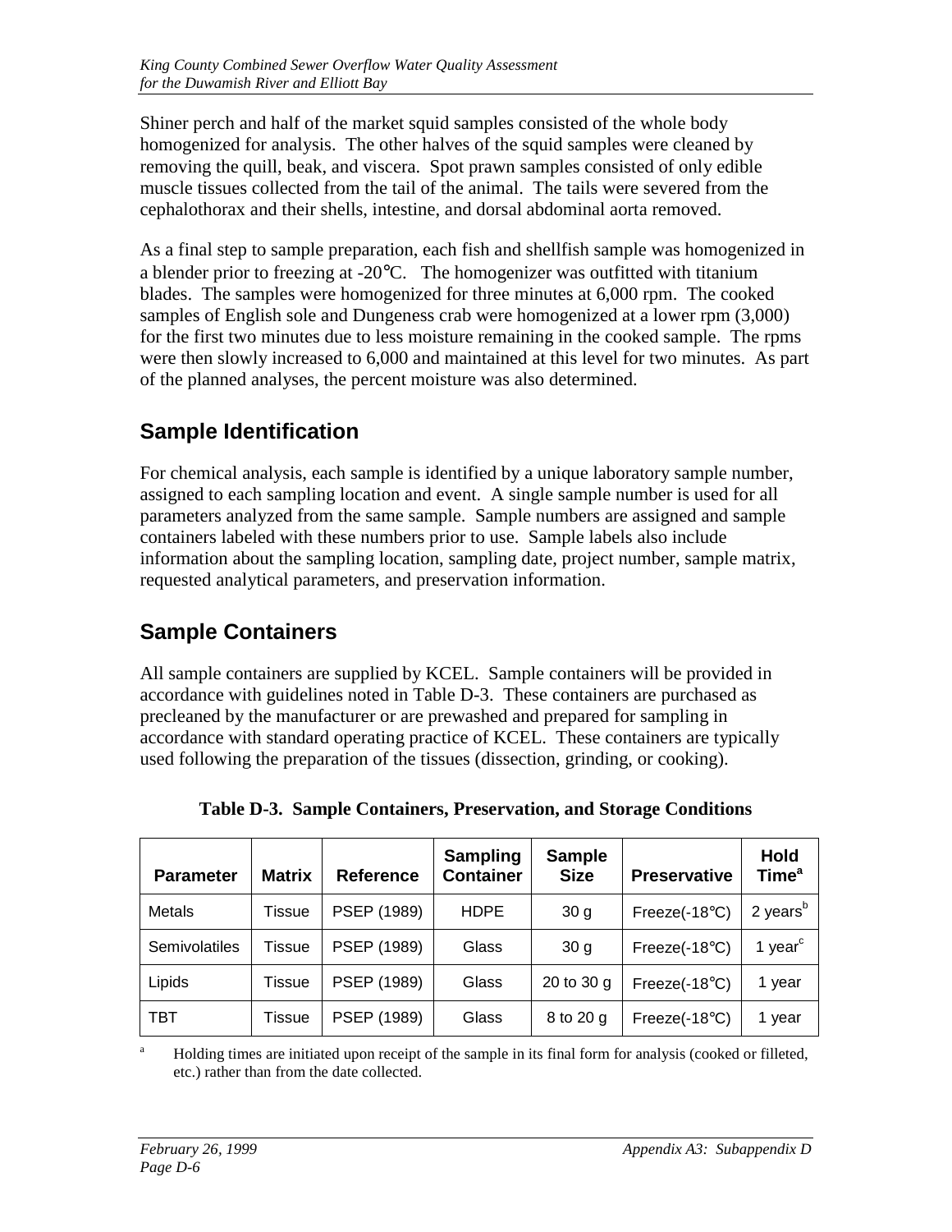Shiner perch and half of the market squid samples consisted of the whole body homogenized for analysis. The other halves of the squid samples were cleaned by removing the quill, beak, and viscera. Spot prawn samples consisted of only edible muscle tissues collected from the tail of the animal. The tails were severed from the cephalothorax and their shells, intestine, and dorsal abdominal aorta removed.

As a final step to sample preparation, each fish and shellfish sample was homogenized in a blender prior to freezing at -20°C. The homogenizer was outfitted with titanium blades. The samples were homogenized for three minutes at 6,000 rpm. The cooked samples of English sole and Dungeness crab were homogenized at a lower rpm (3,000) for the first two minutes due to less moisture remaining in the cooked sample. The rpms were then slowly increased to 6,000 and maintained at this level for two minutes. As part of the planned analyses, the percent moisture was also determined.

## Sample Identification

For chemical analysis, each sample is identified by a unique laboratory sample number, assigned to each sampling location and event. A single sample number is used for all parameters analyzed from the same sample. Sample numbers are assigned and sample containers labeled with these numbers prior to use. Sample labels also include information about the sampling location, sampling date, project number, sample matrix, requested analytical parameters, and preservation information.

## Sample Containers

All sample containers are supplied by KCEL. Sample containers will be provided in accordance with guidelines noted in Table D-3. These containers are purchased as precleaned by the manufacturer or are prewashed and prepared for sampling in accordance with standard operating practice of KCEL. These containers are typically used following the preparation of the tissues (dissection, grinding, or cooking).

**Table D-3. Sample Containers, Preservation, and Storage Conditions**

| Parameter | Matrix | Reference | Sampling Container | Sample Size | Preservative | Hold Time[a] |
|---|---|---|---|---|---|---|
| Metals | Tissue | PSEP (1989) | HDPE | 30 g | Freeze(-18°C) | 2 years[b] |
| Semivolatiles | Tissue | PSEP (1989) | Glass | 30 g | Freeze(-18°C) | 1 year[c] |
| Lipids | Tissue | PSEP (1989) | Glass | 20 to 30 g | Freeze(-18°C) | 1 year |
| TBT | Tissue | PSEP (1989) | Glass | 8 to 20 g | Freeze(-18°C) | 1 year |

[a] Holding times are initiated upon receipt of the sample in its final form for analysis (cooked or filleted, etc.) rather than from the date collected.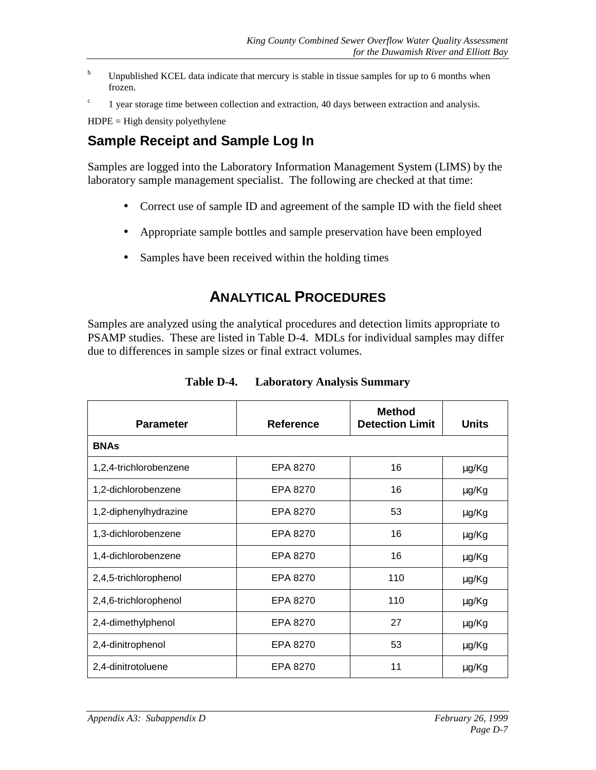[b] Unpublished KCEL data indicate that mercury is stable in tissue samples for up to 6 months when frozen.

[c] 1 year storage time between collection and extraction, 40 days between extraction and analysis.

HDPE = High density polyethylene

## Sample Receipt and Sample Log In

Samples are logged into the Laboratory Information Management System (LIMS) by the laboratory sample management specialist. The following are checked at that time:

- Correct use of sample ID and agreement of the sample ID with the field sheet
- Appropriate sample bottles and sample preservation have been employed
- Samples have been received within the holding times

# ANALYTICAL PROCEDURES

Samples are analyzed using the analytical procedures and detection limits appropriate to PSAMP studies. These are listed in Table D-4. MDLs for individual samples may differ due to differences in sample sizes or final extract volumes.

**Table D-4. Laboratory Analysis Summary**

| Parameter | Reference | Method Detection Limit | Units |
|---|---|---|---|
| **BNAs** | | | |
| 1,2,4-trichlorobenzene | EPA 8270 | 16 | µg/Kg |
| 1,2-dichlorobenzene | EPA 8270 | 16 | µg/Kg |
| 1,2-diphenylhydrazine | EPA 8270 | 53 | µg/Kg |
| 1,3-dichlorobenzene | EPA 8270 | 16 | µg/Kg |
| 1,4-dichlorobenzene | EPA 8270 | 16 | µg/Kg |
| 2,4,5-trichlorophenol | EPA 8270 | 110 | µg/Kg |
| 2,4,6-trichlorophenol | EPA 8270 | 110 | µg/Kg |
| 2,4-dimethylphenol | EPA 8270 | 27 | µg/Kg |
| 2,4-dinitrophenol | EPA 8270 | 53 | µg/Kg |
| 2,4-dinitrotoluene | EPA 8270 | 11 | µg/Kg |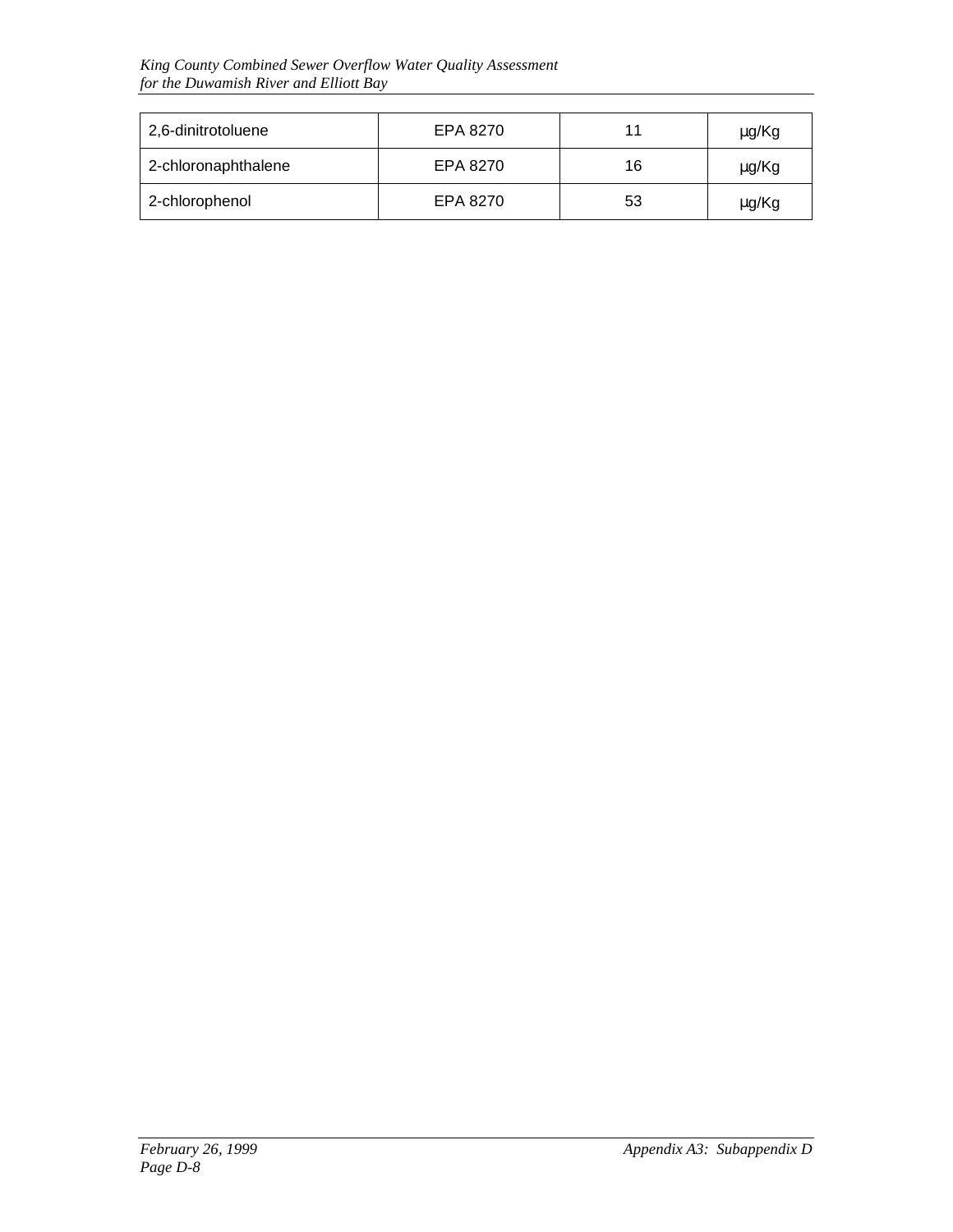| | | | |
|---|---|---|---|
| 2,6-dinitrotoluene | EPA 8270 | 11 | µg/Kg |
| 2-chloronaphthalene | EPA 8270 | 16 | µg/Kg |
| 2-chlorophenol | EPA 8270 | 53 | µg/Kg |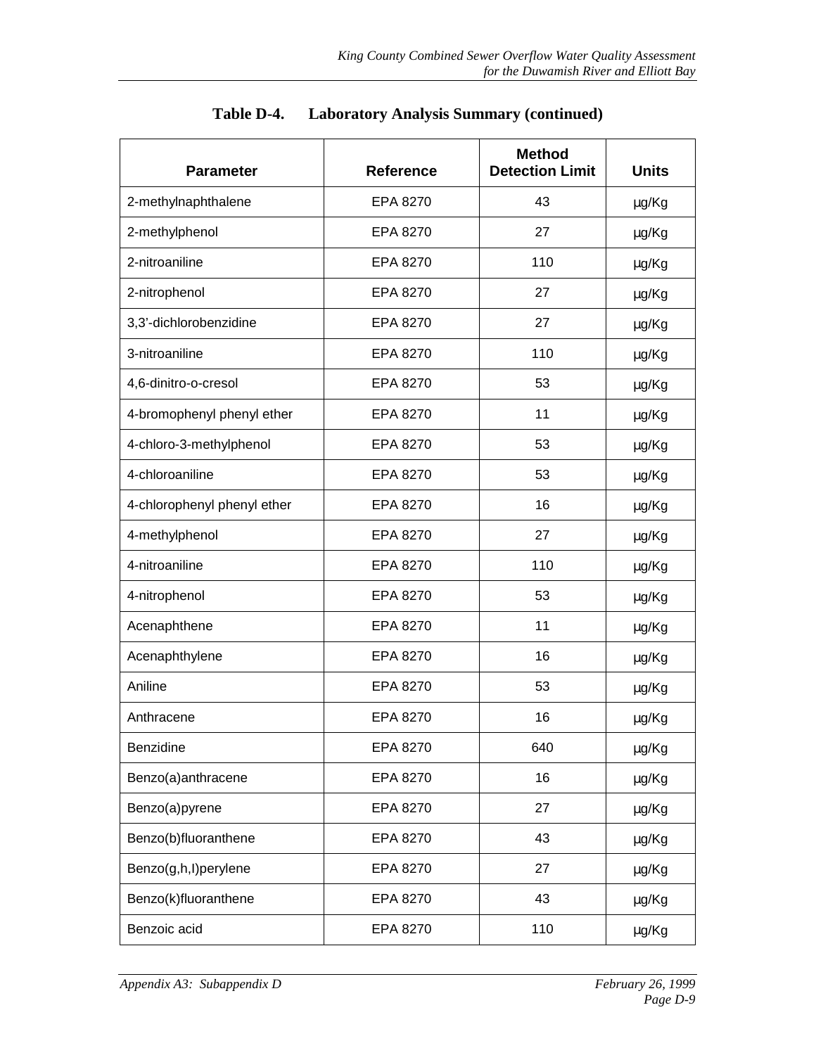**Table D-4. Laboratory Analysis Summary (continued)**

| Parameter | Reference | Method Detection Limit | Units |
|---|---|---|---|
| 2-methylnaphthalene | EPA 8270 | 43 | μg/Kg |
| 2-methylphenol | EPA 8270 | 27 | μg/Kg |
| 2-nitroaniline | EPA 8270 | 110 | μg/Kg |
| 2-nitrophenol | EPA 8270 | 27 | μg/Kg |
| 3,3'-dichlorobenzidine | EPA 8270 | 27 | μg/Kg |
| 3-nitroaniline | EPA 8270 | 110 | μg/Kg |
| 4,6-dinitro-o-cresol | EPA 8270 | 53 | μg/Kg |
| 4-bromophenyl phenyl ether | EPA 8270 | 11 | μg/Kg |
| 4-chloro-3-methylphenol | EPA 8270 | 53 | μg/Kg |
| 4-chloroaniline | EPA 8270 | 53 | μg/Kg |
| 4-chlorophenyl phenyl ether | EPA 8270 | 16 | μg/Kg |
| 4-methylphenol | EPA 8270 | 27 | μg/Kg |
| 4-nitroaniline | EPA 8270 | 110 | μg/Kg |
| 4-nitrophenol | EPA 8270 | 53 | μg/Kg |
| Acenaphthene | EPA 8270 | 11 | μg/Kg |
| Acenaphthylene | EPA 8270 | 16 | μg/Kg |
| Aniline | EPA 8270 | 53 | μg/Kg |
| Anthracene | EPA 8270 | 16 | μg/Kg |
| Benzidine | EPA 8270 | 640 | μg/Kg |
| Benzo(a)anthracene | EPA 8270 | 16 | μg/Kg |
| Benzo(a)pyrene | EPA 8270 | 27 | μg/Kg |
| Benzo(b)fluoranthene | EPA 8270 | 43 | μg/Kg |
| Benzo(g,h,I)perylene | EPA 8270 | 27 | μg/Kg |
| Benzo(k)fluoranthene | EPA 8270 | 43 | μg/Kg |
| Benzoic acid | EPA 8270 | 110 | μg/Kg |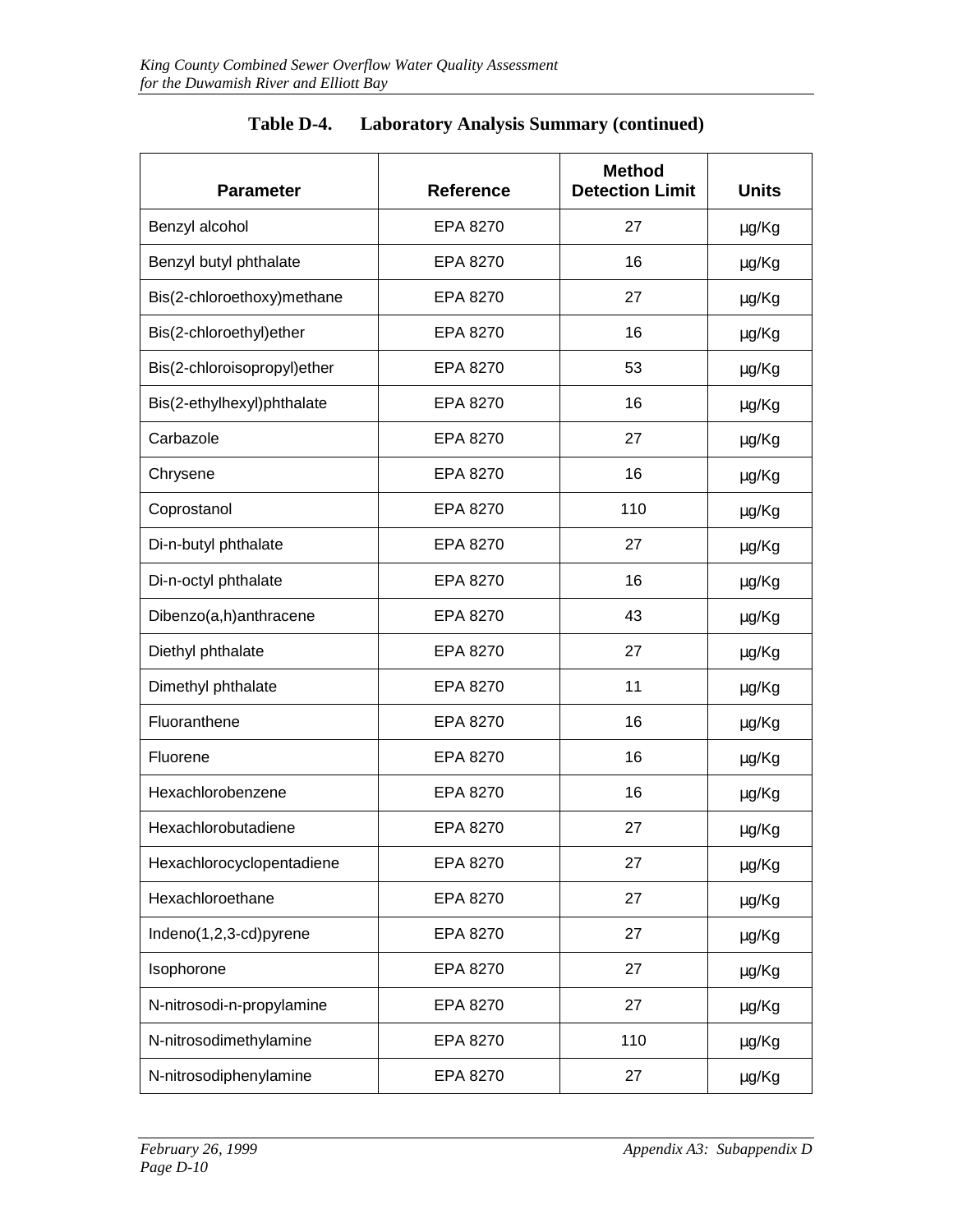**Table D-4. Laboratory Analysis Summary (continued)**

| Parameter | Reference | Method Detection Limit | Units |
|---|---|---|---|
| Benzyl alcohol | EPA 8270 | 27 | µg/Kg |
| Benzyl butyl phthalate | EPA 8270 | 16 | µg/Kg |
| Bis(2-chloroethoxy)methane | EPA 8270 | 27 | µg/Kg |
| Bis(2-chloroethyl)ether | EPA 8270 | 16 | µg/Kg |
| Bis(2-chloroisopropyl)ether | EPA 8270 | 53 | µg/Kg |
| Bis(2-ethylhexyl)phthalate | EPA 8270 | 16 | µg/Kg |
| Carbazole | EPA 8270 | 27 | µg/Kg |
| Chrysene | EPA 8270 | 16 | µg/Kg |
| Coprostanol | EPA 8270 | 110 | µg/Kg |
| Di-n-butyl phthalate | EPA 8270 | 27 | µg/Kg |
| Di-n-octyl phthalate | EPA 8270 | 16 | µg/Kg |
| Dibenzo(a,h)anthracene | EPA 8270 | 43 | µg/Kg |
| Diethyl phthalate | EPA 8270 | 27 | µg/Kg |
| Dimethyl phthalate | EPA 8270 | 11 | µg/Kg |
| Fluoranthene | EPA 8270 | 16 | µg/Kg |
| Fluorene | EPA 8270 | 16 | µg/Kg |
| Hexachlorobenzene | EPA 8270 | 16 | µg/Kg |
| Hexachlorobutadiene | EPA 8270 | 27 | µg/Kg |
| Hexachlorocyclopentadiene | EPA 8270 | 27 | µg/Kg |
| Hexachloroethane | EPA 8270 | 27 | µg/Kg |
| Indeno(1,2,3-cd)pyrene | EPA 8270 | 27 | µg/Kg |
| Isophorone | EPA 8270 | 27 | µg/Kg |
| N-nitrosodi-n-propylamine | EPA 8270 | 27 | µg/Kg |
| N-nitrosodimethylamine | EPA 8270 | 110 | µg/Kg |
| N-nitrosodiphenylamine | EPA 8270 | 27 | µg/Kg |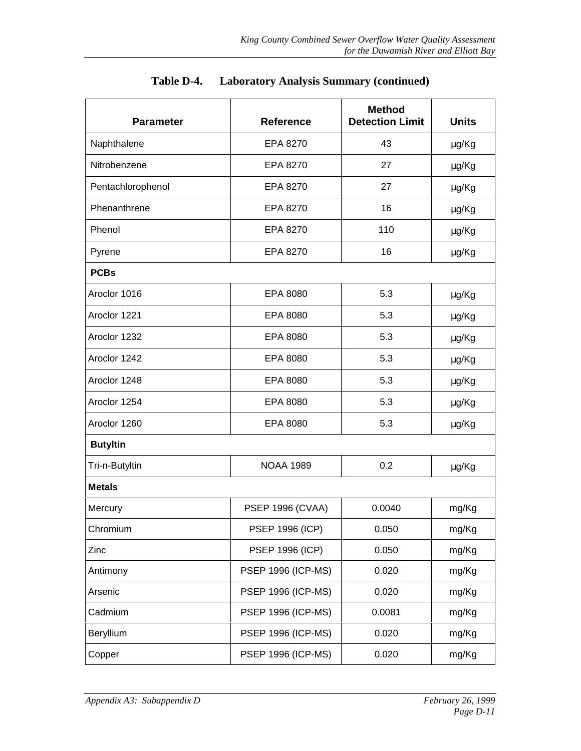**Table D-4. Laboratory Analysis Summary (continued)**

| Parameter | Reference | Method Detection Limit | Units |
|---|---|---|---|
| Naphthalene | EPA 8270 | 43 | µg/Kg |
| Nitrobenzene | EPA 8270 | 27 | µg/Kg |
| Pentachlorophenol | EPA 8270 | 27 | µg/Kg |
| Phenanthrene | EPA 8270 | 16 | µg/Kg |
| Phenol | EPA 8270 | 110 | µg/Kg |
| Pyrene | EPA 8270 | 16 | µg/Kg |
| **PCBs** | | | |
| Aroclor 1016 | EPA 8080 | 5.3 | µg/Kg |
| Aroclor 1221 | EPA 8080 | 5.3 | µg/Kg |
| Aroclor 1232 | EPA 8080 | 5.3 | µg/Kg |
| Aroclor 1242 | EPA 8080 | 5.3 | µg/Kg |
| Aroclor 1248 | EPA 8080 | 5.3 | µg/Kg |
| Aroclor 1254 | EPA 8080 | 5.3 | µg/Kg |
| Aroclor 1260 | EPA 8080 | 5.3 | µg/Kg |
| **Butyltin** | | | |
| Tri-n-Butyltin | NOAA 1989 | 0.2 | µg/Kg |
| **Metals** | | | |
| Mercury | PSEP 1996 (CVAA) | 0.0040 | mg/Kg |
| Chromium | PSEP 1996 (ICP) | 0.050 | mg/Kg |
| Zinc | PSEP 1996 (ICP) | 0.050 | mg/Kg |
| Antimony | PSEP 1996 (ICP-MS) | 0.020 | mg/Kg |
| Arsenic | PSEP 1996 (ICP-MS) | 0.020 | mg/Kg |
| Cadmium | PSEP 1996 (ICP-MS) | 0.0081 | mg/Kg |
| Beryllium | PSEP 1996 (ICP-MS) | 0.020 | mg/Kg |
| Copper | PSEP 1996 (ICP-MS) | 0.020 | mg/Kg |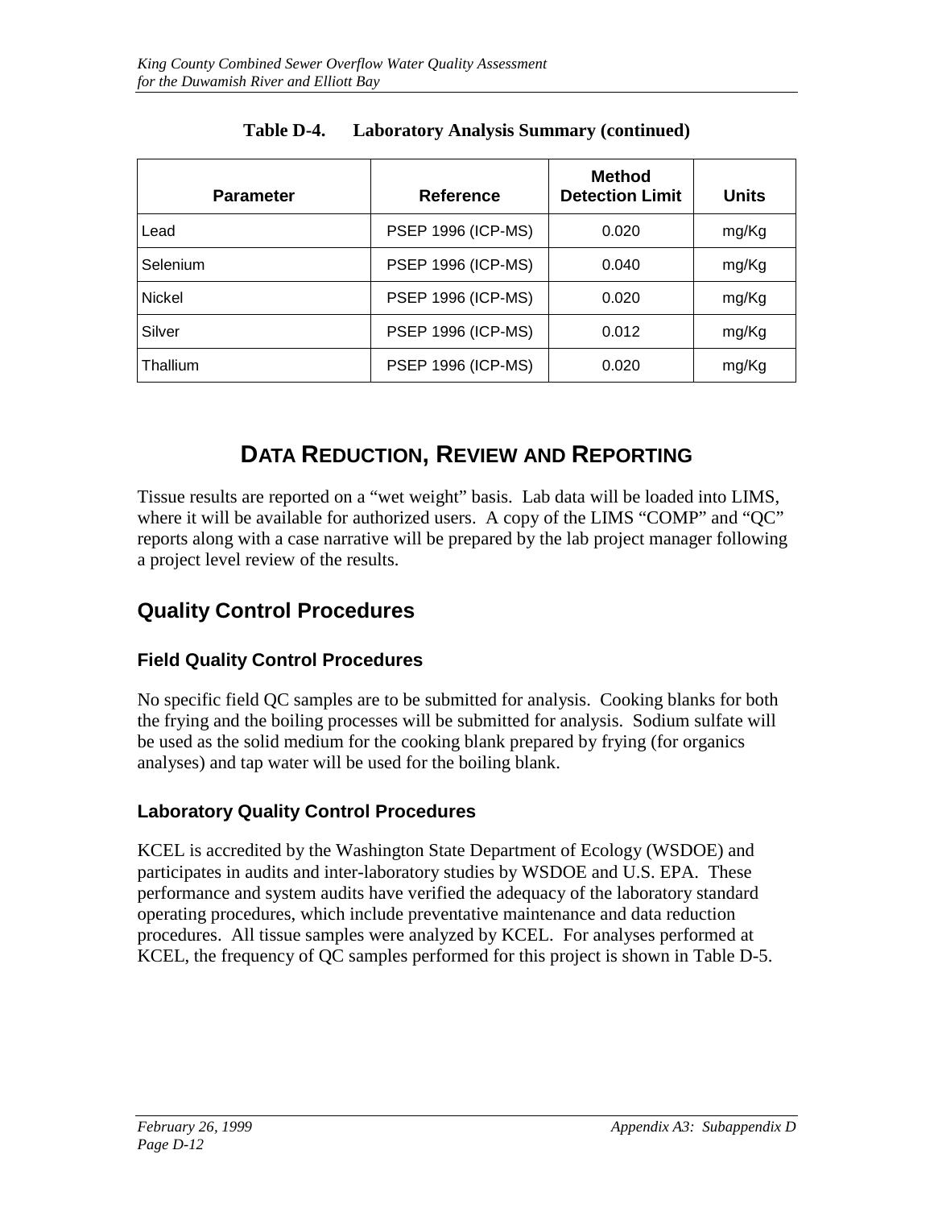**Table D-4. Laboratory Analysis Summary (continued)**

| Parameter | Reference | Method Detection Limit | Units |
|---|---|---|---|
| Lead | PSEP 1996 (ICP-MS) | 0.020 | mg/Kg |
| Selenium | PSEP 1996 (ICP-MS) | 0.040 | mg/Kg |
| Nickel | PSEP 1996 (ICP-MS) | 0.020 | mg/Kg |
| Silver | PSEP 1996 (ICP-MS) | 0.012 | mg/Kg |
| Thallium | PSEP 1996 (ICP-MS) | 0.020 | mg/Kg |

# DATA REDUCTION, REVIEW AND REPORTING

Tissue results are reported on a "wet weight" basis. Lab data will be loaded into LIMS, where it will be available for authorized users. A copy of the LIMS "COMP" and "QC" reports along with a case narrative will be prepared by the lab project manager following a project level review of the results.

## Quality Control Procedures

### Field Quality Control Procedures

No specific field QC samples are to be submitted for analysis. Cooking blanks for both the frying and the boiling processes will be submitted for analysis. Sodium sulfate will be used as the solid medium for the cooking blank prepared by frying (for organics analyses) and tap water will be used for the boiling blank.

### Laboratory Quality Control Procedures

KCEL is accredited by the Washington State Department of Ecology (WSDOE) and participates in audits and inter-laboratory studies by WSDOE and U.S. EPA. These performance and system audits have verified the adequacy of the laboratory standard operating procedures, which include preventative maintenance and data reduction procedures. All tissue samples were analyzed by KCEL. For analyses performed at KCEL, the frequency of QC samples performed for this project is shown in Table D-5.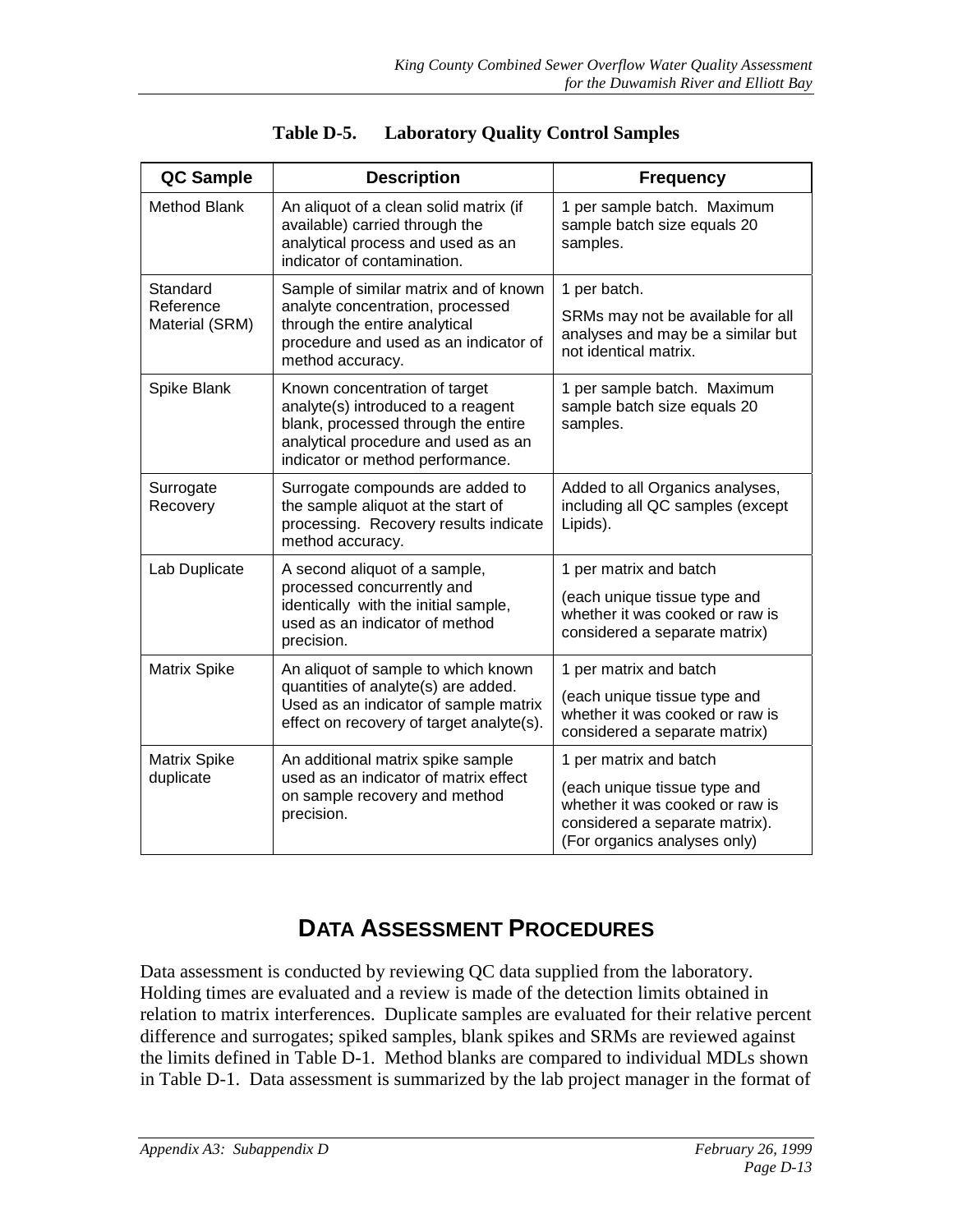**Table D-5. Laboratory Quality Control Samples**

| QC Sample | Description | Frequency |
|---|---|---|
| Method Blank | An aliquot of a clean solid matrix (if available) carried through the analytical process and used as an indicator of contamination. | 1 per sample batch. Maximum sample batch size equals 20 samples. |
| Standard Reference Material (SRM) | Sample of similar matrix and of known analyte concentration, processed through the entire analytical procedure and used as an indicator of method accuracy. | 1 per batch.<br>SRMs may not be available for all analyses and may be a similar but not identical matrix. |
| Spike Blank | Known concentration of target analyte(s) introduced to a reagent blank, processed through the entire analytical procedure and used as an indicator or method performance. | 1 per sample batch. Maximum sample batch size equals 20 samples. |
| Surrogate Recovery | Surrogate compounds are added to the sample aliquot at the start of processing. Recovery results indicate method accuracy. | Added to all Organics analyses, including all QC samples (except Lipids). |
| Lab Duplicate | A second aliquot of a sample, processed concurrently and identically with the initial sample, used as an indicator of method precision. | 1 per matrix and batch<br>(each unique tissue type and whether it was cooked or raw is considered a separate matrix) |
| Matrix Spike | An aliquot of sample to which known quantities of analyte(s) are added. Used as an indicator of sample matrix effect on recovery of target analyte(s). | 1 per matrix and batch<br>(each unique tissue type and whether it was cooked or raw is considered a separate matrix) |
| Matrix Spike duplicate | An additional matrix spike sample used as an indicator of matrix effect on sample recovery and method precision. | 1 per matrix and batch<br>(each unique tissue type and whether it was cooked or raw is considered a separate matrix). (For organics analyses only) |

## DATA ASSESSMENT PROCEDURES

Data assessment is conducted by reviewing QC data supplied from the laboratory. Holding times are evaluated and a review is made of the detection limits obtained in relation to matrix interferences. Duplicate samples are evaluated for their relative percent difference and surrogates; spiked samples, blank spikes and SRMs are reviewed against the limits defined in Table D-1. Method blanks are compared to individual MDLs shown in Table D-1. Data assessment is summarized by the lab project manager in the format of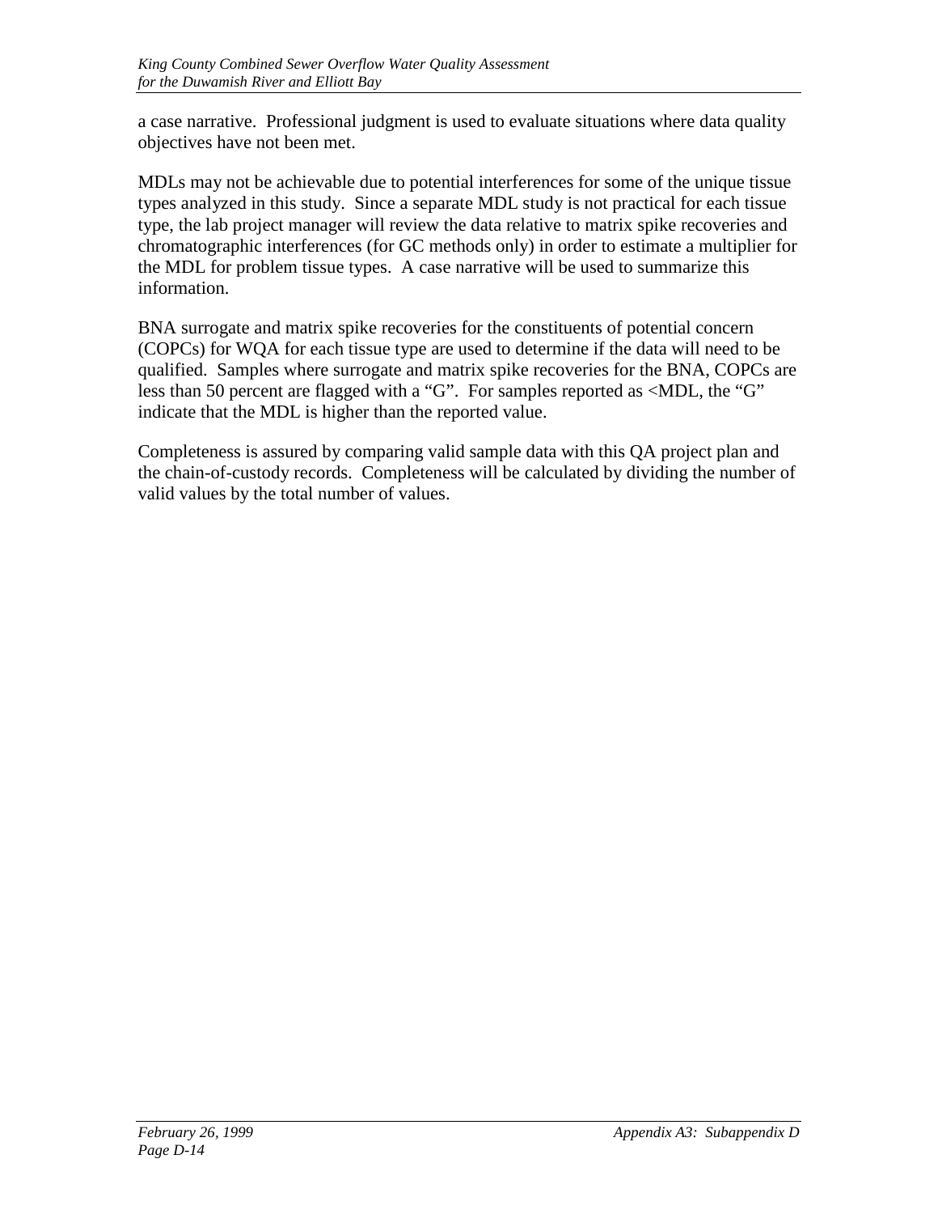a case narrative. Professional judgment is used to evaluate situations where data quality objectives have not been met.

MDLs may not be achievable due to potential interferences for some of the unique tissue types analyzed in this study. Since a separate MDL study is not practical for each tissue type, the lab project manager will review the data relative to matrix spike recoveries and chromatographic interferences (for GC methods only) in order to estimate a multiplier for the MDL for problem tissue types. A case narrative will be used to summarize this information.

BNA surrogate and matrix spike recoveries for the constituents of potential concern (COPCs) for WQA for each tissue type are used to determine if the data will need to be qualified. Samples where surrogate and matrix spike recoveries for the BNA, COPCs are less than 50 percent are flagged with a "G". For samples reported as <MDL, the "G" indicate that the MDL is higher than the reported value.

Completeness is assured by comparing valid sample data with this QA project plan and the chain-of-custody records. Completeness will be calculated by dividing the number of valid values by the total number of values.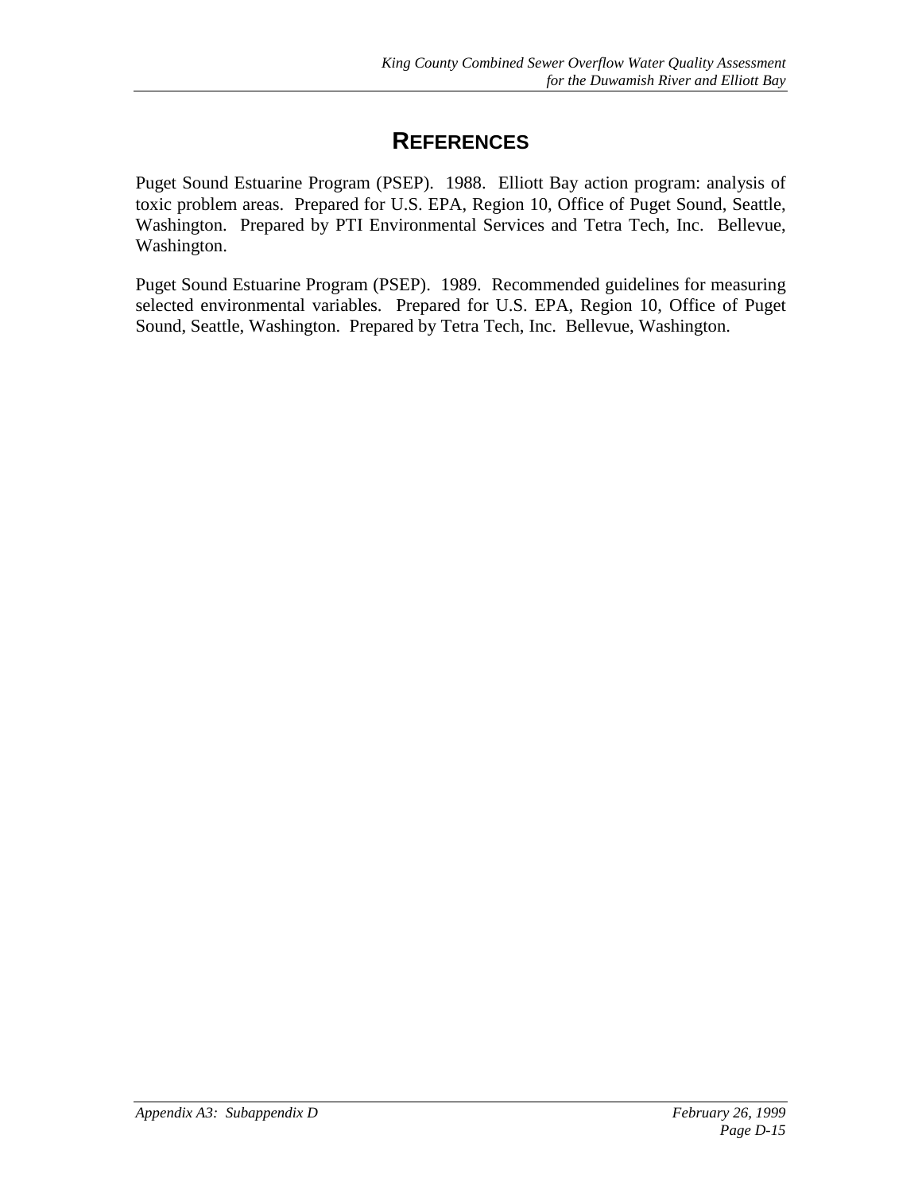# REFERENCES

Puget Sound Estuarine Program (PSEP). 1988. Elliott Bay action program: analysis of toxic problem areas. Prepared for U.S. EPA, Region 10, Office of Puget Sound, Seattle, Washington. Prepared by PTI Environmental Services and Tetra Tech, Inc. Bellevue, Washington.

Puget Sound Estuarine Program (PSEP). 1989. Recommended guidelines for measuring selected environmental variables. Prepared for U.S. EPA, Region 10, Office of Puget Sound, Seattle, Washington. Prepared by Tetra Tech, Inc. Bellevue, Washington.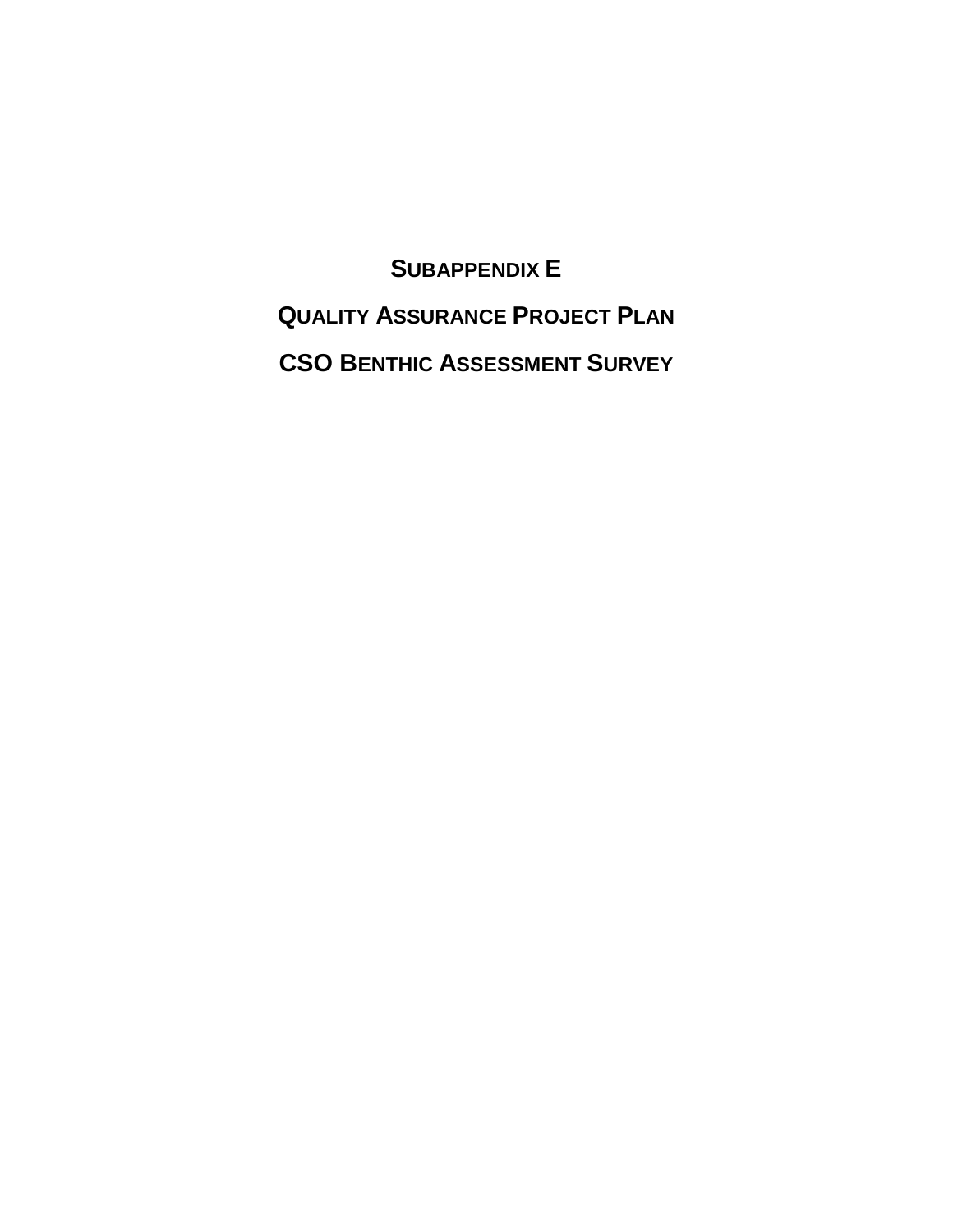# SUBAPPENDIX E

# QUALITY ASSURANCE PROJECT PLAN

# CSO BENTHIC ASSESSMENT SURVEY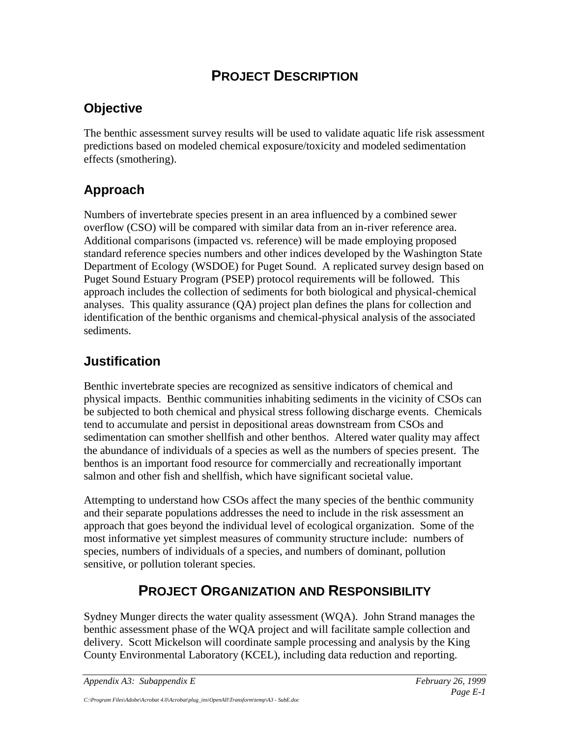# PROJECT DESCRIPTION

## Objective

The benthic assessment survey results will be used to validate aquatic life risk assessment predictions based on modeled chemical exposure/toxicity and modeled sedimentation effects (smothering).

## Approach

Numbers of invertebrate species present in an area influenced by a combined sewer overflow (CSO) will be compared with similar data from an in-river reference area. Additional comparisons (impacted vs. reference) will be made employing proposed standard reference species numbers and other indices developed by the Washington State Department of Ecology (WSDOE) for Puget Sound. A replicated survey design based on Puget Sound Estuary Program (PSEP) protocol requirements will be followed. This approach includes the collection of sediments for both biological and physical-chemical analyses. This quality assurance (QA) project plan defines the plans for collection and identification of the benthic organisms and chemical-physical analysis of the associated sediments.

## Justification

Benthic invertebrate species are recognized as sensitive indicators of chemical and physical impacts. Benthic communities inhabiting sediments in the vicinity of CSOs can be subjected to both chemical and physical stress following discharge events. Chemicals tend to accumulate and persist in depositional areas downstream from CSOs and sedimentation can smother shellfish and other benthos. Altered water quality may affect the abundance of individuals of a species as well as the numbers of species present. The benthos is an important food resource for commercially and recreationally important salmon and other fish and shellfish, which have significant societal value.

Attempting to understand how CSOs affect the many species of the benthic community and their separate populations addresses the need to include in the risk assessment an approach that goes beyond the individual level of ecological organization. Some of the most informative yet simplest measures of community structure include: numbers of species, numbers of individuals of a species, and numbers of dominant, pollution sensitive, or pollution tolerant species.

# PROJECT ORGANIZATION AND RESPONSIBILITY

Sydney Munger directs the water quality assessment (WQA). John Strand manages the benthic assessment phase of the WQA project and will facilitate sample collection and delivery. Scott Mickelson will coordinate sample processing and analysis by the King County Environmental Laboratory (KCEL), including data reduction and reporting.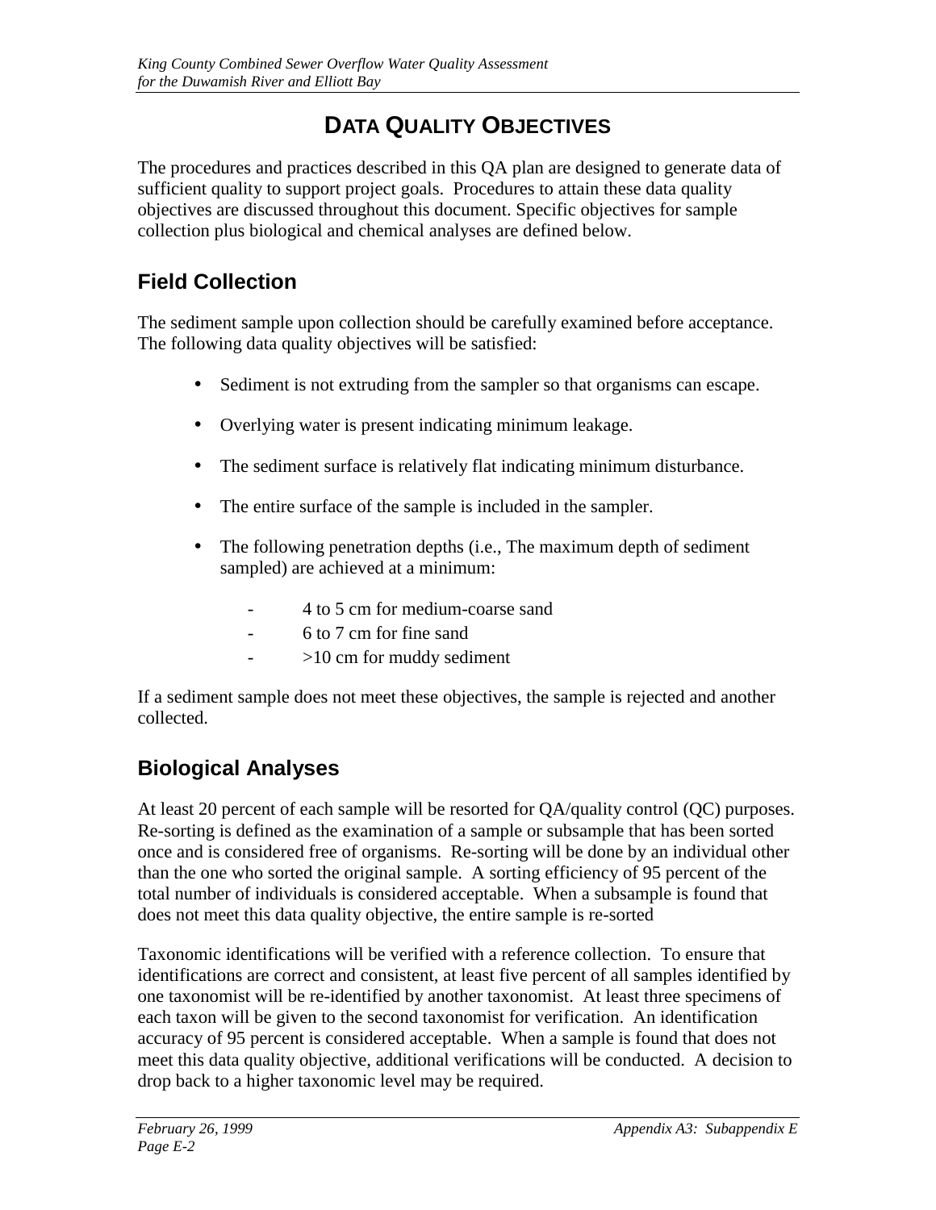# DATA QUALITY OBJECTIVES

The procedures and practices described in this QA plan are designed to generate data of sufficient quality to support project goals. Procedures to attain these data quality objectives are discussed throughout this document. Specific objectives for sample collection plus biological and chemical analyses are defined below.

## Field Collection

The sediment sample upon collection should be carefully examined before acceptance. The following data quality objectives will be satisfied:

- Sediment is not extruding from the sampler so that organisms can escape.
- Overlying water is present indicating minimum leakage.
- The sediment surface is relatively flat indicating minimum disturbance.
- The entire surface of the sample is included in the sampler.
- The following penetration depths (i.e., The maximum depth of sediment sampled) are achieved at a minimum:
  - 4 to 5 cm for medium-coarse sand
  - 6 to 7 cm for fine sand
  - >10 cm for muddy sediment

If a sediment sample does not meet these objectives, the sample is rejected and another collected.

## Biological Analyses

At least 20 percent of each sample will be resorted for QA/quality control (QC) purposes. Re-sorting is defined as the examination of a sample or subsample that has been sorted once and is considered free of organisms. Re-sorting will be done by an individual other than the one who sorted the original sample. A sorting efficiency of 95 percent of the total number of individuals is considered acceptable. When a subsample is found that does not meet this data quality objective, the entire sample is re-sorted

Taxonomic identifications will be verified with a reference collection. To ensure that identifications are correct and consistent, at least five percent of all samples identified by one taxonomist will be re-identified by another taxonomist. At least three specimens of each taxon will be given to the second taxonomist for verification. An identification accuracy of 95 percent is considered acceptable. When a sample is found that does not meet this data quality objective, additional verifications will be conducted. A decision to drop back to a higher taxonomic level may be required.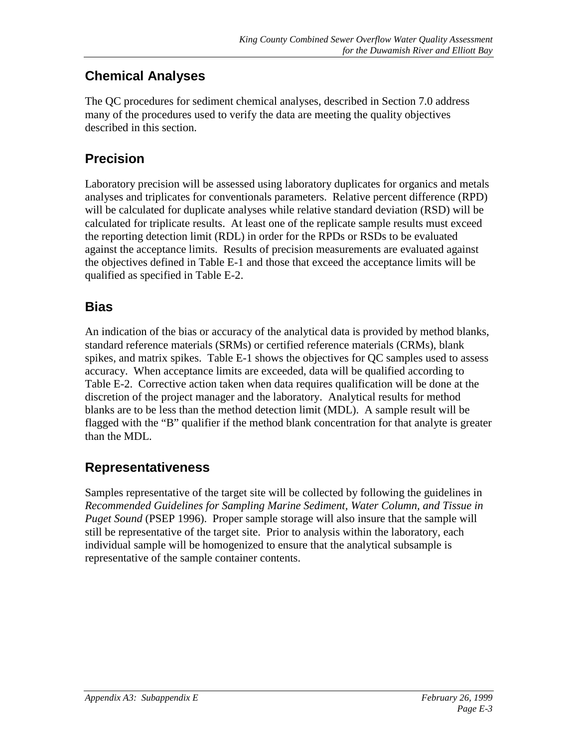## Chemical Analyses

The QC procedures for sediment chemical analyses, described in Section 7.0 address many of the procedures used to verify the data are meeting the quality objectives described in this section.

## Precision

Laboratory precision will be assessed using laboratory duplicates for organics and metals analyses and triplicates for conventionals parameters. Relative percent difference (RPD) will be calculated for duplicate analyses while relative standard deviation (RSD) will be calculated for triplicate results. At least one of the replicate sample results must exceed the reporting detection limit (RDL) in order for the RPDs or RSDs to be evaluated against the acceptance limits. Results of precision measurements are evaluated against the objectives defined in Table E-1 and those that exceed the acceptance limits will be qualified as specified in Table E-2.

## Bias

An indication of the bias or accuracy of the analytical data is provided by method blanks, standard reference materials (SRMs) or certified reference materials (CRMs), blank spikes, and matrix spikes. Table E-1 shows the objectives for QC samples used to assess accuracy. When acceptance limits are exceeded, data will be qualified according to Table E-2. Corrective action taken when data requires qualification will be done at the discretion of the project manager and the laboratory. Analytical results for method blanks are to be less than the method detection limit (MDL). A sample result will be flagged with the "B" qualifier if the method blank concentration for that analyte is greater than the MDL.

## Representativeness

Samples representative of the target site will be collected by following the guidelines in *Recommended Guidelines for Sampling Marine Sediment, Water Column, and Tissue in Puget Sound* (PSEP 1996). Proper sample storage will also insure that the sample will still be representative of the target site. Prior to analysis within the laboratory, each individual sample will be homogenized to ensure that the analytical subsample is representative of the sample container contents.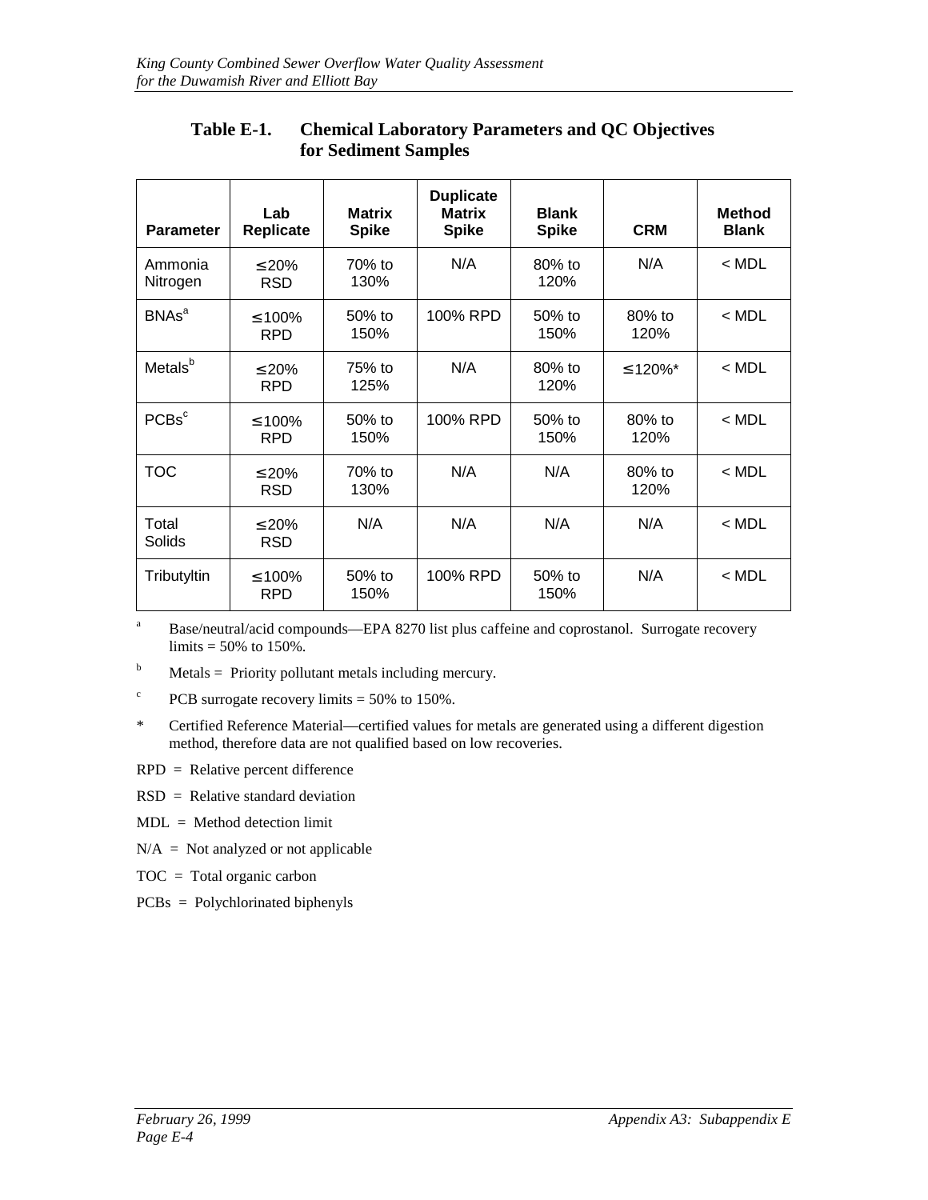### Table E-1. Chemical Laboratory Parameters and QC Objectives for Sediment Samples

| Parameter | Lab Replicate | Matrix Spike | Duplicate Matrix Spike | Blank Spike | CRM | Method Blank |
|---|---|---|---|---|---|---|
| Ammonia Nitrogen | ≤20% RSD | 70% to 130% | N/A | 80% to 120% | N/A | < MDL |
| BNAs[a] | ≤100% RPD | 50% to 150% | 100% RPD | 50% to 150% | 80% to 120% | < MDL |
| Metals[b] | ≤20% RPD | 75% to 125% | N/A | 80% to 120% | ≤120%* | < MDL |
| PCBs[c] | ≤100% RPD | 50% to 150% | 100% RPD | 50% to 150% | 80% to 120% | < MDL |
| TOC | ≤20% RSD | 70% to 130% | N/A | N/A | 80% to 120% | < MDL |
| Total Solids | ≤20% RSD | N/A | N/A | N/A | N/A | < MDL |
| Tributyltin | ≤100% RPD | 50% to 150% | 100% RPD | 50% to 150% | N/A | < MDL |

[a] Base/neutral/acid compounds—EPA 8270 list plus caffeine and coprostanol. Surrogate recovery limits = 50% to 150%.

[b] Metals = Priority pollutant metals including mercury.

[c] PCB surrogate recovery limits = 50% to 150%.

\* Certified Reference Material—certified values for metals are generated using a different digestion method, therefore data are not qualified based on low recoveries.

RPD = Relative percent difference

RSD = Relative standard deviation

MDL = Method detection limit

N/A = Not analyzed or not applicable

TOC = Total organic carbon

PCBs = Polychlorinated biphenyls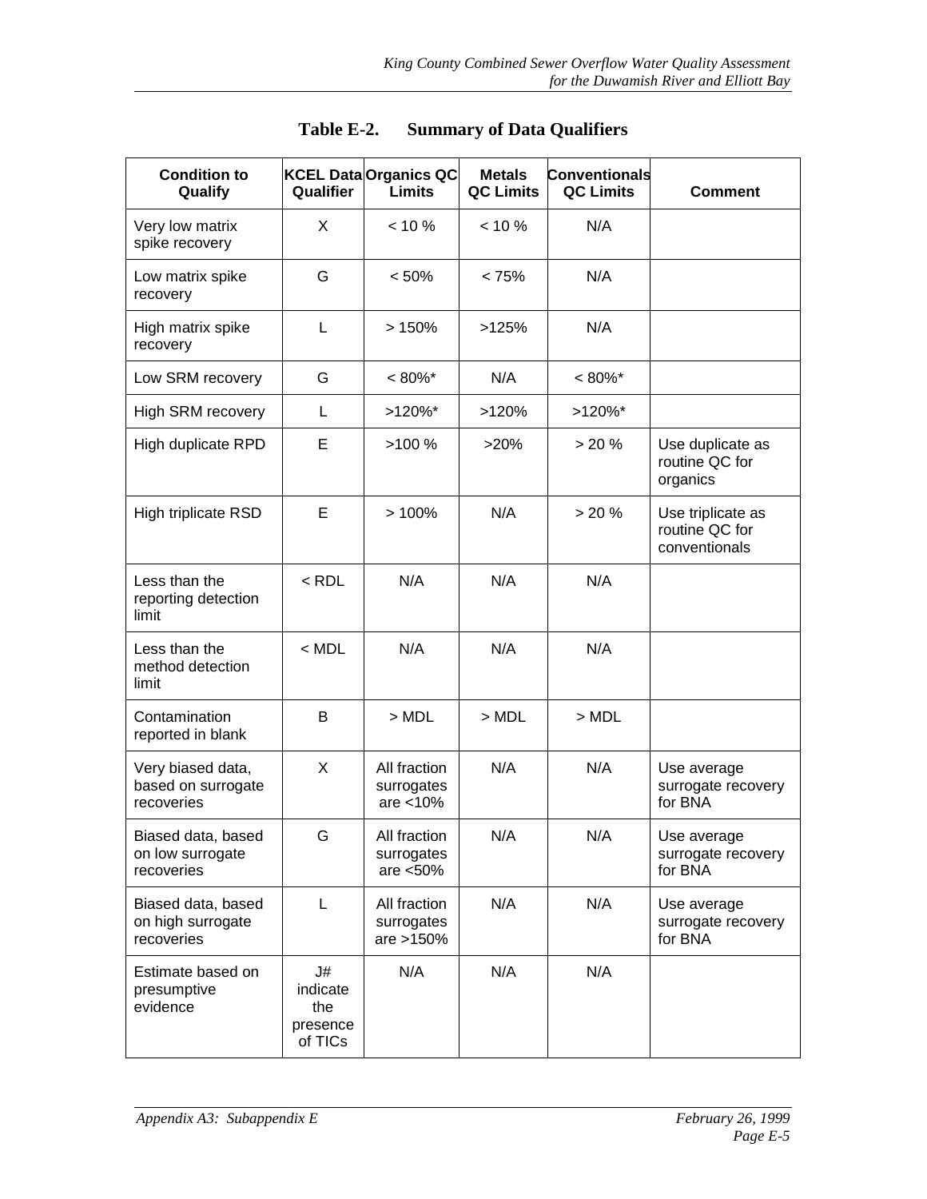## Table E-2. Summary of Data Qualifiers

| Condition to Qualify | KCEL Data Qualifier | Organics QC Limits | Metals QC Limits | Conventionals QC Limits | Comment |
|---|---|---|---|---|---|
| Very low matrix spike recovery | X | < 10 % | < 10 % | N/A | |
| Low matrix spike recovery | G | < 50% | < 75% | N/A | |
| High matrix spike recovery | L | > 150% | >125% | N/A | |
| Low SRM recovery | G | < 80%* | N/A | < 80%* | |
| High SRM recovery | L | >120%* | >120% | >120%* | |
| High duplicate RPD | E | >100 % | >20% | > 20 % | Use duplicate as routine QC for organics |
| High triplicate RSD | E | > 100% | N/A | > 20 % | Use triplicate as routine QC for conventionals |
| Less than the reporting detection limit | < RDL | N/A | N/A | N/A | |
| Less than the method detection limit | < MDL | N/A | N/A | N/A | |
| Contamination reported in blank | B | > MDL | > MDL | > MDL | |
| Very biased data, based on surrogate recoveries | X | All fraction surrogates are <10% | N/A | N/A | Use average surrogate recovery for BNA |
| Biased data, based on low surrogate recoveries | G | All fraction surrogates are <50% | N/A | N/A | Use average surrogate recovery for BNA |
| Biased data, based on high surrogate recoveries | L | All fraction surrogates are >150% | N/A | N/A | Use average surrogate recovery for BNA |
| Estimate based on presumptive evidence | J# indicate the presence of TICs | N/A | N/A | N/A | |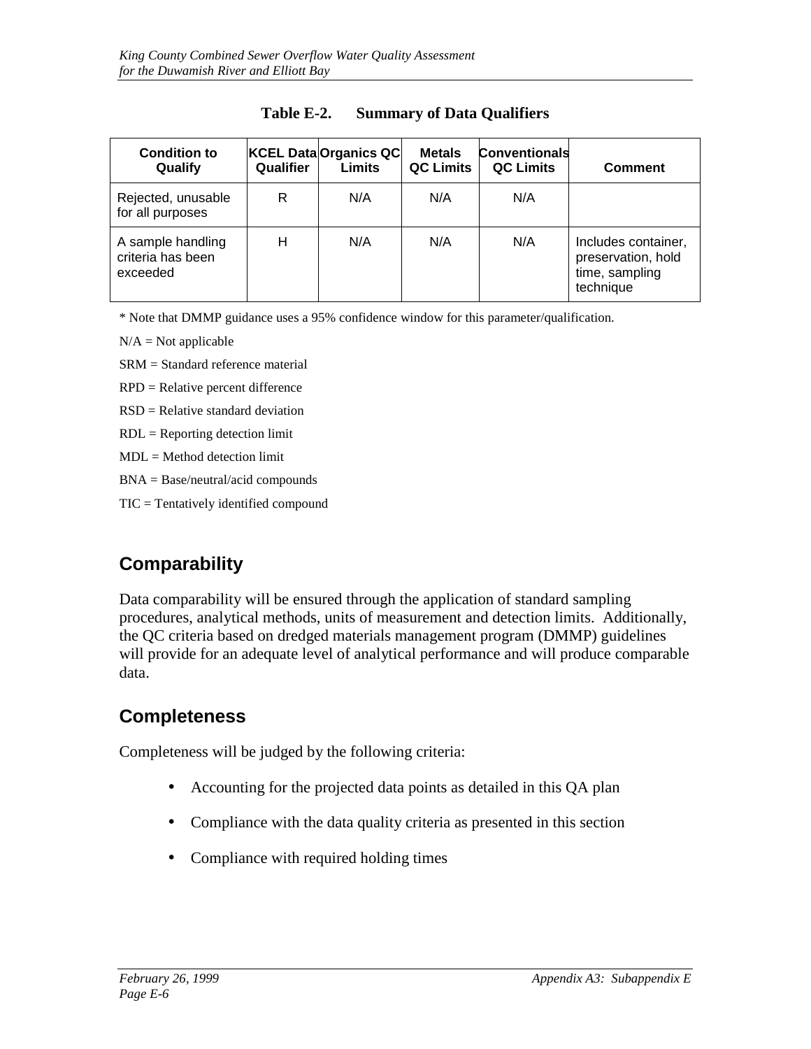**Table E-2. Summary of Data Qualifiers**

| Condition to Qualify | KCEL Data Qualifier | Organics QC Limits | Metals QC Limits | Conventionals QC Limits | Comment |
|---|---|---|---|---|---|
| Rejected, unusable for all purposes | R | N/A | N/A | N/A | |
| A sample handling criteria has been exceeded | H | N/A | N/A | N/A | Includes container, preservation, hold time, sampling technique |

\* Note that DMMP guidance uses a 95% confidence window for this parameter/qualification.

N/A = Not applicable

SRM = Standard reference material

RPD = Relative percent difference

RSD = Relative standard deviation

RDL = Reporting detection limit

MDL = Method detection limit

BNA = Base/neutral/acid compounds

TIC = Tentatively identified compound

## Comparability

Data comparability will be ensured through the application of standard sampling procedures, analytical methods, units of measurement and detection limits. Additionally, the QC criteria based on dredged materials management program (DMMP) guidelines will provide for an adequate level of analytical performance and will produce comparable data.

## Completeness

Completeness will be judged by the following criteria:

- Accounting for the projected data points as detailed in this QA plan
- Compliance with the data quality criteria as presented in this section
- Compliance with required holding times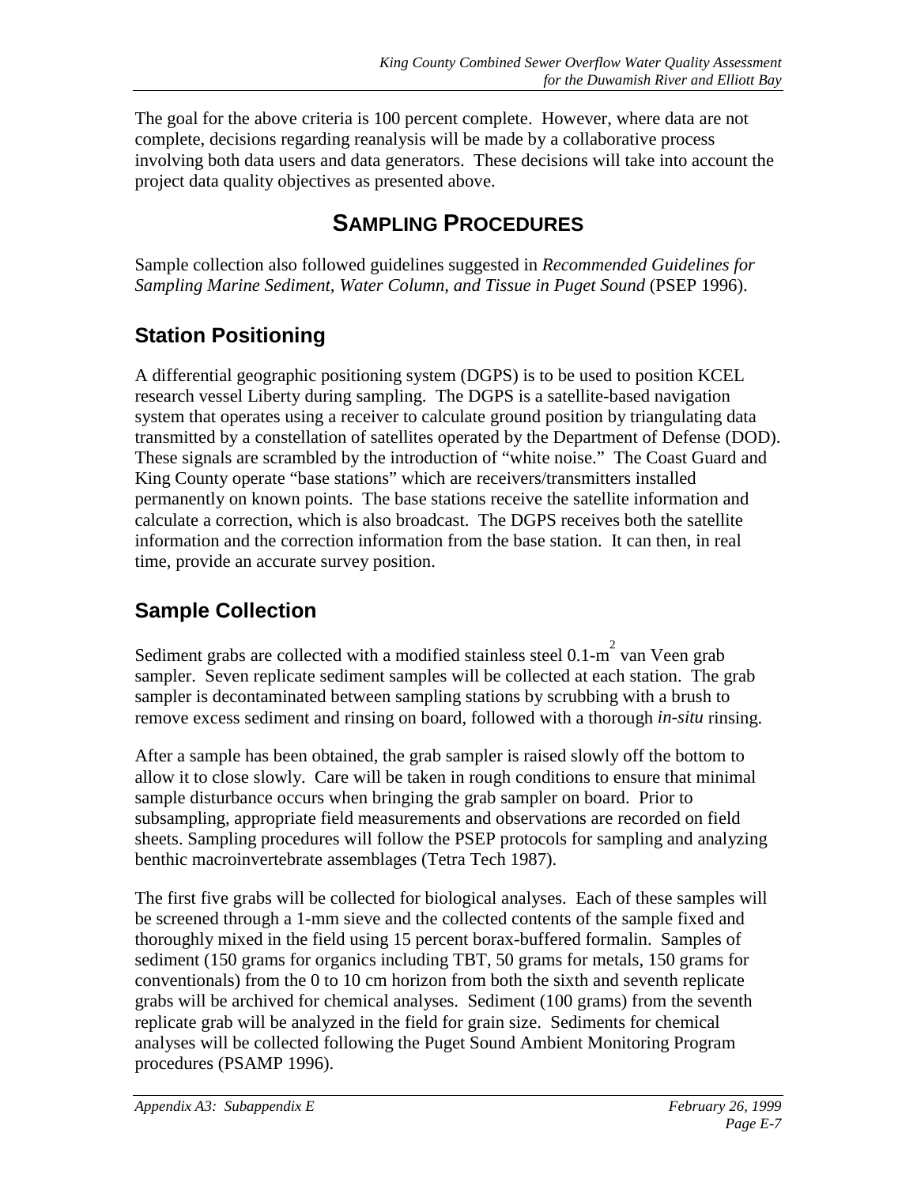The goal for the above criteria is 100 percent complete. However, where data are not complete, decisions regarding reanalysis will be made by a collaborative process involving both data users and data generators. These decisions will take into account the project data quality objectives as presented above.

# SAMPLING PROCEDURES

Sample collection also followed guidelines suggested in *Recommended Guidelines for Sampling Marine Sediment, Water Column, and Tissue in Puget Sound* (PSEP 1996).

## Station Positioning

A differential geographic positioning system (DGPS) is to be used to position KCEL research vessel Liberty during sampling. The DGPS is a satellite-based navigation system that operates using a receiver to calculate ground position by triangulating data transmitted by a constellation of satellites operated by the Department of Defense (DOD). These signals are scrambled by the introduction of "white noise." The Coast Guard and King County operate "base stations" which are receivers/transmitters installed permanently on known points. The base stations receive the satellite information and calculate a correction, which is also broadcast. The DGPS receives both the satellite information and the correction information from the base station. It can then, in real time, provide an accurate survey position.

## Sample Collection

Sediment grabs are collected with a modified stainless steel 0.1-$m^2$ van Veen grab sampler. Seven replicate sediment samples will be collected at each station. The grab sampler is decontaminated between sampling stations by scrubbing with a brush to remove excess sediment and rinsing on board, followed with a thorough *in-situ* rinsing.

After a sample has been obtained, the grab sampler is raised slowly off the bottom to allow it to close slowly. Care will be taken in rough conditions to ensure that minimal sample disturbance occurs when bringing the grab sampler on board. Prior to subsampling, appropriate field measurements and observations are recorded on field sheets. Sampling procedures will follow the PSEP protocols for sampling and analyzing benthic macroinvertebrate assemblages (Tetra Tech 1987).

The first five grabs will be collected for biological analyses. Each of these samples will be screened through a 1-mm sieve and the collected contents of the sample fixed and thoroughly mixed in the field using 15 percent borax-buffered formalin. Samples of sediment (150 grams for organics including TBT, 50 grams for metals, 150 grams for conventionals) from the 0 to 10 cm horizon from both the sixth and seventh replicate grabs will be archived for chemical analyses. Sediment (100 grams) from the seventh replicate grab will be analyzed in the field for grain size. Sediments for chemical analyses will be collected following the Puget Sound Ambient Monitoring Program procedures (PSAMP 1996).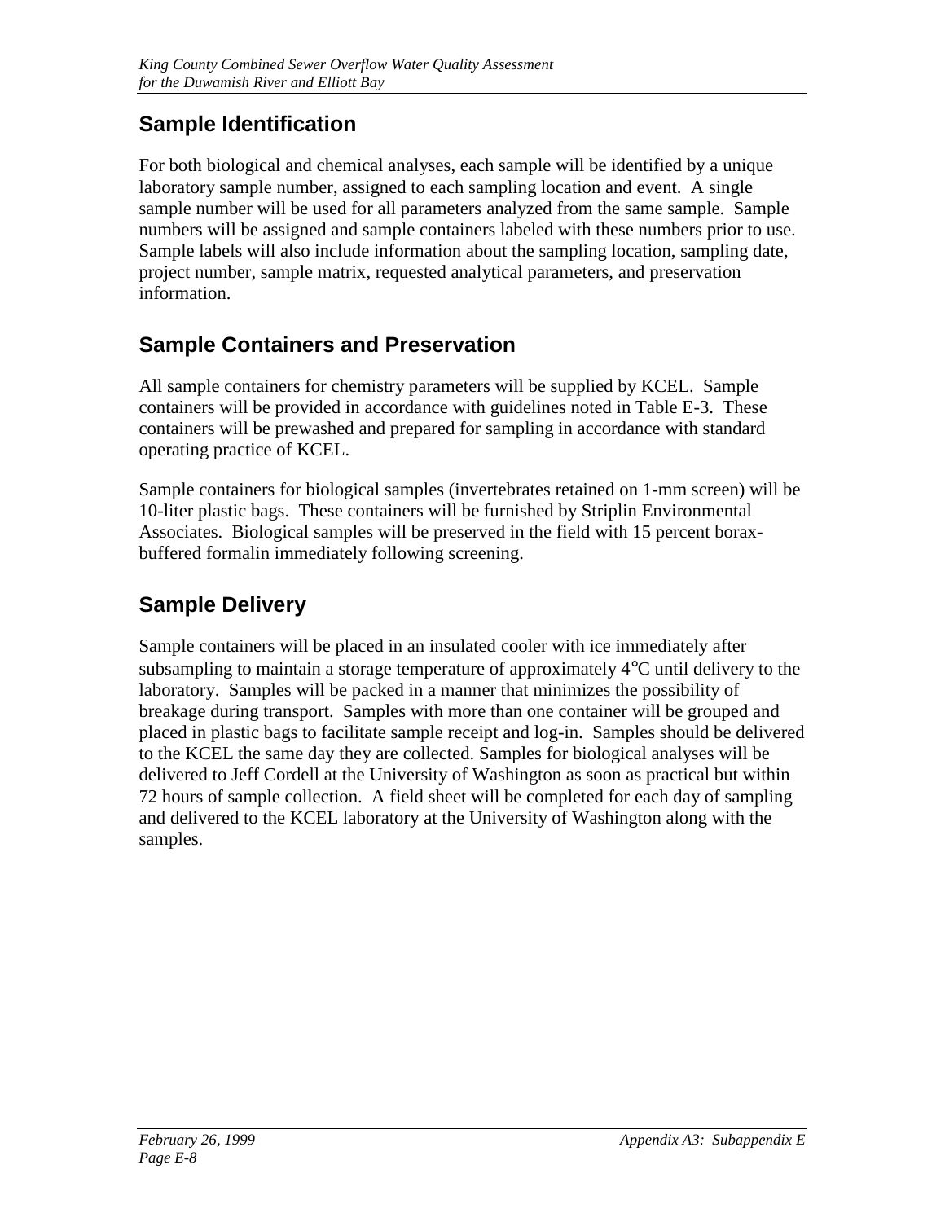## Sample Identification

For both biological and chemical analyses, each sample will be identified by a unique laboratory sample number, assigned to each sampling location and event. A single sample number will be used for all parameters analyzed from the same sample. Sample numbers will be assigned and sample containers labeled with these numbers prior to use. Sample labels will also include information about the sampling location, sampling date, project number, sample matrix, requested analytical parameters, and preservation information.

## Sample Containers and Preservation

All sample containers for chemistry parameters will be supplied by KCEL. Sample containers will be provided in accordance with guidelines noted in Table E-3. These containers will be prewashed and prepared for sampling in accordance with standard operating practice of KCEL.

Sample containers for biological samples (invertebrates retained on 1-mm screen) will be 10-liter plastic bags. These containers will be furnished by Striplin Environmental Associates. Biological samples will be preserved in the field with 15 percent borax-buffered formalin immediately following screening.

## Sample Delivery

Sample containers will be placed in an insulated cooler with ice immediately after subsampling to maintain a storage temperature of approximately 4°C until delivery to the laboratory. Samples will be packed in a manner that minimizes the possibility of breakage during transport. Samples with more than one container will be grouped and placed in plastic bags to facilitate sample receipt and log-in. Samples should be delivered to the KCEL the same day they are collected. Samples for biological analyses will be delivered to Jeff Cordell at the University of Washington as soon as practical but within 72 hours of sample collection. A field sheet will be completed for each day of sampling and delivered to the KCEL laboratory at the University of Washington along with the samples.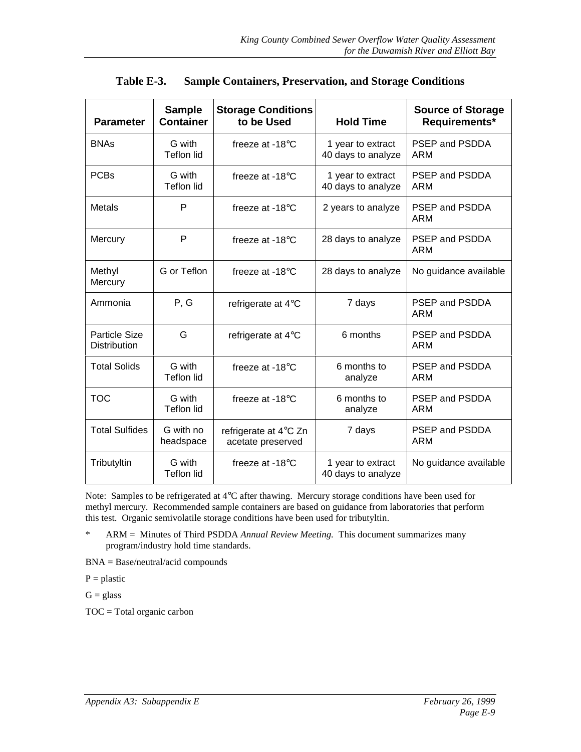**Table E-3. Sample Containers, Preservation, and Storage Conditions**

| Parameter | Sample Container | Storage Conditions to be Used | Hold Time | Source of Storage Requirements* |
|---|---|---|---|---|
| BNAs | G with Teflon lid | freeze at -18°C | 1 year to extract 40 days to analyze | PSEP and PSDDA ARM |
| PCBs | G with Teflon lid | freeze at -18°C | 1 year to extract 40 days to analyze | PSEP and PSDDA ARM |
| Metals | P | freeze at -18°C | 2 years to analyze | PSEP and PSDDA ARM |
| Mercury | P | freeze at -18°C | 28 days to analyze | PSEP and PSDDA ARM |
| Methyl Mercury | G or Teflon | freeze at -18°C | 28 days to analyze | No guidance available |
| Ammonia | P, G | refrigerate at 4°C | 7 days | PSEP and PSDDA ARM |
| Particle Size Distribution | G | refrigerate at 4°C | 6 months | PSEP and PSDDA ARM |
| Total Solids | G with Teflon lid | freeze at -18°C | 6 months to analyze | PSEP and PSDDA ARM |
| TOC | G with Teflon lid | freeze at -18°C | 6 months to analyze | PSEP and PSDDA ARM |
| Total Sulfides | G with no headspace | refrigerate at 4°C Zn acetate preserved | 7 days | PSEP and PSDDA ARM |
| Tributyltin | G with Teflon lid | freeze at -18°C | 1 year to extract 40 days to analyze | No guidance available |

Note: Samples to be refrigerated at 4°C after thawing. Mercury storage conditions have been used for methyl mercury. Recommended sample containers are based on guidance from laboratories that perform this test. Organic semivolatile storage conditions have been used for tributyltin.

\* ARM = Minutes of Third PSDDA *Annual Review Meeting.* This document summarizes many program/industry hold time standards.

BNA = Base/neutral/acid compounds

P = plastic

G = glass

TOC = Total organic carbon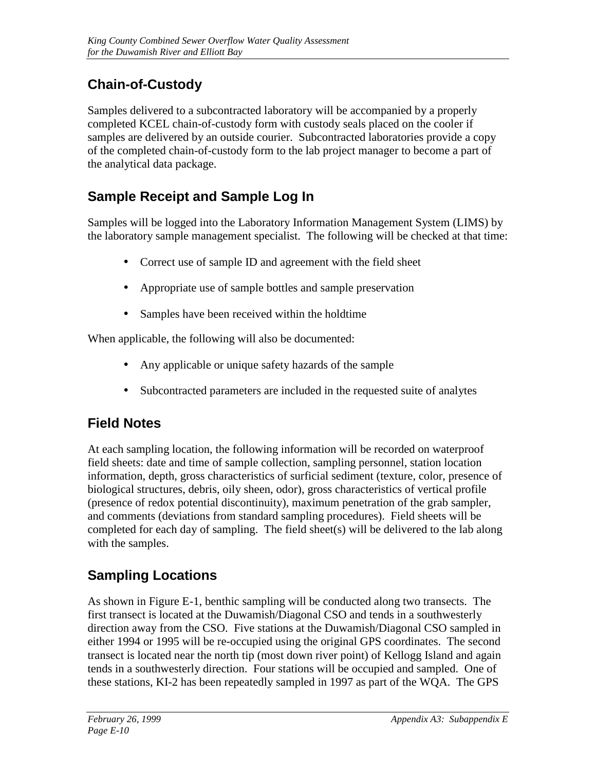## Chain-of-Custody

Samples delivered to a subcontracted laboratory will be accompanied by a properly completed KCEL chain-of-custody form with custody seals placed on the cooler if samples are delivered by an outside courier. Subcontracted laboratories provide a copy of the completed chain-of-custody form to the lab project manager to become a part of the analytical data package.

## Sample Receipt and Sample Log In

Samples will be logged into the Laboratory Information Management System (LIMS) by the laboratory sample management specialist. The following will be checked at that time:

- Correct use of sample ID and agreement with the field sheet
- Appropriate use of sample bottles and sample preservation
- Samples have been received within the holdtime

When applicable, the following will also be documented:

- Any applicable or unique safety hazards of the sample
- Subcontracted parameters are included in the requested suite of analytes

## Field Notes

At each sampling location, the following information will be recorded on waterproof field sheets: date and time of sample collection, sampling personnel, station location information, depth, gross characteristics of surficial sediment (texture, color, presence of biological structures, debris, oily sheen, odor), gross characteristics of vertical profile (presence of redox potential discontinuity), maximum penetration of the grab sampler, and comments (deviations from standard sampling procedures). Field sheets will be completed for each day of sampling. The field sheet(s) will be delivered to the lab along with the samples.

## Sampling Locations

As shown in Figure E-1, benthic sampling will be conducted along two transects. The first transect is located at the Duwamish/Diagonal CSO and tends in a southwesterly direction away from the CSO. Five stations at the Duwamish/Diagonal CSO sampled in either 1994 or 1995 will be re-occupied using the original GPS coordinates. The second transect is located near the north tip (most down river point) of Kellogg Island and again tends in a southwesterly direction. Four stations will be occupied and sampled. One of these stations, KI-2 has been repeatedly sampled in 1997 as part of the WQA. The GPS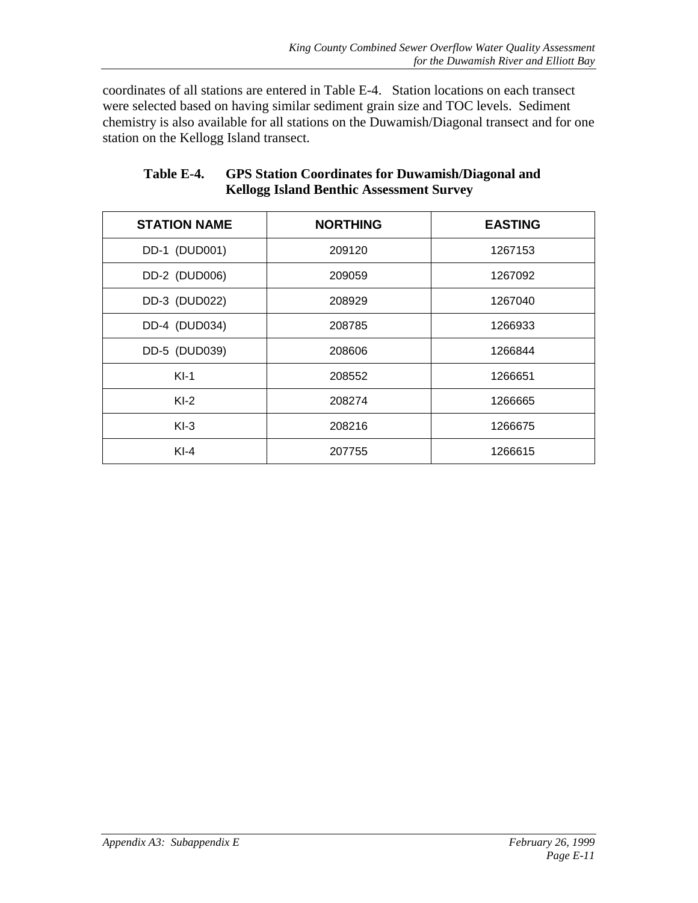coordinates of all stations are entered in Table E-4. Station locations on each transect were selected based on having similar sediment grain size and TOC levels. Sediment chemistry is also available for all stations on the Duwamish/Diagonal transect and for one station on the Kellogg Island transect.

**Table E-4. GPS Station Coordinates for Duwamish/Diagonal and Kellogg Island Benthic Assessment Survey**

| STATION NAME | NORTHING | EASTING |
|---|---|---|
| DD-1 (DUD001) | 209120 | 1267153 |
| DD-2 (DUD006) | 209059 | 1267092 |
| DD-3 (DUD022) | 208929 | 1267040 |
| DD-4 (DUD034) | 208785 | 1266933 |
| DD-5 (DUD039) | 208606 | 1266844 |
| KI-1 | 208552 | 1266651 |
| KI-2 | 208274 | 1266665 |
| KI-3 | 208216 | 1266675 |
| KI-4 | 207755 | 1266615 |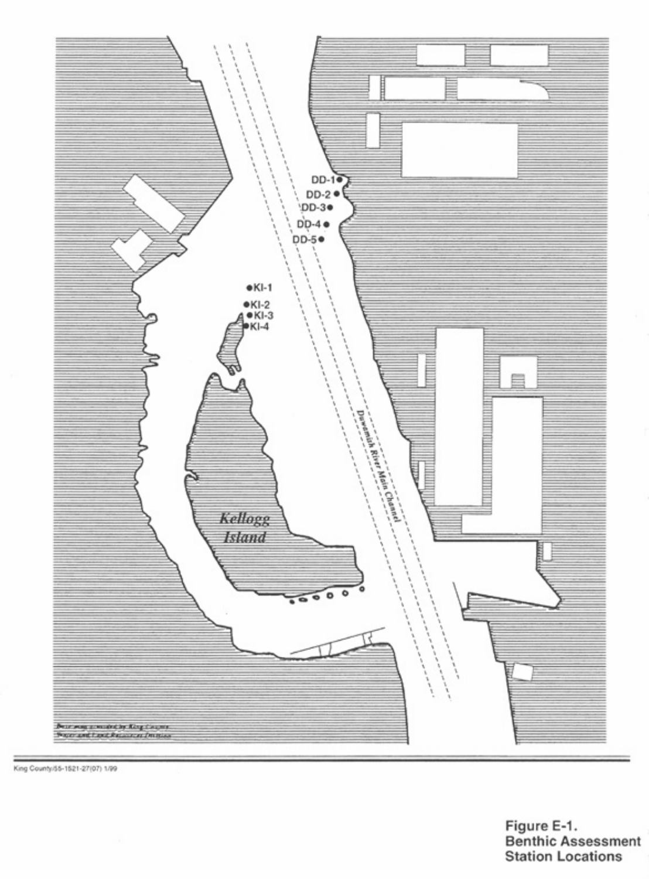DD-1

DD-2

DD-3

DD-4

DD-5

KI-1

KI-2

KI-3

KI-4

Duwamish River Main Channel

*Kellogg Island*

Base map provided by King County Water and Land Resources Division

King County/55-1521-27(07) 1/99

**Figure E-1.**
**Benthic Assessment Station Locations**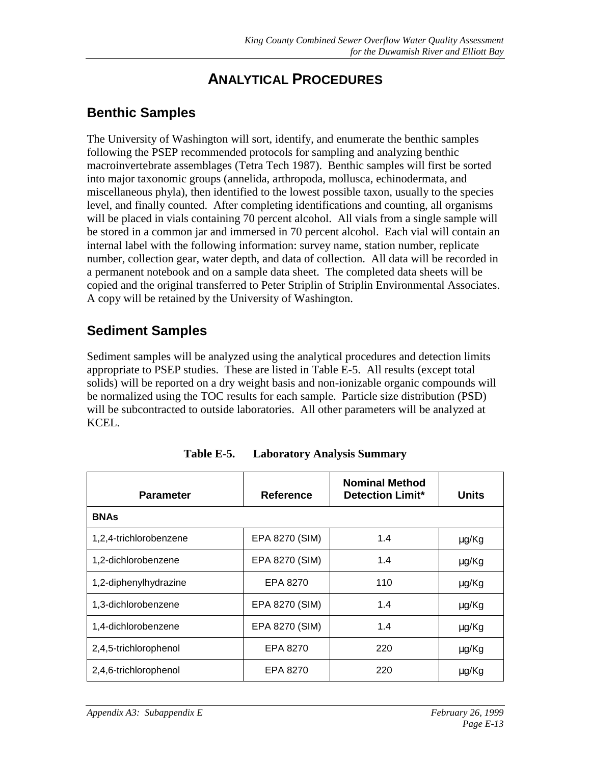# ANALYTICAL PROCEDURES

## Benthic Samples

The University of Washington will sort, identify, and enumerate the benthic samples following the PSEP recommended protocols for sampling and analyzing benthic macroinvertebrate assemblages (Tetra Tech 1987). Benthic samples will first be sorted into major taxonomic groups (annelida, arthropoda, mollusca, echinodermata, and miscellaneous phyla), then identified to the lowest possible taxon, usually to the species level, and finally counted. After completing identifications and counting, all organisms will be placed in vials containing 70 percent alcohol. All vials from a single sample will be stored in a common jar and immersed in 70 percent alcohol. Each vial will contain an internal label with the following information: survey name, station number, replicate number, collection gear, water depth, and data of collection. All data will be recorded in a permanent notebook and on a sample data sheet. The completed data sheets will be copied and the original transferred to Peter Striplin of Striplin Environmental Associates. A copy will be retained by the University of Washington.

## Sediment Samples

Sediment samples will be analyzed using the analytical procedures and detection limits appropriate to PSEP studies. These are listed in Table E-5. All results (except total solids) will be reported on a dry weight basis and non-ionizable organic compounds will be normalized using the TOC results for each sample. Particle size distribution (PSD) will be subcontracted to outside laboratories. All other parameters will be analyzed at KCEL.

**Table E-5. Laboratory Analysis Summary**

| Parameter | Reference | Nominal Method Detection Limit* | Units |
|---|---|---|---|
| **BNAs** | | | |
| 1,2,4-trichlorobenzene | EPA 8270 (SIM) | 1.4 | µg/Kg |
| 1,2-dichlorobenzene | EPA 8270 (SIM) | 1.4 | µg/Kg |
| 1,2-diphenylhydrazine | EPA 8270 | 110 | µg/Kg |
| 1,3-dichlorobenzene | EPA 8270 (SIM) | 1.4 | µg/Kg |
| 1,4-dichlorobenzene | EPA 8270 (SIM) | 1.4 | µg/Kg |
| 2,4,5-trichlorophenol | EPA 8270 | 220 | µg/Kg |
| 2,4,6-trichlorophenol | EPA 8270 | 220 | µg/Kg |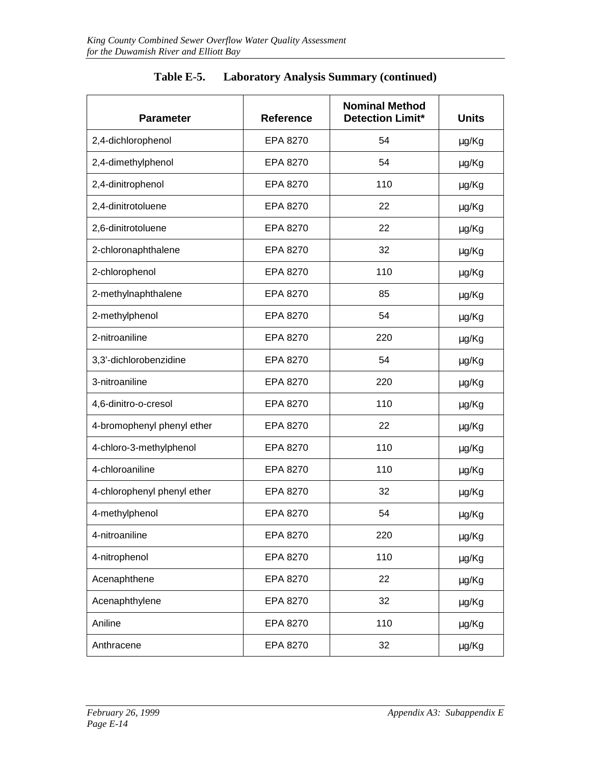**Table E-5. Laboratory Analysis Summary (continued)**

| Parameter | Reference | Nominal Method Detection Limit* | Units |
|---|---|---|---|
| 2,4-dichlorophenol | EPA 8270 | 54 | µg/Kg |
| 2,4-dimethylphenol | EPA 8270 | 54 | µg/Kg |
| 2,4-dinitrophenol | EPA 8270 | 110 | µg/Kg |
| 2,4-dinitrotoluene | EPA 8270 | 22 | µg/Kg |
| 2,6-dinitrotoluene | EPA 8270 | 22 | µg/Kg |
| 2-chloronaphthalene | EPA 8270 | 32 | µg/Kg |
| 2-chlorophenol | EPA 8270 | 110 | µg/Kg |
| 2-methylnaphthalene | EPA 8270 | 85 | µg/Kg |
| 2-methylphenol | EPA 8270 | 54 | µg/Kg |
| 2-nitroaniline | EPA 8270 | 220 | µg/Kg |
| 3,3'-dichlorobenzidine | EPA 8270 | 54 | µg/Kg |
| 3-nitroaniline | EPA 8270 | 220 | µg/Kg |
| 4,6-dinitro-o-cresol | EPA 8270 | 110 | µg/Kg |
| 4-bromophenyl phenyl ether | EPA 8270 | 22 | µg/Kg |
| 4-chloro-3-methylphenol | EPA 8270 | 110 | µg/Kg |
| 4-chloroaniline | EPA 8270 | 110 | µg/Kg |
| 4-chlorophenyl phenyl ether | EPA 8270 | 32 | µg/Kg |
| 4-methylphenol | EPA 8270 | 54 | µg/Kg |
| 4-nitroaniline | EPA 8270 | 220 | µg/Kg |
| 4-nitrophenol | EPA 8270 | 110 | µg/Kg |
| Acenaphthene | EPA 8270 | 22 | µg/Kg |
| Acenaphthylene | EPA 8270 | 32 | µg/Kg |
| Aniline | EPA 8270 | 110 | µg/Kg |
| Anthracene | EPA 8270 | 32 | µg/Kg |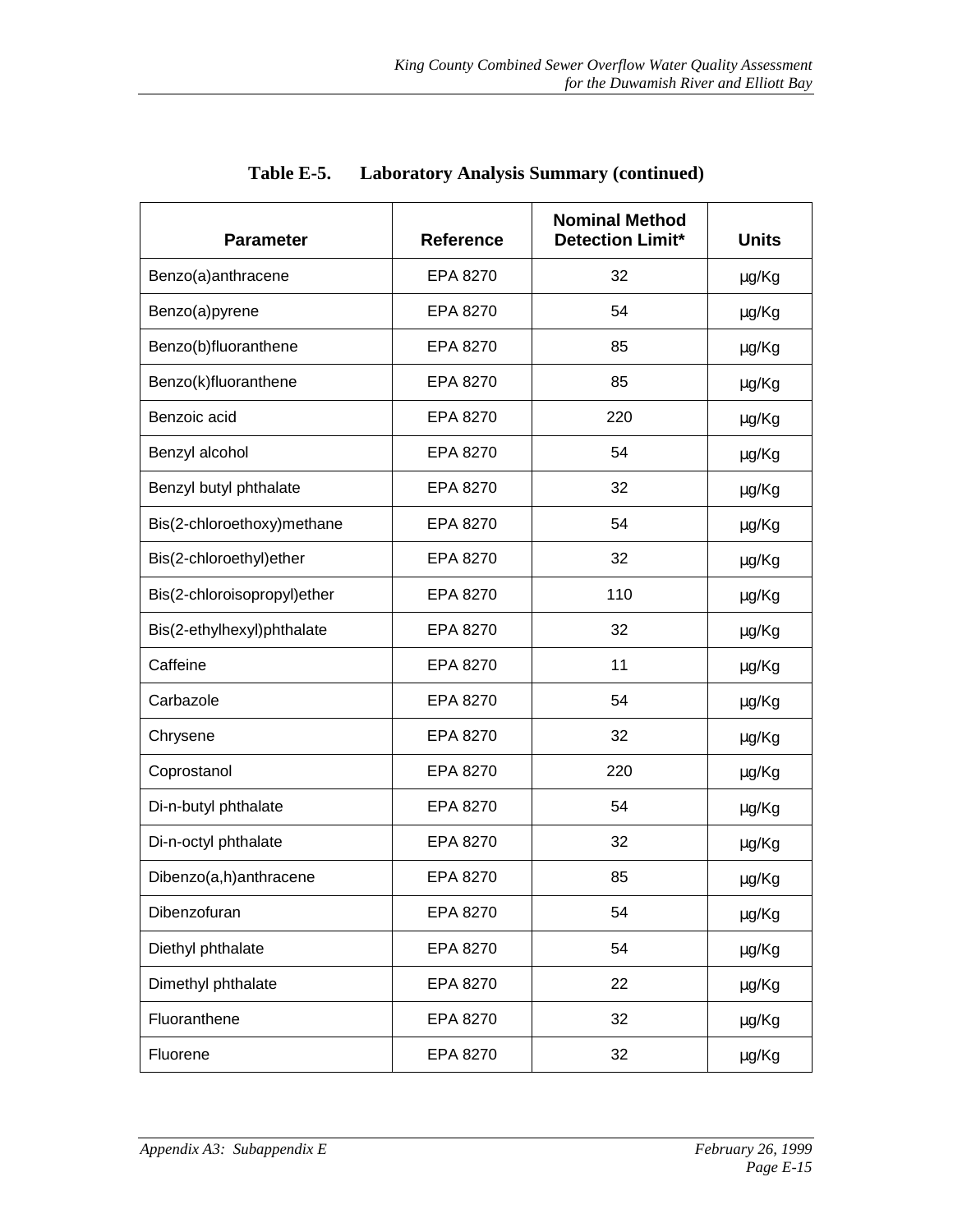**Table E-5. Laboratory Analysis Summary (continued)**

| Parameter | Reference | Nominal Method Detection Limit* | Units |
|---|---|---|---|
| Benzo(a)anthracene | EPA 8270 | 32 | µg/Kg |
| Benzo(a)pyrene | EPA 8270 | 54 | µg/Kg |
| Benzo(b)fluoranthene | EPA 8270 | 85 | µg/Kg |
| Benzo(k)fluoranthene | EPA 8270 | 85 | µg/Kg |
| Benzoic acid | EPA 8270 | 220 | µg/Kg |
| Benzyl alcohol | EPA 8270 | 54 | µg/Kg |
| Benzyl butyl phthalate | EPA 8270 | 32 | µg/Kg |
| Bis(2-chloroethoxy)methane | EPA 8270 | 54 | µg/Kg |
| Bis(2-chloroethyl)ether | EPA 8270 | 32 | µg/Kg |
| Bis(2-chloroisopropyl)ether | EPA 8270 | 110 | µg/Kg |
| Bis(2-ethylhexyl)phthalate | EPA 8270 | 32 | µg/Kg |
| Caffeine | EPA 8270 | 11 | µg/Kg |
| Carbazole | EPA 8270 | 54 | µg/Kg |
| Chrysene | EPA 8270 | 32 | µg/Kg |
| Coprostanol | EPA 8270 | 220 | µg/Kg |
| Di-n-butyl phthalate | EPA 8270 | 54 | µg/Kg |
| Di-n-octyl phthalate | EPA 8270 | 32 | µg/Kg |
| Dibenzo(a,h)anthracene | EPA 8270 | 85 | µg/Kg |
| Dibenzofuran | EPA 8270 | 54 | µg/Kg |
| Diethyl phthalate | EPA 8270 | 54 | µg/Kg |
| Dimethyl phthalate | EPA 8270 | 22 | µg/Kg |
| Fluoranthene | EPA 8270 | 32 | µg/Kg |
| Fluorene | EPA 8270 | 32 | µg/Kg |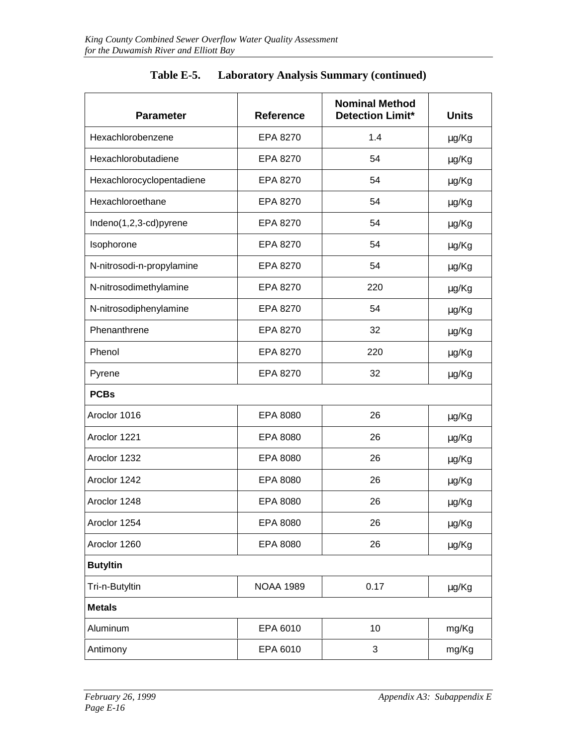**Table E-5. Laboratory Analysis Summary (continued)**

| Parameter | Reference | Nominal Method Detection Limit* | Units |
|---|---|---|---|
| Hexachlorobenzene | EPA 8270 | 1.4 | µg/Kg |
| Hexachlorobutadiene | EPA 8270 | 54 | µg/Kg |
| Hexachlorocyclopentadiene | EPA 8270 | 54 | µg/Kg |
| Hexachloroethane | EPA 8270 | 54 | µg/Kg |
| Indeno(1,2,3-cd)pyrene | EPA 8270 | 54 | µg/Kg |
| Isophorone | EPA 8270 | 54 | µg/Kg |
| N-nitrosodi-n-propylamine | EPA 8270 | 54 | µg/Kg |
| N-nitrosodimethylamine | EPA 8270 | 220 | µg/Kg |
| N-nitrosodiphenylamine | EPA 8270 | 54 | µg/Kg |
| Phenanthrene | EPA 8270 | 32 | µg/Kg |
| Phenol | EPA 8270 | 220 | µg/Kg |
| Pyrene | EPA 8270 | 32 | µg/Kg |
| **PCBs** | | | |
| Aroclor 1016 | EPA 8080 | 26 | µg/Kg |
| Aroclor 1221 | EPA 8080 | 26 | µg/Kg |
| Aroclor 1232 | EPA 8080 | 26 | µg/Kg |
| Aroclor 1242 | EPA 8080 | 26 | µg/Kg |
| Aroclor 1248 | EPA 8080 | 26 | µg/Kg |
| Aroclor 1254 | EPA 8080 | 26 | µg/Kg |
| Aroclor 1260 | EPA 8080 | 26 | µg/Kg |
| **Butyltin** | | | |
| Tri-n-Butyltin | NOAA 1989 | 0.17 | µg/Kg |
| **Metals** | | | |
| Aluminum | EPA 6010 | 10 | mg/Kg |
| Antimony | EPA 6010 | 3 | mg/Kg |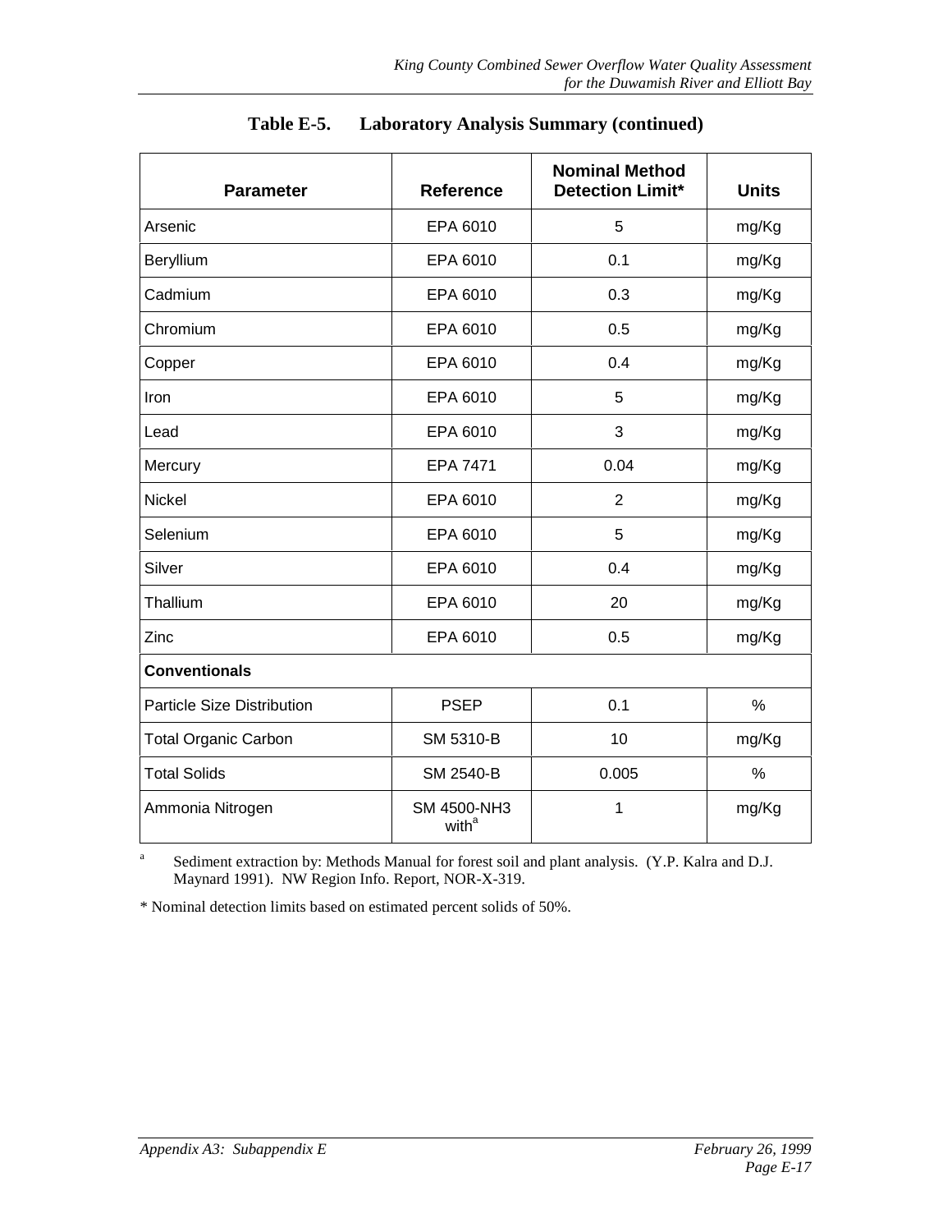**Table E-5. Laboratory Analysis Summary (continued)**

| Parameter | Reference | Nominal Method Detection Limit* | Units |
|---|---|---|---|
| Arsenic | EPA 6010 | 5 | mg/Kg |
| Beryllium | EPA 6010 | 0.1 | mg/Kg |
| Cadmium | EPA 6010 | 0.3 | mg/Kg |
| Chromium | EPA 6010 | 0.5 | mg/Kg |
| Copper | EPA 6010 | 0.4 | mg/Kg |
| Iron | EPA 6010 | 5 | mg/Kg |
| Lead | EPA 6010 | 3 | mg/Kg |
| Mercury | EPA 7471 | 0.04 | mg/Kg |
| Nickel | EPA 6010 | 2 | mg/Kg |
| Selenium | EPA 6010 | 5 | mg/Kg |
| Silver | EPA 6010 | 0.4 | mg/Kg |
| Thallium | EPA 6010 | 20 | mg/Kg |
| Zinc | EPA 6010 | 0.5 | mg/Kg |
| **Conventionals** | | | |
| Particle Size Distribution | PSEP | 0.1 | % |
| Total Organic Carbon | SM 5310-B | 10 | mg/Kg |
| Total Solids | SM 2540-B | 0.005 | % |
| Ammonia Nitrogen | SM 4500-NH3 with[a] | 1 | mg/Kg |

[a] Sediment extraction by: Methods Manual for forest soil and plant analysis. (Y.P. Kalra and D.J. Maynard 1991). NW Region Info. Report, NOR-X-319.

\* Nominal detection limits based on estimated percent solids of 50%.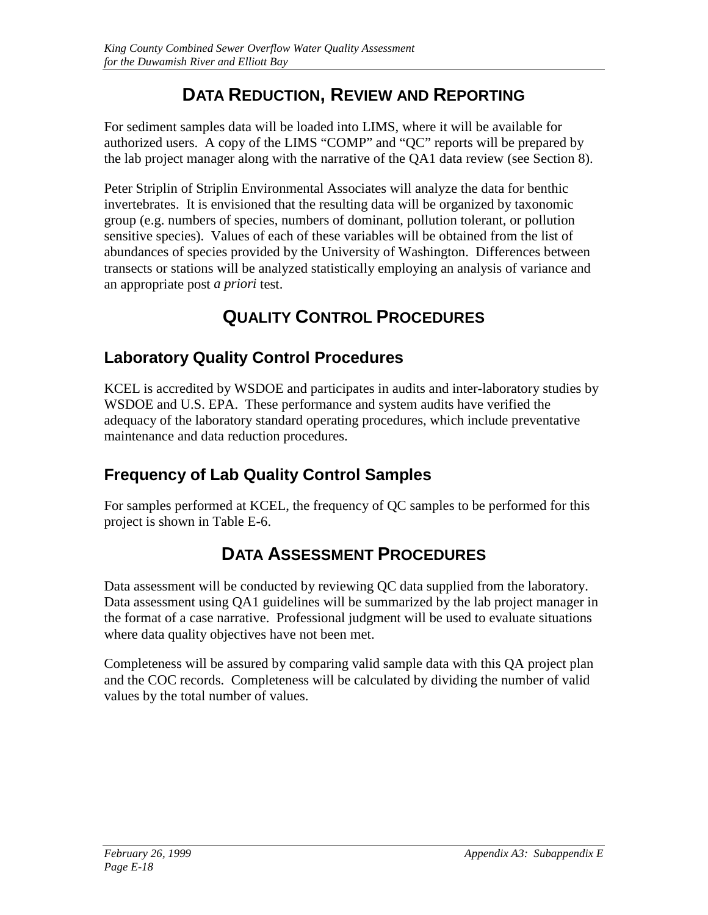# DATA REDUCTION, REVIEW AND REPORTING

For sediment samples data will be loaded into LIMS, where it will be available for authorized users. A copy of the LIMS "COMP" and "QC" reports will be prepared by the lab project manager along with the narrative of the QA1 data review (see Section 8).

Peter Striplin of Striplin Environmental Associates will analyze the data for benthic invertebrates. It is envisioned that the resulting data will be organized by taxonomic group (e.g. numbers of species, numbers of dominant, pollution tolerant, or pollution sensitive species). Values of each of these variables will be obtained from the list of abundances of species provided by the University of Washington. Differences between transects or stations will be analyzed statistically employing an analysis of variance and an appropriate post *a priori* test.

# QUALITY CONTROL PROCEDURES

## Laboratory Quality Control Procedures

KCEL is accredited by WSDOE and participates in audits and inter-laboratory studies by WSDOE and U.S. EPA. These performance and system audits have verified the adequacy of the laboratory standard operating procedures, which include preventative maintenance and data reduction procedures.

## Frequency of Lab Quality Control Samples

For samples performed at KCEL, the frequency of QC samples to be performed for this project is shown in Table E-6.

# DATA ASSESSMENT PROCEDURES

Data assessment will be conducted by reviewing QC data supplied from the laboratory. Data assessment using QA1 guidelines will be summarized by the lab project manager in the format of a case narrative. Professional judgment will be used to evaluate situations where data quality objectives have not been met.

Completeness will be assured by comparing valid sample data with this QA project plan and the COC records. Completeness will be calculated by dividing the number of valid values by the total number of values.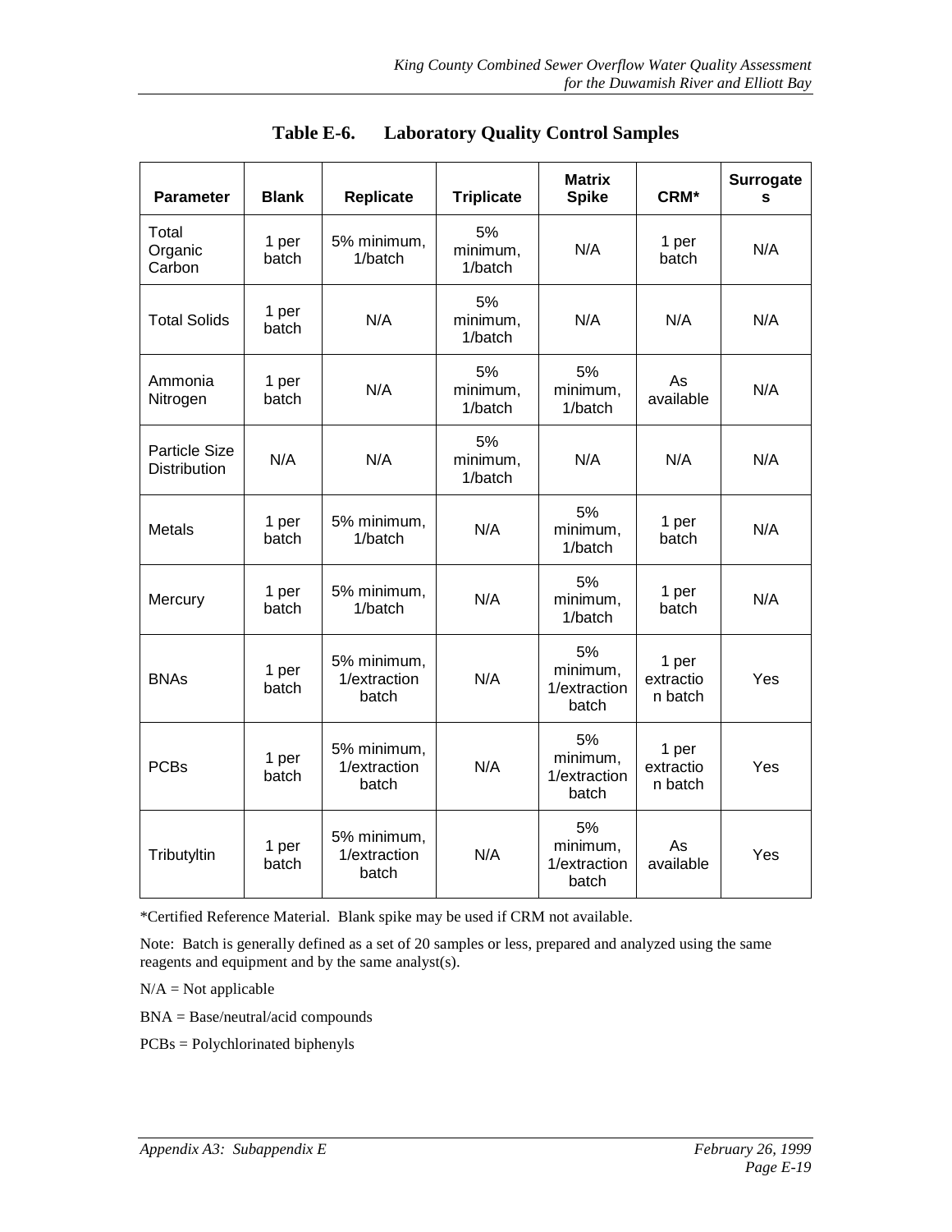## Table E-6. Laboratory Quality Control Samples

| Parameter | Blank | Replicate | Triplicate | Matrix Spike | CRM* | Surrogates |
|---|---|---|---|---|---|---|
| Total Organic Carbon | 1 per batch | 5% minimum, 1/batch | 5% minimum, 1/batch | N/A | 1 per batch | N/A |
| Total Solids | 1 per batch | N/A | 5% minimum, 1/batch | N/A | N/A | N/A |
| Ammonia Nitrogen | 1 per batch | N/A | 5% minimum, 1/batch | 5% minimum, 1/batch | As available | N/A |
| Particle Size Distribution | N/A | N/A | 5% minimum, 1/batch | N/A | N/A | N/A |
| Metals | 1 per batch | 5% minimum, 1/batch | N/A | 5% minimum, 1/batch | 1 per batch | N/A |
| Mercury | 1 per batch | 5% minimum, 1/batch | N/A | 5% minimum, 1/batch | 1 per batch | N/A |
| BNAs | 1 per batch | 5% minimum, 1/extraction batch | N/A | 5% minimum, 1/extraction batch | 1 per extraction batch | Yes |
| PCBs | 1 per batch | 5% minimum, 1/extraction batch | N/A | 5% minimum, 1/extraction batch | 1 per extraction batch | Yes |
| Tributyltin | 1 per batch | 5% minimum, 1/extraction batch | N/A | 5% minimum, 1/extraction batch | As available | Yes |

*Certified Reference Material. Blank spike may be used if CRM not available.

Note: Batch is generally defined as a set of 20 samples or less, prepared and analyzed using the same reagents and equipment and by the same analyst(s).

N/A = Not applicable

BNA = Base/neutral/acid compounds

PCBs = Polychlorinated biphenyls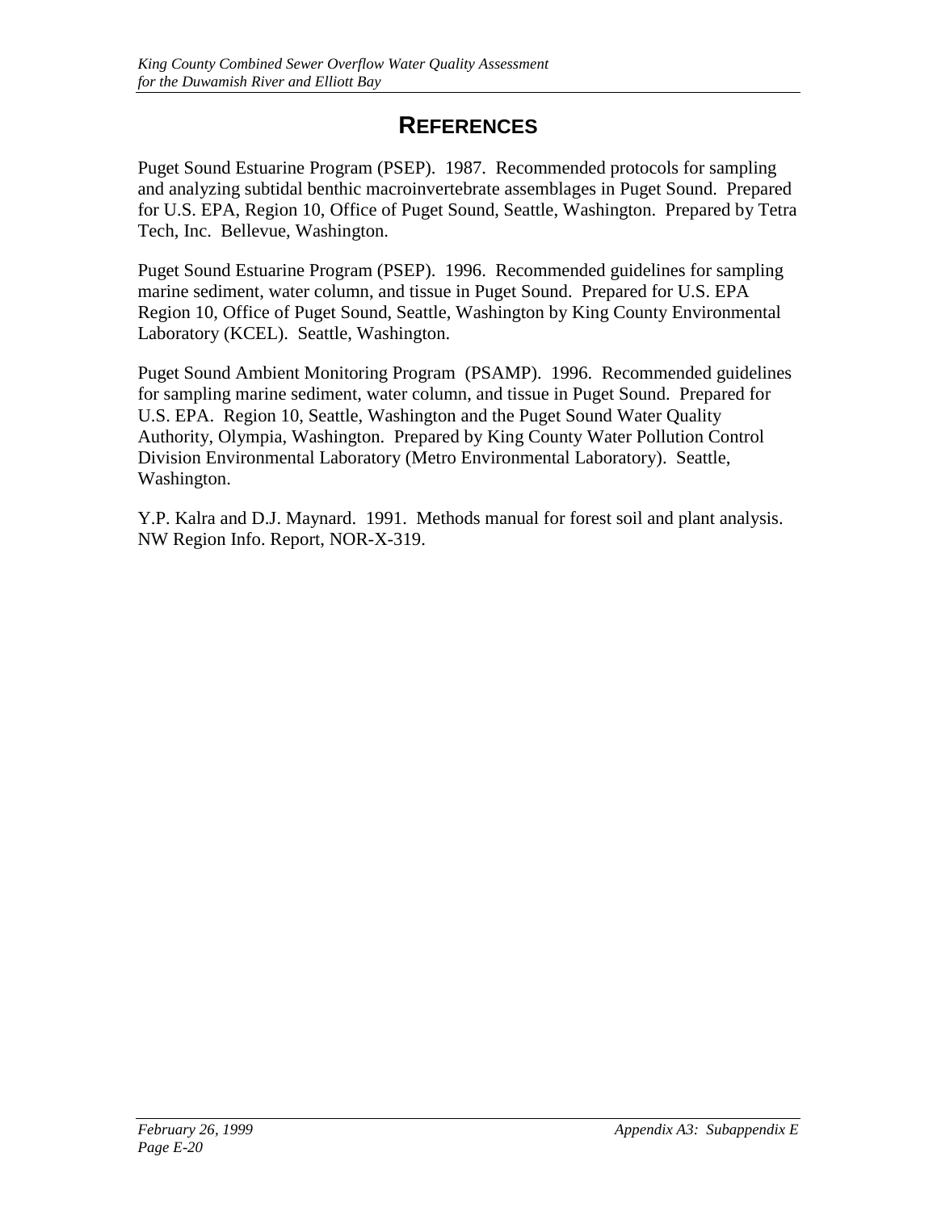# REFERENCES

Puget Sound Estuarine Program (PSEP). 1987. Recommended protocols for sampling and analyzing subtidal benthic macroinvertebrate assemblages in Puget Sound. Prepared for U.S. EPA, Region 10, Office of Puget Sound, Seattle, Washington. Prepared by Tetra Tech, Inc. Bellevue, Washington.

Puget Sound Estuarine Program (PSEP). 1996. Recommended guidelines for sampling marine sediment, water column, and tissue in Puget Sound. Prepared for U.S. EPA Region 10, Office of Puget Sound, Seattle, Washington by King County Environmental Laboratory (KCEL). Seattle, Washington.

Puget Sound Ambient Monitoring Program (PSAMP). 1996. Recommended guidelines for sampling marine sediment, water column, and tissue in Puget Sound. Prepared for U.S. EPA. Region 10, Seattle, Washington and the Puget Sound Water Quality Authority, Olympia, Washington. Prepared by King County Water Pollution Control Division Environmental Laboratory (Metro Environmental Laboratory). Seattle, Washington.

Y.P. Kalra and D.J. Maynard. 1991. Methods manual for forest soil and plant analysis. NW Region Info. Report, NOR-X-319.